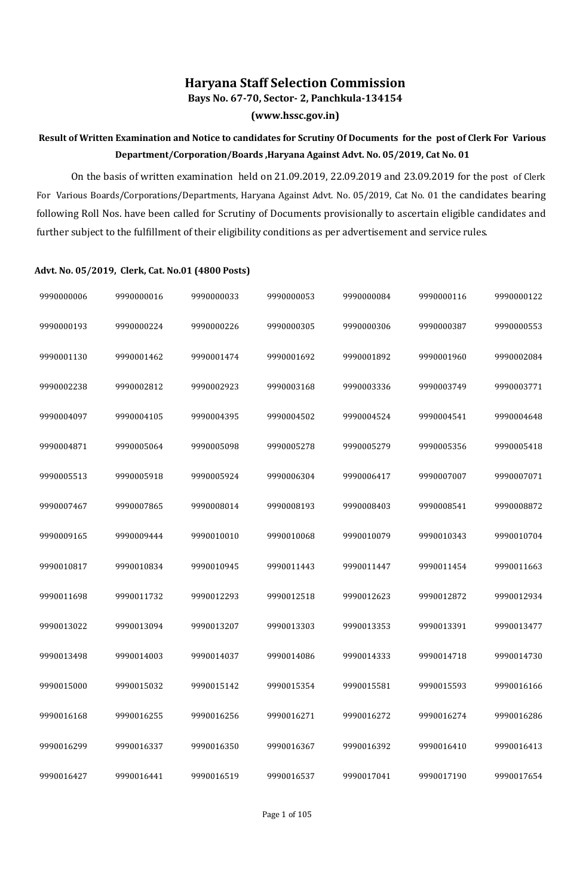# Haryana Staff Selection Commission

**Bays No. 67-70, Sector- 2, Panchkula-134154**

**(www.hssc.gov.in)**

**Result of Written Examination and Notice to candidates for Scrutiny Of Documents for the post of Clerk For Various Department/Corporation/Boards ,Haryana Against Advt. No. 05/2019, Cat No. 01**

On the basis of written examination held on 21.09.2019, 22.09.2019 and 23.09.2019 for the post of Clerk For Various Boards/Corporations/Departments, Haryana Against Advt. No. 05/2019, Cat No. 01 the candidates bearing following Roll Nos. have been called for Scrutiny of Documents provisionally to ascertain eligible candidates and further subject to the fulfillment of their eligibility conditions as per advertisement and service rules.

**Advt. No. 05/2019, Clerk, Cat. No.01 (4800 Posts)**

| | | | | | | |
|---|---|---|---|---|---|---|
| 9990000006 | 9990000016 | 9990000033 | 9990000053 | 9990000084 | 9990000116 | 9990000122 |
| 9990000193 | 9990000224 | 9990000226 | 9990000305 | 9990000306 | 9990000387 | 9990000553 |
| 9990001130 | 9990001462 | 9990001474 | 9990001692 | 9990001892 | 9990001960 | 9990002084 |
| 9990002238 | 9990002812 | 9990002923 | 9990003168 | 9990003336 | 9990003749 | 9990003771 |
| 9990004097 | 9990004105 | 9990004395 | 9990004502 | 9990004524 | 9990004541 | 9990004648 |
| 9990004871 | 9990005064 | 9990005098 | 9990005278 | 9990005279 | 9990005356 | 9990005418 |
| 9990005513 | 9990005918 | 9990005924 | 9990006304 | 9990006417 | 9990007007 | 9990007071 |
| 9990007467 | 9990007865 | 9990008014 | 9990008193 | 9990008403 | 9990008541 | 9990008872 |
| 9990009165 | 9990009444 | 9990010010 | 9990010068 | 9990010079 | 9990010343 | 9990010704 |
| 9990010817 | 9990010834 | 9990010945 | 9990011443 | 9990011447 | 9990011454 | 9990011663 |
| 9990011698 | 9990011732 | 9990012293 | 9990012518 | 9990012623 | 9990012872 | 9990012934 |
| 9990013022 | 9990013094 | 9990013207 | 9990013303 | 9990013353 | 9990013391 | 9990013477 |
| 9990013498 | 9990014003 | 9990014037 | 9990014086 | 9990014333 | 9990014718 | 9990014730 |
| 9990015000 | 9990015032 | 9990015142 | 9990015354 | 9990015581 | 9990015593 | 9990016166 |
| 9990016168 | 9990016255 | 9990016256 | 9990016271 | 9990016272 | 9990016274 | 9990016286 |
| 9990016299 | 9990016337 | 9990016350 | 9990016367 | 9990016392 | 9990016410 | 9990016413 |
| 9990016427 | 9990016441 | 9990016519 | 9990016537 | 9990017041 | 9990017190 | 9990017654 |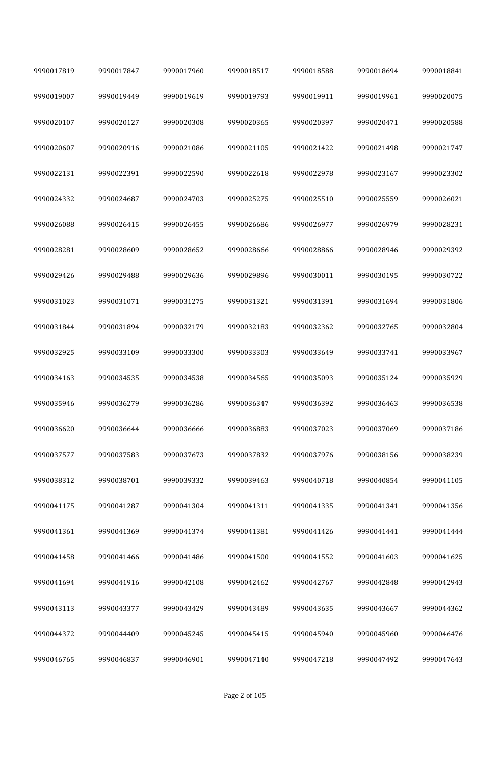| 9990017819 | 9990017847 | 9990017960 | 9990018517 | 9990018588 | 9990018694 | 9990018841 |
|---|---|---|---|---|---|---|
| 9990019007 | 9990019449 | 9990019619 | 9990019793 | 9990019911 | 9990019961 | 9990020075 |
| 9990020107 | 9990020127 | 9990020308 | 9990020365 | 9990020397 | 9990020471 | 9990020588 |
| 9990020607 | 9990020916 | 9990021086 | 9990021105 | 9990021422 | 9990021498 | 9990021747 |
| 9990022131 | 9990022391 | 9990022590 | 9990022618 | 9990022978 | 9990023167 | 9990023302 |
| 9990024332 | 9990024687 | 9990024703 | 9990025275 | 9990025510 | 9990025559 | 9990026021 |
| 9990026088 | 9990026415 | 9990026455 | 9990026686 | 9990026977 | 9990026979 | 9990028231 |
| 9990028281 | 9990028609 | 9990028652 | 9990028666 | 9990028866 | 9990028946 | 9990029392 |
| 9990029426 | 9990029488 | 9990029636 | 9990029896 | 9990030011 | 9990030195 | 9990030722 |
| 9990031023 | 9990031071 | 9990031275 | 9990031321 | 9990031391 | 9990031694 | 9990031806 |
| 9990031844 | 9990031894 | 9990032179 | 9990032183 | 9990032362 | 9990032765 | 9990032804 |
| 9990032925 | 9990033109 | 9990033300 | 9990033303 | 9990033649 | 9990033741 | 9990033967 |
| 9990034163 | 9990034535 | 9990034538 | 9990034565 | 9990035093 | 9990035124 | 9990035929 |
| 9990035946 | 9990036279 | 9990036286 | 9990036347 | 9990036392 | 9990036463 | 9990036538 |
| 9990036620 | 9990036644 | 9990036666 | 9990036883 | 9990037023 | 9990037069 | 9990037186 |
| 9990037577 | 9990037583 | 9990037673 | 9990037832 | 9990037976 | 9990038156 | 9990038239 |
| 9990038312 | 9990038701 | 9990039332 | 9990039463 | 9990040718 | 9990040854 | 9990041105 |
| 9990041175 | 9990041287 | 9990041304 | 9990041311 | 9990041335 | 9990041341 | 9990041356 |
| 9990041361 | 9990041369 | 9990041374 | 9990041381 | 9990041426 | 9990041441 | 9990041444 |
| 9990041458 | 9990041466 | 9990041486 | 9990041500 | 9990041552 | 9990041603 | 9990041625 |
| 9990041694 | 9990041916 | 9990042108 | 9990042462 | 9990042767 | 9990042848 | 9990042943 |
| 9990043113 | 9990043377 | 9990043429 | 9990043489 | 9990043635 | 9990043667 | 9990044362 |
| 9990044372 | 9990044409 | 9990045245 | 9990045415 | 9990045940 | 9990045960 | 9990046476 |
| 9990046765 | 9990046837 | 9990046901 | 9990047140 | 9990047218 | 9990047492 | 9990047643 |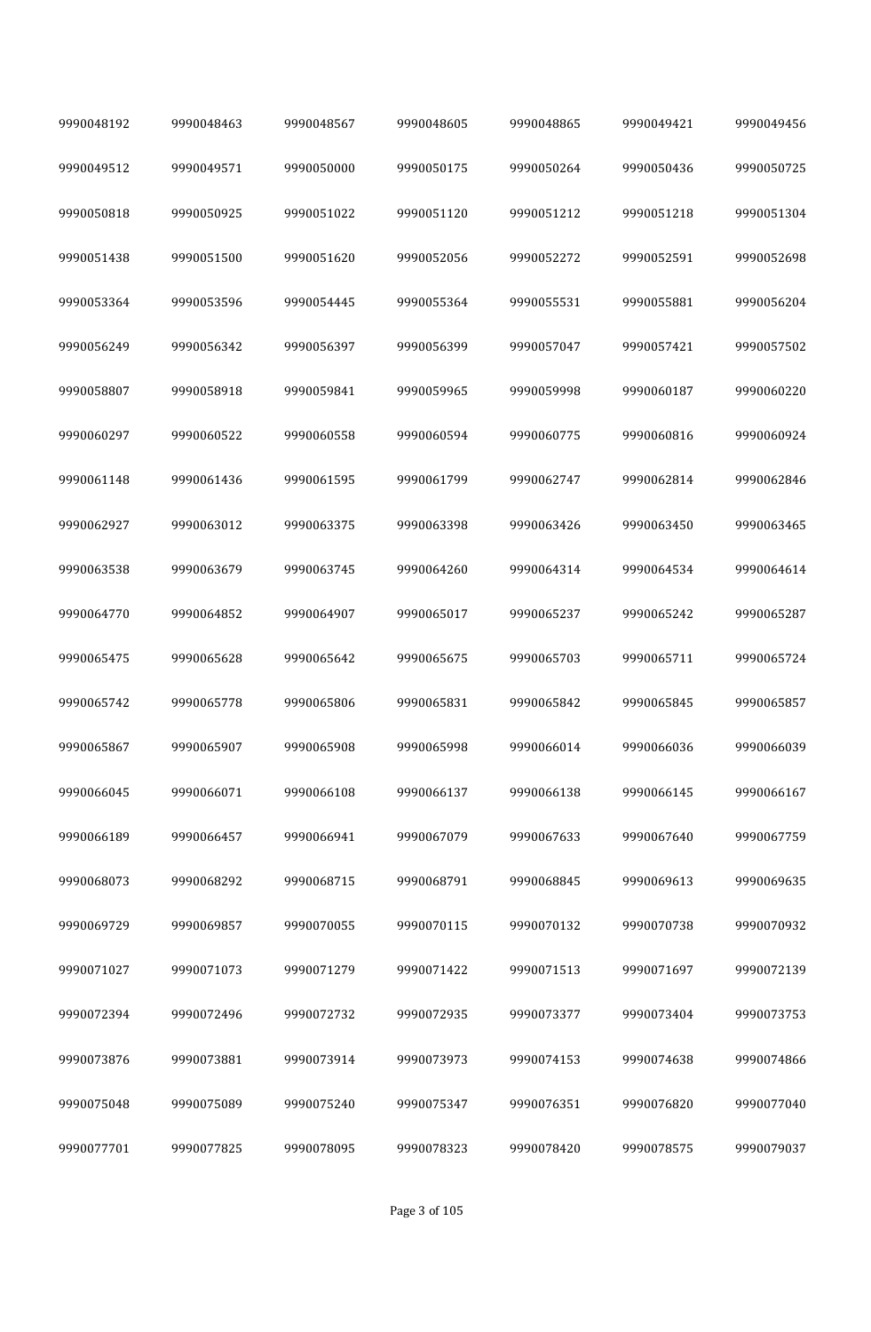| | | | | | | |
|---|---|---|---|---|---|---|
| 9990048192 | 9990048463 | 9990048567 | 9990048605 | 9990048865 | 9990049421 | 9990049456 |
| 9990049512 | 9990049571 | 9990050000 | 9990050175 | 9990050264 | 9990050436 | 9990050725 |
| 9990050818 | 9990050925 | 9990051022 | 9990051120 | 9990051212 | 9990051218 | 9990051304 |
| 9990051438 | 9990051500 | 9990051620 | 9990052056 | 9990052272 | 9990052591 | 9990052698 |
| 9990053364 | 9990053596 | 9990054445 | 9990055364 | 9990055531 | 9990055881 | 9990056204 |
| 9990056249 | 9990056342 | 9990056397 | 9990056399 | 9990057047 | 9990057421 | 9990057502 |
| 9990058807 | 9990058918 | 9990059841 | 9990059965 | 9990059998 | 9990060187 | 9990060220 |
| 9990060297 | 9990060522 | 9990060558 | 9990060594 | 9990060775 | 9990060816 | 9990060924 |
| 9990061148 | 9990061436 | 9990061595 | 9990061799 | 9990062747 | 9990062814 | 9990062846 |
| 9990062927 | 9990063012 | 9990063375 | 9990063398 | 9990063426 | 9990063450 | 9990063465 |
| 9990063538 | 9990063679 | 9990063745 | 9990064260 | 9990064314 | 9990064534 | 9990064614 |
| 9990064770 | 9990064852 | 9990064907 | 9990065017 | 9990065237 | 9990065242 | 9990065287 |
| 9990065475 | 9990065628 | 9990065642 | 9990065675 | 9990065703 | 9990065711 | 9990065724 |
| 9990065742 | 9990065778 | 9990065806 | 9990065831 | 9990065842 | 9990065845 | 9990065857 |
| 9990065867 | 9990065907 | 9990065908 | 9990065998 | 9990066014 | 9990066036 | 9990066039 |
| 9990066045 | 9990066071 | 9990066108 | 9990066137 | 9990066138 | 9990066145 | 9990066167 |
| 9990066189 | 9990066457 | 9990066941 | 9990067079 | 9990067633 | 9990067640 | 9990067759 |
| 9990068073 | 9990068292 | 9990068715 | 9990068791 | 9990068845 | 9990069613 | 9990069635 |
| 9990069729 | 9990069857 | 9990070055 | 9990070115 | 9990070132 | 9990070738 | 9990070932 |
| 9990071027 | 9990071073 | 9990071279 | 9990071422 | 9990071513 | 9990071697 | 9990072139 |
| 9990072394 | 9990072496 | 9990072732 | 9990072935 | 9990073377 | 9990073404 | 9990073753 |
| 9990073876 | 9990073881 | 9990073914 | 9990073973 | 9990074153 | 9990074638 | 9990074866 |
| 9990075048 | 9990075089 | 9990075240 | 9990075347 | 9990076351 | 9990076820 | 9990077040 |
| 9990077701 | 9990077825 | 9990078095 | 9990078323 | 9990078420 | 9990078575 | 9990079037 |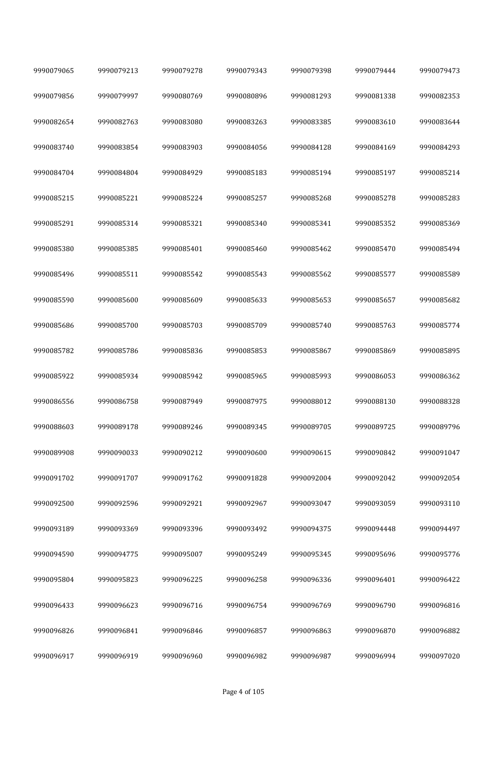| 9990079065 | 9990079213 | 9990079278 | 9990079343 | 9990079398 | 9990079444 | 9990079473 |
|---|---|---|---|---|---|---|
| 9990079856 | 9990079997 | 9990080769 | 9990080896 | 9990081293 | 9990081338 | 9990082353 |
| 9990082654 | 9990082763 | 9990083080 | 9990083263 | 9990083385 | 9990083610 | 9990083644 |
| 9990083740 | 9990083854 | 9990083903 | 9990084056 | 9990084128 | 9990084169 | 9990084293 |
| 9990084704 | 9990084804 | 9990084929 | 9990085183 | 9990085194 | 9990085197 | 9990085214 |
| 9990085215 | 9990085221 | 9990085224 | 9990085257 | 9990085268 | 9990085278 | 9990085283 |
| 9990085291 | 9990085314 | 9990085321 | 9990085340 | 9990085341 | 9990085352 | 9990085369 |
| 9990085380 | 9990085385 | 9990085401 | 9990085460 | 9990085462 | 9990085470 | 9990085494 |
| 9990085496 | 9990085511 | 9990085542 | 9990085543 | 9990085562 | 9990085577 | 9990085589 |
| 9990085590 | 9990085600 | 9990085609 | 9990085633 | 9990085653 | 9990085657 | 9990085682 |
| 9990085686 | 9990085700 | 9990085703 | 9990085709 | 9990085740 | 9990085763 | 9990085774 |
| 9990085782 | 9990085786 | 9990085836 | 9990085853 | 9990085867 | 9990085869 | 9990085895 |
| 9990085922 | 9990085934 | 9990085942 | 9990085965 | 9990085993 | 9990086053 | 9990086362 |
| 9990086556 | 9990086758 | 9990087949 | 9990087975 | 9990088012 | 9990088130 | 9990088328 |
| 9990088603 | 9990089178 | 9990089246 | 9990089345 | 9990089705 | 9990089725 | 9990089796 |
| 9990089908 | 9990090033 | 9990090212 | 9990090600 | 9990090615 | 9990090842 | 9990091047 |
| 9990091702 | 9990091707 | 9990091762 | 9990091828 | 9990092004 | 9990092042 | 9990092054 |
| 9990092500 | 9990092596 | 9990092921 | 9990092967 | 9990093047 | 9990093059 | 9990093110 |
| 9990093189 | 9990093369 | 9990093396 | 9990093492 | 9990094375 | 9990094448 | 9990094497 |
| 9990094590 | 9990094775 | 9990095007 | 9990095249 | 9990095345 | 9990095696 | 9990095776 |
| 9990095804 | 9990095823 | 9990096225 | 9990096258 | 9990096336 | 9990096401 | 9990096422 |
| 9990096433 | 9990096623 | 9990096716 | 9990096754 | 9990096769 | 9990096790 | 9990096816 |
| 9990096826 | 9990096841 | 9990096846 | 9990096857 | 9990096863 | 9990096870 | 9990096882 |
| 9990096917 | 9990096919 | 9990096960 | 9990096982 | 9990096987 | 9990096994 | 9990097020 |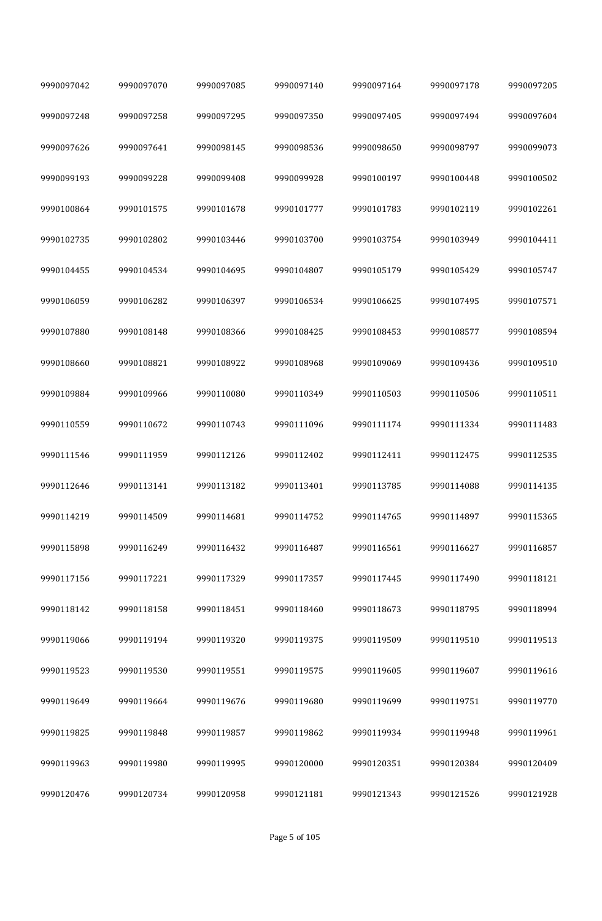| | | | | | | |
|---|---|---|---|---|---|---|
| 9990097042 | 9990097070 | 9990097085 | 9990097140 | 9990097164 | 9990097178 | 9990097205 |
| 9990097248 | 9990097258 | 9990097295 | 9990097350 | 9990097405 | 9990097494 | 9990097604 |
| 9990097626 | 9990097641 | 9990098145 | 9990098536 | 9990098650 | 9990098797 | 9990099073 |
| 9990099193 | 9990099228 | 9990099408 | 9990099928 | 9990100197 | 9990100448 | 9990100502 |
| 9990100864 | 9990101575 | 9990101678 | 9990101777 | 9990101783 | 9990102119 | 9990102261 |
| 9990102735 | 9990102802 | 9990103446 | 9990103700 | 9990103754 | 9990103949 | 9990104411 |
| 9990104455 | 9990104534 | 9990104695 | 9990104807 | 9990105179 | 9990105429 | 9990105747 |
| 9990106059 | 9990106282 | 9990106397 | 9990106534 | 9990106625 | 9990107495 | 9990107571 |
| 9990107880 | 9990108148 | 9990108366 | 9990108425 | 9990108453 | 9990108577 | 9990108594 |
| 9990108660 | 9990108821 | 9990108922 | 9990108968 | 9990109069 | 9990109436 | 9990109510 |
| 9990109884 | 9990109966 | 9990110080 | 9990110349 | 9990110503 | 9990110506 | 9990110511 |
| 9990110559 | 9990110672 | 9990110743 | 9990111096 | 9990111174 | 9990111334 | 9990111483 |
| 9990111546 | 9990111959 | 9990112126 | 9990112402 | 9990112411 | 9990112475 | 9990112535 |
| 9990112646 | 9990113141 | 9990113182 | 9990113401 | 9990113785 | 9990114088 | 9990114135 |
| 9990114219 | 9990114509 | 9990114681 | 9990114752 | 9990114765 | 9990114897 | 9990115365 |
| 9990115898 | 9990116249 | 9990116432 | 9990116487 | 9990116561 | 9990116627 | 9990116857 |
| 9990117156 | 9990117221 | 9990117329 | 9990117357 | 9990117445 | 9990117490 | 9990118121 |
| 9990118142 | 9990118158 | 9990118451 | 9990118460 | 9990118673 | 9990118795 | 9990118994 |
| 9990119066 | 9990119194 | 9990119320 | 9990119375 | 9990119509 | 9990119510 | 9990119513 |
| 9990119523 | 9990119530 | 9990119551 | 9990119575 | 9990119605 | 9990119607 | 9990119616 |
| 9990119649 | 9990119664 | 9990119676 | 9990119680 | 9990119699 | 9990119751 | 9990119770 |
| 9990119825 | 9990119848 | 9990119857 | 9990119862 | 9990119934 | 9990119948 | 9990119961 |
| 9990119963 | 9990119980 | 9990119995 | 9990120000 | 9990120351 | 9990120384 | 9990120409 |
| 9990120476 | 9990120734 | 9990120958 | 9990121181 | 9990121343 | 9990121526 | 9990121928 |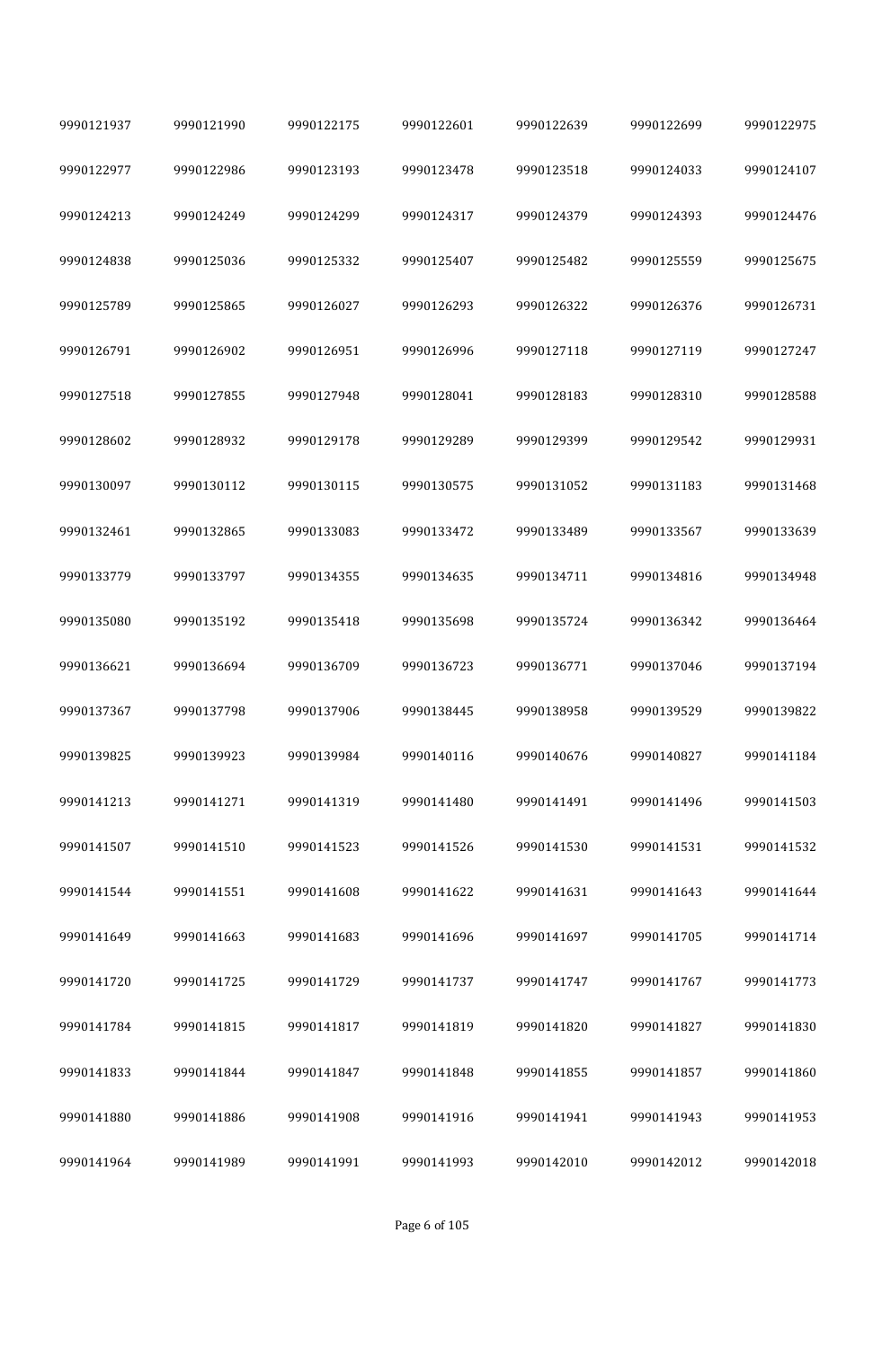| 9990121937 | 9990121990 | 9990122175 | 9990122601 | 9990122639 | 9990122699 | 9990122975 |
|---|---|---|---|---|---|---|
| 9990122977 | 9990122986 | 9990123193 | 9990123478 | 9990123518 | 9990124033 | 9990124107 |
| 9990124213 | 9990124249 | 9990124299 | 9990124317 | 9990124379 | 9990124393 | 9990124476 |
| 9990124838 | 9990125036 | 9990125332 | 9990125407 | 9990125482 | 9990125559 | 9990125675 |
| 9990125789 | 9990125865 | 9990126027 | 9990126293 | 9990126322 | 9990126376 | 9990126731 |
| 9990126791 | 9990126902 | 9990126951 | 9990126996 | 9990127118 | 9990127119 | 9990127247 |
| 9990127518 | 9990127855 | 9990127948 | 9990128041 | 9990128183 | 9990128310 | 9990128588 |
| 9990128602 | 9990128932 | 9990129178 | 9990129289 | 9990129399 | 9990129542 | 9990129931 |
| 9990130097 | 9990130112 | 9990130115 | 9990130575 | 9990131052 | 9990131183 | 9990131468 |
| 9990132461 | 9990132865 | 9990133083 | 9990133472 | 9990133489 | 9990133567 | 9990133639 |
| 9990133779 | 9990133797 | 9990134355 | 9990134635 | 9990134711 | 9990134816 | 9990134948 |
| 9990135080 | 9990135192 | 9990135418 | 9990135698 | 9990135724 | 9990136342 | 9990136464 |
| 9990136621 | 9990136694 | 9990136709 | 9990136723 | 9990136771 | 9990137046 | 9990137194 |
| 9990137367 | 9990137798 | 9990137906 | 9990138445 | 9990138958 | 9990139529 | 9990139822 |
| 9990139825 | 9990139923 | 9990139984 | 9990140116 | 9990140676 | 9990140827 | 9990141184 |
| 9990141213 | 9990141271 | 9990141319 | 9990141480 | 9990141491 | 9990141496 | 9990141503 |
| 9990141507 | 9990141510 | 9990141523 | 9990141526 | 9990141530 | 9990141531 | 9990141532 |
| 9990141544 | 9990141551 | 9990141608 | 9990141622 | 9990141631 | 9990141643 | 9990141644 |
| 9990141649 | 9990141663 | 9990141683 | 9990141696 | 9990141697 | 9990141705 | 9990141714 |
| 9990141720 | 9990141725 | 9990141729 | 9990141737 | 9990141747 | 9990141767 | 9990141773 |
| 9990141784 | 9990141815 | 9990141817 | 9990141819 | 9990141820 | 9990141827 | 9990141830 |
| 9990141833 | 9990141844 | 9990141847 | 9990141848 | 9990141855 | 9990141857 | 9990141860 |
| 9990141880 | 9990141886 | 9990141908 | 9990141916 | 9990141941 | 9990141943 | 9990141953 |
| 9990141964 | 9990141989 | 9990141991 | 9990141993 | 9990142010 | 9990142012 | 9990142018 |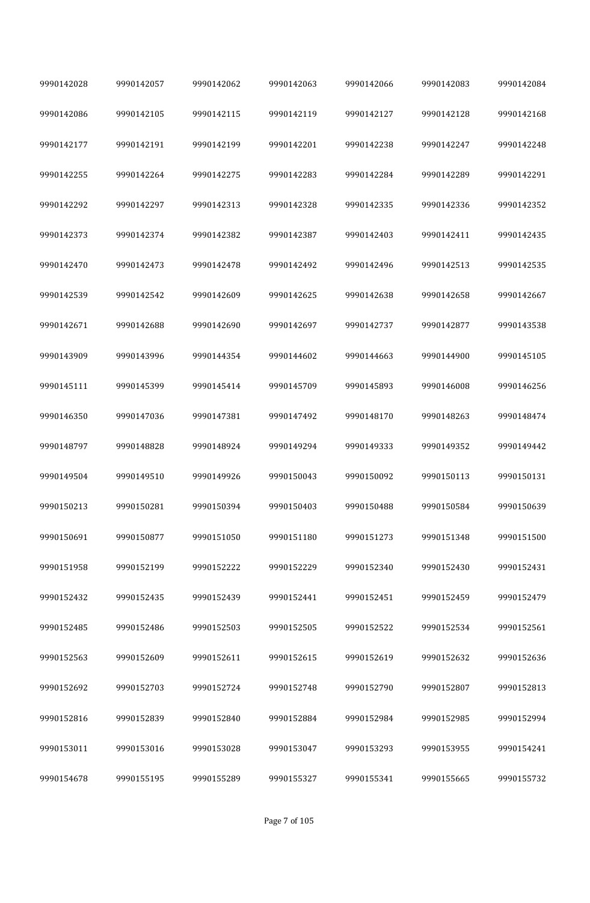| | | | | | | |
|---|---|---|---|---|---|---|
| 9990142028 | 9990142057 | 9990142062 | 9990142063 | 9990142066 | 9990142083 | 9990142084 |
| 9990142086 | 9990142105 | 9990142115 | 9990142119 | 9990142127 | 9990142128 | 9990142168 |
| 9990142177 | 9990142191 | 9990142199 | 9990142201 | 9990142238 | 9990142247 | 9990142248 |
| 9990142255 | 9990142264 | 9990142275 | 9990142283 | 9990142284 | 9990142289 | 9990142291 |
| 9990142292 | 9990142297 | 9990142313 | 9990142328 | 9990142335 | 9990142336 | 9990142352 |
| 9990142373 | 9990142374 | 9990142382 | 9990142387 | 9990142403 | 9990142411 | 9990142435 |
| 9990142470 | 9990142473 | 9990142478 | 9990142492 | 9990142496 | 9990142513 | 9990142535 |
| 9990142539 | 9990142542 | 9990142609 | 9990142625 | 9990142638 | 9990142658 | 9990142667 |
| 9990142671 | 9990142688 | 9990142690 | 9990142697 | 9990142737 | 9990142877 | 9990143538 |
| 9990143909 | 9990143996 | 9990144354 | 9990144602 | 9990144663 | 9990144900 | 9990145105 |
| 9990145111 | 9990145399 | 9990145414 | 9990145709 | 9990145893 | 9990146008 | 9990146256 |
| 9990146350 | 9990147036 | 9990147381 | 9990147492 | 9990148170 | 9990148263 | 9990148474 |
| 9990148797 | 9990148828 | 9990148924 | 9990149294 | 9990149333 | 9990149352 | 9990149442 |
| 9990149504 | 9990149510 | 9990149926 | 9990150043 | 9990150092 | 9990150113 | 9990150131 |
| 9990150213 | 9990150281 | 9990150394 | 9990150403 | 9990150488 | 9990150584 | 9990150639 |
| 9990150691 | 9990150877 | 9990151050 | 9990151180 | 9990151273 | 9990151348 | 9990151500 |
| 9990151958 | 9990152199 | 9990152222 | 9990152229 | 9990152340 | 9990152430 | 9990152431 |
| 9990152432 | 9990152435 | 9990152439 | 9990152441 | 9990152451 | 9990152459 | 9990152479 |
| 9990152485 | 9990152486 | 9990152503 | 9990152505 | 9990152522 | 9990152534 | 9990152561 |
| 9990152563 | 9990152609 | 9990152611 | 9990152615 | 9990152619 | 9990152632 | 9990152636 |
| 9990152692 | 9990152703 | 9990152724 | 9990152748 | 9990152790 | 9990152807 | 9990152813 |
| 9990152816 | 9990152839 | 9990152840 | 9990152884 | 9990152984 | 9990152985 | 9990152994 |
| 9990153011 | 9990153016 | 9990153028 | 9990153047 | 9990153293 | 9990153955 | 9990154241 |
| 9990154678 | 9990155195 | 9990155289 | 9990155327 | 9990155341 | 9990155665 | 9990155732 |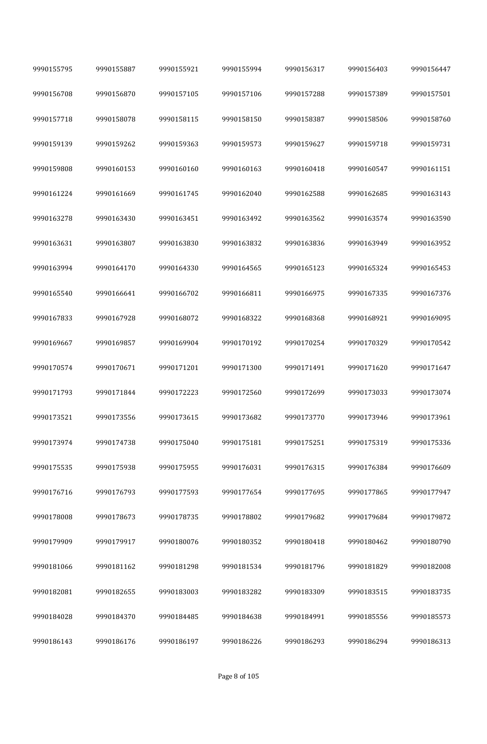| 9990155795 | 9990155887 | 9990155921 | 9990155994 | 9990156317 | 9990156403 | 9990156447 |
|---|---|---|---|---|---|---|
| 9990156708 | 9990156870 | 9990157105 | 9990157106 | 9990157288 | 9990157389 | 9990157501 |
| 9990157718 | 9990158078 | 9990158115 | 9990158150 | 9990158387 | 9990158506 | 9990158760 |
| 9990159139 | 9990159262 | 9990159363 | 9990159573 | 9990159627 | 9990159718 | 9990159731 |
| 9990159808 | 9990160153 | 9990160160 | 9990160163 | 9990160418 | 9990160547 | 9990161151 |
| 9990161224 | 9990161669 | 9990161745 | 9990162040 | 9990162588 | 9990162685 | 9990163143 |
| 9990163278 | 9990163430 | 9990163451 | 9990163492 | 9990163562 | 9990163574 | 9990163590 |
| 9990163631 | 9990163807 | 9990163830 | 9990163832 | 9990163836 | 9990163949 | 9990163952 |
| 9990163994 | 9990164170 | 9990164330 | 9990164565 | 9990165123 | 9990165324 | 9990165453 |
| 9990165540 | 9990166641 | 9990166702 | 9990166811 | 9990166975 | 9990167335 | 9990167376 |
| 9990167833 | 9990167928 | 9990168072 | 9990168322 | 9990168368 | 9990168921 | 9990169095 |
| 9990169667 | 9990169857 | 9990169904 | 9990170192 | 9990170254 | 9990170329 | 9990170542 |
| 9990170574 | 9990170671 | 9990171201 | 9990171300 | 9990171491 | 9990171620 | 9990171647 |
| 9990171793 | 9990171844 | 9990172223 | 9990172560 | 9990172699 | 9990173033 | 9990173074 |
| 9990173521 | 9990173556 | 9990173615 | 9990173682 | 9990173770 | 9990173946 | 9990173961 |
| 9990173974 | 9990174738 | 9990175040 | 9990175181 | 9990175251 | 9990175319 | 9990175336 |
| 9990175535 | 9990175938 | 9990175955 | 9990176031 | 9990176315 | 9990176384 | 9990176609 |
| 9990176716 | 9990176793 | 9990177593 | 9990177654 | 9990177695 | 9990177865 | 9990177947 |
| 9990178008 | 9990178673 | 9990178735 | 9990178802 | 9990179682 | 9990179684 | 9990179872 |
| 9990179909 | 9990179917 | 9990180076 | 9990180352 | 9990180418 | 9990180462 | 9990180790 |
| 9990181066 | 9990181162 | 9990181298 | 9990181534 | 9990181796 | 9990181829 | 9990182008 |
| 9990182081 | 9990182655 | 9990183003 | 9990183282 | 9990183309 | 9990183515 | 9990183735 |
| 9990184028 | 9990184370 | 9990184485 | 9990184638 | 9990184991 | 9990185556 | 9990185573 |
| 9990186143 | 9990186176 | 9990186197 | 9990186226 | 9990186293 | 9990186294 | 9990186313 |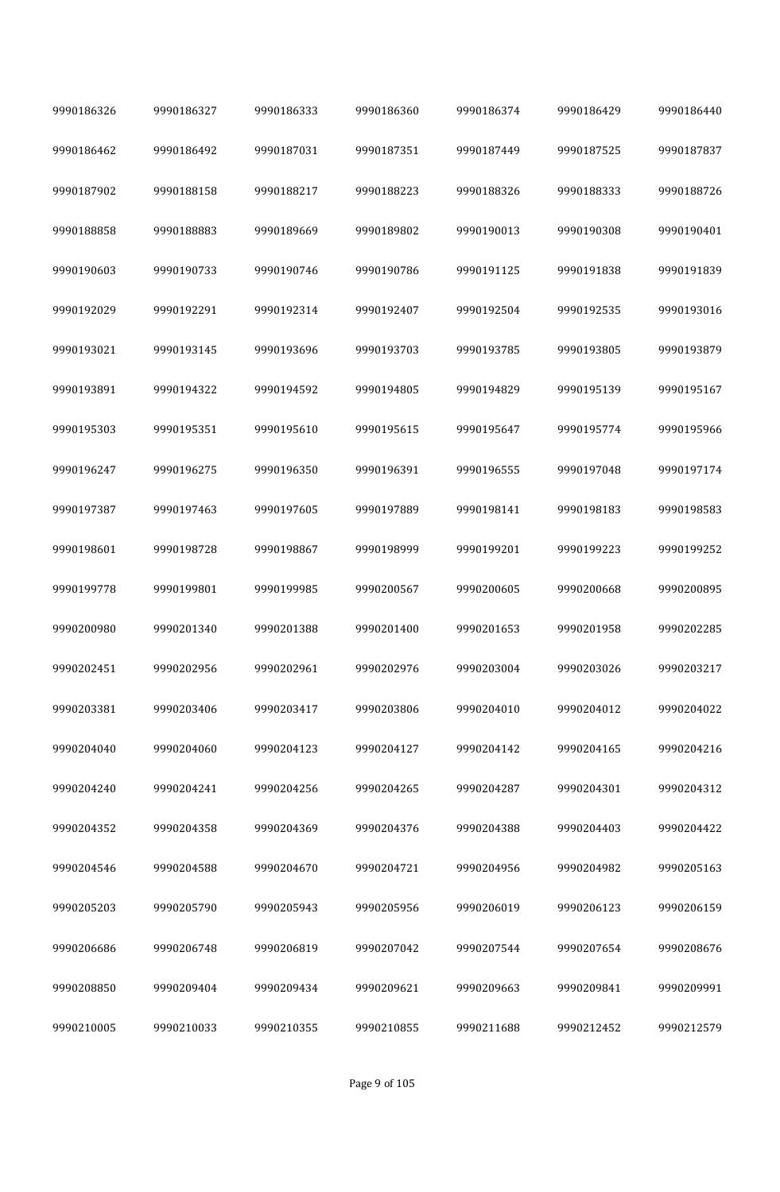| | | | | | | |
|---|---|---|---|---|---|---|
| 9990186326 | 9990186327 | 9990186333 | 9990186360 | 9990186374 | 9990186429 | 9990186440 |
| 9990186462 | 9990186492 | 9990187031 | 9990187351 | 9990187449 | 9990187525 | 9990187837 |
| 9990187902 | 9990188158 | 9990188217 | 9990188223 | 9990188326 | 9990188333 | 9990188726 |
| 9990188858 | 9990188883 | 9990189669 | 9990189802 | 9990190013 | 9990190308 | 9990190401 |
| 9990190603 | 9990190733 | 9990190746 | 9990190786 | 9990191125 | 9990191838 | 9990191839 |
| 9990192029 | 9990192291 | 9990192314 | 9990192407 | 9990192504 | 9990192535 | 9990193016 |
| 9990193021 | 9990193145 | 9990193696 | 9990193703 | 9990193785 | 9990193805 | 9990193879 |
| 9990193891 | 9990194322 | 9990194592 | 9990194805 | 9990194829 | 9990195139 | 9990195167 |
| 9990195303 | 9990195351 | 9990195610 | 9990195615 | 9990195647 | 9990195774 | 9990195966 |
| 9990196247 | 9990196275 | 9990196350 | 9990196391 | 9990196555 | 9990197048 | 9990197174 |
| 9990197387 | 9990197463 | 9990197605 | 9990197889 | 9990198141 | 9990198183 | 9990198583 |
| 9990198601 | 9990198728 | 9990198867 | 9990198999 | 9990199201 | 9990199223 | 9990199252 |
| 9990199778 | 9990199801 | 9990199985 | 9990200567 | 9990200605 | 9990200668 | 9990200895 |
| 9990200980 | 9990201340 | 9990201388 | 9990201400 | 9990201653 | 9990201958 | 9990202285 |
| 9990202451 | 9990202956 | 9990202961 | 9990202976 | 9990203004 | 9990203026 | 9990203217 |
| 9990203381 | 9990203406 | 9990203417 | 9990203806 | 9990204010 | 9990204012 | 9990204022 |
| 9990204040 | 9990204060 | 9990204123 | 9990204127 | 9990204142 | 9990204165 | 9990204216 |
| 9990204240 | 9990204241 | 9990204256 | 9990204265 | 9990204287 | 9990204301 | 9990204312 |
| 9990204352 | 9990204358 | 9990204369 | 9990204376 | 9990204388 | 9990204403 | 9990204422 |
| 9990204546 | 9990204588 | 9990204670 | 9990204721 | 9990204956 | 9990204982 | 9990205163 |
| 9990205203 | 9990205790 | 9990205943 | 9990205956 | 9990206019 | 9990206123 | 9990206159 |
| 9990206686 | 9990206748 | 9990206819 | 9990207042 | 9990207544 | 9990207654 | 9990208676 |
| 9990208850 | 9990209404 | 9990209434 | 9990209621 | 9990209663 | 9990209841 | 9990209991 |
| 9990210005 | 9990210033 | 9990210355 | 9990210855 | 9990211688 | 9990212452 | 9990212579 |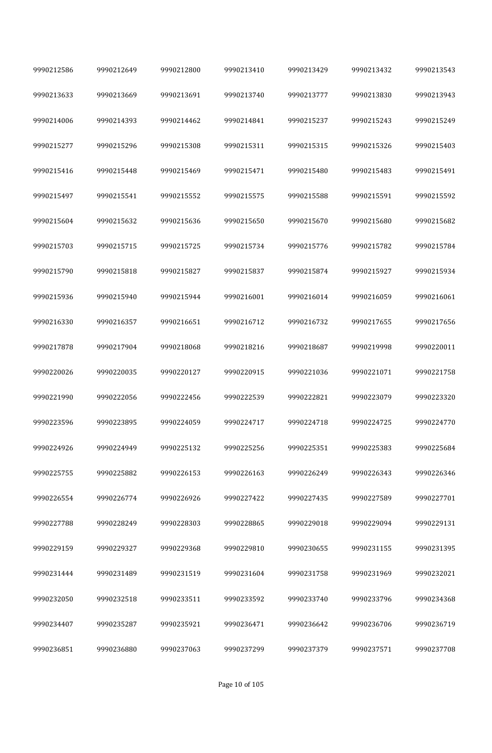| | | | | | | |
|---|---|---|---|---|---|---|
| 9990212586 | 9990212649 | 9990212800 | 9990213410 | 9990213429 | 9990213432 | 9990213543 |
| 9990213633 | 9990213669 | 9990213691 | 9990213740 | 9990213777 | 9990213830 | 9990213943 |
| 9990214006 | 9990214393 | 9990214462 | 9990214841 | 9990215237 | 9990215243 | 9990215249 |
| 9990215277 | 9990215296 | 9990215308 | 9990215311 | 9990215315 | 9990215326 | 9990215403 |
| 9990215416 | 9990215448 | 9990215469 | 9990215471 | 9990215480 | 9990215483 | 9990215491 |
| 9990215497 | 9990215541 | 9990215552 | 9990215575 | 9990215588 | 9990215591 | 9990215592 |
| 9990215604 | 9990215632 | 9990215636 | 9990215650 | 9990215670 | 9990215680 | 9990215682 |
| 9990215703 | 9990215715 | 9990215725 | 9990215734 | 9990215776 | 9990215782 | 9990215784 |
| 9990215790 | 9990215818 | 9990215827 | 9990215837 | 9990215874 | 9990215927 | 9990215934 |
| 9990215936 | 9990215940 | 9990215944 | 9990216001 | 9990216014 | 9990216059 | 9990216061 |
| 9990216330 | 9990216357 | 9990216651 | 9990216712 | 9990216732 | 9990217655 | 9990217656 |
| 9990217878 | 9990217904 | 9990218068 | 9990218216 | 9990218687 | 9990219998 | 9990220011 |
| 9990220026 | 9990220035 | 9990220127 | 9990220915 | 9990221036 | 9990221071 | 9990221758 |
| 9990221990 | 9990222056 | 9990222456 | 9990222539 | 9990222821 | 9990223079 | 9990223320 |
| 9990223596 | 9990223895 | 9990224059 | 9990224717 | 9990224718 | 9990224725 | 9990224770 |
| 9990224926 | 9990224949 | 9990225132 | 9990225256 | 9990225351 | 9990225383 | 9990225684 |
| 9990225755 | 9990225882 | 9990226153 | 9990226163 | 9990226249 | 9990226343 | 9990226346 |
| 9990226554 | 9990226774 | 9990226926 | 9990227422 | 9990227435 | 9990227589 | 9990227701 |
| 9990227788 | 9990228249 | 9990228303 | 9990228865 | 9990229018 | 9990229094 | 9990229131 |
| 9990229159 | 9990229327 | 9990229368 | 9990229810 | 9990230655 | 9990231155 | 9990231395 |
| 9990231444 | 9990231489 | 9990231519 | 9990231604 | 9990231758 | 9990231969 | 9990232021 |
| 9990232050 | 9990232518 | 9990233511 | 9990233592 | 9990233740 | 9990233796 | 9990234368 |
| 9990234407 | 9990235287 | 9990235921 | 9990236471 | 9990236642 | 9990236706 | 9990236719 |
| 9990236851 | 9990236880 | 9990237063 | 9990237299 | 9990237379 | 9990237571 | 9990237708 |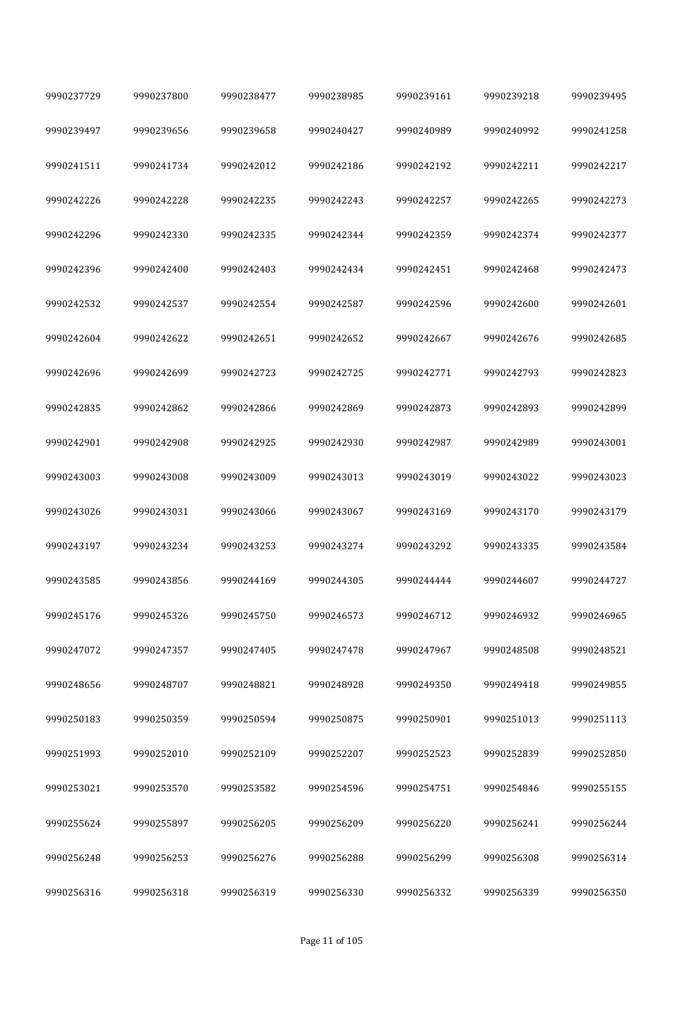| | | | | | | |
|---|---|---|---|---|---|---|
| 9990237729 | 9990237800 | 9990238477 | 9990238985 | 9990239161 | 9990239218 | 9990239495 |
| 9990239497 | 9990239656 | 9990239658 | 9990240427 | 9990240989 | 9990240992 | 9990241258 |
| 9990241511 | 9990241734 | 9990242012 | 9990242186 | 9990242192 | 9990242211 | 9990242217 |
| 9990242226 | 9990242228 | 9990242235 | 9990242243 | 9990242257 | 9990242265 | 9990242273 |
| 9990242296 | 9990242330 | 9990242335 | 9990242344 | 9990242359 | 9990242374 | 9990242377 |
| 9990242396 | 9990242400 | 9990242403 | 9990242434 | 9990242451 | 9990242468 | 9990242473 |
| 9990242532 | 9990242537 | 9990242554 | 9990242587 | 9990242596 | 9990242600 | 9990242601 |
| 9990242604 | 9990242622 | 9990242651 | 9990242652 | 9990242667 | 9990242676 | 9990242685 |
| 9990242696 | 9990242699 | 9990242723 | 9990242725 | 9990242771 | 9990242793 | 9990242823 |
| 9990242835 | 9990242862 | 9990242866 | 9990242869 | 9990242873 | 9990242893 | 9990242899 |
| 9990242901 | 9990242908 | 9990242925 | 9990242930 | 9990242987 | 9990242989 | 9990243001 |
| 9990243003 | 9990243008 | 9990243009 | 9990243013 | 9990243019 | 9990243022 | 9990243023 |
| 9990243026 | 9990243031 | 9990243066 | 9990243067 | 9990243169 | 9990243170 | 9990243179 |
| 9990243197 | 9990243234 | 9990243253 | 9990243274 | 9990243292 | 9990243335 | 9990243584 |
| 9990243585 | 9990243856 | 9990244169 | 9990244305 | 9990244444 | 9990244607 | 9990244727 |
| 9990245176 | 9990245326 | 9990245750 | 9990246573 | 9990246712 | 9990246932 | 9990246965 |
| 9990247072 | 9990247357 | 9990247405 | 9990247478 | 9990247967 | 9990248508 | 9990248521 |
| 9990248656 | 9990248707 | 9990248821 | 9990248928 | 9990249350 | 9990249418 | 9990249855 |
| 9990250183 | 9990250359 | 9990250594 | 9990250875 | 9990250901 | 9990251013 | 9990251113 |
| 9990251993 | 9990252010 | 9990252109 | 9990252207 | 9990252523 | 9990252839 | 9990252850 |
| 9990253021 | 9990253570 | 9990253582 | 9990254596 | 9990254751 | 9990254846 | 9990255155 |
| 9990255624 | 9990255897 | 9990256205 | 9990256209 | 9990256220 | 9990256241 | 9990256244 |
| 9990256248 | 9990256253 | 9990256276 | 9990256288 | 9990256299 | 9990256308 | 9990256314 |
| 9990256316 | 9990256318 | 9990256319 | 9990256330 | 9990256332 | 9990256339 | 9990256350 |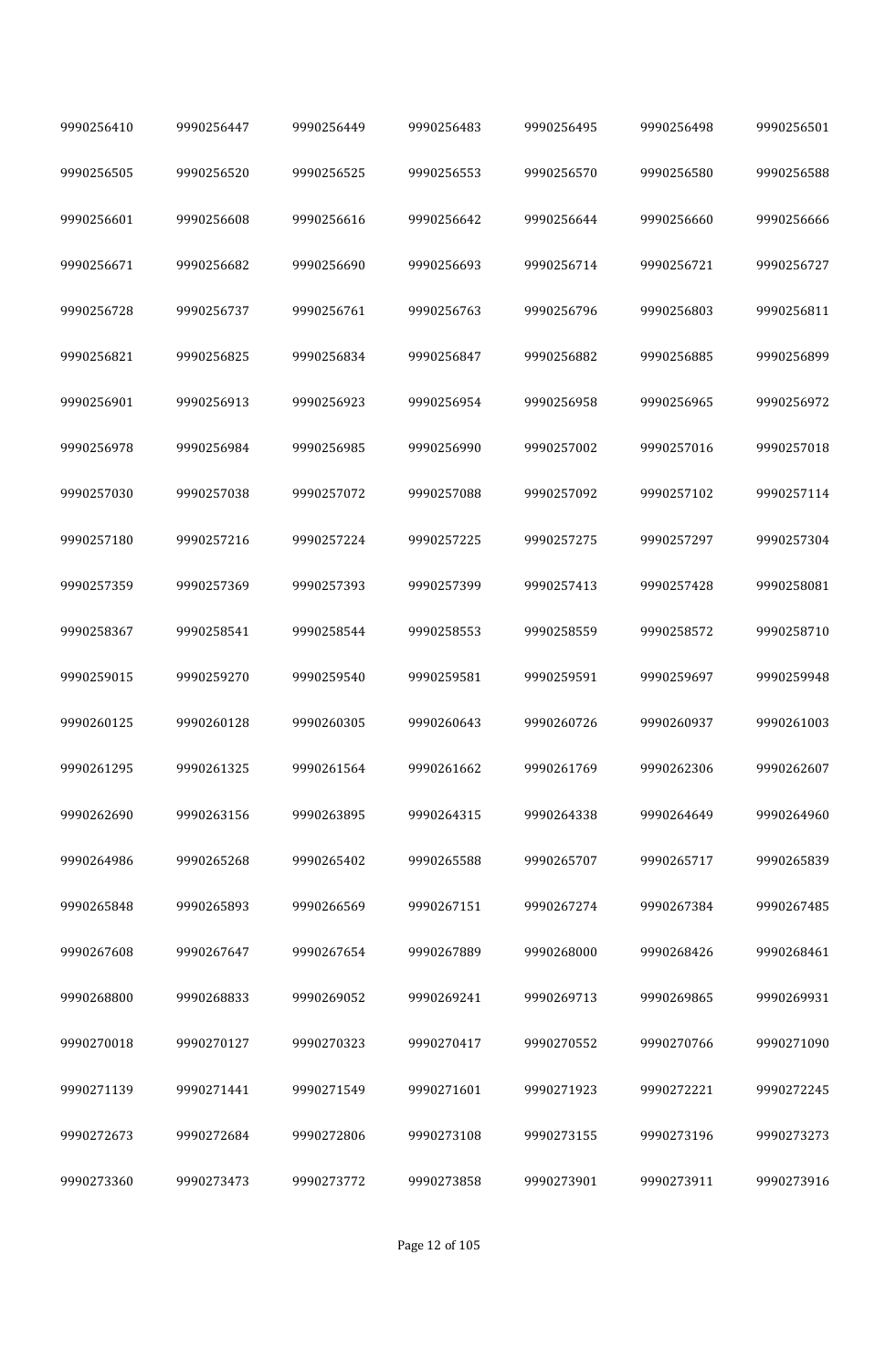| | | | | | | |
|---|---|---|---|---|---|---|
| 9990256410 | 9990256447 | 9990256449 | 9990256483 | 9990256495 | 9990256498 | 9990256501 |
| 9990256505 | 9990256520 | 9990256525 | 9990256553 | 9990256570 | 9990256580 | 9990256588 |
| 9990256601 | 9990256608 | 9990256616 | 9990256642 | 9990256644 | 9990256660 | 9990256666 |
| 9990256671 | 9990256682 | 9990256690 | 9990256693 | 9990256714 | 9990256721 | 9990256727 |
| 9990256728 | 9990256737 | 9990256761 | 9990256763 | 9990256796 | 9990256803 | 9990256811 |
| 9990256821 | 9990256825 | 9990256834 | 9990256847 | 9990256882 | 9990256885 | 9990256899 |
| 9990256901 | 9990256913 | 9990256923 | 9990256954 | 9990256958 | 9990256965 | 9990256972 |
| 9990256978 | 9990256984 | 9990256985 | 9990256990 | 9990257002 | 9990257016 | 9990257018 |
| 9990257030 | 9990257038 | 9990257072 | 9990257088 | 9990257092 | 9990257102 | 9990257114 |
| 9990257180 | 9990257216 | 9990257224 | 9990257225 | 9990257275 | 9990257297 | 9990257304 |
| 9990257359 | 9990257369 | 9990257393 | 9990257399 | 9990257413 | 9990257428 | 9990258081 |
| 9990258367 | 9990258541 | 9990258544 | 9990258553 | 9990258559 | 9990258572 | 9990258710 |
| 9990259015 | 9990259270 | 9990259540 | 9990259581 | 9990259591 | 9990259697 | 9990259948 |
| 9990260125 | 9990260128 | 9990260305 | 9990260643 | 9990260726 | 9990260937 | 9990261003 |
| 9990261295 | 9990261325 | 9990261564 | 9990261662 | 9990261769 | 9990262306 | 9990262607 |
| 9990262690 | 9990263156 | 9990263895 | 9990264315 | 9990264338 | 9990264649 | 9990264960 |
| 9990264986 | 9990265268 | 9990265402 | 9990265588 | 9990265707 | 9990265717 | 9990265839 |
| 9990265848 | 9990265893 | 9990266569 | 9990267151 | 9990267274 | 9990267384 | 9990267485 |
| 9990267608 | 9990267647 | 9990267654 | 9990267889 | 9990268000 | 9990268426 | 9990268461 |
| 9990268800 | 9990268833 | 9990269052 | 9990269241 | 9990269713 | 9990269865 | 9990269931 |
| 9990270018 | 9990270127 | 9990270323 | 9990270417 | 9990270552 | 9990270766 | 9990271090 |
| 9990271139 | 9990271441 | 9990271549 | 9990271601 | 9990271923 | 9990272221 | 9990272245 |
| 9990272673 | 9990272684 | 9990272806 | 9990273108 | 9990273155 | 9990273196 | 9990273273 |
| 9990273360 | 9990273473 | 9990273772 | 9990273858 | 9990273901 | 9990273911 | 9990273916 |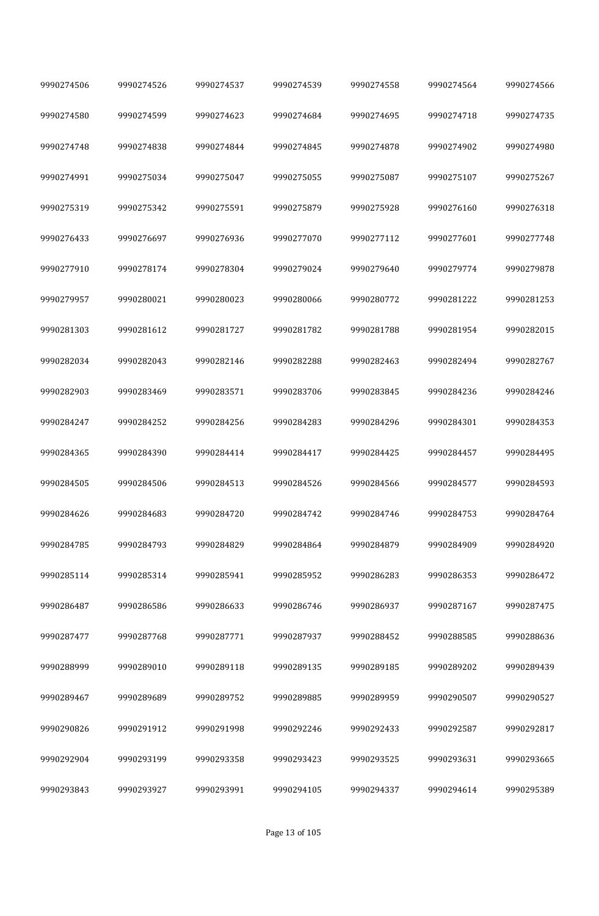| | | | | | | |
|---|---|---|---|---|---|---|
| 9990274506 | 9990274526 | 9990274537 | 9990274539 | 9990274558 | 9990274564 | 9990274566 |
| 9990274580 | 9990274599 | 9990274623 | 9990274684 | 9990274695 | 9990274718 | 9990274735 |
| 9990274748 | 9990274838 | 9990274844 | 9990274845 | 9990274878 | 9990274902 | 9990274980 |
| 9990274991 | 9990275034 | 9990275047 | 9990275055 | 9990275087 | 9990275107 | 9990275267 |
| 9990275319 | 9990275342 | 9990275591 | 9990275879 | 9990275928 | 9990276160 | 9990276318 |
| 9990276433 | 9990276697 | 9990276936 | 9990277070 | 9990277112 | 9990277601 | 9990277748 |
| 9990277910 | 9990278174 | 9990278304 | 9990279024 | 9990279640 | 9990279774 | 9990279878 |
| 9990279957 | 9990280021 | 9990280023 | 9990280066 | 9990280772 | 9990281222 | 9990281253 |
| 9990281303 | 9990281612 | 9990281727 | 9990281782 | 9990281788 | 9990281954 | 9990282015 |
| 9990282034 | 9990282043 | 9990282146 | 9990282288 | 9990282463 | 9990282494 | 9990282767 |
| 9990282903 | 9990283469 | 9990283571 | 9990283706 | 9990283845 | 9990284236 | 9990284246 |
| 9990284247 | 9990284252 | 9990284256 | 9990284283 | 9990284296 | 9990284301 | 9990284353 |
| 9990284365 | 9990284390 | 9990284414 | 9990284417 | 9990284425 | 9990284457 | 9990284495 |
| 9990284505 | 9990284506 | 9990284513 | 9990284526 | 9990284566 | 9990284577 | 9990284593 |
| 9990284626 | 9990284683 | 9990284720 | 9990284742 | 9990284746 | 9990284753 | 9990284764 |
| 9990284785 | 9990284793 | 9990284829 | 9990284864 | 9990284879 | 9990284909 | 9990284920 |
| 9990285114 | 9990285314 | 9990285941 | 9990285952 | 9990286283 | 9990286353 | 9990286472 |
| 9990286487 | 9990286586 | 9990286633 | 9990286746 | 9990286937 | 9990287167 | 9990287475 |
| 9990287477 | 9990287768 | 9990287771 | 9990287937 | 9990288452 | 9990288585 | 9990288636 |
| 9990288999 | 9990289010 | 9990289118 | 9990289135 | 9990289185 | 9990289202 | 9990289439 |
| 9990289467 | 9990289689 | 9990289752 | 9990289885 | 9990289959 | 9990290507 | 9990290527 |
| 9990290826 | 9990291912 | 9990291998 | 9990292246 | 9990292433 | 9990292587 | 9990292817 |
| 9990292904 | 9990293199 | 9990293358 | 9990293423 | 9990293525 | 9990293631 | 9990293665 |
| 9990293843 | 9990293927 | 9990293991 | 9990294105 | 9990294337 | 9990294614 | 9990295389 |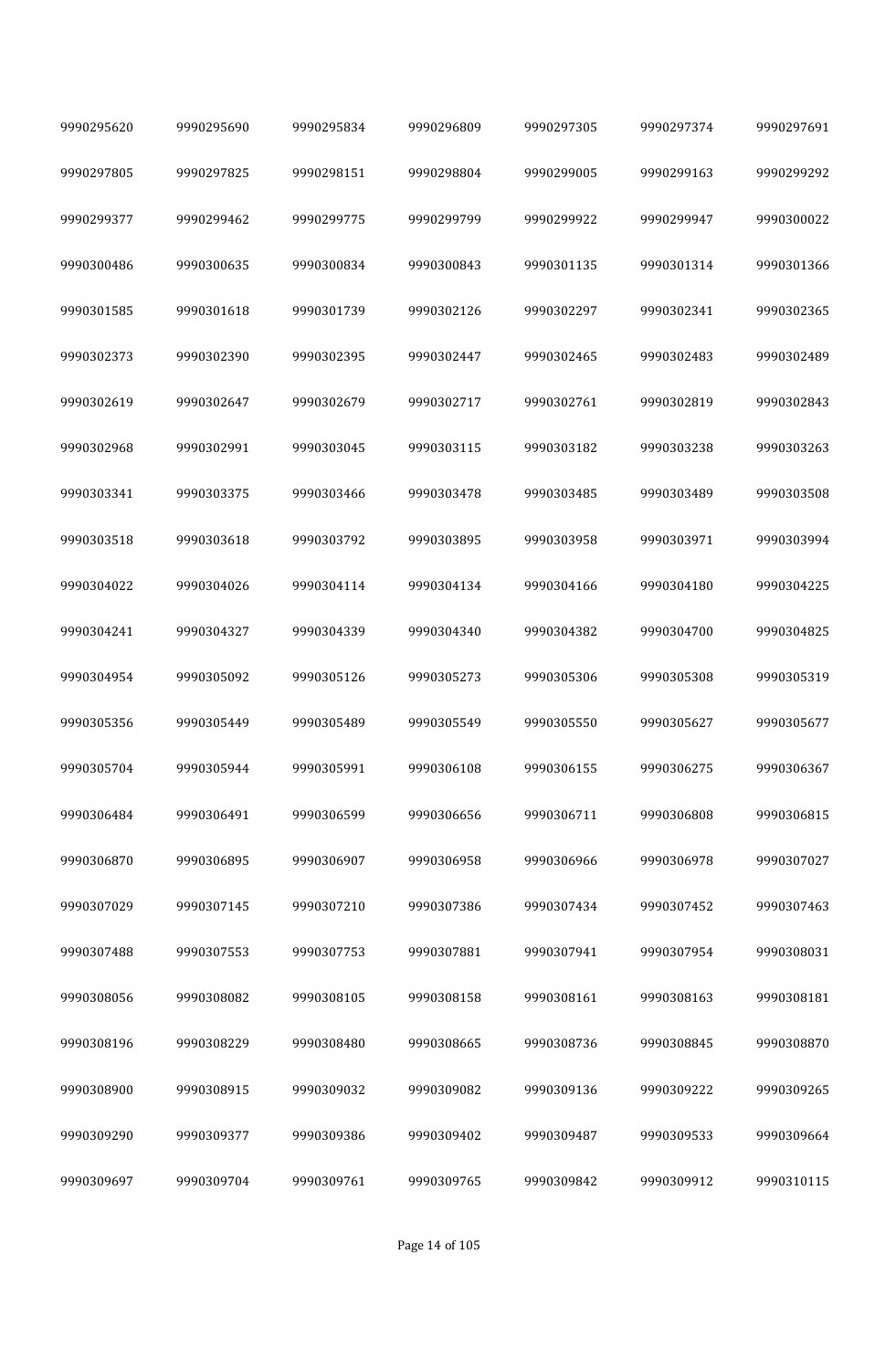| | | | | | | |
|---|---|---|---|---|---|---|
| 9990295620 | 9990295690 | 9990295834 | 9990296809 | 9990297305 | 9990297374 | 9990297691 |
| 9990297805 | 9990297825 | 9990298151 | 9990298804 | 9990299005 | 9990299163 | 9990299292 |
| 9990299377 | 9990299462 | 9990299775 | 9990299799 | 9990299922 | 9990299947 | 9990300022 |
| 9990300486 | 9990300635 | 9990300834 | 9990300843 | 9990301135 | 9990301314 | 9990301366 |
| 9990301585 | 9990301618 | 9990301739 | 9990302126 | 9990302297 | 9990302341 | 9990302365 |
| 9990302373 | 9990302390 | 9990302395 | 9990302447 | 9990302465 | 9990302483 | 9990302489 |
| 9990302619 | 9990302647 | 9990302679 | 9990302717 | 9990302761 | 9990302819 | 9990302843 |
| 9990302968 | 9990302991 | 9990303045 | 9990303115 | 9990303182 | 9990303238 | 9990303263 |
| 9990303341 | 9990303375 | 9990303466 | 9990303478 | 9990303485 | 9990303489 | 9990303508 |
| 9990303518 | 9990303618 | 9990303792 | 9990303895 | 9990303958 | 9990303971 | 9990303994 |
| 9990304022 | 9990304026 | 9990304114 | 9990304134 | 9990304166 | 9990304180 | 9990304225 |
| 9990304241 | 9990304327 | 9990304339 | 9990304340 | 9990304382 | 9990304700 | 9990304825 |
| 9990304954 | 9990305092 | 9990305126 | 9990305273 | 9990305306 | 9990305308 | 9990305319 |
| 9990305356 | 9990305449 | 9990305489 | 9990305549 | 9990305550 | 9990305627 | 9990305677 |
| 9990305704 | 9990305944 | 9990305991 | 9990306108 | 9990306155 | 9990306275 | 9990306367 |
| 9990306484 | 9990306491 | 9990306599 | 9990306656 | 9990306711 | 9990306808 | 9990306815 |
| 9990306870 | 9990306895 | 9990306907 | 9990306958 | 9990306966 | 9990306978 | 9990307027 |
| 9990307029 | 9990307145 | 9990307210 | 9990307386 | 9990307434 | 9990307452 | 9990307463 |
| 9990307488 | 9990307553 | 9990307753 | 9990307881 | 9990307941 | 9990307954 | 9990308031 |
| 9990308056 | 9990308082 | 9990308105 | 9990308158 | 9990308161 | 9990308163 | 9990308181 |
| 9990308196 | 9990308229 | 9990308480 | 9990308665 | 9990308736 | 9990308845 | 9990308870 |
| 9990308900 | 9990308915 | 9990309032 | 9990309082 | 9990309136 | 9990309222 | 9990309265 |
| 9990309290 | 9990309377 | 9990309386 | 9990309402 | 9990309487 | 9990309533 | 9990309664 |
| 9990309697 | 9990309704 | 9990309761 | 9990309765 | 9990309842 | 9990309912 | 9990310115 |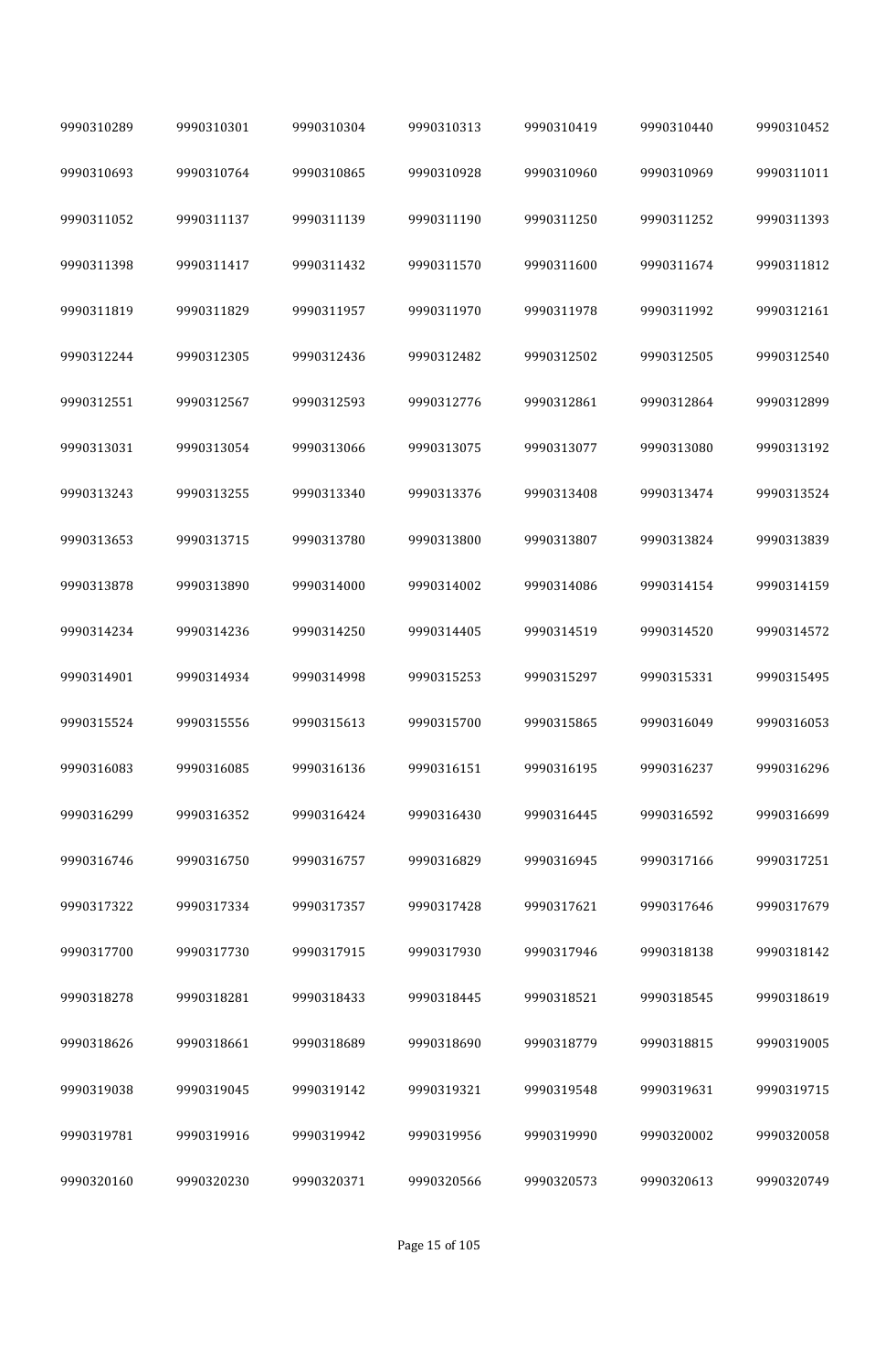| 9990310289 | 9990310301 | 9990310304 | 9990310313 | 9990310419 | 9990310440 | 9990310452 |
|---|---|---|---|---|---|---|
| 9990310693 | 9990310764 | 9990310865 | 9990310928 | 9990310960 | 9990310969 | 9990311011 |
| 9990311052 | 9990311137 | 9990311139 | 9990311190 | 9990311250 | 9990311252 | 9990311393 |
| 9990311398 | 9990311417 | 9990311432 | 9990311570 | 9990311600 | 9990311674 | 9990311812 |
| 9990311819 | 9990311829 | 9990311957 | 9990311970 | 9990311978 | 9990311992 | 9990312161 |
| 9990312244 | 9990312305 | 9990312436 | 9990312482 | 9990312502 | 9990312505 | 9990312540 |
| 9990312551 | 9990312567 | 9990312593 | 9990312776 | 9990312861 | 9990312864 | 9990312899 |
| 9990313031 | 9990313054 | 9990313066 | 9990313075 | 9990313077 | 9990313080 | 9990313192 |
| 9990313243 | 9990313255 | 9990313340 | 9990313376 | 9990313408 | 9990313474 | 9990313524 |
| 9990313653 | 9990313715 | 9990313780 | 9990313800 | 9990313807 | 9990313824 | 9990313839 |
| 9990313878 | 9990313890 | 9990314000 | 9990314002 | 9990314086 | 9990314154 | 9990314159 |
| 9990314234 | 9990314236 | 9990314250 | 9990314405 | 9990314519 | 9990314520 | 9990314572 |
| 9990314901 | 9990314934 | 9990314998 | 9990315253 | 9990315297 | 9990315331 | 9990315495 |
| 9990315524 | 9990315556 | 9990315613 | 9990315700 | 9990315865 | 9990316049 | 9990316053 |
| 9990316083 | 9990316085 | 9990316136 | 9990316151 | 9990316195 | 9990316237 | 9990316296 |
| 9990316299 | 9990316352 | 9990316424 | 9990316430 | 9990316445 | 9990316592 | 9990316699 |
| 9990316746 | 9990316750 | 9990316757 | 9990316829 | 9990316945 | 9990317166 | 9990317251 |
| 9990317322 | 9990317334 | 9990317357 | 9990317428 | 9990317621 | 9990317646 | 9990317679 |
| 9990317700 | 9990317730 | 9990317915 | 9990317930 | 9990317946 | 9990318138 | 9990318142 |
| 9990318278 | 9990318281 | 9990318433 | 9990318445 | 9990318521 | 9990318545 | 9990318619 |
| 9990318626 | 9990318661 | 9990318689 | 9990318690 | 9990318779 | 9990318815 | 9990319005 |
| 9990319038 | 9990319045 | 9990319142 | 9990319321 | 9990319548 | 9990319631 | 9990319715 |
| 9990319781 | 9990319916 | 9990319942 | 9990319956 | 9990319990 | 9990320002 | 9990320058 |
| 9990320160 | 9990320230 | 9990320371 | 9990320566 | 9990320573 | 9990320613 | 9990320749 |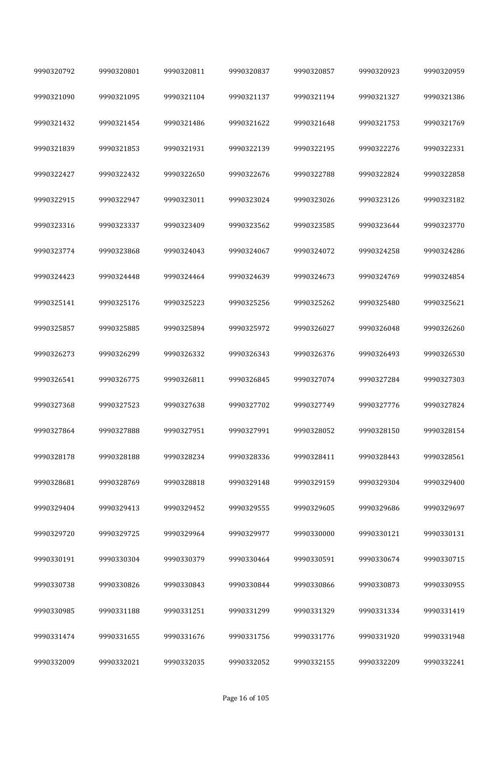| | | | | | | |
|---|---|---|---|---|---|---|
| 9990320792 | 9990320801 | 9990320811 | 9990320837 | 9990320857 | 9990320923 | 9990320959 |
| 9990321090 | 9990321095 | 9990321104 | 9990321137 | 9990321194 | 9990321327 | 9990321386 |
| 9990321432 | 9990321454 | 9990321486 | 9990321622 | 9990321648 | 9990321753 | 9990321769 |
| 9990321839 | 9990321853 | 9990321931 | 9990322139 | 9990322195 | 9990322276 | 9990322331 |
| 9990322427 | 9990322432 | 9990322650 | 9990322676 | 9990322788 | 9990322824 | 9990322858 |
| 9990322915 | 9990322947 | 9990323011 | 9990323024 | 9990323026 | 9990323126 | 9990323182 |
| 9990323316 | 9990323337 | 9990323409 | 9990323562 | 9990323585 | 9990323644 | 9990323770 |
| 9990323774 | 9990323868 | 9990324043 | 9990324067 | 9990324072 | 9990324258 | 9990324286 |
| 9990324423 | 9990324448 | 9990324464 | 9990324639 | 9990324673 | 9990324769 | 9990324854 |
| 9990325141 | 9990325176 | 9990325223 | 9990325256 | 9990325262 | 9990325480 | 9990325621 |
| 9990325857 | 9990325885 | 9990325894 | 9990325972 | 9990326027 | 9990326048 | 9990326260 |
| 9990326273 | 9990326299 | 9990326332 | 9990326343 | 9990326376 | 9990326493 | 9990326530 |
| 9990326541 | 9990326775 | 9990326811 | 9990326845 | 9990327074 | 9990327284 | 9990327303 |
| 9990327368 | 9990327523 | 9990327638 | 9990327702 | 9990327749 | 9990327776 | 9990327824 |
| 9990327864 | 9990327888 | 9990327951 | 9990327991 | 9990328052 | 9990328150 | 9990328154 |
| 9990328178 | 9990328188 | 9990328234 | 9990328336 | 9990328411 | 9990328443 | 9990328561 |
| 9990328681 | 9990328769 | 9990328818 | 9990329148 | 9990329159 | 9990329304 | 9990329400 |
| 9990329404 | 9990329413 | 9990329452 | 9990329555 | 9990329605 | 9990329686 | 9990329697 |
| 9990329720 | 9990329725 | 9990329964 | 9990329977 | 9990330000 | 9990330121 | 9990330131 |
| 9990330191 | 9990330304 | 9990330379 | 9990330464 | 9990330591 | 9990330674 | 9990330715 |
| 9990330738 | 9990330826 | 9990330843 | 9990330844 | 9990330866 | 9990330873 | 9990330955 |
| 9990330985 | 9990331188 | 9990331251 | 9990331299 | 9990331329 | 9990331334 | 9990331419 |
| 9990331474 | 9990331655 | 9990331676 | 9990331756 | 9990331776 | 9990331920 | 9990331948 |
| 9990332009 | 9990332021 | 9990332035 | 9990332052 | 9990332155 | 9990332209 | 9990332241 |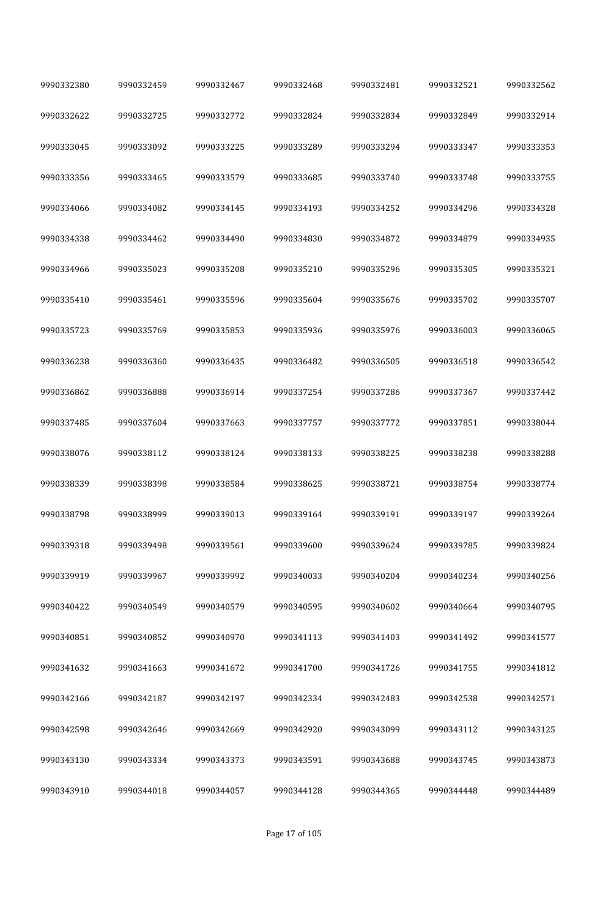| 9990332380 | 9990332459 | 9990332467 | 9990332468 | 9990332481 | 9990332521 | 9990332562 |
|---|---|---|---|---|---|---|
| 9990332622 | 9990332725 | 9990332772 | 9990332824 | 9990332834 | 9990332849 | 9990332914 |
| 9990333045 | 9990333092 | 9990333225 | 9990333289 | 9990333294 | 9990333347 | 9990333353 |
| 9990333356 | 9990333465 | 9990333579 | 9990333685 | 9990333740 | 9990333748 | 9990333755 |
| 9990334066 | 9990334082 | 9990334145 | 9990334193 | 9990334252 | 9990334296 | 9990334328 |
| 9990334338 | 9990334462 | 9990334490 | 9990334830 | 9990334872 | 9990334879 | 9990334935 |
| 9990334966 | 9990335023 | 9990335208 | 9990335210 | 9990335296 | 9990335305 | 9990335321 |
| 9990335410 | 9990335461 | 9990335596 | 9990335604 | 9990335676 | 9990335702 | 9990335707 |
| 9990335723 | 9990335769 | 9990335853 | 9990335936 | 9990335976 | 9990336003 | 9990336065 |
| 9990336238 | 9990336360 | 9990336435 | 9990336482 | 9990336505 | 9990336518 | 9990336542 |
| 9990336862 | 9990336888 | 9990336914 | 9990337254 | 9990337286 | 9990337367 | 9990337442 |
| 9990337485 | 9990337604 | 9990337663 | 9990337757 | 9990337772 | 9990337851 | 9990338044 |
| 9990338076 | 9990338112 | 9990338124 | 9990338133 | 9990338225 | 9990338238 | 9990338288 |
| 9990338339 | 9990338398 | 9990338584 | 9990338625 | 9990338721 | 9990338754 | 9990338774 |
| 9990338798 | 9990338999 | 9990339013 | 9990339164 | 9990339191 | 9990339197 | 9990339264 |
| 9990339318 | 9990339498 | 9990339561 | 9990339600 | 9990339624 | 9990339785 | 9990339824 |
| 9990339919 | 9990339967 | 9990339992 | 9990340033 | 9990340204 | 9990340234 | 9990340256 |
| 9990340422 | 9990340549 | 9990340579 | 9990340595 | 9990340602 | 9990340664 | 9990340795 |
| 9990340851 | 9990340852 | 9990340970 | 9990341113 | 9990341403 | 9990341492 | 9990341577 |
| 9990341632 | 9990341663 | 9990341672 | 9990341700 | 9990341726 | 9990341755 | 9990341812 |
| 9990342166 | 9990342187 | 9990342197 | 9990342334 | 9990342483 | 9990342538 | 9990342571 |
| 9990342598 | 9990342646 | 9990342669 | 9990342920 | 9990343099 | 9990343112 | 9990343125 |
| 9990343130 | 9990343334 | 9990343373 | 9990343591 | 9990343688 | 9990343745 | 9990343873 |
| 9990343910 | 9990344018 | 9990344057 | 9990344128 | 9990344365 | 9990344448 | 9990344489 |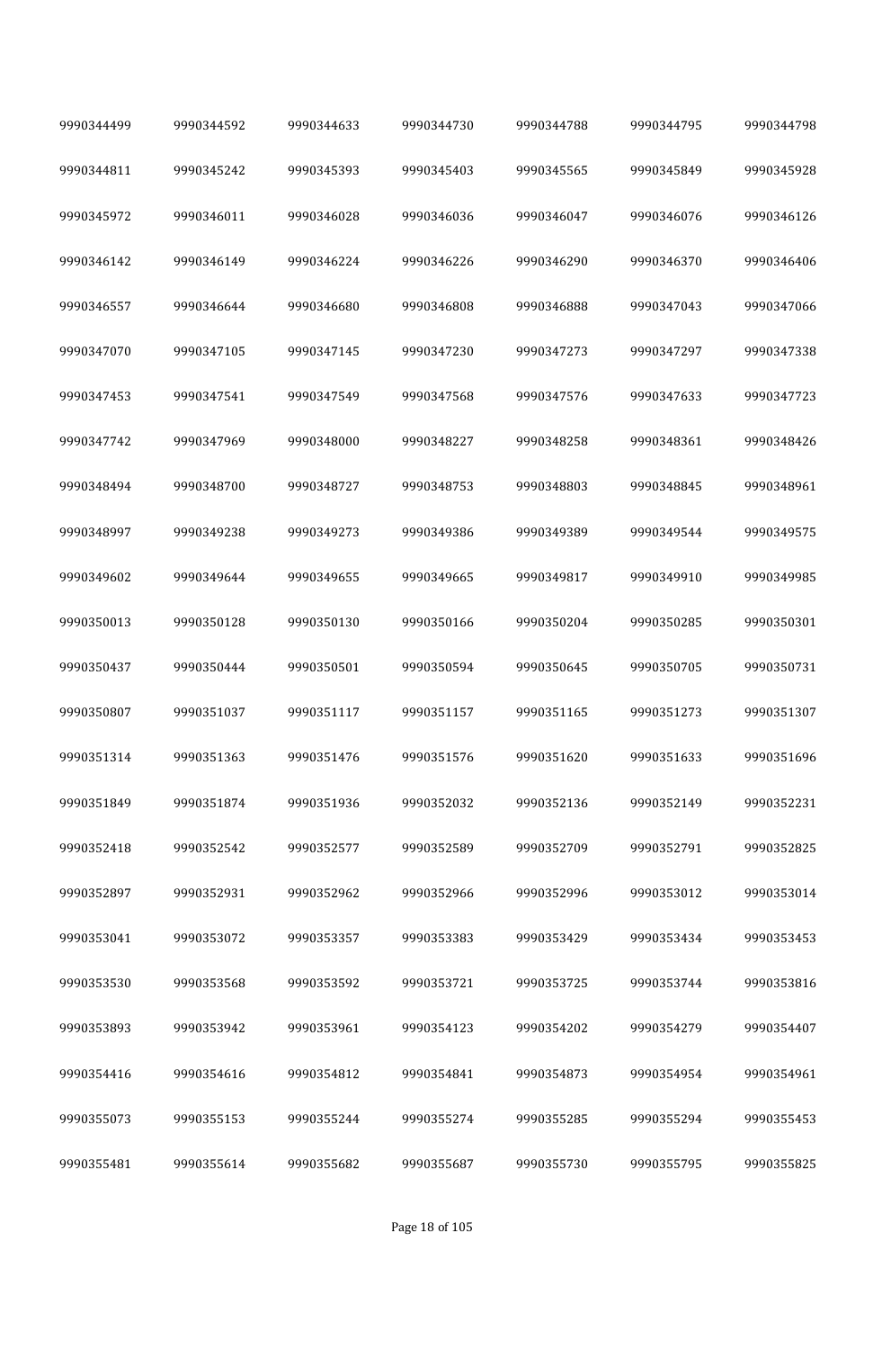| 9990344499 | 9990344592 | 9990344633 | 9990344730 | 9990344788 | 9990344795 | 9990344798 |
|---|---|---|---|---|---|---|
| 9990344811 | 9990345242 | 9990345393 | 9990345403 | 9990345565 | 9990345849 | 9990345928 |
| 9990345972 | 9990346011 | 9990346028 | 9990346036 | 9990346047 | 9990346076 | 9990346126 |
| 9990346142 | 9990346149 | 9990346224 | 9990346226 | 9990346290 | 9990346370 | 9990346406 |
| 9990346557 | 9990346644 | 9990346680 | 9990346808 | 9990346888 | 9990347043 | 9990347066 |
| 9990347070 | 9990347105 | 9990347145 | 9990347230 | 9990347273 | 9990347297 | 9990347338 |
| 9990347453 | 9990347541 | 9990347549 | 9990347568 | 9990347576 | 9990347633 | 9990347723 |
| 9990347742 | 9990347969 | 9990348000 | 9990348227 | 9990348258 | 9990348361 | 9990348426 |
| 9990348494 | 9990348700 | 9990348727 | 9990348753 | 9990348803 | 9990348845 | 9990348961 |
| 9990348997 | 9990349238 | 9990349273 | 9990349386 | 9990349389 | 9990349544 | 9990349575 |
| 9990349602 | 9990349644 | 9990349655 | 9990349665 | 9990349817 | 9990349910 | 9990349985 |
| 9990350013 | 9990350128 | 9990350130 | 9990350166 | 9990350204 | 9990350285 | 9990350301 |
| 9990350437 | 9990350444 | 9990350501 | 9990350594 | 9990350645 | 9990350705 | 9990350731 |
| 9990350807 | 9990351037 | 9990351117 | 9990351157 | 9990351165 | 9990351273 | 9990351307 |
| 9990351314 | 9990351363 | 9990351476 | 9990351576 | 9990351620 | 9990351633 | 9990351696 |
| 9990351849 | 9990351874 | 9990351936 | 9990352032 | 9990352136 | 9990352149 | 9990352231 |
| 9990352418 | 9990352542 | 9990352577 | 9990352589 | 9990352709 | 9990352791 | 9990352825 |
| 9990352897 | 9990352931 | 9990352962 | 9990352966 | 9990352996 | 9990353012 | 9990353014 |
| 9990353041 | 9990353072 | 9990353357 | 9990353383 | 9990353429 | 9990353434 | 9990353453 |
| 9990353530 | 9990353568 | 9990353592 | 9990353721 | 9990353725 | 9990353744 | 9990353816 |
| 9990353893 | 9990353942 | 9990353961 | 9990354123 | 9990354202 | 9990354279 | 9990354407 |
| 9990354416 | 9990354616 | 9990354812 | 9990354841 | 9990354873 | 9990354954 | 9990354961 |
| 9990355073 | 9990355153 | 9990355244 | 9990355274 | 9990355285 | 9990355294 | 9990355453 |
| 9990355481 | 9990355614 | 9990355682 | 9990355687 | 9990355730 | 9990355795 | 9990355825 |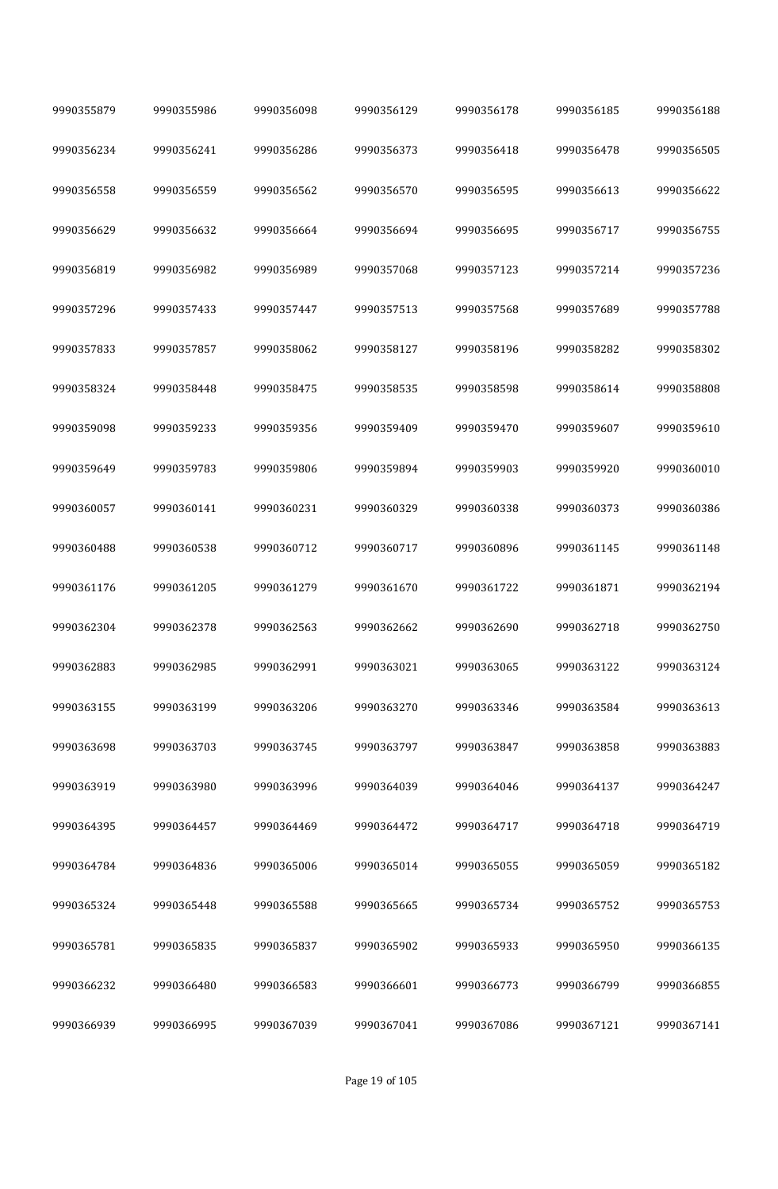| | | | | | | |
|---|---|---|---|---|---|---|
| 9990355879 | 9990355986 | 9990356098 | 9990356129 | 9990356178 | 9990356185 | 9990356188 |
| 9990356234 | 9990356241 | 9990356286 | 9990356373 | 9990356418 | 9990356478 | 9990356505 |
| 9990356558 | 9990356559 | 9990356562 | 9990356570 | 9990356595 | 9990356613 | 9990356622 |
| 9990356629 | 9990356632 | 9990356664 | 9990356694 | 9990356695 | 9990356717 | 9990356755 |
| 9990356819 | 9990356982 | 9990356989 | 9990357068 | 9990357123 | 9990357214 | 9990357236 |
| 9990357296 | 9990357433 | 9990357447 | 9990357513 | 9990357568 | 9990357689 | 9990357788 |
| 9990357833 | 9990357857 | 9990358062 | 9990358127 | 9990358196 | 9990358282 | 9990358302 |
| 9990358324 | 9990358448 | 9990358475 | 9990358535 | 9990358598 | 9990358614 | 9990358808 |
| 9990359098 | 9990359233 | 9990359356 | 9990359409 | 9990359470 | 9990359607 | 9990359610 |
| 9990359649 | 9990359783 | 9990359806 | 9990359894 | 9990359903 | 9990359920 | 9990360010 |
| 9990360057 | 9990360141 | 9990360231 | 9990360329 | 9990360338 | 9990360373 | 9990360386 |
| 9990360488 | 9990360538 | 9990360712 | 9990360717 | 9990360896 | 9990361145 | 9990361148 |
| 9990361176 | 9990361205 | 9990361279 | 9990361670 | 9990361722 | 9990361871 | 9990362194 |
| 9990362304 | 9990362378 | 9990362563 | 9990362662 | 9990362690 | 9990362718 | 9990362750 |
| 9990362883 | 9990362985 | 9990362991 | 9990363021 | 9990363065 | 9990363122 | 9990363124 |
| 9990363155 | 9990363199 | 9990363206 | 9990363270 | 9990363346 | 9990363584 | 9990363613 |
| 9990363698 | 9990363703 | 9990363745 | 9990363797 | 9990363847 | 9990363858 | 9990363883 |
| 9990363919 | 9990363980 | 9990363996 | 9990364039 | 9990364046 | 9990364137 | 9990364247 |
| 9990364395 | 9990364457 | 9990364469 | 9990364472 | 9990364717 | 9990364718 | 9990364719 |
| 9990364784 | 9990364836 | 9990365006 | 9990365014 | 9990365055 | 9990365059 | 9990365182 |
| 9990365324 | 9990365448 | 9990365588 | 9990365665 | 9990365734 | 9990365752 | 9990365753 |
| 9990365781 | 9990365835 | 9990365837 | 9990365902 | 9990365933 | 9990365950 | 9990366135 |
| 9990366232 | 9990366480 | 9990366583 | 9990366601 | 9990366773 | 9990366799 | 9990366855 |
| 9990366939 | 9990366995 | 9990367039 | 9990367041 | 9990367086 | 9990367121 | 9990367141 |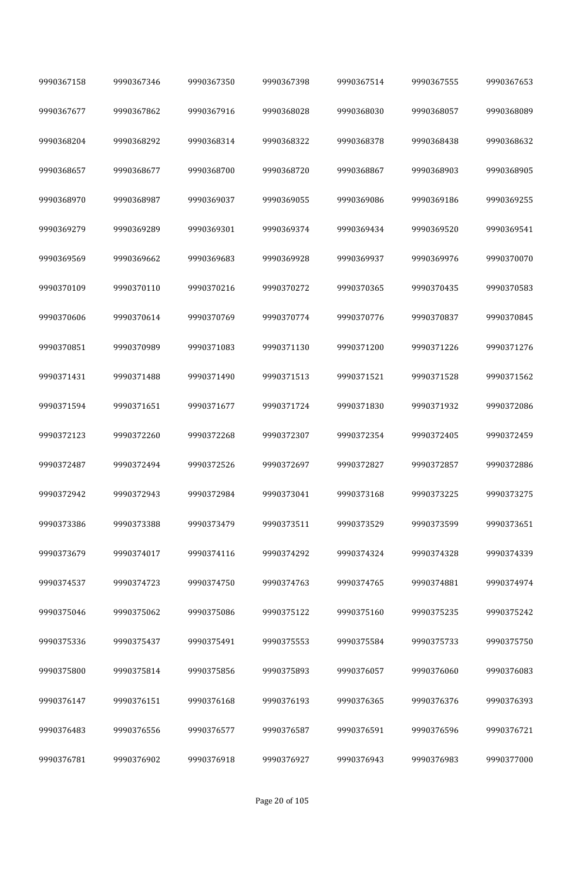| 9990367158 | 9990367346 | 9990367350 | 9990367398 | 9990367514 | 9990367555 | 9990367653 |
|---|---|---|---|---|---|---|
| 9990367677 | 9990367862 | 9990367916 | 9990368028 | 9990368030 | 9990368057 | 9990368089 |
| 9990368204 | 9990368292 | 9990368314 | 9990368322 | 9990368378 | 9990368438 | 9990368632 |
| 9990368657 | 9990368677 | 9990368700 | 9990368720 | 9990368867 | 9990368903 | 9990368905 |
| 9990368970 | 9990368987 | 9990369037 | 9990369055 | 9990369086 | 9990369186 | 9990369255 |
| 9990369279 | 9990369289 | 9990369301 | 9990369374 | 9990369434 | 9990369520 | 9990369541 |
| 9990369569 | 9990369662 | 9990369683 | 9990369928 | 9990369937 | 9990369976 | 9990370070 |
| 9990370109 | 9990370110 | 9990370216 | 9990370272 | 9990370365 | 9990370435 | 9990370583 |
| 9990370606 | 9990370614 | 9990370769 | 9990370774 | 9990370776 | 9990370837 | 9990370845 |
| 9990370851 | 9990370989 | 9990371083 | 9990371130 | 9990371200 | 9990371226 | 9990371276 |
| 9990371431 | 9990371488 | 9990371490 | 9990371513 | 9990371521 | 9990371528 | 9990371562 |
| 9990371594 | 9990371651 | 9990371677 | 9990371724 | 9990371830 | 9990371932 | 9990372086 |
| 9990372123 | 9990372260 | 9990372268 | 9990372307 | 9990372354 | 9990372405 | 9990372459 |
| 9990372487 | 9990372494 | 9990372526 | 9990372697 | 9990372827 | 9990372857 | 9990372886 |
| 9990372942 | 9990372943 | 9990372984 | 9990373041 | 9990373168 | 9990373225 | 9990373275 |
| 9990373386 | 9990373388 | 9990373479 | 9990373511 | 9990373529 | 9990373599 | 9990373651 |
| 9990373679 | 9990374017 | 9990374116 | 9990374292 | 9990374324 | 9990374328 | 9990374339 |
| 9990374537 | 9990374723 | 9990374750 | 9990374763 | 9990374765 | 9990374881 | 9990374974 |
| 9990375046 | 9990375062 | 9990375086 | 9990375122 | 9990375160 | 9990375235 | 9990375242 |
| 9990375336 | 9990375437 | 9990375491 | 9990375553 | 9990375584 | 9990375733 | 9990375750 |
| 9990375800 | 9990375814 | 9990375856 | 9990375893 | 9990376057 | 9990376060 | 9990376083 |
| 9990376147 | 9990376151 | 9990376168 | 9990376193 | 9990376365 | 9990376376 | 9990376393 |
| 9990376483 | 9990376556 | 9990376577 | 9990376587 | 9990376591 | 9990376596 | 9990376721 |
| 9990376781 | 9990376902 | 9990376918 | 9990376927 | 9990376943 | 9990376983 | 9990377000 |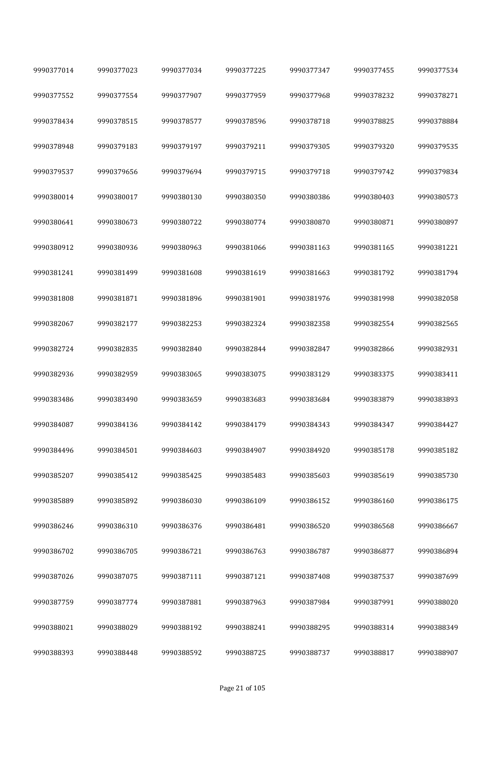| 9990377014 | 9990377023 | 9990377034 | 9990377225 | 9990377347 | 9990377455 | 9990377534 |
|---|---|---|---|---|---|---|
| 9990377552 | 9990377554 | 9990377907 | 9990377959 | 9990377968 | 9990378232 | 9990378271 |
| 9990378434 | 9990378515 | 9990378577 | 9990378596 | 9990378718 | 9990378825 | 9990378884 |
| 9990378948 | 9990379183 | 9990379197 | 9990379211 | 9990379305 | 9990379320 | 9990379535 |
| 9990379537 | 9990379656 | 9990379694 | 9990379715 | 9990379718 | 9990379742 | 9990379834 |
| 9990380014 | 9990380017 | 9990380130 | 9990380350 | 9990380386 | 9990380403 | 9990380573 |
| 9990380641 | 9990380673 | 9990380722 | 9990380774 | 9990380870 | 9990380871 | 9990380897 |
| 9990380912 | 9990380936 | 9990380963 | 9990381066 | 9990381163 | 9990381165 | 9990381221 |
| 9990381241 | 9990381499 | 9990381608 | 9990381619 | 9990381663 | 9990381792 | 9990381794 |
| 9990381808 | 9990381871 | 9990381896 | 9990381901 | 9990381976 | 9990381998 | 9990382058 |
| 9990382067 | 9990382177 | 9990382253 | 9990382324 | 9990382358 | 9990382554 | 9990382565 |
| 9990382724 | 9990382835 | 9990382840 | 9990382844 | 9990382847 | 9990382866 | 9990382931 |
| 9990382936 | 9990382959 | 9990383065 | 9990383075 | 9990383129 | 9990383375 | 9990383411 |
| 9990383486 | 9990383490 | 9990383659 | 9990383683 | 9990383684 | 9990383879 | 9990383893 |
| 9990384087 | 9990384136 | 9990384142 | 9990384179 | 9990384343 | 9990384347 | 9990384427 |
| 9990384496 | 9990384501 | 9990384603 | 9990384907 | 9990384920 | 9990385178 | 9990385182 |
| 9990385207 | 9990385412 | 9990385425 | 9990385483 | 9990385603 | 9990385619 | 9990385730 |
| 9990385889 | 9990385892 | 9990386030 | 9990386109 | 9990386152 | 9990386160 | 9990386175 |
| 9990386246 | 9990386310 | 9990386376 | 9990386481 | 9990386520 | 9990386568 | 9990386667 |
| 9990386702 | 9990386705 | 9990386721 | 9990386763 | 9990386787 | 9990386877 | 9990386894 |
| 9990387026 | 9990387075 | 9990387111 | 9990387121 | 9990387408 | 9990387537 | 9990387699 |
| 9990387759 | 9990387774 | 9990387881 | 9990387963 | 9990387984 | 9990387991 | 9990388020 |
| 9990388021 | 9990388029 | 9990388192 | 9990388241 | 9990388295 | 9990388314 | 9990388349 |
| 9990388393 | 9990388448 | 9990388592 | 9990388725 | 9990388737 | 9990388817 | 9990388907 |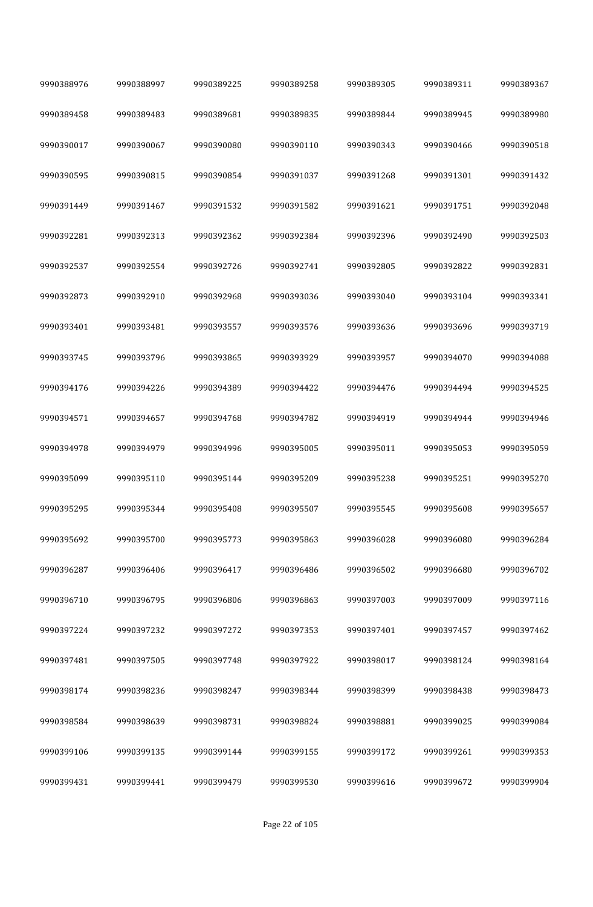| | | | | | | |
|---|---|---|---|---|---|---|
| 9990388976 | 9990388997 | 9990389225 | 9990389258 | 9990389305 | 9990389311 | 9990389367 |
| 9990389458 | 9990389483 | 9990389681 | 9990389835 | 9990389844 | 9990389945 | 9990389980 |
| 9990390017 | 9990390067 | 9990390080 | 9990390110 | 9990390343 | 9990390466 | 9990390518 |
| 9990390595 | 9990390815 | 9990390854 | 9990391037 | 9990391268 | 9990391301 | 9990391432 |
| 9990391449 | 9990391467 | 9990391532 | 9990391582 | 9990391621 | 9990391751 | 9990392048 |
| 9990392281 | 9990392313 | 9990392362 | 9990392384 | 9990392396 | 9990392490 | 9990392503 |
| 9990392537 | 9990392554 | 9990392726 | 9990392741 | 9990392805 | 9990392822 | 9990392831 |
| 9990392873 | 9990392910 | 9990392968 | 9990393036 | 9990393040 | 9990393104 | 9990393341 |
| 9990393401 | 9990393481 | 9990393557 | 9990393576 | 9990393636 | 9990393696 | 9990393719 |
| 9990393745 | 9990393796 | 9990393865 | 9990393929 | 9990393957 | 9990394070 | 9990394088 |
| 9990394176 | 9990394226 | 9990394389 | 9990394422 | 9990394476 | 9990394494 | 9990394525 |
| 9990394571 | 9990394657 | 9990394768 | 9990394782 | 9990394919 | 9990394944 | 9990394946 |
| 9990394978 | 9990394979 | 9990394996 | 9990395005 | 9990395011 | 9990395053 | 9990395059 |
| 9990395099 | 9990395110 | 9990395144 | 9990395209 | 9990395238 | 9990395251 | 9990395270 |
| 9990395295 | 9990395344 | 9990395408 | 9990395507 | 9990395545 | 9990395608 | 9990395657 |
| 9990395692 | 9990395700 | 9990395773 | 9990395863 | 9990396028 | 9990396080 | 9990396284 |
| 9990396287 | 9990396406 | 9990396417 | 9990396486 | 9990396502 | 9990396680 | 9990396702 |
| 9990396710 | 9990396795 | 9990396806 | 9990396863 | 9990397003 | 9990397009 | 9990397116 |
| 9990397224 | 9990397232 | 9990397272 | 9990397353 | 9990397401 | 9990397457 | 9990397462 |
| 9990397481 | 9990397505 | 9990397748 | 9990397922 | 9990398017 | 9990398124 | 9990398164 |
| 9990398174 | 9990398236 | 9990398247 | 9990398344 | 9990398399 | 9990398438 | 9990398473 |
| 9990398584 | 9990398639 | 9990398731 | 9990398824 | 9990398881 | 9990399025 | 9990399084 |
| 9990399106 | 9990399135 | 9990399144 | 9990399155 | 9990399172 | 9990399261 | 9990399353 |
| 9990399431 | 9990399441 | 9990399479 | 9990399530 | 9990399616 | 9990399672 | 9990399904 |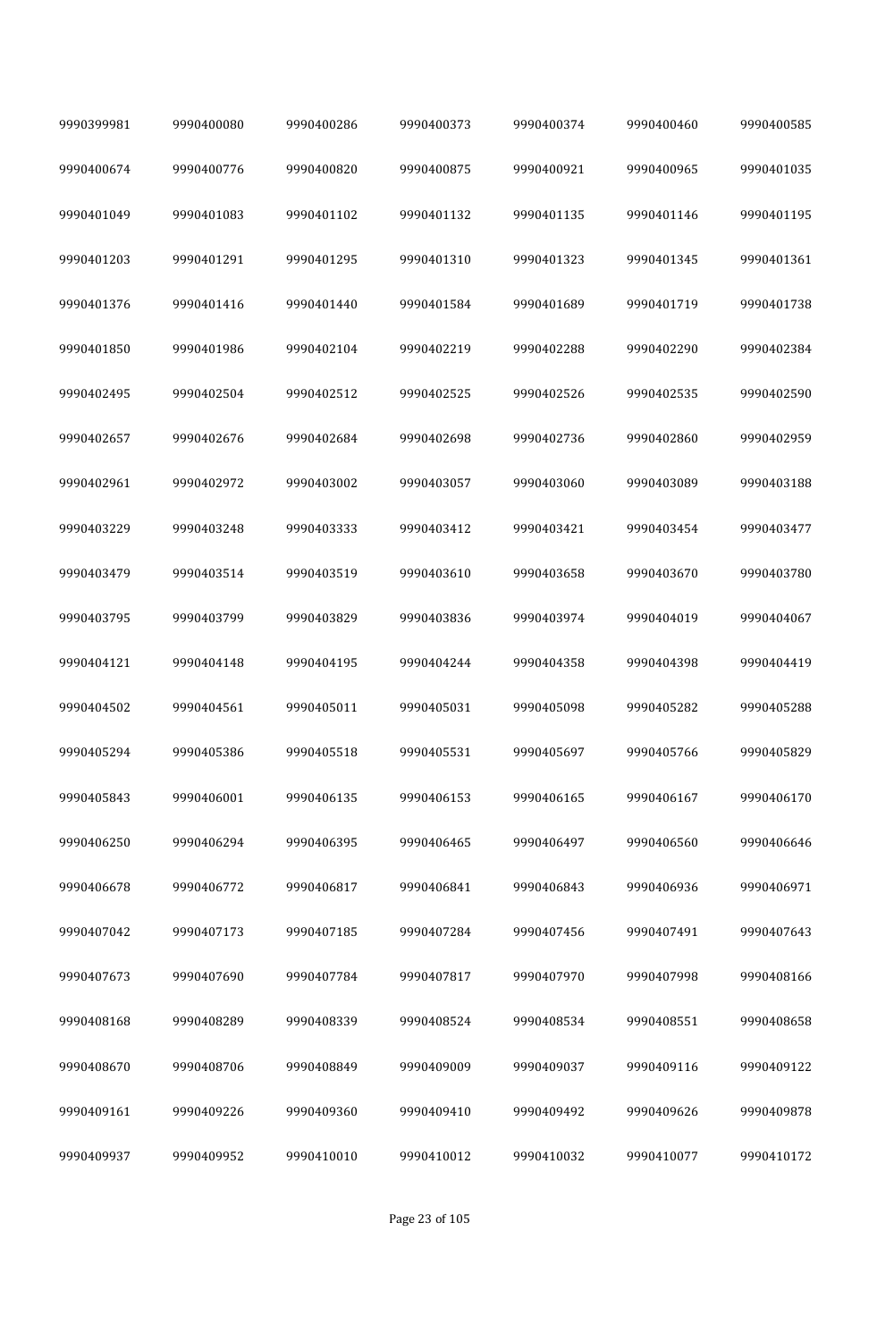| | | | | | | |
|---|---|---|---|---|---|---|
| 9990399981 | 9990400080 | 9990400286 | 9990400373 | 9990400374 | 9990400460 | 9990400585 |
| 9990400674 | 9990400776 | 9990400820 | 9990400875 | 9990400921 | 9990400965 | 9990401035 |
| 9990401049 | 9990401083 | 9990401102 | 9990401132 | 9990401135 | 9990401146 | 9990401195 |
| 9990401203 | 9990401291 | 9990401295 | 9990401310 | 9990401323 | 9990401345 | 9990401361 |
| 9990401376 | 9990401416 | 9990401440 | 9990401584 | 9990401689 | 9990401719 | 9990401738 |
| 9990401850 | 9990401986 | 9990402104 | 9990402219 | 9990402288 | 9990402290 | 9990402384 |
| 9990402495 | 9990402504 | 9990402512 | 9990402525 | 9990402526 | 9990402535 | 9990402590 |
| 9990402657 | 9990402676 | 9990402684 | 9990402698 | 9990402736 | 9990402860 | 9990402959 |
| 9990402961 | 9990402972 | 9990403002 | 9990403057 | 9990403060 | 9990403089 | 9990403188 |
| 9990403229 | 9990403248 | 9990403333 | 9990403412 | 9990403421 | 9990403454 | 9990403477 |
| 9990403479 | 9990403514 | 9990403519 | 9990403610 | 9990403658 | 9990403670 | 9990403780 |
| 9990403795 | 9990403799 | 9990403829 | 9990403836 | 9990403974 | 9990404019 | 9990404067 |
| 9990404121 | 9990404148 | 9990404195 | 9990404244 | 9990404358 | 9990404398 | 9990404419 |
| 9990404502 | 9990404561 | 9990405011 | 9990405031 | 9990405098 | 9990405282 | 9990405288 |
| 9990405294 | 9990405386 | 9990405518 | 9990405531 | 9990405697 | 9990405766 | 9990405829 |
| 9990405843 | 9990406001 | 9990406135 | 9990406153 | 9990406165 | 9990406167 | 9990406170 |
| 9990406250 | 9990406294 | 9990406395 | 9990406465 | 9990406497 | 9990406560 | 9990406646 |
| 9990406678 | 9990406772 | 9990406817 | 9990406841 | 9990406843 | 9990406936 | 9990406971 |
| 9990407042 | 9990407173 | 9990407185 | 9990407284 | 9990407456 | 9990407491 | 9990407643 |
| 9990407673 | 9990407690 | 9990407784 | 9990407817 | 9990407970 | 9990407998 | 9990408166 |
| 9990408168 | 9990408289 | 9990408339 | 9990408524 | 9990408534 | 9990408551 | 9990408658 |
| 9990408670 | 9990408706 | 9990408849 | 9990409009 | 9990409037 | 9990409116 | 9990409122 |
| 9990409161 | 9990409226 | 9990409360 | 9990409410 | 9990409492 | 9990409626 | 9990409878 |
| 9990409937 | 9990409952 | 9990410010 | 9990410012 | 9990410032 | 9990410077 | 9990410172 |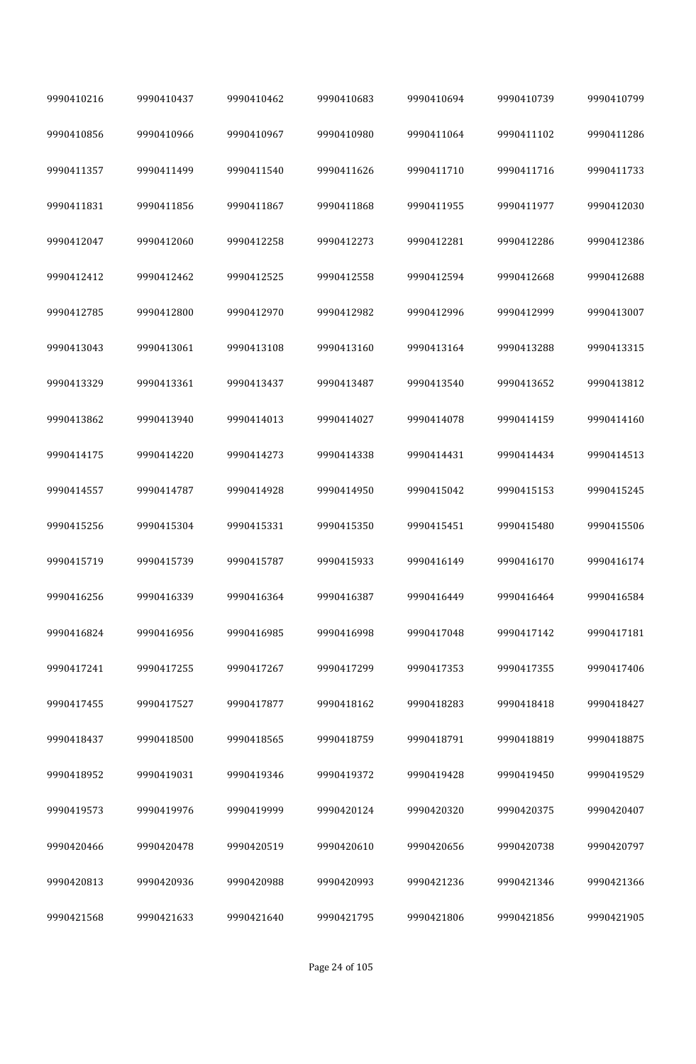| | | | | | | |
|---|---|---|---|---|---|---|
| 9990410216 | 9990410437 | 9990410462 | 9990410683 | 9990410694 | 9990410739 | 9990410799 |
| 9990410856 | 9990410966 | 9990410967 | 9990410980 | 9990411064 | 9990411102 | 9990411286 |
| 9990411357 | 9990411499 | 9990411540 | 9990411626 | 9990411710 | 9990411716 | 9990411733 |
| 9990411831 | 9990411856 | 9990411867 | 9990411868 | 9990411955 | 9990411977 | 9990412030 |
| 9990412047 | 9990412060 | 9990412258 | 9990412273 | 9990412281 | 9990412286 | 9990412386 |
| 9990412412 | 9990412462 | 9990412525 | 9990412558 | 9990412594 | 9990412668 | 9990412688 |
| 9990412785 | 9990412800 | 9990412970 | 9990412982 | 9990412996 | 9990412999 | 9990413007 |
| 9990413043 | 9990413061 | 9990413108 | 9990413160 | 9990413164 | 9990413288 | 9990413315 |
| 9990413329 | 9990413361 | 9990413437 | 9990413487 | 9990413540 | 9990413652 | 9990413812 |
| 9990413862 | 9990413940 | 9990414013 | 9990414027 | 9990414078 | 9990414159 | 9990414160 |
| 9990414175 | 9990414220 | 9990414273 | 9990414338 | 9990414431 | 9990414434 | 9990414513 |
| 9990414557 | 9990414787 | 9990414928 | 9990414950 | 9990415042 | 9990415153 | 9990415245 |
| 9990415256 | 9990415304 | 9990415331 | 9990415350 | 9990415451 | 9990415480 | 9990415506 |
| 9990415719 | 9990415739 | 9990415787 | 9990415933 | 9990416149 | 9990416170 | 9990416174 |
| 9990416256 | 9990416339 | 9990416364 | 9990416387 | 9990416449 | 9990416464 | 9990416584 |
| 9990416824 | 9990416956 | 9990416985 | 9990416998 | 9990417048 | 9990417142 | 9990417181 |
| 9990417241 | 9990417255 | 9990417267 | 9990417299 | 9990417353 | 9990417355 | 9990417406 |
| 9990417455 | 9990417527 | 9990417877 | 9990418162 | 9990418283 | 9990418418 | 9990418427 |
| 9990418437 | 9990418500 | 9990418565 | 9990418759 | 9990418791 | 9990418819 | 9990418875 |
| 9990418952 | 9990419031 | 9990419346 | 9990419372 | 9990419428 | 9990419450 | 9990419529 |
| 9990419573 | 9990419976 | 9990419999 | 9990420124 | 9990420320 | 9990420375 | 9990420407 |
| 9990420466 | 9990420478 | 9990420519 | 9990420610 | 9990420656 | 9990420738 | 9990420797 |
| 9990420813 | 9990420936 | 9990420988 | 9990420993 | 9990421236 | 9990421346 | 9990421366 |
| 9990421568 | 9990421633 | 9990421640 | 9990421795 | 9990421806 | 9990421856 | 9990421905 |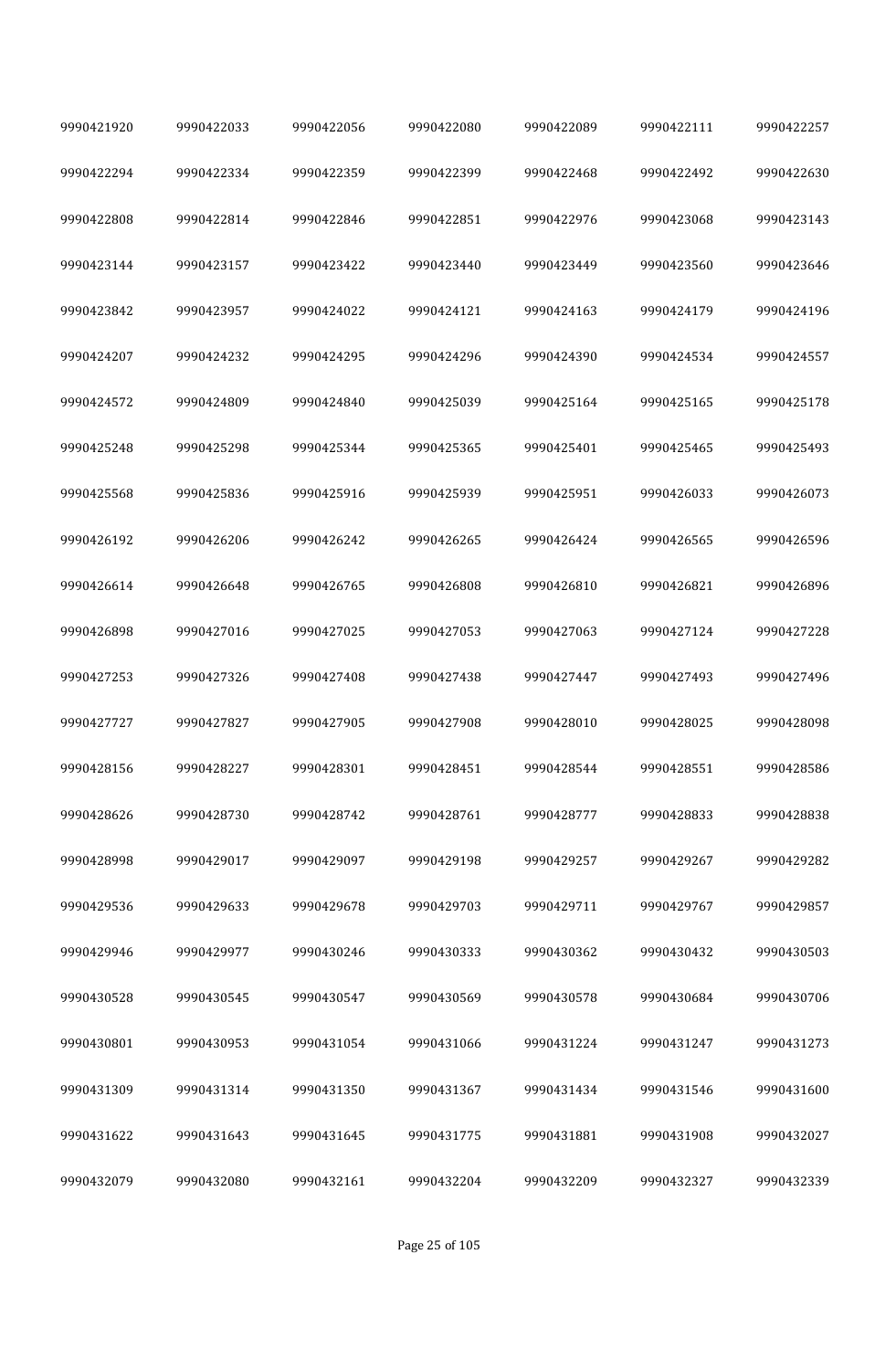| | | | | | | |
|---|---|---|---|---|---|---|
| 9990421920 | 9990422033 | 9990422056 | 9990422080 | 9990422089 | 9990422111 | 9990422257 |
| 9990422294 | 9990422334 | 9990422359 | 9990422399 | 9990422468 | 9990422492 | 9990422630 |
| 9990422808 | 9990422814 | 9990422846 | 9990422851 | 9990422976 | 9990423068 | 9990423143 |
| 9990423144 | 9990423157 | 9990423422 | 9990423440 | 9990423449 | 9990423560 | 9990423646 |
| 9990423842 | 9990423957 | 9990424022 | 9990424121 | 9990424163 | 9990424179 | 9990424196 |
| 9990424207 | 9990424232 | 9990424295 | 9990424296 | 9990424390 | 9990424534 | 9990424557 |
| 9990424572 | 9990424809 | 9990424840 | 9990425039 | 9990425164 | 9990425165 | 9990425178 |
| 9990425248 | 9990425298 | 9990425344 | 9990425365 | 9990425401 | 9990425465 | 9990425493 |
| 9990425568 | 9990425836 | 9990425916 | 9990425939 | 9990425951 | 9990426033 | 9990426073 |
| 9990426192 | 9990426206 | 9990426242 | 9990426265 | 9990426424 | 9990426565 | 9990426596 |
| 9990426614 | 9990426648 | 9990426765 | 9990426808 | 9990426810 | 9990426821 | 9990426896 |
| 9990426898 | 9990427016 | 9990427025 | 9990427053 | 9990427063 | 9990427124 | 9990427228 |
| 9990427253 | 9990427326 | 9990427408 | 9990427438 | 9990427447 | 9990427493 | 9990427496 |
| 9990427727 | 9990427827 | 9990427905 | 9990427908 | 9990428010 | 9990428025 | 9990428098 |
| 9990428156 | 9990428227 | 9990428301 | 9990428451 | 9990428544 | 9990428551 | 9990428586 |
| 9990428626 | 9990428730 | 9990428742 | 9990428761 | 9990428777 | 9990428833 | 9990428838 |
| 9990428998 | 9990429017 | 9990429097 | 9990429198 | 9990429257 | 9990429267 | 9990429282 |
| 9990429536 | 9990429633 | 9990429678 | 9990429703 | 9990429711 | 9990429767 | 9990429857 |
| 9990429946 | 9990429977 | 9990430246 | 9990430333 | 9990430362 | 9990430432 | 9990430503 |
| 9990430528 | 9990430545 | 9990430547 | 9990430569 | 9990430578 | 9990430684 | 9990430706 |
| 9990430801 | 9990430953 | 9990431054 | 9990431066 | 9990431224 | 9990431247 | 9990431273 |
| 9990431309 | 9990431314 | 9990431350 | 9990431367 | 9990431434 | 9990431546 | 9990431600 |
| 9990431622 | 9990431643 | 9990431645 | 9990431775 | 9990431881 | 9990431908 | 9990432027 |
| 9990432079 | 9990432080 | 9990432161 | 9990432204 | 9990432209 | 9990432327 | 9990432339 |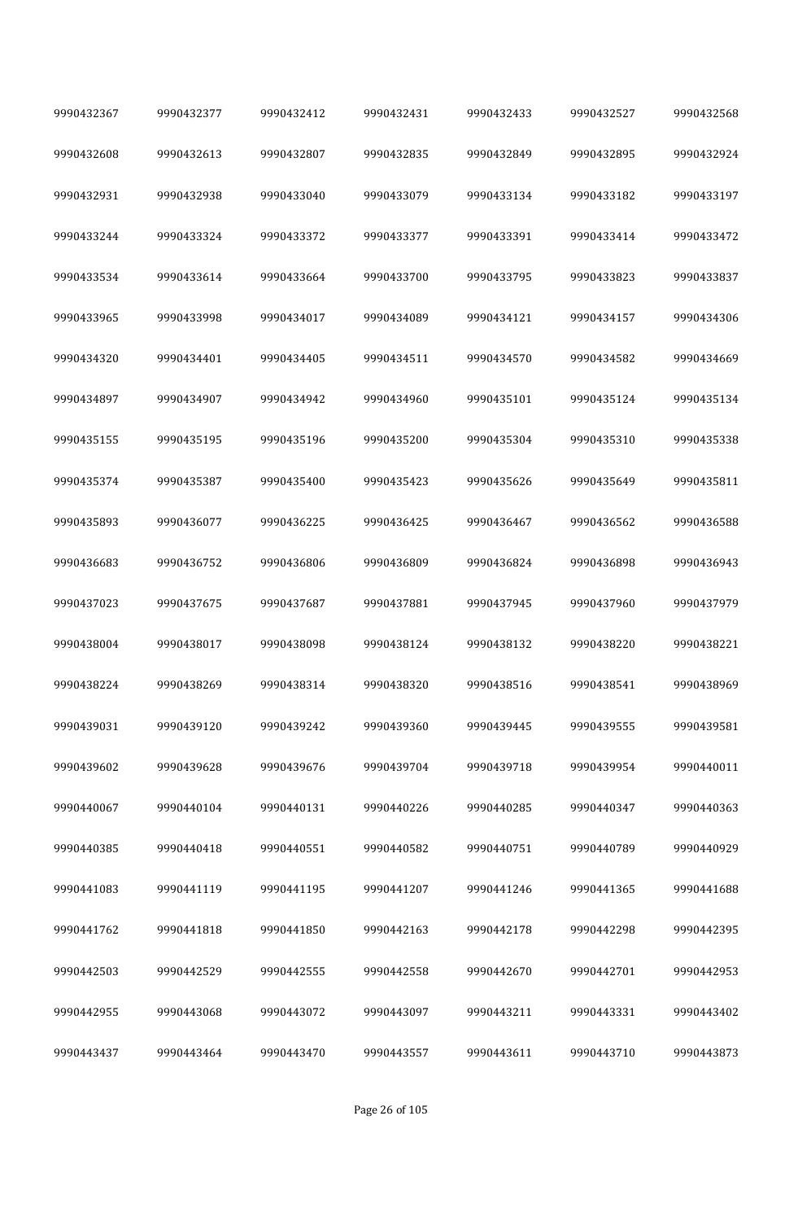| 9990432367 | 9990432377 | 9990432412 | 9990432431 | 9990432433 | 9990432527 | 9990432568 |
|---|---|---|---|---|---|---|
| 9990432608 | 9990432613 | 9990432807 | 9990432835 | 9990432849 | 9990432895 | 9990432924 |
| 9990432931 | 9990432938 | 9990433040 | 9990433079 | 9990433134 | 9990433182 | 9990433197 |
| 9990433244 | 9990433324 | 9990433372 | 9990433377 | 9990433391 | 9990433414 | 9990433472 |
| 9990433534 | 9990433614 | 9990433664 | 9990433700 | 9990433795 | 9990433823 | 9990433837 |
| 9990433965 | 9990433998 | 9990434017 | 9990434089 | 9990434121 | 9990434157 | 9990434306 |
| 9990434320 | 9990434401 | 9990434405 | 9990434511 | 9990434570 | 9990434582 | 9990434669 |
| 9990434897 | 9990434907 | 9990434942 | 9990434960 | 9990435101 | 9990435124 | 9990435134 |
| 9990435155 | 9990435195 | 9990435196 | 9990435200 | 9990435304 | 9990435310 | 9990435338 |
| 9990435374 | 9990435387 | 9990435400 | 9990435423 | 9990435626 | 9990435649 | 9990435811 |
| 9990435893 | 9990436077 | 9990436225 | 9990436425 | 9990436467 | 9990436562 | 9990436588 |
| 9990436683 | 9990436752 | 9990436806 | 9990436809 | 9990436824 | 9990436898 | 9990436943 |
| 9990437023 | 9990437675 | 9990437687 | 9990437881 | 9990437945 | 9990437960 | 9990437979 |
| 9990438004 | 9990438017 | 9990438098 | 9990438124 | 9990438132 | 9990438220 | 9990438221 |
| 9990438224 | 9990438269 | 9990438314 | 9990438320 | 9990438516 | 9990438541 | 9990438969 |
| 9990439031 | 9990439120 | 9990439242 | 9990439360 | 9990439445 | 9990439555 | 9990439581 |
| 9990439602 | 9990439628 | 9990439676 | 9990439704 | 9990439718 | 9990439954 | 9990440011 |
| 9990440067 | 9990440104 | 9990440131 | 9990440226 | 9990440285 | 9990440347 | 9990440363 |
| 9990440385 | 9990440418 | 9990440551 | 9990440582 | 9990440751 | 9990440789 | 9990440929 |
| 9990441083 | 9990441119 | 9990441195 | 9990441207 | 9990441246 | 9990441365 | 9990441688 |
| 9990441762 | 9990441818 | 9990441850 | 9990442163 | 9990442178 | 9990442298 | 9990442395 |
| 9990442503 | 9990442529 | 9990442555 | 9990442558 | 9990442670 | 9990442701 | 9990442953 |
| 9990442955 | 9990443068 | 9990443072 | 9990443097 | 9990443211 | 9990443331 | 9990443402 |
| 9990443437 | 9990443464 | 9990443470 | 9990443557 | 9990443611 | 9990443710 | 9990443873 |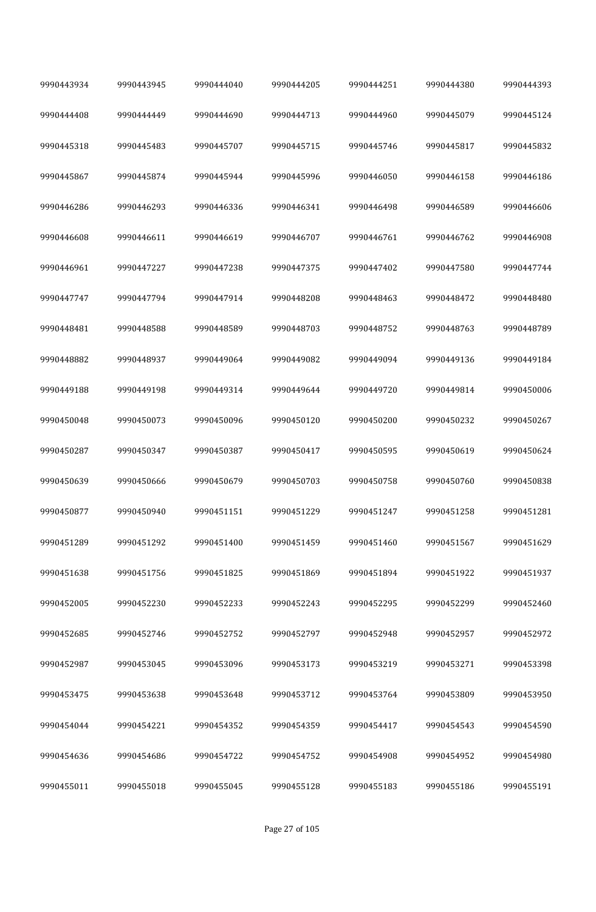| | | | | | | |
|---|---|---|---|---|---|---|
| 9990443934 | 9990443945 | 9990444040 | 9990444205 | 9990444251 | 9990444380 | 9990444393 |
| 9990444408 | 9990444449 | 9990444690 | 9990444713 | 9990444960 | 9990445079 | 9990445124 |
| 9990445318 | 9990445483 | 9990445707 | 9990445715 | 9990445746 | 9990445817 | 9990445832 |
| 9990445867 | 9990445874 | 9990445944 | 9990445996 | 9990446050 | 9990446158 | 9990446186 |
| 9990446286 | 9990446293 | 9990446336 | 9990446341 | 9990446498 | 9990446589 | 9990446606 |
| 9990446608 | 9990446611 | 9990446619 | 9990446707 | 9990446761 | 9990446762 | 9990446908 |
| 9990446961 | 9990447227 | 9990447238 | 9990447375 | 9990447402 | 9990447580 | 9990447744 |
| 9990447747 | 9990447794 | 9990447914 | 9990448208 | 9990448463 | 9990448472 | 9990448480 |
| 9990448481 | 9990448588 | 9990448589 | 9990448703 | 9990448752 | 9990448763 | 9990448789 |
| 9990448882 | 9990448937 | 9990449064 | 9990449082 | 9990449094 | 9990449136 | 9990449184 |
| 9990449188 | 9990449198 | 9990449314 | 9990449644 | 9990449720 | 9990449814 | 9990450006 |
| 9990450048 | 9990450073 | 9990450096 | 9990450120 | 9990450200 | 9990450232 | 9990450267 |
| 9990450287 | 9990450347 | 9990450387 | 9990450417 | 9990450595 | 9990450619 | 9990450624 |
| 9990450639 | 9990450666 | 9990450679 | 9990450703 | 9990450758 | 9990450760 | 9990450838 |
| 9990450877 | 9990450940 | 9990451151 | 9990451229 | 9990451247 | 9990451258 | 9990451281 |
| 9990451289 | 9990451292 | 9990451400 | 9990451459 | 9990451460 | 9990451567 | 9990451629 |
| 9990451638 | 9990451756 | 9990451825 | 9990451869 | 9990451894 | 9990451922 | 9990451937 |
| 9990452005 | 9990452230 | 9990452233 | 9990452243 | 9990452295 | 9990452299 | 9990452460 |
| 9990452685 | 9990452746 | 9990452752 | 9990452797 | 9990452948 | 9990452957 | 9990452972 |
| 9990452987 | 9990453045 | 9990453096 | 9990453173 | 9990453219 | 9990453271 | 9990453398 |
| 9990453475 | 9990453638 | 9990453648 | 9990453712 | 9990453764 | 9990453809 | 9990453950 |
| 9990454044 | 9990454221 | 9990454352 | 9990454359 | 9990454417 | 9990454543 | 9990454590 |
| 9990454636 | 9990454686 | 9990454722 | 9990454752 | 9990454908 | 9990454952 | 9990454980 |
| 9990455011 | 9990455018 | 9990455045 | 9990455128 | 9990455183 | 9990455186 | 9990455191 |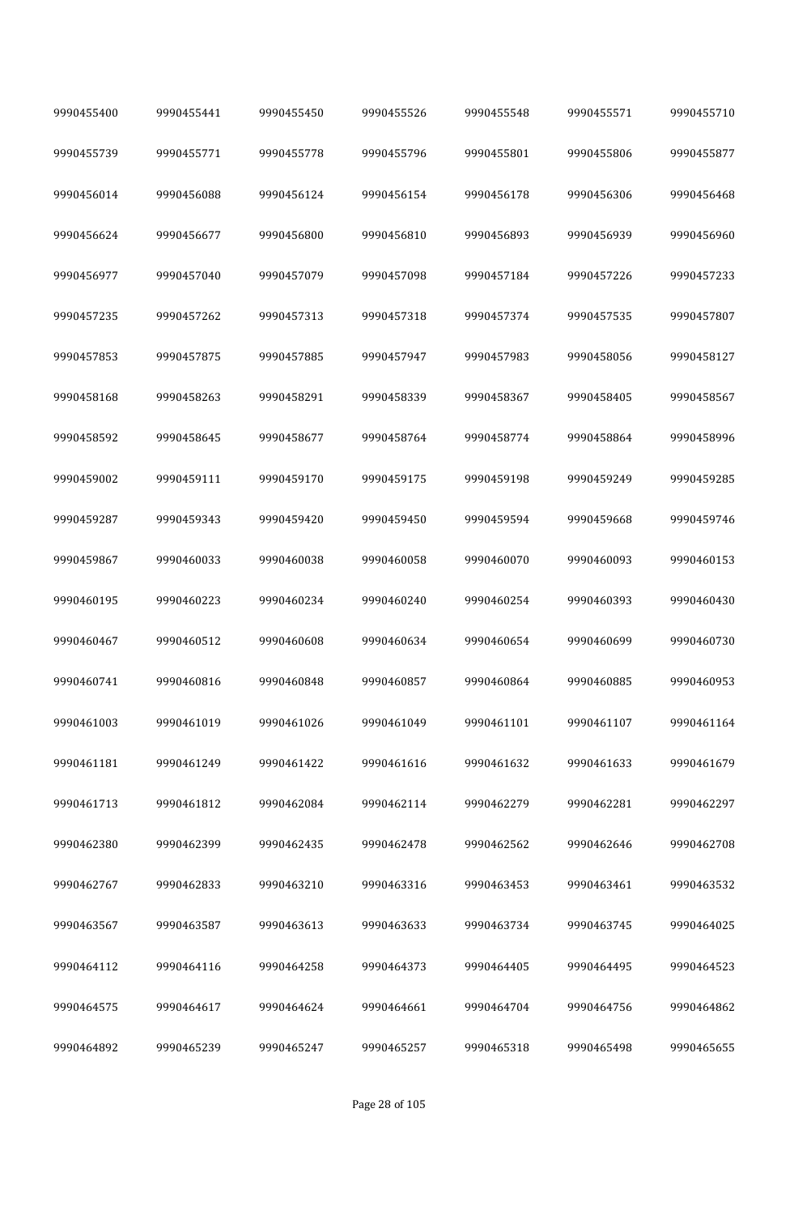| 9990455400 | 9990455441 | 9990455450 | 9990455526 | 9990455548 | 9990455571 | 9990455710 |
|---|---|---|---|---|---|---|
| 9990455739 | 9990455771 | 9990455778 | 9990455796 | 9990455801 | 9990455806 | 9990455877 |
| 9990456014 | 9990456088 | 9990456124 | 9990456154 | 9990456178 | 9990456306 | 9990456468 |
| 9990456624 | 9990456677 | 9990456800 | 9990456810 | 9990456893 | 9990456939 | 9990456960 |
| 9990456977 | 9990457040 | 9990457079 | 9990457098 | 9990457184 | 9990457226 | 9990457233 |
| 9990457235 | 9990457262 | 9990457313 | 9990457318 | 9990457374 | 9990457535 | 9990457807 |
| 9990457853 | 9990457875 | 9990457885 | 9990457947 | 9990457983 | 9990458056 | 9990458127 |
| 9990458168 | 9990458263 | 9990458291 | 9990458339 | 9990458367 | 9990458405 | 9990458567 |
| 9990458592 | 9990458645 | 9990458677 | 9990458764 | 9990458774 | 9990458864 | 9990458996 |
| 9990459002 | 9990459111 | 9990459170 | 9990459175 | 9990459198 | 9990459249 | 9990459285 |
| 9990459287 | 9990459343 | 9990459420 | 9990459450 | 9990459594 | 9990459668 | 9990459746 |
| 9990459867 | 9990460033 | 9990460038 | 9990460058 | 9990460070 | 9990460093 | 9990460153 |
| 9990460195 | 9990460223 | 9990460234 | 9990460240 | 9990460254 | 9990460393 | 9990460430 |
| 9990460467 | 9990460512 | 9990460608 | 9990460634 | 9990460654 | 9990460699 | 9990460730 |
| 9990460741 | 9990460816 | 9990460848 | 9990460857 | 9990460864 | 9990460885 | 9990460953 |
| 9990461003 | 9990461019 | 9990461026 | 9990461049 | 9990461101 | 9990461107 | 9990461164 |
| 9990461181 | 9990461249 | 9990461422 | 9990461616 | 9990461632 | 9990461633 | 9990461679 |
| 9990461713 | 9990461812 | 9990462084 | 9990462114 | 9990462279 | 9990462281 | 9990462297 |
| 9990462380 | 9990462399 | 9990462435 | 9990462478 | 9990462562 | 9990462646 | 9990462708 |
| 9990462767 | 9990462833 | 9990463210 | 9990463316 | 9990463453 | 9990463461 | 9990463532 |
| 9990463567 | 9990463587 | 9990463613 | 9990463633 | 9990463734 | 9990463745 | 9990464025 |
| 9990464112 | 9990464116 | 9990464258 | 9990464373 | 9990464405 | 9990464495 | 9990464523 |
| 9990464575 | 9990464617 | 9990464624 | 9990464661 | 9990464704 | 9990464756 | 9990464862 |
| 9990464892 | 9990465239 | 9990465247 | 9990465257 | 9990465318 | 9990465498 | 9990465655 |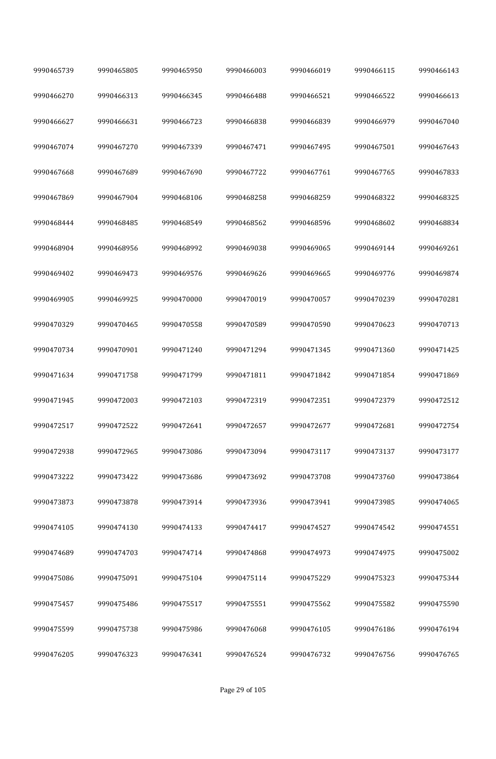| | | | | | | |
|---|---|---|---|---|---|---|
| 9990465739 | 9990465805 | 9990465950 | 9990466003 | 9990466019 | 9990466115 | 9990466143 |
| 9990466270 | 9990466313 | 9990466345 | 9990466488 | 9990466521 | 9990466522 | 9990466613 |
| 9990466627 | 9990466631 | 9990466723 | 9990466838 | 9990466839 | 9990466979 | 9990467040 |
| 9990467074 | 9990467270 | 9990467339 | 9990467471 | 9990467495 | 9990467501 | 9990467643 |
| 9990467668 | 9990467689 | 9990467690 | 9990467722 | 9990467761 | 9990467765 | 9990467833 |
| 9990467869 | 9990467904 | 9990468106 | 9990468258 | 9990468259 | 9990468322 | 9990468325 |
| 9990468444 | 9990468485 | 9990468549 | 9990468562 | 9990468596 | 9990468602 | 9990468834 |
| 9990468904 | 9990468956 | 9990468992 | 9990469038 | 9990469065 | 9990469144 | 9990469261 |
| 9990469402 | 9990469473 | 9990469576 | 9990469626 | 9990469665 | 9990469776 | 9990469874 |
| 9990469905 | 9990469925 | 9990470000 | 9990470019 | 9990470057 | 9990470239 | 9990470281 |
| 9990470329 | 9990470465 | 9990470558 | 9990470589 | 9990470590 | 9990470623 | 9990470713 |
| 9990470734 | 9990470901 | 9990471240 | 9990471294 | 9990471345 | 9990471360 | 9990471425 |
| 9990471634 | 9990471758 | 9990471799 | 9990471811 | 9990471842 | 9990471854 | 9990471869 |
| 9990471945 | 9990472003 | 9990472103 | 9990472319 | 9990472351 | 9990472379 | 9990472512 |
| 9990472517 | 9990472522 | 9990472641 | 9990472657 | 9990472677 | 9990472681 | 9990472754 |
| 9990472938 | 9990472965 | 9990473086 | 9990473094 | 9990473117 | 9990473137 | 9990473177 |
| 9990473222 | 9990473422 | 9990473686 | 9990473692 | 9990473708 | 9990473760 | 9990473864 |
| 9990473873 | 9990473878 | 9990473914 | 9990473936 | 9990473941 | 9990473985 | 9990474065 |
| 9990474105 | 9990474130 | 9990474133 | 9990474417 | 9990474527 | 9990474542 | 9990474551 |
| 9990474689 | 9990474703 | 9990474714 | 9990474868 | 9990474973 | 9990474975 | 9990475002 |
| 9990475086 | 9990475091 | 9990475104 | 9990475114 | 9990475229 | 9990475323 | 9990475344 |
| 9990475457 | 9990475486 | 9990475517 | 9990475551 | 9990475562 | 9990475582 | 9990475590 |
| 9990475599 | 9990475738 | 9990475986 | 9990476068 | 9990476105 | 9990476186 | 9990476194 |
| 9990476205 | 9990476323 | 9990476341 | 9990476524 | 9990476732 | 9990476756 | 9990476765 |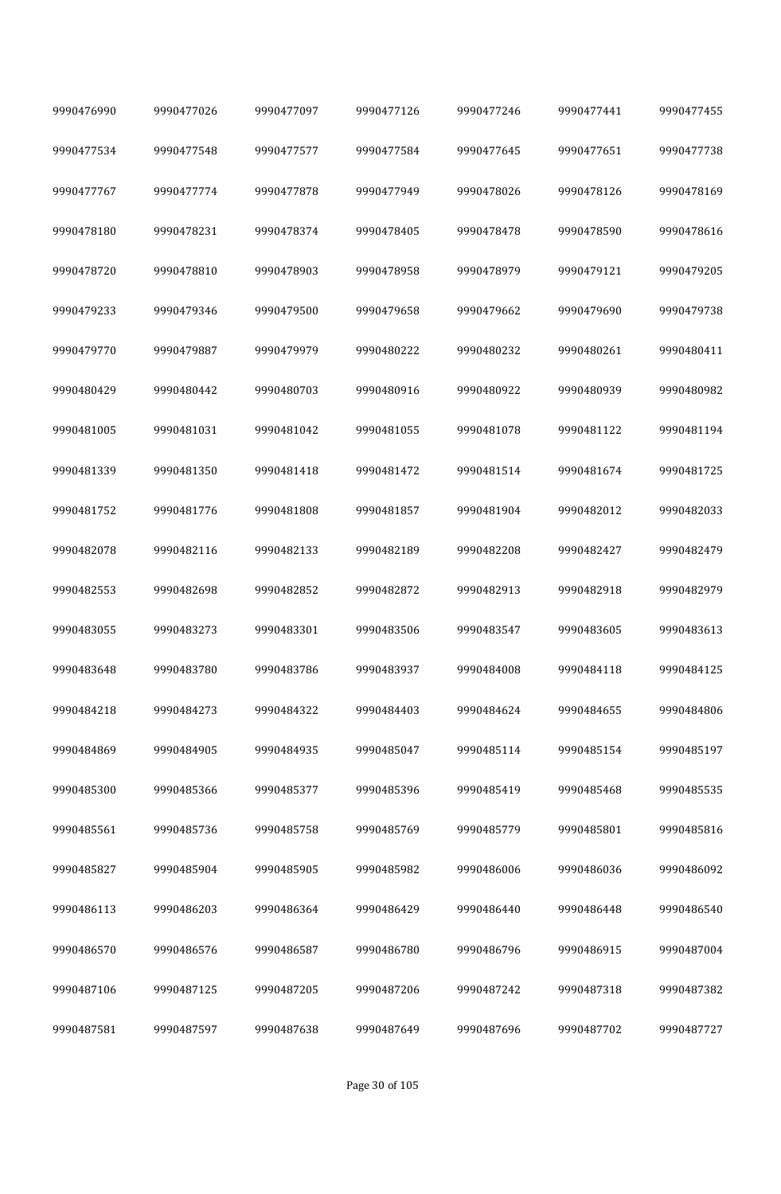| 9990476990 | 9990477026 | 9990477097 | 9990477126 | 9990477246 | 9990477441 | 9990477455 |
|---|---|---|---|---|---|---|
| 9990477534 | 9990477548 | 9990477577 | 9990477584 | 9990477645 | 9990477651 | 9990477738 |
| 9990477767 | 9990477774 | 9990477878 | 9990477949 | 9990478026 | 9990478126 | 9990478169 |
| 9990478180 | 9990478231 | 9990478374 | 9990478405 | 9990478478 | 9990478590 | 9990478616 |
| 9990478720 | 9990478810 | 9990478903 | 9990478958 | 9990478979 | 9990479121 | 9990479205 |
| 9990479233 | 9990479346 | 9990479500 | 9990479658 | 9990479662 | 9990479690 | 9990479738 |
| 9990479770 | 9990479887 | 9990479979 | 9990480222 | 9990480232 | 9990480261 | 9990480411 |
| 9990480429 | 9990480442 | 9990480703 | 9990480916 | 9990480922 | 9990480939 | 9990480982 |
| 9990481005 | 9990481031 | 9990481042 | 9990481055 | 9990481078 | 9990481122 | 9990481194 |
| 9990481339 | 9990481350 | 9990481418 | 9990481472 | 9990481514 | 9990481674 | 9990481725 |
| 9990481752 | 9990481776 | 9990481808 | 9990481857 | 9990481904 | 9990482012 | 9990482033 |
| 9990482078 | 9990482116 | 9990482133 | 9990482189 | 9990482208 | 9990482427 | 9990482479 |
| 9990482553 | 9990482698 | 9990482852 | 9990482872 | 9990482913 | 9990482918 | 9990482979 |
| 9990483055 | 9990483273 | 9990483301 | 9990483506 | 9990483547 | 9990483605 | 9990483613 |
| 9990483648 | 9990483780 | 9990483786 | 9990483937 | 9990484008 | 9990484118 | 9990484125 |
| 9990484218 | 9990484273 | 9990484322 | 9990484403 | 9990484624 | 9990484655 | 9990484806 |
| 9990484869 | 9990484905 | 9990484935 | 9990485047 | 9990485114 | 9990485154 | 9990485197 |
| 9990485300 | 9990485366 | 9990485377 | 9990485396 | 9990485419 | 9990485468 | 9990485535 |
| 9990485561 | 9990485736 | 9990485758 | 9990485769 | 9990485779 | 9990485801 | 9990485816 |
| 9990485827 | 9990485904 | 9990485905 | 9990485982 | 9990486006 | 9990486036 | 9990486092 |
| 9990486113 | 9990486203 | 9990486364 | 9990486429 | 9990486440 | 9990486448 | 9990486540 |
| 9990486570 | 9990486576 | 9990486587 | 9990486780 | 9990486796 | 9990486915 | 9990487004 |
| 9990487106 | 9990487125 | 9990487205 | 9990487206 | 9990487242 | 9990487318 | 9990487382 |
| 9990487581 | 9990487597 | 9990487638 | 9990487649 | 9990487696 | 9990487702 | 9990487727 |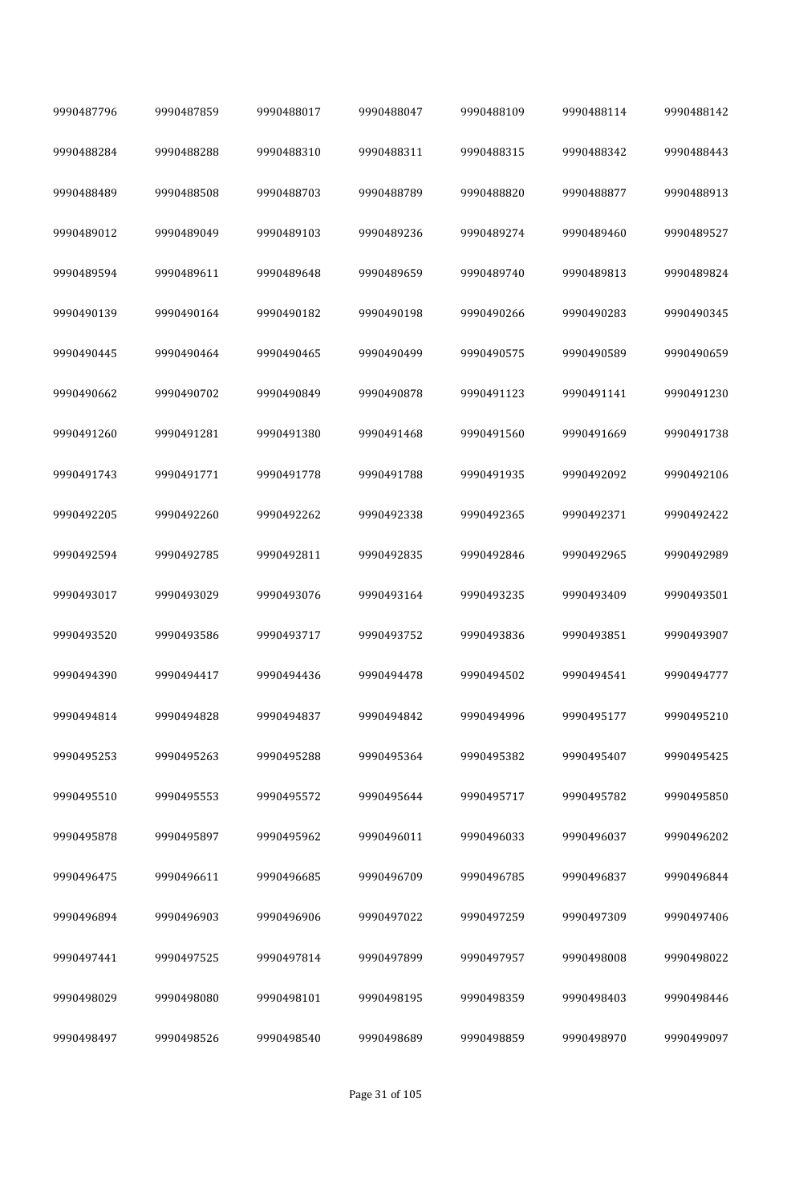| | | | | | | |
|---|---|---|---|---|---|---|
| 9990487796 | 9990487859 | 9990488017 | 9990488047 | 9990488109 | 9990488114 | 9990488142 |
| 9990488284 | 9990488288 | 9990488310 | 9990488311 | 9990488315 | 9990488342 | 9990488443 |
| 9990488489 | 9990488508 | 9990488703 | 9990488789 | 9990488820 | 9990488877 | 9990488913 |
| 9990489012 | 9990489049 | 9990489103 | 9990489236 | 9990489274 | 9990489460 | 9990489527 |
| 9990489594 | 9990489611 | 9990489648 | 9990489659 | 9990489740 | 9990489813 | 9990489824 |
| 9990490139 | 9990490164 | 9990490182 | 9990490198 | 9990490266 | 9990490283 | 9990490345 |
| 9990490445 | 9990490464 | 9990490465 | 9990490499 | 9990490575 | 9990490589 | 9990490659 |
| 9990490662 | 9990490702 | 9990490849 | 9990490878 | 9990491123 | 9990491141 | 9990491230 |
| 9990491260 | 9990491281 | 9990491380 | 9990491468 | 9990491560 | 9990491669 | 9990491738 |
| 9990491743 | 9990491771 | 9990491778 | 9990491788 | 9990491935 | 9990492092 | 9990492106 |
| 9990492205 | 9990492260 | 9990492262 | 9990492338 | 9990492365 | 9990492371 | 9990492422 |
| 9990492594 | 9990492785 | 9990492811 | 9990492835 | 9990492846 | 9990492965 | 9990492989 |
| 9990493017 | 9990493029 | 9990493076 | 9990493164 | 9990493235 | 9990493409 | 9990493501 |
| 9990493520 | 9990493586 | 9990493717 | 9990493752 | 9990493836 | 9990493851 | 9990493907 |
| 9990494390 | 9990494417 | 9990494436 | 9990494478 | 9990494502 | 9990494541 | 9990494777 |
| 9990494814 | 9990494828 | 9990494837 | 9990494842 | 9990494996 | 9990495177 | 9990495210 |
| 9990495253 | 9990495263 | 9990495288 | 9990495364 | 9990495382 | 9990495407 | 9990495425 |
| 9990495510 | 9990495553 | 9990495572 | 9990495644 | 9990495717 | 9990495782 | 9990495850 |
| 9990495878 | 9990495897 | 9990495962 | 9990496011 | 9990496033 | 9990496037 | 9990496202 |
| 9990496475 | 9990496611 | 9990496685 | 9990496709 | 9990496785 | 9990496837 | 9990496844 |
| 9990496894 | 9990496903 | 9990496906 | 9990497022 | 9990497259 | 9990497309 | 9990497406 |
| 9990497441 | 9990497525 | 9990497814 | 9990497899 | 9990497957 | 9990498008 | 9990498022 |
| 9990498029 | 9990498080 | 9990498101 | 9990498195 | 9990498359 | 9990498403 | 9990498446 |
| 9990498497 | 9990498526 | 9990498540 | 9990498689 | 9990498859 | 9990498970 | 9990499097 |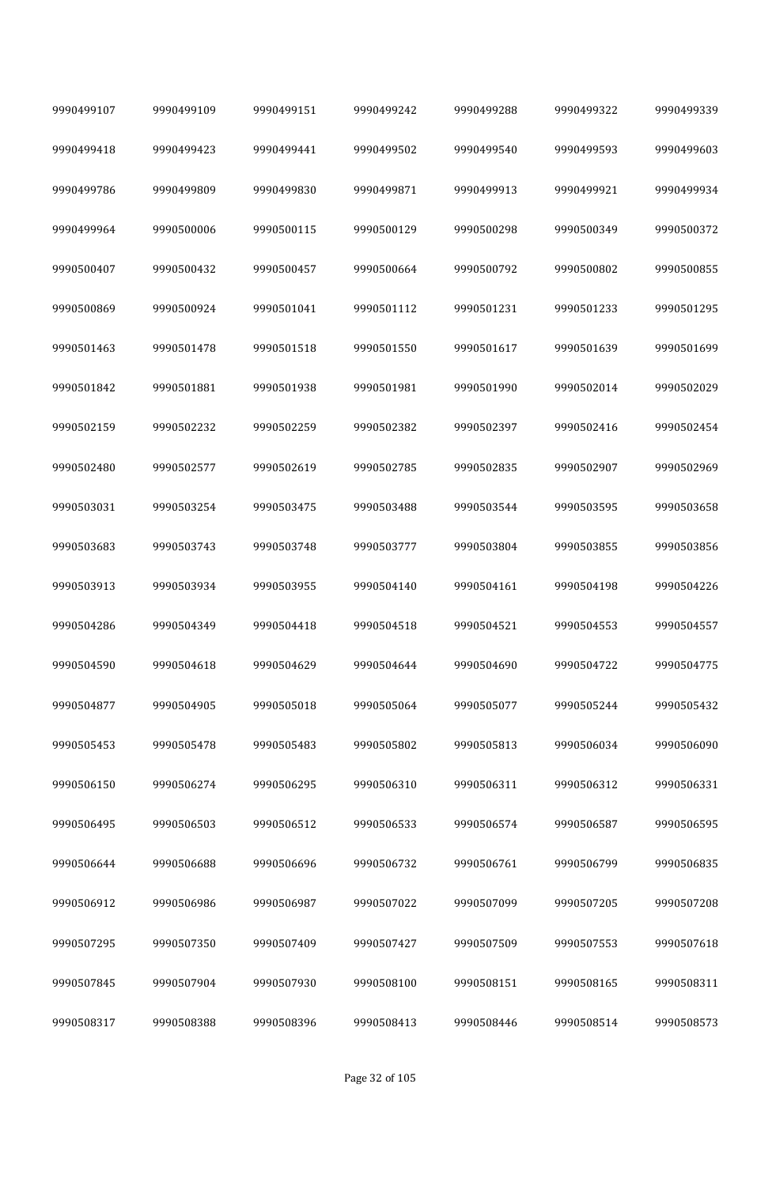| | | | | | | |
|---|---|---|---|---|---|---|
| 9990499107 | 9990499109 | 9990499151 | 9990499242 | 9990499288 | 9990499322 | 9990499339 |
| 9990499418 | 9990499423 | 9990499441 | 9990499502 | 9990499540 | 9990499593 | 9990499603 |
| 9990499786 | 9990499809 | 9990499830 | 9990499871 | 9990499913 | 9990499921 | 9990499934 |
| 9990499964 | 9990500006 | 9990500115 | 9990500129 | 9990500298 | 9990500349 | 9990500372 |
| 9990500407 | 9990500432 | 9990500457 | 9990500664 | 9990500792 | 9990500802 | 9990500855 |
| 9990500869 | 9990500924 | 9990501041 | 9990501112 | 9990501231 | 9990501233 | 9990501295 |
| 9990501463 | 9990501478 | 9990501518 | 9990501550 | 9990501617 | 9990501639 | 9990501699 |
| 9990501842 | 9990501881 | 9990501938 | 9990501981 | 9990501990 | 9990502014 | 9990502029 |
| 9990502159 | 9990502232 | 9990502259 | 9990502382 | 9990502397 | 9990502416 | 9990502454 |
| 9990502480 | 9990502577 | 9990502619 | 9990502785 | 9990502835 | 9990502907 | 9990502969 |
| 9990503031 | 9990503254 | 9990503475 | 9990503488 | 9990503544 | 9990503595 | 9990503658 |
| 9990503683 | 9990503743 | 9990503748 | 9990503777 | 9990503804 | 9990503855 | 9990503856 |
| 9990503913 | 9990503934 | 9990503955 | 9990504140 | 9990504161 | 9990504198 | 9990504226 |
| 9990504286 | 9990504349 | 9990504418 | 9990504518 | 9990504521 | 9990504553 | 9990504557 |
| 9990504590 | 9990504618 | 9990504629 | 9990504644 | 9990504690 | 9990504722 | 9990504775 |
| 9990504877 | 9990504905 | 9990505018 | 9990505064 | 9990505077 | 9990505244 | 9990505432 |
| 9990505453 | 9990505478 | 9990505483 | 9990505802 | 9990505813 | 9990506034 | 9990506090 |
| 9990506150 | 9990506274 | 9990506295 | 9990506310 | 9990506311 | 9990506312 | 9990506331 |
| 9990506495 | 9990506503 | 9990506512 | 9990506533 | 9990506574 | 9990506587 | 9990506595 |
| 9990506644 | 9990506688 | 9990506696 | 9990506732 | 9990506761 | 9990506799 | 9990506835 |
| 9990506912 | 9990506986 | 9990506987 | 9990507022 | 9990507099 | 9990507205 | 9990507208 |
| 9990507295 | 9990507350 | 9990507409 | 9990507427 | 9990507509 | 9990507553 | 9990507618 |
| 9990507845 | 9990507904 | 9990507930 | 9990508100 | 9990508151 | 9990508165 | 9990508311 |
| 9990508317 | 9990508388 | 9990508396 | 9990508413 | 9990508446 | 9990508514 | 9990508573 |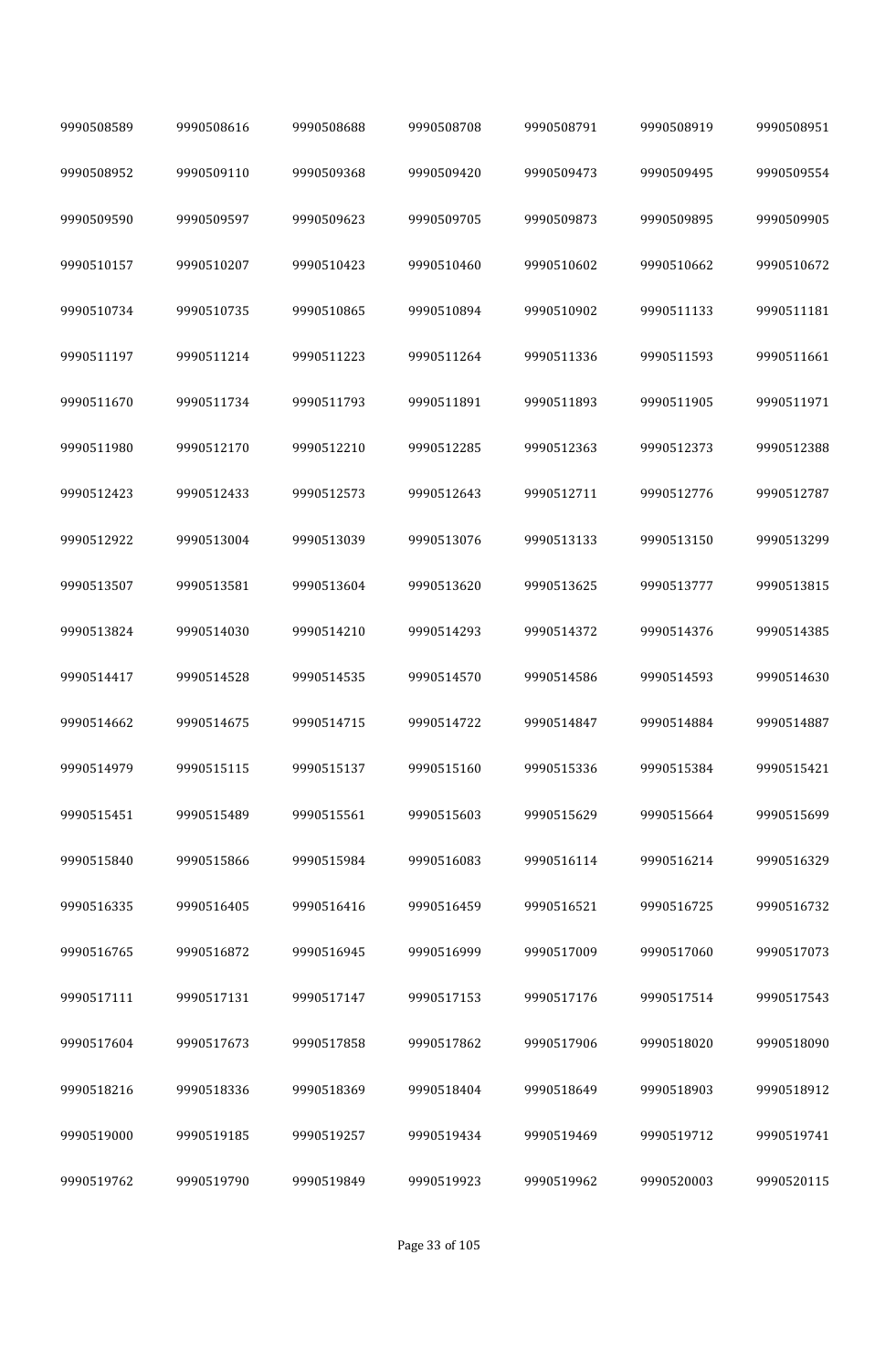| 9990508589 | 9990508616 | 9990508688 | 9990508708 | 9990508791 | 9990508919 | 9990508951 |
|---|---|---|---|---|---|---|
| 9990508952 | 9990509110 | 9990509368 | 9990509420 | 9990509473 | 9990509495 | 9990509554 |
| 9990509590 | 9990509597 | 9990509623 | 9990509705 | 9990509873 | 9990509895 | 9990509905 |
| 9990510157 | 9990510207 | 9990510423 | 9990510460 | 9990510602 | 9990510662 | 9990510672 |
| 9990510734 | 9990510735 | 9990510865 | 9990510894 | 9990510902 | 9990511133 | 9990511181 |
| 9990511197 | 9990511214 | 9990511223 | 9990511264 | 9990511336 | 9990511593 | 9990511661 |
| 9990511670 | 9990511734 | 9990511793 | 9990511891 | 9990511893 | 9990511905 | 9990511971 |
| 9990511980 | 9990512170 | 9990512210 | 9990512285 | 9990512363 | 9990512373 | 9990512388 |
| 9990512423 | 9990512433 | 9990512573 | 9990512643 | 9990512711 | 9990512776 | 9990512787 |
| 9990512922 | 9990513004 | 9990513039 | 9990513076 | 9990513133 | 9990513150 | 9990513299 |
| 9990513507 | 9990513581 | 9990513604 | 9990513620 | 9990513625 | 9990513777 | 9990513815 |
| 9990513824 | 9990514030 | 9990514210 | 9990514293 | 9990514372 | 9990514376 | 9990514385 |
| 9990514417 | 9990514528 | 9990514535 | 9990514570 | 9990514586 | 9990514593 | 9990514630 |
| 9990514662 | 9990514675 | 9990514715 | 9990514722 | 9990514847 | 9990514884 | 9990514887 |
| 9990514979 | 9990515115 | 9990515137 | 9990515160 | 9990515336 | 9990515384 | 9990515421 |
| 9990515451 | 9990515489 | 9990515561 | 9990515603 | 9990515629 | 9990515664 | 9990515699 |
| 9990515840 | 9990515866 | 9990515984 | 9990516083 | 9990516114 | 9990516214 | 9990516329 |
| 9990516335 | 9990516405 | 9990516416 | 9990516459 | 9990516521 | 9990516725 | 9990516732 |
| 9990516765 | 9990516872 | 9990516945 | 9990516999 | 9990517009 | 9990517060 | 9990517073 |
| 9990517111 | 9990517131 | 9990517147 | 9990517153 | 9990517176 | 9990517514 | 9990517543 |
| 9990517604 | 9990517673 | 9990517858 | 9990517862 | 9990517906 | 9990518020 | 9990518090 |
| 9990518216 | 9990518336 | 9990518369 | 9990518404 | 9990518649 | 9990518903 | 9990518912 |
| 9990519000 | 9990519185 | 9990519257 | 9990519434 | 9990519469 | 9990519712 | 9990519741 |
| 9990519762 | 9990519790 | 9990519849 | 9990519923 | 9990519962 | 9990520003 | 9990520115 |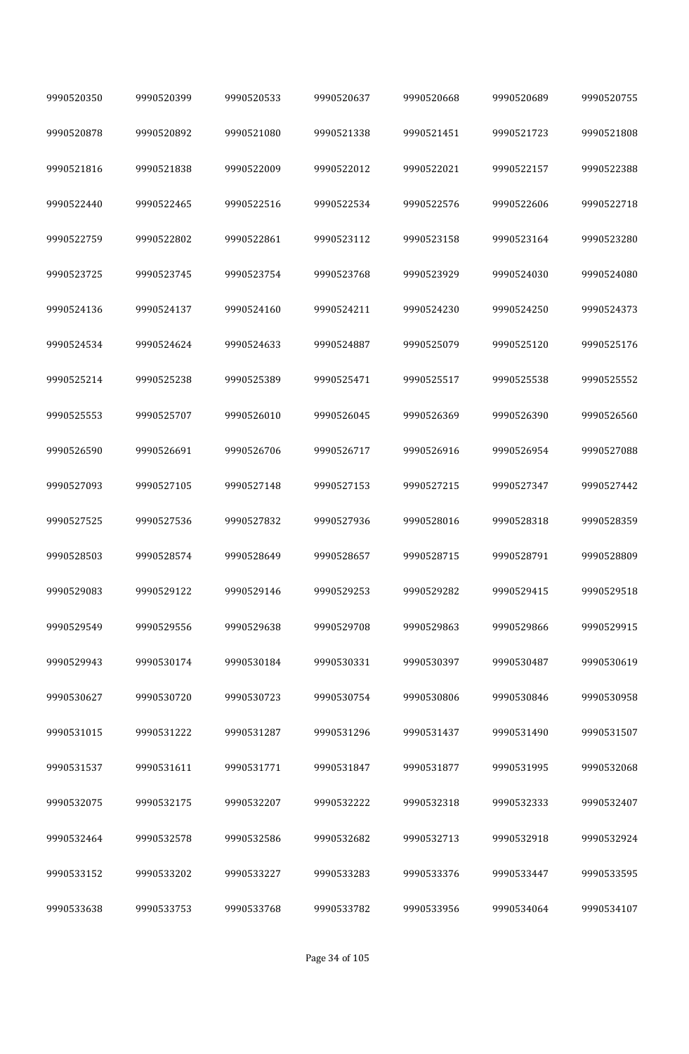| | | | | | | |
|---|---|---|---|---|---|---|
| 9990520350 | 9990520399 | 9990520533 | 9990520637 | 9990520668 | 9990520689 | 9990520755 |
| 9990520878 | 9990520892 | 9990521080 | 9990521338 | 9990521451 | 9990521723 | 9990521808 |
| 9990521816 | 9990521838 | 9990522009 | 9990522012 | 9990522021 | 9990522157 | 9990522388 |
| 9990522440 | 9990522465 | 9990522516 | 9990522534 | 9990522576 | 9990522606 | 9990522718 |
| 9990522759 | 9990522802 | 9990522861 | 9990523112 | 9990523158 | 9990523164 | 9990523280 |
| 9990523725 | 9990523745 | 9990523754 | 9990523768 | 9990523929 | 9990524030 | 9990524080 |
| 9990524136 | 9990524137 | 9990524160 | 9990524211 | 9990524230 | 9990524250 | 9990524373 |
| 9990524534 | 9990524624 | 9990524633 | 9990524887 | 9990525079 | 9990525120 | 9990525176 |
| 9990525214 | 9990525238 | 9990525389 | 9990525471 | 9990525517 | 9990525538 | 9990525552 |
| 9990525553 | 9990525707 | 9990526010 | 9990526045 | 9990526369 | 9990526390 | 9990526560 |
| 9990526590 | 9990526691 | 9990526706 | 9990526717 | 9990526916 | 9990526954 | 9990527088 |
| 9990527093 | 9990527105 | 9990527148 | 9990527153 | 9990527215 | 9990527347 | 9990527442 |
| 9990527525 | 9990527536 | 9990527832 | 9990527936 | 9990528016 | 9990528318 | 9990528359 |
| 9990528503 | 9990528574 | 9990528649 | 9990528657 | 9990528715 | 9990528791 | 9990528809 |
| 9990529083 | 9990529122 | 9990529146 | 9990529253 | 9990529282 | 9990529415 | 9990529518 |
| 9990529549 | 9990529556 | 9990529638 | 9990529708 | 9990529863 | 9990529866 | 9990529915 |
| 9990529943 | 9990530174 | 9990530184 | 9990530331 | 9990530397 | 9990530487 | 9990530619 |
| 9990530627 | 9990530720 | 9990530723 | 9990530754 | 9990530806 | 9990530846 | 9990530958 |
| 9990531015 | 9990531222 | 9990531287 | 9990531296 | 9990531437 | 9990531490 | 9990531507 |
| 9990531537 | 9990531611 | 9990531771 | 9990531847 | 9990531877 | 9990531995 | 9990532068 |
| 9990532075 | 9990532175 | 9990532207 | 9990532222 | 9990532318 | 9990532333 | 9990532407 |
| 9990532464 | 9990532578 | 9990532586 | 9990532682 | 9990532713 | 9990532918 | 9990532924 |
| 9990533152 | 9990533202 | 9990533227 | 9990533283 | 9990533376 | 9990533447 | 9990533595 |
| 9990533638 | 9990533753 | 9990533768 | 9990533782 | 9990533956 | 9990534064 | 9990534107 |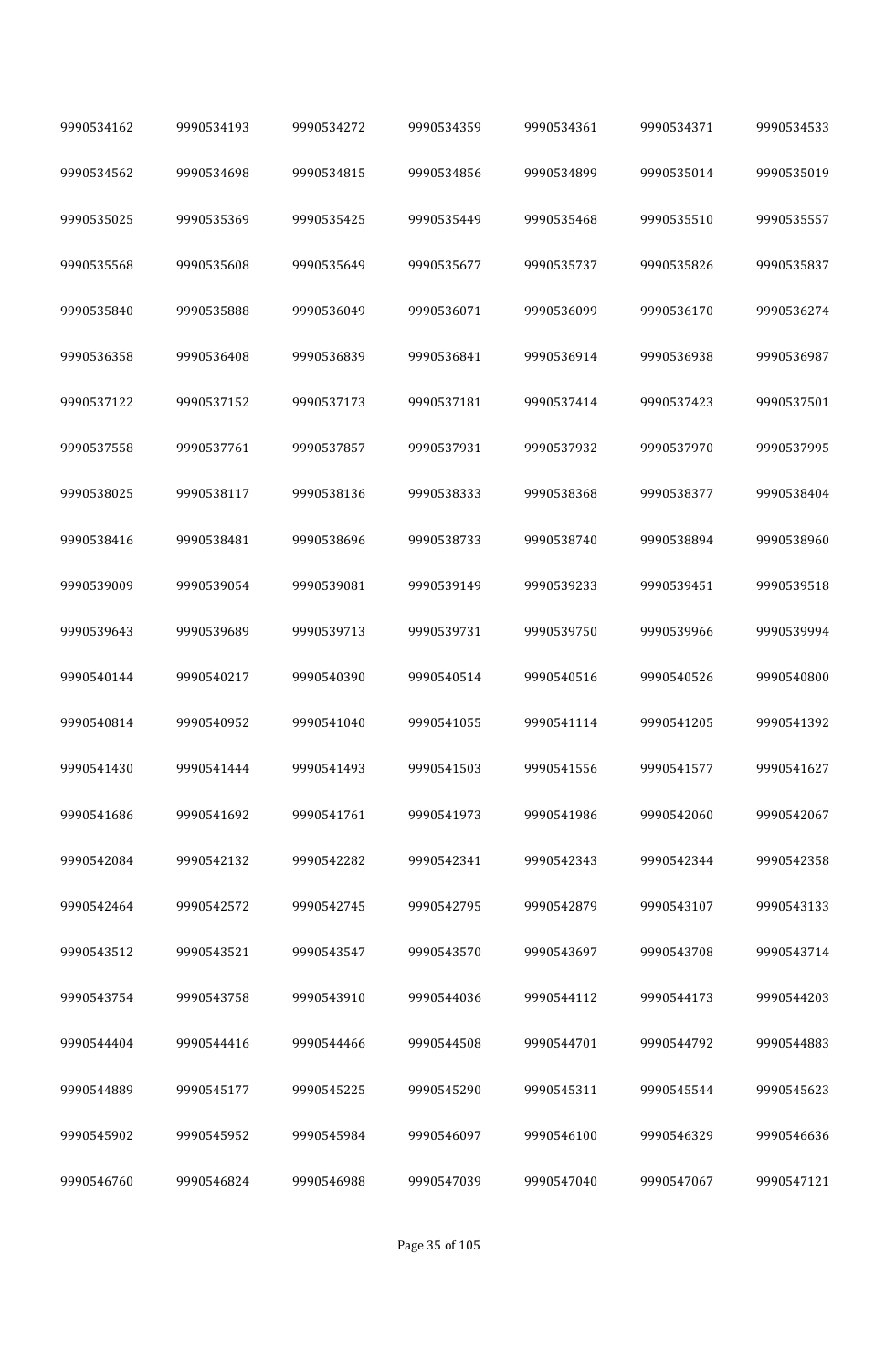| | | | | | | |
|---|---|---|---|---|---|---|
| 9990534162 | 9990534193 | 9990534272 | 9990534359 | 9990534361 | 9990534371 | 9990534533 |
| 9990534562 | 9990534698 | 9990534815 | 9990534856 | 9990534899 | 9990535014 | 9990535019 |
| 9990535025 | 9990535369 | 9990535425 | 9990535449 | 9990535468 | 9990535510 | 9990535557 |
| 9990535568 | 9990535608 | 9990535649 | 9990535677 | 9990535737 | 9990535826 | 9990535837 |
| 9990535840 | 9990535888 | 9990536049 | 9990536071 | 9990536099 | 9990536170 | 9990536274 |
| 9990536358 | 9990536408 | 9990536839 | 9990536841 | 9990536914 | 9990536938 | 9990536987 |
| 9990537122 | 9990537152 | 9990537173 | 9990537181 | 9990537414 | 9990537423 | 9990537501 |
| 9990537558 | 9990537761 | 9990537857 | 9990537931 | 9990537932 | 9990537970 | 9990537995 |
| 9990538025 | 9990538117 | 9990538136 | 9990538333 | 9990538368 | 9990538377 | 9990538404 |
| 9990538416 | 9990538481 | 9990538696 | 9990538733 | 9990538740 | 9990538894 | 9990538960 |
| 9990539009 | 9990539054 | 9990539081 | 9990539149 | 9990539233 | 9990539451 | 9990539518 |
| 9990539643 | 9990539689 | 9990539713 | 9990539731 | 9990539750 | 9990539966 | 9990539994 |
| 9990540144 | 9990540217 | 9990540390 | 9990540514 | 9990540516 | 9990540526 | 9990540800 |
| 9990540814 | 9990540952 | 9990541040 | 9990541055 | 9990541114 | 9990541205 | 9990541392 |
| 9990541430 | 9990541444 | 9990541493 | 9990541503 | 9990541556 | 9990541577 | 9990541627 |
| 9990541686 | 9990541692 | 9990541761 | 9990541973 | 9990541986 | 9990542060 | 9990542067 |
| 9990542084 | 9990542132 | 9990542282 | 9990542341 | 9990542343 | 9990542344 | 9990542358 |
| 9990542464 | 9990542572 | 9990542745 | 9990542795 | 9990542879 | 9990543107 | 9990543133 |
| 9990543512 | 9990543521 | 9990543547 | 9990543570 | 9990543697 | 9990543708 | 9990543714 |
| 9990543754 | 9990543758 | 9990543910 | 9990544036 | 9990544112 | 9990544173 | 9990544203 |
| 9990544404 | 9990544416 | 9990544466 | 9990544508 | 9990544701 | 9990544792 | 9990544883 |
| 9990544889 | 9990545177 | 9990545225 | 9990545290 | 9990545311 | 9990545544 | 9990545623 |
| 9990545902 | 9990545952 | 9990545984 | 9990546097 | 9990546100 | 9990546329 | 9990546636 |
| 9990546760 | 9990546824 | 9990546988 | 9990547039 | 9990547040 | 9990547067 | 9990547121 |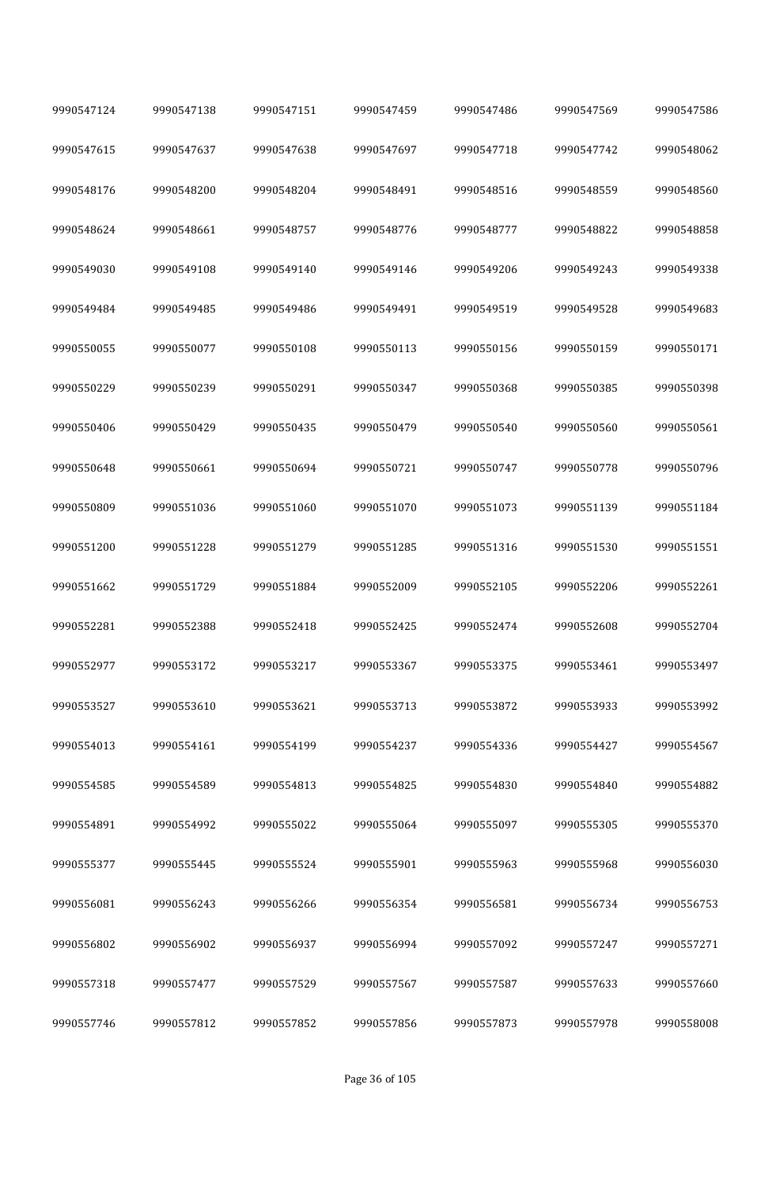| 9990547124 | 9990547138 | 9990547151 | 9990547459 | 9990547486 | 9990547569 | 9990547586 |
|---|---|---|---|---|---|---|
| 9990547615 | 9990547637 | 9990547638 | 9990547697 | 9990547718 | 9990547742 | 9990548062 |
| 9990548176 | 9990548200 | 9990548204 | 9990548491 | 9990548516 | 9990548559 | 9990548560 |
| 9990548624 | 9990548661 | 9990548757 | 9990548776 | 9990548777 | 9990548822 | 9990548858 |
| 9990549030 | 9990549108 | 9990549140 | 9990549146 | 9990549206 | 9990549243 | 9990549338 |
| 9990549484 | 9990549485 | 9990549486 | 9990549491 | 9990549519 | 9990549528 | 9990549683 |
| 9990550055 | 9990550077 | 9990550108 | 9990550113 | 9990550156 | 9990550159 | 9990550171 |
| 9990550229 | 9990550239 | 9990550291 | 9990550347 | 9990550368 | 9990550385 | 9990550398 |
| 9990550406 | 9990550429 | 9990550435 | 9990550479 | 9990550540 | 9990550560 | 9990550561 |
| 9990550648 | 9990550661 | 9990550694 | 9990550721 | 9990550747 | 9990550778 | 9990550796 |
| 9990550809 | 9990551036 | 9990551060 | 9990551070 | 9990551073 | 9990551139 | 9990551184 |
| 9990551200 | 9990551228 | 9990551279 | 9990551285 | 9990551316 | 9990551530 | 9990551551 |
| 9990551662 | 9990551729 | 9990551884 | 9990552009 | 9990552105 | 9990552206 | 9990552261 |
| 9990552281 | 9990552388 | 9990552418 | 9990552425 | 9990552474 | 9990552608 | 9990552704 |
| 9990552977 | 9990553172 | 9990553217 | 9990553367 | 9990553375 | 9990553461 | 9990553497 |
| 9990553527 | 9990553610 | 9990553621 | 9990553713 | 9990553872 | 9990553933 | 9990553992 |
| 9990554013 | 9990554161 | 9990554199 | 9990554237 | 9990554336 | 9990554427 | 9990554567 |
| 9990554585 | 9990554589 | 9990554813 | 9990554825 | 9990554830 | 9990554840 | 9990554882 |
| 9990554891 | 9990554992 | 9990555022 | 9990555064 | 9990555097 | 9990555305 | 9990555370 |
| 9990555377 | 9990555445 | 9990555524 | 9990555901 | 9990555963 | 9990555968 | 9990556030 |
| 9990556081 | 9990556243 | 9990556266 | 9990556354 | 9990556581 | 9990556734 | 9990556753 |
| 9990556802 | 9990556902 | 9990556937 | 9990556994 | 9990557092 | 9990557247 | 9990557271 |
| 9990557318 | 9990557477 | 9990557529 | 9990557567 | 9990557587 | 9990557633 | 9990557660 |
| 9990557746 | 9990557812 | 9990557852 | 9990557856 | 9990557873 | 9990557978 | 9990558008 |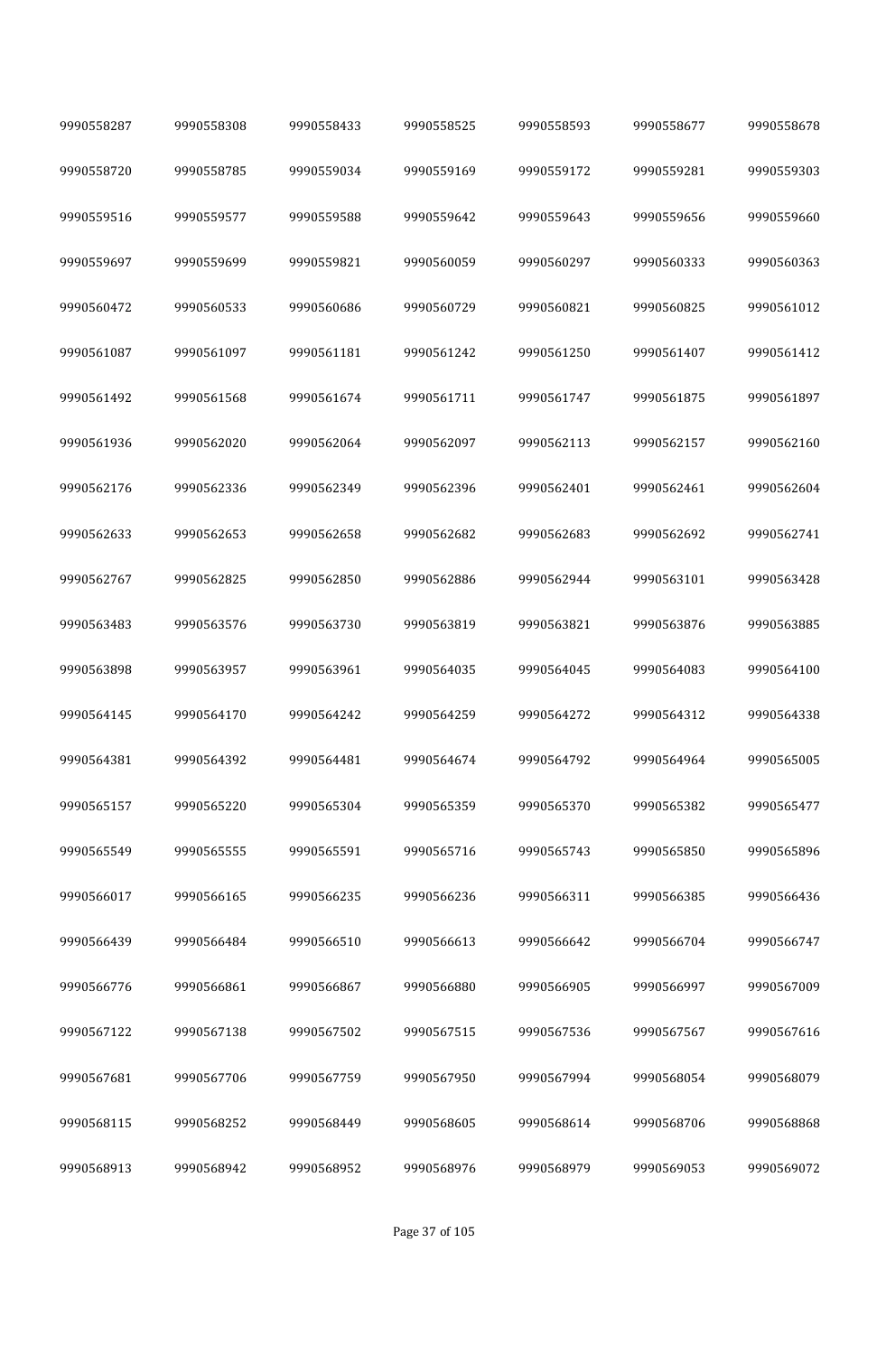| | | | | | | |
|---|---|---|---|---|---|---|
| 9990558287 | 9990558308 | 9990558433 | 9990558525 | 9990558593 | 9990558677 | 9990558678 |
| 9990558720 | 9990558785 | 9990559034 | 9990559169 | 9990559172 | 9990559281 | 9990559303 |
| 9990559516 | 9990559577 | 9990559588 | 9990559642 | 9990559643 | 9990559656 | 9990559660 |
| 9990559697 | 9990559699 | 9990559821 | 9990560059 | 9990560297 | 9990560333 | 9990560363 |
| 9990560472 | 9990560533 | 9990560686 | 9990560729 | 9990560821 | 9990560825 | 9990561012 |
| 9990561087 | 9990561097 | 9990561181 | 9990561242 | 9990561250 | 9990561407 | 9990561412 |
| 9990561492 | 9990561568 | 9990561674 | 9990561711 | 9990561747 | 9990561875 | 9990561897 |
| 9990561936 | 9990562020 | 9990562064 | 9990562097 | 9990562113 | 9990562157 | 9990562160 |
| 9990562176 | 9990562336 | 9990562349 | 9990562396 | 9990562401 | 9990562461 | 9990562604 |
| 9990562633 | 9990562653 | 9990562658 | 9990562682 | 9990562683 | 9990562692 | 9990562741 |
| 9990562767 | 9990562825 | 9990562850 | 9990562886 | 9990562944 | 9990563101 | 9990563428 |
| 9990563483 | 9990563576 | 9990563730 | 9990563819 | 9990563821 | 9990563876 | 9990563885 |
| 9990563898 | 9990563957 | 9990563961 | 9990564035 | 9990564045 | 9990564083 | 9990564100 |
| 9990564145 | 9990564170 | 9990564242 | 9990564259 | 9990564272 | 9990564312 | 9990564338 |
| 9990564381 | 9990564392 | 9990564481 | 9990564674 | 9990564792 | 9990564964 | 9990565005 |
| 9990565157 | 9990565220 | 9990565304 | 9990565359 | 9990565370 | 9990565382 | 9990565477 |
| 9990565549 | 9990565555 | 9990565591 | 9990565716 | 9990565743 | 9990565850 | 9990565896 |
| 9990566017 | 9990566165 | 9990566235 | 9990566236 | 9990566311 | 9990566385 | 9990566436 |
| 9990566439 | 9990566484 | 9990566510 | 9990566613 | 9990566642 | 9990566704 | 9990566747 |
| 9990566776 | 9990566861 | 9990566867 | 9990566880 | 9990566905 | 9990566997 | 9990567009 |
| 9990567122 | 9990567138 | 9990567502 | 9990567515 | 9990567536 | 9990567567 | 9990567616 |
| 9990567681 | 9990567706 | 9990567759 | 9990567950 | 9990567994 | 9990568054 | 9990568079 |
| 9990568115 | 9990568252 | 9990568449 | 9990568605 | 9990568614 | 9990568706 | 9990568868 |
| 9990568913 | 9990568942 | 9990568952 | 9990568976 | 9990568979 | 9990569053 | 9990569072 |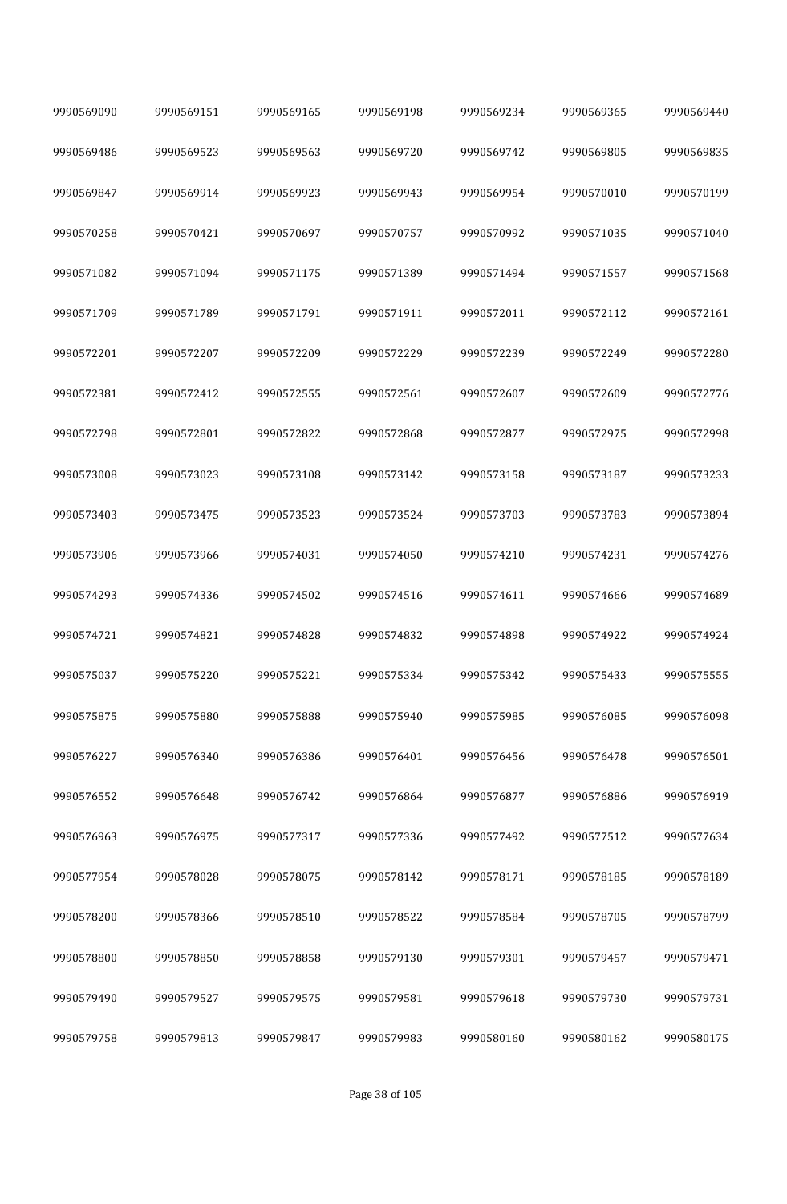| | | | | | | |
|---|---|---|---|---|---|---|
| 9990569090 | 9990569151 | 9990569165 | 9990569198 | 9990569234 | 9990569365 | 9990569440 |
| 9990569486 | 9990569523 | 9990569563 | 9990569720 | 9990569742 | 9990569805 | 9990569835 |
| 9990569847 | 9990569914 | 9990569923 | 9990569943 | 9990569954 | 9990570010 | 9990570199 |
| 9990570258 | 9990570421 | 9990570697 | 9990570757 | 9990570992 | 9990571035 | 9990571040 |
| 9990571082 | 9990571094 | 9990571175 | 9990571389 | 9990571494 | 9990571557 | 9990571568 |
| 9990571709 | 9990571789 | 9990571791 | 9990571911 | 9990572011 | 9990572112 | 9990572161 |
| 9990572201 | 9990572207 | 9990572209 | 9990572229 | 9990572239 | 9990572249 | 9990572280 |
| 9990572381 | 9990572412 | 9990572555 | 9990572561 | 9990572607 | 9990572609 | 9990572776 |
| 9990572798 | 9990572801 | 9990572822 | 9990572868 | 9990572877 | 9990572975 | 9990572998 |
| 9990573008 | 9990573023 | 9990573108 | 9990573142 | 9990573158 | 9990573187 | 9990573233 |
| 9990573403 | 9990573475 | 9990573523 | 9990573524 | 9990573703 | 9990573783 | 9990573894 |
| 9990573906 | 9990573966 | 9990574031 | 9990574050 | 9990574210 | 9990574231 | 9990574276 |
| 9990574293 | 9990574336 | 9990574502 | 9990574516 | 9990574611 | 9990574666 | 9990574689 |
| 9990574721 | 9990574821 | 9990574828 | 9990574832 | 9990574898 | 9990574922 | 9990574924 |
| 9990575037 | 9990575220 | 9990575221 | 9990575334 | 9990575342 | 9990575433 | 9990575555 |
| 9990575875 | 9990575880 | 9990575888 | 9990575940 | 9990575985 | 9990576085 | 9990576098 |
| 9990576227 | 9990576340 | 9990576386 | 9990576401 | 9990576456 | 9990576478 | 9990576501 |
| 9990576552 | 9990576648 | 9990576742 | 9990576864 | 9990576877 | 9990576886 | 9990576919 |
| 9990576963 | 9990576975 | 9990577317 | 9990577336 | 9990577492 | 9990577512 | 9990577634 |
| 9990577954 | 9990578028 | 9990578075 | 9990578142 | 9990578171 | 9990578185 | 9990578189 |
| 9990578200 | 9990578366 | 9990578510 | 9990578522 | 9990578584 | 9990578705 | 9990578799 |
| 9990578800 | 9990578850 | 9990578858 | 9990579130 | 9990579301 | 9990579457 | 9990579471 |
| 9990579490 | 9990579527 | 9990579575 | 9990579581 | 9990579618 | 9990579730 | 9990579731 |
| 9990579758 | 9990579813 | 9990579847 | 9990579983 | 9990580160 | 9990580162 | 9990580175 |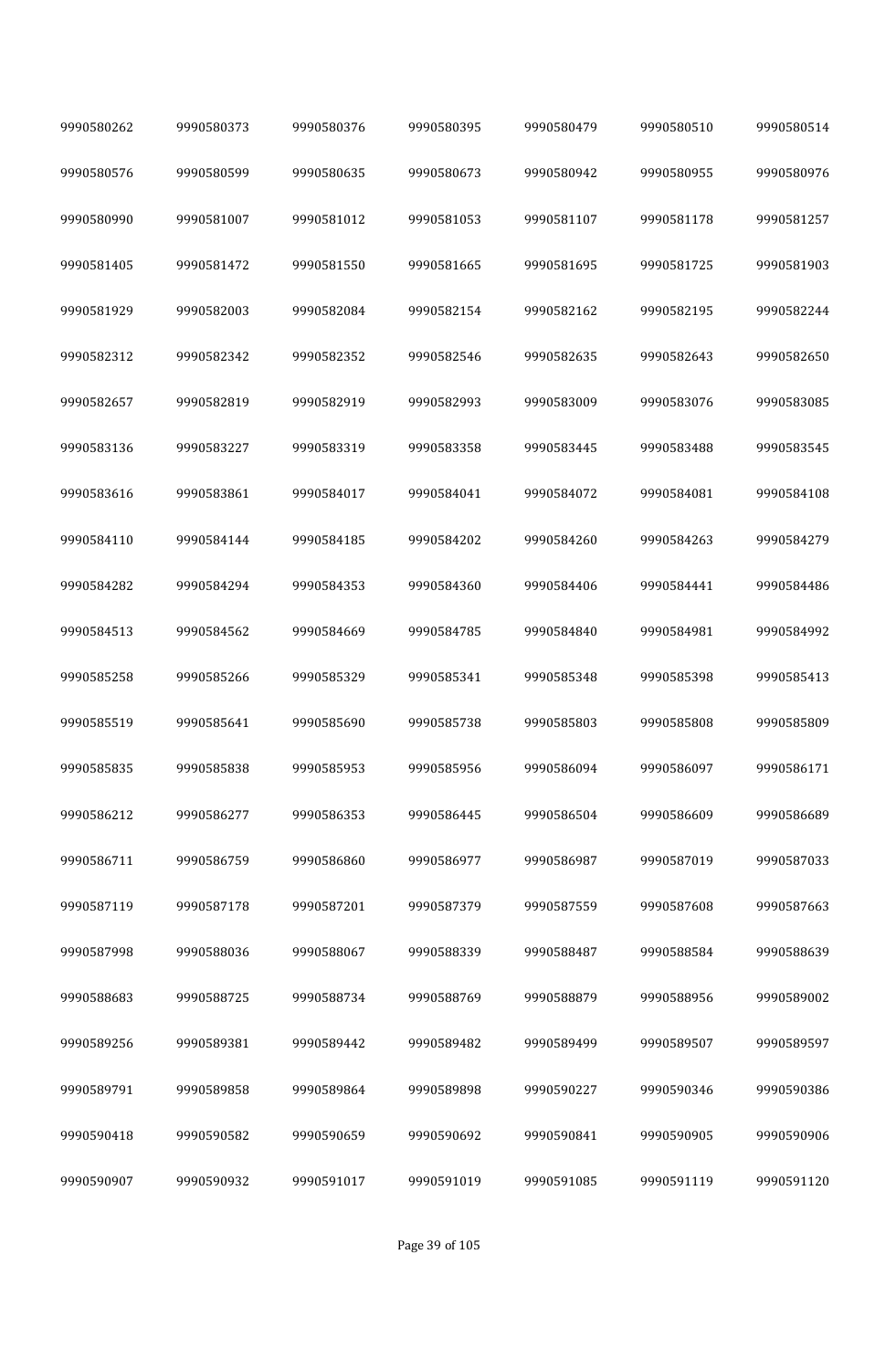| 9990580262 | 9990580373 | 9990580376 | 9990580395 | 9990580479 | 9990580510 | 9990580514 |
|---|---|---|---|---|---|---|
| 9990580576 | 9990580599 | 9990580635 | 9990580673 | 9990580942 | 9990580955 | 9990580976 |
| 9990580990 | 9990581007 | 9990581012 | 9990581053 | 9990581107 | 9990581178 | 9990581257 |
| 9990581405 | 9990581472 | 9990581550 | 9990581665 | 9990581695 | 9990581725 | 9990581903 |
| 9990581929 | 9990582003 | 9990582084 | 9990582154 | 9990582162 | 9990582195 | 9990582244 |
| 9990582312 | 9990582342 | 9990582352 | 9990582546 | 9990582635 | 9990582643 | 9990582650 |
| 9990582657 | 9990582819 | 9990582919 | 9990582993 | 9990583009 | 9990583076 | 9990583085 |
| 9990583136 | 9990583227 | 9990583319 | 9990583358 | 9990583445 | 9990583488 | 9990583545 |
| 9990583616 | 9990583861 | 9990584017 | 9990584041 | 9990584072 | 9990584081 | 9990584108 |
| 9990584110 | 9990584144 | 9990584185 | 9990584202 | 9990584260 | 9990584263 | 9990584279 |
| 9990584282 | 9990584294 | 9990584353 | 9990584360 | 9990584406 | 9990584441 | 9990584486 |
| 9990584513 | 9990584562 | 9990584669 | 9990584785 | 9990584840 | 9990584981 | 9990584992 |
| 9990585258 | 9990585266 | 9990585329 | 9990585341 | 9990585348 | 9990585398 | 9990585413 |
| 9990585519 | 9990585641 | 9990585690 | 9990585738 | 9990585803 | 9990585808 | 9990585809 |
| 9990585835 | 9990585838 | 9990585953 | 9990585956 | 9990586094 | 9990586097 | 9990586171 |
| 9990586212 | 9990586277 | 9990586353 | 9990586445 | 9990586504 | 9990586609 | 9990586689 |
| 9990586711 | 9990586759 | 9990586860 | 9990586977 | 9990586987 | 9990587019 | 9990587033 |
| 9990587119 | 9990587178 | 9990587201 | 9990587379 | 9990587559 | 9990587608 | 9990587663 |
| 9990587998 | 9990588036 | 9990588067 | 9990588339 | 9990588487 | 9990588584 | 9990588639 |
| 9990588683 | 9990588725 | 9990588734 | 9990588769 | 9990588879 | 9990588956 | 9990589002 |
| 9990589256 | 9990589381 | 9990589442 | 9990589482 | 9990589499 | 9990589507 | 9990589597 |
| 9990589791 | 9990589858 | 9990589864 | 9990589898 | 9990590227 | 9990590346 | 9990590386 |
| 9990590418 | 9990590582 | 9990590659 | 9990590692 | 9990590841 | 9990590905 | 9990590906 |
| 9990590907 | 9990590932 | 9990591017 | 9990591019 | 9990591085 | 9990591119 | 9990591120 |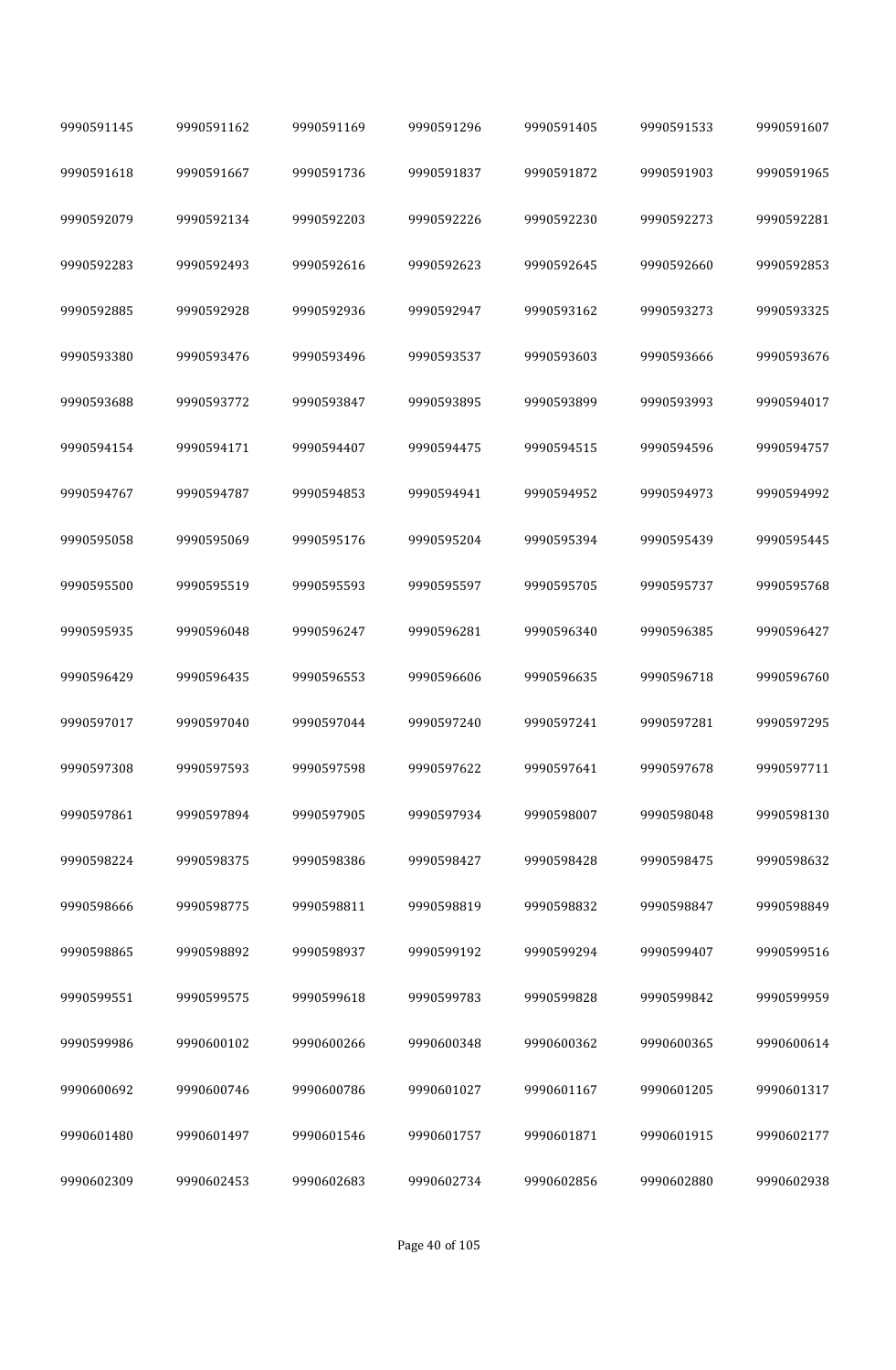| | | | | | | |
|---|---|---|---|---|---|---|
| 9990591145 | 9990591162 | 9990591169 | 9990591296 | 9990591405 | 9990591533 | 9990591607 |
| 9990591618 | 9990591667 | 9990591736 | 9990591837 | 9990591872 | 9990591903 | 9990591965 |
| 9990592079 | 9990592134 | 9990592203 | 9990592226 | 9990592230 | 9990592273 | 9990592281 |
| 9990592283 | 9990592493 | 9990592616 | 9990592623 | 9990592645 | 9990592660 | 9990592853 |
| 9990592885 | 9990592928 | 9990592936 | 9990592947 | 9990593162 | 9990593273 | 9990593325 |
| 9990593380 | 9990593476 | 9990593496 | 9990593537 | 9990593603 | 9990593666 | 9990593676 |
| 9990593688 | 9990593772 | 9990593847 | 9990593895 | 9990593899 | 9990593993 | 9990594017 |
| 9990594154 | 9990594171 | 9990594407 | 9990594475 | 9990594515 | 9990594596 | 9990594757 |
| 9990594767 | 9990594787 | 9990594853 | 9990594941 | 9990594952 | 9990594973 | 9990594992 |
| 9990595058 | 9990595069 | 9990595176 | 9990595204 | 9990595394 | 9990595439 | 9990595445 |
| 9990595500 | 9990595519 | 9990595593 | 9990595597 | 9990595705 | 9990595737 | 9990595768 |
| 9990595935 | 9990596048 | 9990596247 | 9990596281 | 9990596340 | 9990596385 | 9990596427 |
| 9990596429 | 9990596435 | 9990596553 | 9990596606 | 9990596635 | 9990596718 | 9990596760 |
| 9990597017 | 9990597040 | 9990597044 | 9990597240 | 9990597241 | 9990597281 | 9990597295 |
| 9990597308 | 9990597593 | 9990597598 | 9990597622 | 9990597641 | 9990597678 | 9990597711 |
| 9990597861 | 9990597894 | 9990597905 | 9990597934 | 9990598007 | 9990598048 | 9990598130 |
| 9990598224 | 9990598375 | 9990598386 | 9990598427 | 9990598428 | 9990598475 | 9990598632 |
| 9990598666 | 9990598775 | 9990598811 | 9990598819 | 9990598832 | 9990598847 | 9990598849 |
| 9990598865 | 9990598892 | 9990598937 | 9990599192 | 9990599294 | 9990599407 | 9990599516 |
| 9990599551 | 9990599575 | 9990599618 | 9990599783 | 9990599828 | 9990599842 | 9990599959 |
| 9990599986 | 9990600102 | 9990600266 | 9990600348 | 9990600362 | 9990600365 | 9990600614 |
| 9990600692 | 9990600746 | 9990600786 | 9990601027 | 9990601167 | 9990601205 | 9990601317 |
| 9990601480 | 9990601497 | 9990601546 | 9990601757 | 9990601871 | 9990601915 | 9990602177 |
| 9990602309 | 9990602453 | 9990602683 | 9990602734 | 9990602856 | 9990602880 | 9990602938 |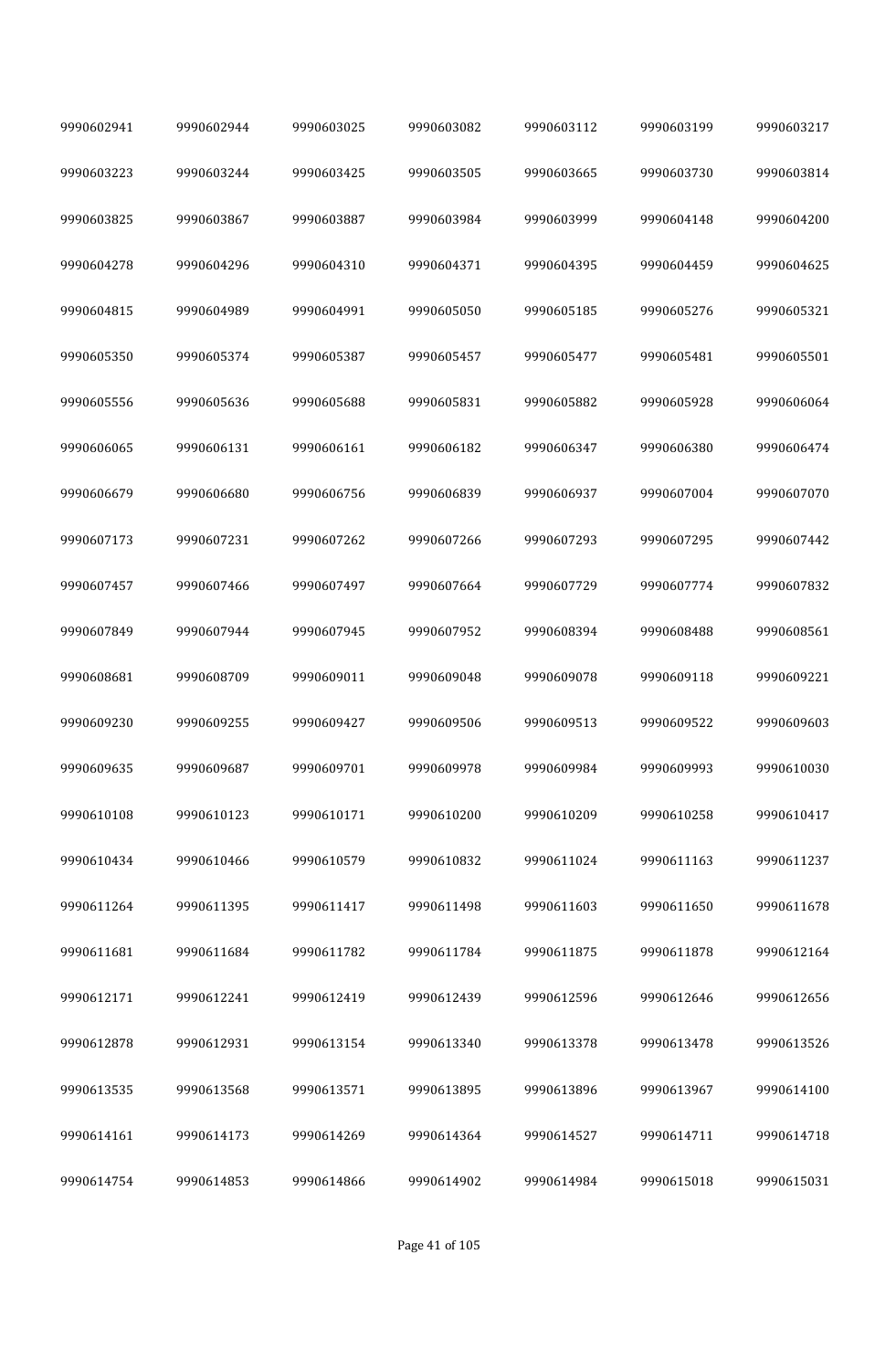| | | | | | | |
|---|---|---|---|---|---|---|
| 9990602941 | 9990602944 | 9990603025 | 9990603082 | 9990603112 | 9990603199 | 9990603217 |
| 9990603223 | 9990603244 | 9990603425 | 9990603505 | 9990603665 | 9990603730 | 9990603814 |
| 9990603825 | 9990603867 | 9990603887 | 9990603984 | 9990603999 | 9990604148 | 9990604200 |
| 9990604278 | 9990604296 | 9990604310 | 9990604371 | 9990604395 | 9990604459 | 9990604625 |
| 9990604815 | 9990604989 | 9990604991 | 9990605050 | 9990605185 | 9990605276 | 9990605321 |
| 9990605350 | 9990605374 | 9990605387 | 9990605457 | 9990605477 | 9990605481 | 9990605501 |
| 9990605556 | 9990605636 | 9990605688 | 9990605831 | 9990605882 | 9990605928 | 9990606064 |
| 9990606065 | 9990606131 | 9990606161 | 9990606182 | 9990606347 | 9990606380 | 9990606474 |
| 9990606679 | 9990606680 | 9990606756 | 9990606839 | 9990606937 | 9990607004 | 9990607070 |
| 9990607173 | 9990607231 | 9990607262 | 9990607266 | 9990607293 | 9990607295 | 9990607442 |
| 9990607457 | 9990607466 | 9990607497 | 9990607664 | 9990607729 | 9990607774 | 9990607832 |
| 9990607849 | 9990607944 | 9990607945 | 9990607952 | 9990608394 | 9990608488 | 9990608561 |
| 9990608681 | 9990608709 | 9990609011 | 9990609048 | 9990609078 | 9990609118 | 9990609221 |
| 9990609230 | 9990609255 | 9990609427 | 9990609506 | 9990609513 | 9990609522 | 9990609603 |
| 9990609635 | 9990609687 | 9990609701 | 9990609978 | 9990609984 | 9990609993 | 9990610030 |
| 9990610108 | 9990610123 | 9990610171 | 9990610200 | 9990610209 | 9990610258 | 9990610417 |
| 9990610434 | 9990610466 | 9990610579 | 9990610832 | 9990611024 | 9990611163 | 9990611237 |
| 9990611264 | 9990611395 | 9990611417 | 9990611498 | 9990611603 | 9990611650 | 9990611678 |
| 9990611681 | 9990611684 | 9990611782 | 9990611784 | 9990611875 | 9990611878 | 9990612164 |
| 9990612171 | 9990612241 | 9990612419 | 9990612439 | 9990612596 | 9990612646 | 9990612656 |
| 9990612878 | 9990612931 | 9990613154 | 9990613340 | 9990613378 | 9990613478 | 9990613526 |
| 9990613535 | 9990613568 | 9990613571 | 9990613895 | 9990613896 | 9990613967 | 9990614100 |
| 9990614161 | 9990614173 | 9990614269 | 9990614364 | 9990614527 | 9990614711 | 9990614718 |
| 9990614754 | 9990614853 | 9990614866 | 9990614902 | 9990614984 | 9990615018 | 9990615031 |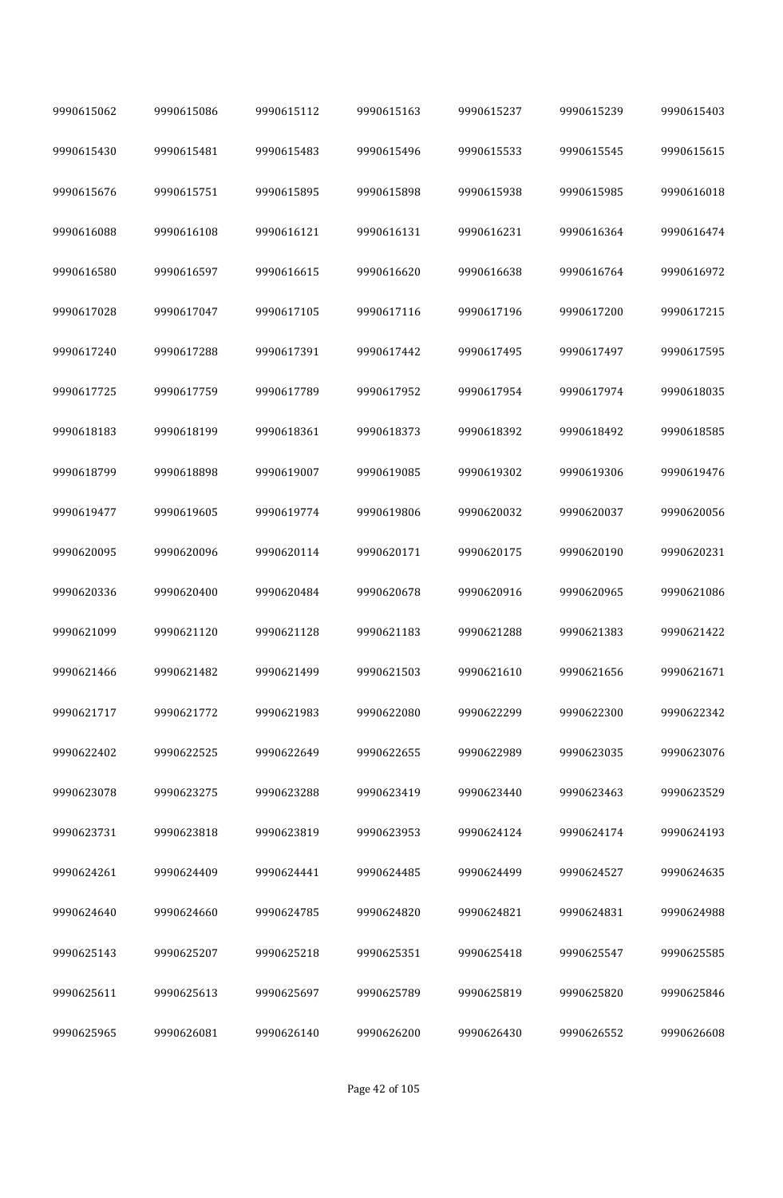| | | | | | | |
|---|---|---|---|---|---|---|
| 9990615062 | 9990615086 | 9990615112 | 9990615163 | 9990615237 | 9990615239 | 9990615403 |
| 9990615430 | 9990615481 | 9990615483 | 9990615496 | 9990615533 | 9990615545 | 9990615615 |
| 9990615676 | 9990615751 | 9990615895 | 9990615898 | 9990615938 | 9990615985 | 9990616018 |
| 9990616088 | 9990616108 | 9990616121 | 9990616131 | 9990616231 | 9990616364 | 9990616474 |
| 9990616580 | 9990616597 | 9990616615 | 9990616620 | 9990616638 | 9990616764 | 9990616972 |
| 9990617028 | 9990617047 | 9990617105 | 9990617116 | 9990617196 | 9990617200 | 9990617215 |
| 9990617240 | 9990617288 | 9990617391 | 9990617442 | 9990617495 | 9990617497 | 9990617595 |
| 9990617725 | 9990617759 | 9990617789 | 9990617952 | 9990617954 | 9990617974 | 9990618035 |
| 9990618183 | 9990618199 | 9990618361 | 9990618373 | 9990618392 | 9990618492 | 9990618585 |
| 9990618799 | 9990618898 | 9990619007 | 9990619085 | 9990619302 | 9990619306 | 9990619476 |
| 9990619477 | 9990619605 | 9990619774 | 9990619806 | 9990620032 | 9990620037 | 9990620056 |
| 9990620095 | 9990620096 | 9990620114 | 9990620171 | 9990620175 | 9990620190 | 9990620231 |
| 9990620336 | 9990620400 | 9990620484 | 9990620678 | 9990620916 | 9990620965 | 9990621086 |
| 9990621099 | 9990621120 | 9990621128 | 9990621183 | 9990621288 | 9990621383 | 9990621422 |
| 9990621466 | 9990621482 | 9990621499 | 9990621503 | 9990621610 | 9990621656 | 9990621671 |
| 9990621717 | 9990621772 | 9990621983 | 9990622080 | 9990622299 | 9990622300 | 9990622342 |
| 9990622402 | 9990622525 | 9990622649 | 9990622655 | 9990622989 | 9990623035 | 9990623076 |
| 9990623078 | 9990623275 | 9990623288 | 9990623419 | 9990623440 | 9990623463 | 9990623529 |
| 9990623731 | 9990623818 | 9990623819 | 9990623953 | 9990624124 | 9990624174 | 9990624193 |
| 9990624261 | 9990624409 | 9990624441 | 9990624485 | 9990624499 | 9990624527 | 9990624635 |
| 9990624640 | 9990624660 | 9990624785 | 9990624820 | 9990624821 | 9990624831 | 9990624988 |
| 9990625143 | 9990625207 | 9990625218 | 9990625351 | 9990625418 | 9990625547 | 9990625585 |
| 9990625611 | 9990625613 | 9990625697 | 9990625789 | 9990625819 | 9990625820 | 9990625846 |
| 9990625965 | 9990626081 | 9990626140 | 9990626200 | 9990626430 | 9990626552 | 9990626608 |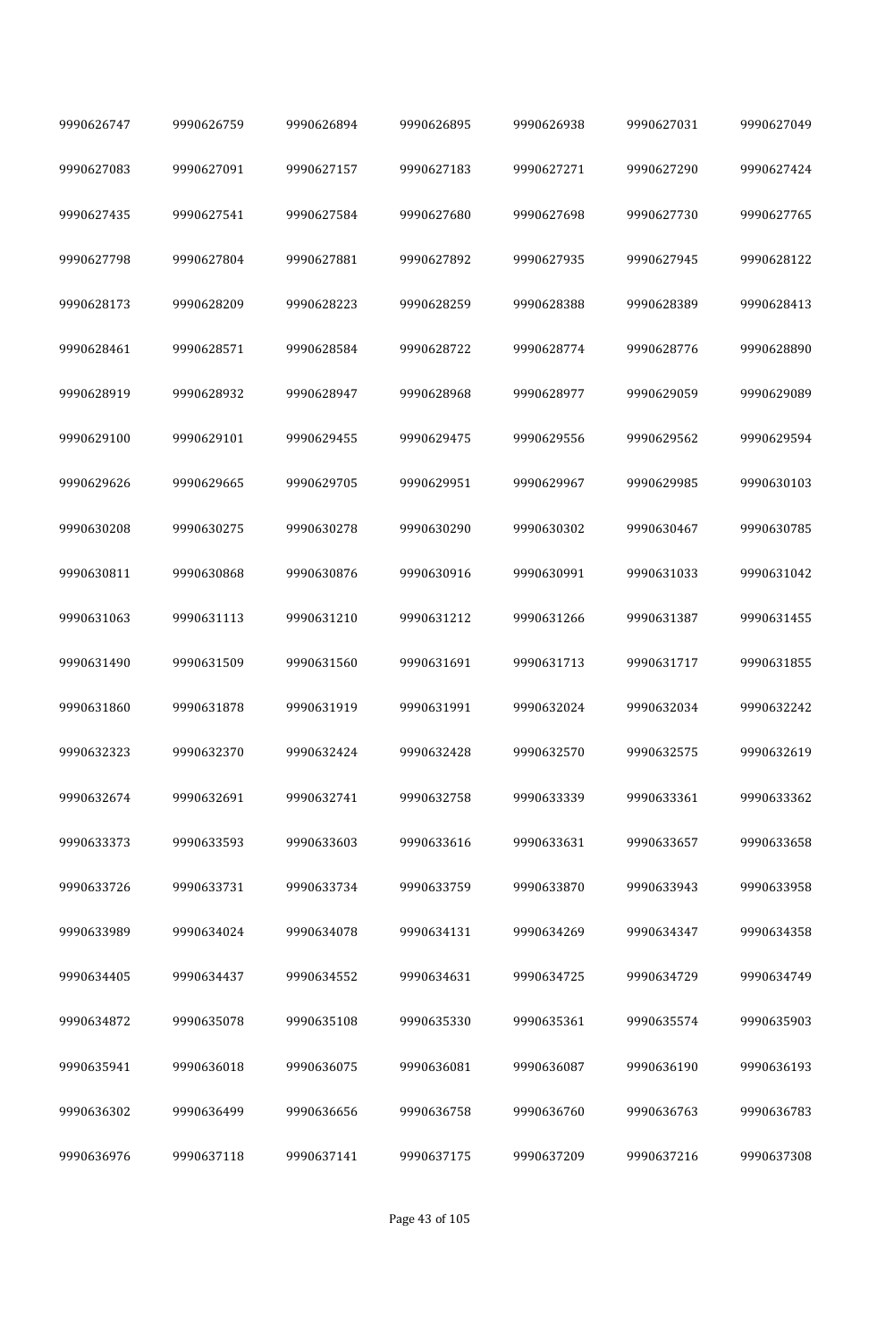| | | | | | | |
|---|---|---|---|---|---|---|
| 9990626747 | 9990626759 | 9990626894 | 9990626895 | 9990626938 | 9990627031 | 9990627049 |
| 9990627083 | 9990627091 | 9990627157 | 9990627183 | 9990627271 | 9990627290 | 9990627424 |
| 9990627435 | 9990627541 | 9990627584 | 9990627680 | 9990627698 | 9990627730 | 9990627765 |
| 9990627798 | 9990627804 | 9990627881 | 9990627892 | 9990627935 | 9990627945 | 9990628122 |
| 9990628173 | 9990628209 | 9990628223 | 9990628259 | 9990628388 | 9990628389 | 9990628413 |
| 9990628461 | 9990628571 | 9990628584 | 9990628722 | 9990628774 | 9990628776 | 9990628890 |
| 9990628919 | 9990628932 | 9990628947 | 9990628968 | 9990628977 | 9990629059 | 9990629089 |
| 9990629100 | 9990629101 | 9990629455 | 9990629475 | 9990629556 | 9990629562 | 9990629594 |
| 9990629626 | 9990629665 | 9990629705 | 9990629951 | 9990629967 | 9990629985 | 9990630103 |
| 9990630208 | 9990630275 | 9990630278 | 9990630290 | 9990630302 | 9990630467 | 9990630785 |
| 9990630811 | 9990630868 | 9990630876 | 9990630916 | 9990630991 | 9990631033 | 9990631042 |
| 9990631063 | 9990631113 | 9990631210 | 9990631212 | 9990631266 | 9990631387 | 9990631455 |
| 9990631490 | 9990631509 | 9990631560 | 9990631691 | 9990631713 | 9990631717 | 9990631855 |
| 9990631860 | 9990631878 | 9990631919 | 9990631991 | 9990632024 | 9990632034 | 9990632242 |
| 9990632323 | 9990632370 | 9990632424 | 9990632428 | 9990632570 | 9990632575 | 9990632619 |
| 9990632674 | 9990632691 | 9990632741 | 9990632758 | 9990633339 | 9990633361 | 9990633362 |
| 9990633373 | 9990633593 | 9990633603 | 9990633616 | 9990633631 | 9990633657 | 9990633658 |
| 9990633726 | 9990633731 | 9990633734 | 9990633759 | 9990633870 | 9990633943 | 9990633958 |
| 9990633989 | 9990634024 | 9990634078 | 9990634131 | 9990634269 | 9990634347 | 9990634358 |
| 9990634405 | 9990634437 | 9990634552 | 9990634631 | 9990634725 | 9990634729 | 9990634749 |
| 9990634872 | 9990635078 | 9990635108 | 9990635330 | 9990635361 | 9990635574 | 9990635903 |
| 9990635941 | 9990636018 | 9990636075 | 9990636081 | 9990636087 | 9990636190 | 9990636193 |
| 9990636302 | 9990636499 | 9990636656 | 9990636758 | 9990636760 | 9990636763 | 9990636783 |
| 9990636976 | 9990637118 | 9990637141 | 9990637175 | 9990637209 | 9990637216 | 9990637308 |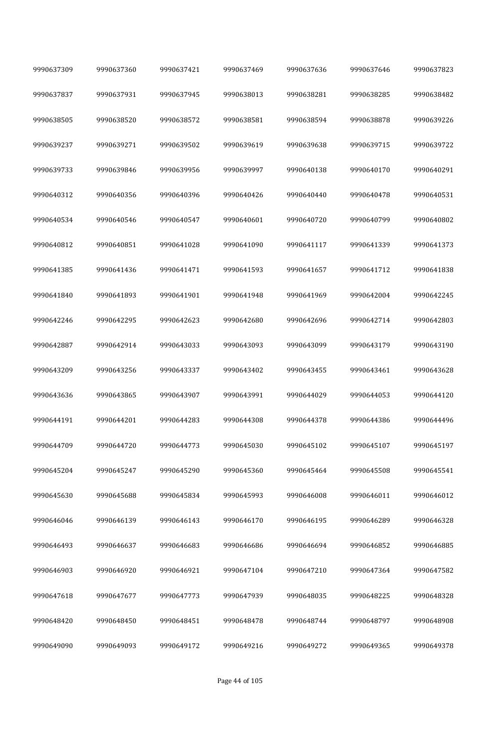| 9990637309 | 9990637360 | 9990637421 | 9990637469 | 9990637636 | 9990637646 | 9990637823 |
|---|---|---|---|---|---|---|
| 9990637837 | 9990637931 | 9990637945 | 9990638013 | 9990638281 | 9990638285 | 9990638482 |
| 9990638505 | 9990638520 | 9990638572 | 9990638581 | 9990638594 | 9990638878 | 9990639226 |
| 9990639237 | 9990639271 | 9990639502 | 9990639619 | 9990639638 | 9990639715 | 9990639722 |
| 9990639733 | 9990639846 | 9990639956 | 9990639997 | 9990640138 | 9990640170 | 9990640291 |
| 9990640312 | 9990640356 | 9990640396 | 9990640426 | 9990640440 | 9990640478 | 9990640531 |
| 9990640534 | 9990640546 | 9990640547 | 9990640601 | 9990640720 | 9990640799 | 9990640802 |
| 9990640812 | 9990640851 | 9990641028 | 9990641090 | 9990641117 | 9990641339 | 9990641373 |
| 9990641385 | 9990641436 | 9990641471 | 9990641593 | 9990641657 | 9990641712 | 9990641838 |
| 9990641840 | 9990641893 | 9990641901 | 9990641948 | 9990641969 | 9990642004 | 9990642245 |
| 9990642246 | 9990642295 | 9990642623 | 9990642680 | 9990642696 | 9990642714 | 9990642803 |
| 9990642887 | 9990642914 | 9990643033 | 9990643093 | 9990643099 | 9990643179 | 9990643190 |
| 9990643209 | 9990643256 | 9990643337 | 9990643402 | 9990643455 | 9990643461 | 9990643628 |
| 9990643636 | 9990643865 | 9990643907 | 9990643991 | 9990644029 | 9990644053 | 9990644120 |
| 9990644191 | 9990644201 | 9990644283 | 9990644308 | 9990644378 | 9990644386 | 9990644496 |
| 9990644709 | 9990644720 | 9990644773 | 9990645030 | 9990645102 | 9990645107 | 9990645197 |
| 9990645204 | 9990645247 | 9990645290 | 9990645360 | 9990645464 | 9990645508 | 9990645541 |
| 9990645630 | 9990645688 | 9990645834 | 9990645993 | 9990646008 | 9990646011 | 9990646012 |
| 9990646046 | 9990646139 | 9990646143 | 9990646170 | 9990646195 | 9990646289 | 9990646328 |
| 9990646493 | 9990646637 | 9990646683 | 9990646686 | 9990646694 | 9990646852 | 9990646885 |
| 9990646903 | 9990646920 | 9990646921 | 9990647104 | 9990647210 | 9990647364 | 9990647582 |
| 9990647618 | 9990647677 | 9990647773 | 9990647939 | 9990648035 | 9990648225 | 9990648328 |
| 9990648420 | 9990648450 | 9990648451 | 9990648478 | 9990648744 | 9990648797 | 9990648908 |
| 9990649090 | 9990649093 | 9990649172 | 9990649216 | 9990649272 | 9990649365 | 9990649378 |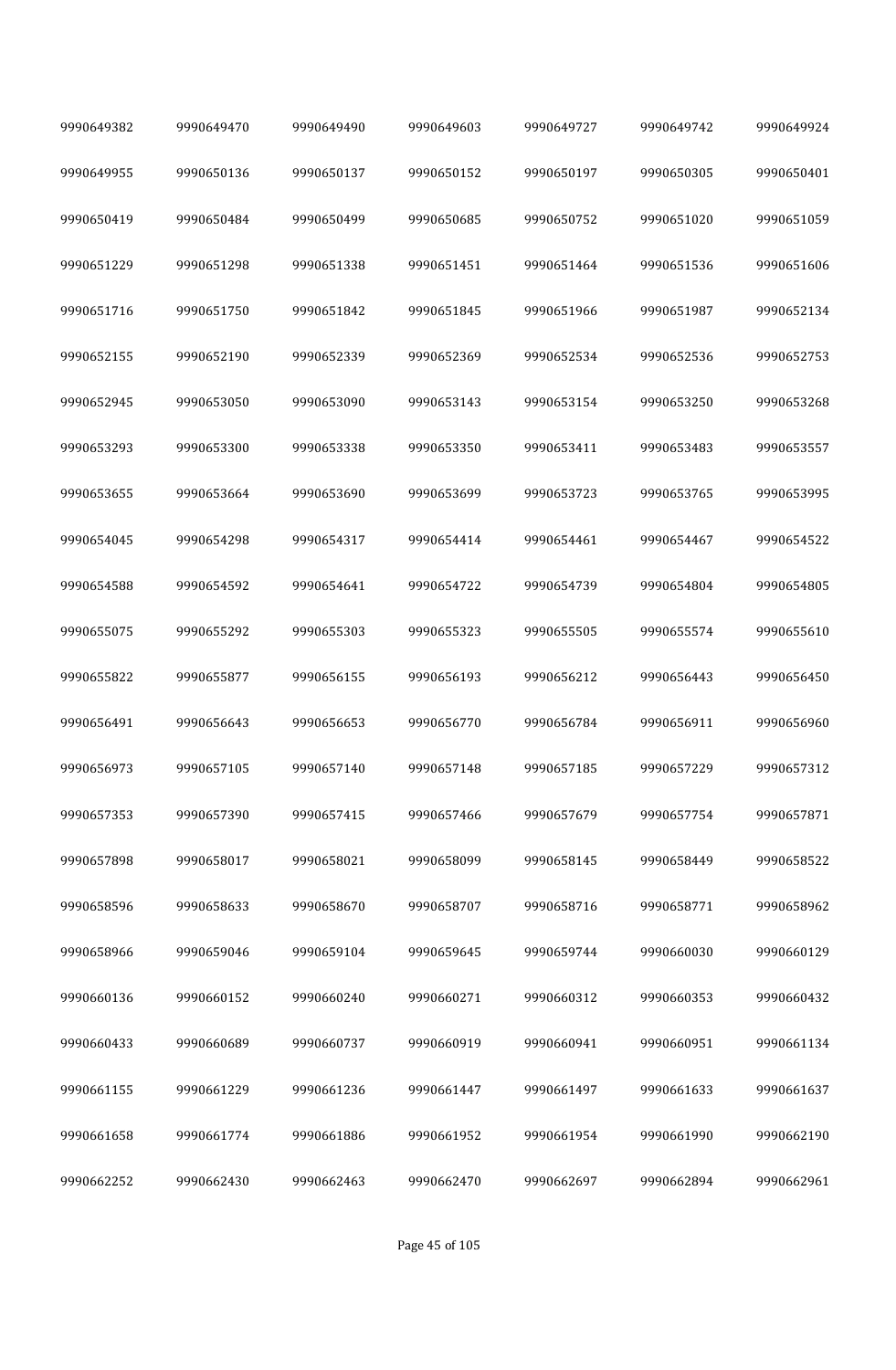| | | | | | | |
|---|---|---|---|---|---|---|
| 9990649382 | 9990649470 | 9990649490 | 9990649603 | 9990649727 | 9990649742 | 9990649924 |
| 9990649955 | 9990650136 | 9990650137 | 9990650152 | 9990650197 | 9990650305 | 9990650401 |
| 9990650419 | 9990650484 | 9990650499 | 9990650685 | 9990650752 | 9990651020 | 9990651059 |
| 9990651229 | 9990651298 | 9990651338 | 9990651451 | 9990651464 | 9990651536 | 9990651606 |
| 9990651716 | 9990651750 | 9990651842 | 9990651845 | 9990651966 | 9990651987 | 9990652134 |
| 9990652155 | 9990652190 | 9990652339 | 9990652369 | 9990652534 | 9990652536 | 9990652753 |
| 9990652945 | 9990653050 | 9990653090 | 9990653143 | 9990653154 | 9990653250 | 9990653268 |
| 9990653293 | 9990653300 | 9990653338 | 9990653350 | 9990653411 | 9990653483 | 9990653557 |
| 9990653655 | 9990653664 | 9990653690 | 9990653699 | 9990653723 | 9990653765 | 9990653995 |
| 9990654045 | 9990654298 | 9990654317 | 9990654414 | 9990654461 | 9990654467 | 9990654522 |
| 9990654588 | 9990654592 | 9990654641 | 9990654722 | 9990654739 | 9990654804 | 9990654805 |
| 9990655075 | 9990655292 | 9990655303 | 9990655323 | 9990655505 | 9990655574 | 9990655610 |
| 9990655822 | 9990655877 | 9990656155 | 9990656193 | 9990656212 | 9990656443 | 9990656450 |
| 9990656491 | 9990656643 | 9990656653 | 9990656770 | 9990656784 | 9990656911 | 9990656960 |
| 9990656973 | 9990657105 | 9990657140 | 9990657148 | 9990657185 | 9990657229 | 9990657312 |
| 9990657353 | 9990657390 | 9990657415 | 9990657466 | 9990657679 | 9990657754 | 9990657871 |
| 9990657898 | 9990658017 | 9990658021 | 9990658099 | 9990658145 | 9990658449 | 9990658522 |
| 9990658596 | 9990658633 | 9990658670 | 9990658707 | 9990658716 | 9990658771 | 9990658962 |
| 9990658966 | 9990659046 | 9990659104 | 9990659645 | 9990659744 | 9990660030 | 9990660129 |
| 9990660136 | 9990660152 | 9990660240 | 9990660271 | 9990660312 | 9990660353 | 9990660432 |
| 9990660433 | 9990660689 | 9990660737 | 9990660919 | 9990660941 | 9990660951 | 9990661134 |
| 9990661155 | 9990661229 | 9990661236 | 9990661447 | 9990661497 | 9990661633 | 9990661637 |
| 9990661658 | 9990661774 | 9990661886 | 9990661952 | 9990661954 | 9990661990 | 9990662190 |
| 9990662252 | 9990662430 | 9990662463 | 9990662470 | 9990662697 | 9990662894 | 9990662961 |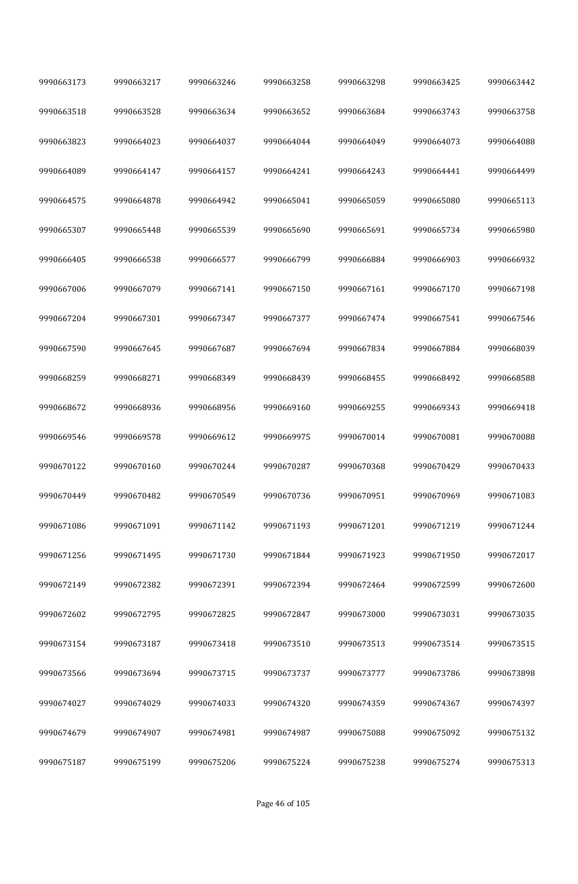| | | | | | | |
|---|---|---|---|---|---|---|
| 9990663173 | 9990663217 | 9990663246 | 9990663258 | 9990663298 | 9990663425 | 9990663442 |
| 9990663518 | 9990663528 | 9990663634 | 9990663652 | 9990663684 | 9990663743 | 9990663758 |
| 9990663823 | 9990664023 | 9990664037 | 9990664044 | 9990664049 | 9990664073 | 9990664088 |
| 9990664089 | 9990664147 | 9990664157 | 9990664241 | 9990664243 | 9990664441 | 9990664499 |
| 9990664575 | 9990664878 | 9990664942 | 9990665041 | 9990665059 | 9990665080 | 9990665113 |
| 9990665307 | 9990665448 | 9990665539 | 9990665690 | 9990665691 | 9990665734 | 9990665980 |
| 9990666405 | 9990666538 | 9990666577 | 9990666799 | 9990666884 | 9990666903 | 9990666932 |
| 9990667006 | 9990667079 | 9990667141 | 9990667150 | 9990667161 | 9990667170 | 9990667198 |
| 9990667204 | 9990667301 | 9990667347 | 9990667377 | 9990667474 | 9990667541 | 9990667546 |
| 9990667590 | 9990667645 | 9990667687 | 9990667694 | 9990667834 | 9990667884 | 9990668039 |
| 9990668259 | 9990668271 | 9990668349 | 9990668439 | 9990668455 | 9990668492 | 9990668588 |
| 9990668672 | 9990668936 | 9990668956 | 9990669160 | 9990669255 | 9990669343 | 9990669418 |
| 9990669546 | 9990669578 | 9990669612 | 9990669975 | 9990670014 | 9990670081 | 9990670088 |
| 9990670122 | 9990670160 | 9990670244 | 9990670287 | 9990670368 | 9990670429 | 9990670433 |
| 9990670449 | 9990670482 | 9990670549 | 9990670736 | 9990670951 | 9990670969 | 9990671083 |
| 9990671086 | 9990671091 | 9990671142 | 9990671193 | 9990671201 | 9990671219 | 9990671244 |
| 9990671256 | 9990671495 | 9990671730 | 9990671844 | 9990671923 | 9990671950 | 9990672017 |
| 9990672149 | 9990672382 | 9990672391 | 9990672394 | 9990672464 | 9990672599 | 9990672600 |
| 9990672602 | 9990672795 | 9990672825 | 9990672847 | 9990673000 | 9990673031 | 9990673035 |
| 9990673154 | 9990673187 | 9990673418 | 9990673510 | 9990673513 | 9990673514 | 9990673515 |
| 9990673566 | 9990673694 | 9990673715 | 9990673737 | 9990673777 | 9990673786 | 9990673898 |
| 9990674027 | 9990674029 | 9990674033 | 9990674320 | 9990674359 | 9990674367 | 9990674397 |
| 9990674679 | 9990674907 | 9990674981 | 9990674987 | 9990675088 | 9990675092 | 9990675132 |
| 9990675187 | 9990675199 | 9990675206 | 9990675224 | 9990675238 | 9990675274 | 9990675313 |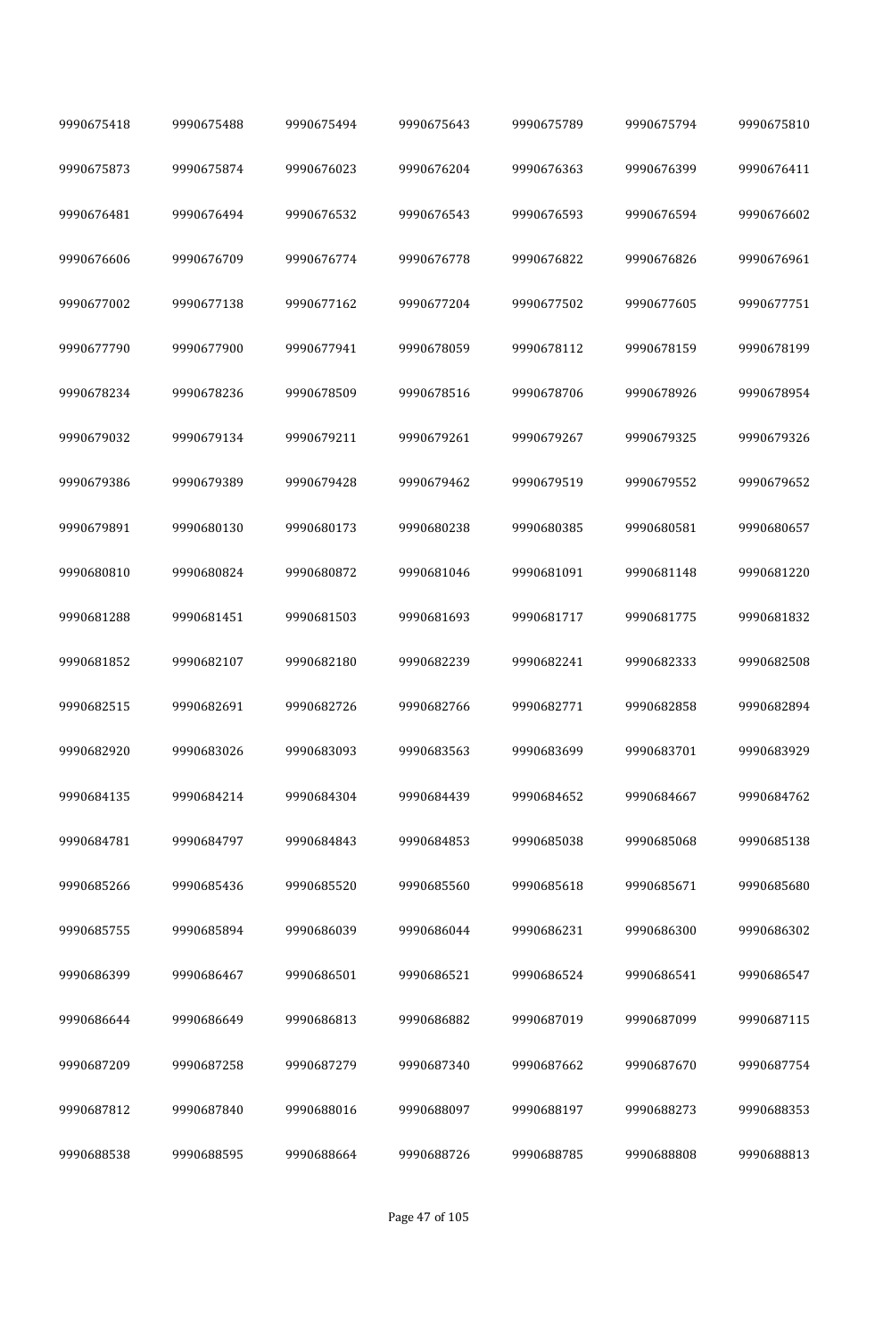| | | | | | | |
|---|---|---|---|---|---|---|
| 9990675418 | 9990675488 | 9990675494 | 9990675643 | 9990675789 | 9990675794 | 9990675810 |
| 9990675873 | 9990675874 | 9990676023 | 9990676204 | 9990676363 | 9990676399 | 9990676411 |
| 9990676481 | 9990676494 | 9990676532 | 9990676543 | 9990676593 | 9990676594 | 9990676602 |
| 9990676606 | 9990676709 | 9990676774 | 9990676778 | 9990676822 | 9990676826 | 9990676961 |
| 9990677002 | 9990677138 | 9990677162 | 9990677204 | 9990677502 | 9990677605 | 9990677751 |
| 9990677790 | 9990677900 | 9990677941 | 9990678059 | 9990678112 | 9990678159 | 9990678199 |
| 9990678234 | 9990678236 | 9990678509 | 9990678516 | 9990678706 | 9990678926 | 9990678954 |
| 9990679032 | 9990679134 | 9990679211 | 9990679261 | 9990679267 | 9990679325 | 9990679326 |
| 9990679386 | 9990679389 | 9990679428 | 9990679462 | 9990679519 | 9990679552 | 9990679652 |
| 9990679891 | 9990680130 | 9990680173 | 9990680238 | 9990680385 | 9990680581 | 9990680657 |
| 9990680810 | 9990680824 | 9990680872 | 9990681046 | 9990681091 | 9990681148 | 9990681220 |
| 9990681288 | 9990681451 | 9990681503 | 9990681693 | 9990681717 | 9990681775 | 9990681832 |
| 9990681852 | 9990682107 | 9990682180 | 9990682239 | 9990682241 | 9990682333 | 9990682508 |
| 9990682515 | 9990682691 | 9990682726 | 9990682766 | 9990682771 | 9990682858 | 9990682894 |
| 9990682920 | 9990683026 | 9990683093 | 9990683563 | 9990683699 | 9990683701 | 9990683929 |
| 9990684135 | 9990684214 | 9990684304 | 9990684439 | 9990684652 | 9990684667 | 9990684762 |
| 9990684781 | 9990684797 | 9990684843 | 9990684853 | 9990685038 | 9990685068 | 9990685138 |
| 9990685266 | 9990685436 | 9990685520 | 9990685560 | 9990685618 | 9990685671 | 9990685680 |
| 9990685755 | 9990685894 | 9990686039 | 9990686044 | 9990686231 | 9990686300 | 9990686302 |
| 9990686399 | 9990686467 | 9990686501 | 9990686521 | 9990686524 | 9990686541 | 9990686547 |
| 9990686644 | 9990686649 | 9990686813 | 9990686882 | 9990687019 | 9990687099 | 9990687115 |
| 9990687209 | 9990687258 | 9990687279 | 9990687340 | 9990687662 | 9990687670 | 9990687754 |
| 9990687812 | 9990687840 | 9990688016 | 9990688097 | 9990688197 | 9990688273 | 9990688353 |
| 9990688538 | 9990688595 | 9990688664 | 9990688726 | 9990688785 | 9990688808 | 9990688813 |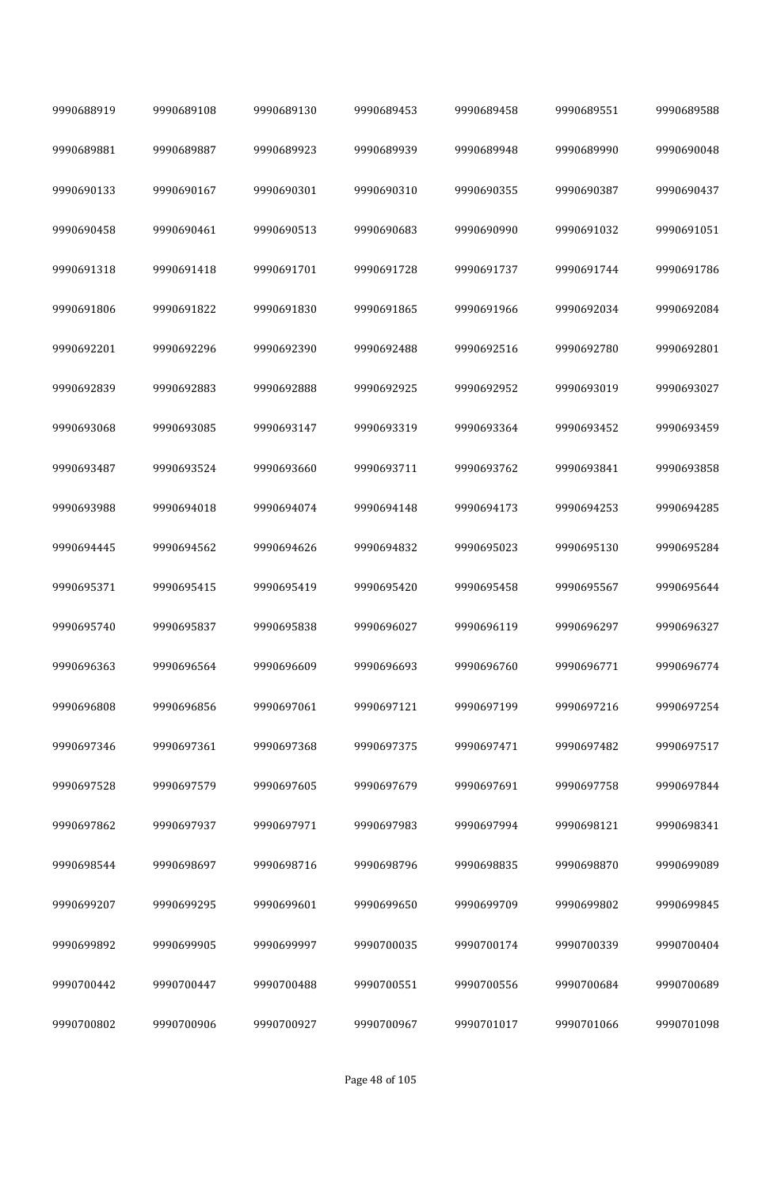| 9990688919 | 9990689108 | 9990689130 | 9990689453 | 9990689458 | 9990689551 | 9990689588 |
| --- | --- | --- | --- | --- | --- | --- |
| 9990689881 | 9990689887 | 9990689923 | 9990689939 | 9990689948 | 9990689990 | 9990690048 |
| 9990690133 | 9990690167 | 9990690301 | 9990690310 | 9990690355 | 9990690387 | 9990690437 |
| 9990690458 | 9990690461 | 9990690513 | 9990690683 | 9990690990 | 9990691032 | 9990691051 |
| 9990691318 | 9990691418 | 9990691701 | 9990691728 | 9990691737 | 9990691744 | 9990691786 |
| 9990691806 | 9990691822 | 9990691830 | 9990691865 | 9990691966 | 9990692034 | 9990692084 |
| 9990692201 | 9990692296 | 9990692390 | 9990692488 | 9990692516 | 9990692780 | 9990692801 |
| 9990692839 | 9990692883 | 9990692888 | 9990692925 | 9990692952 | 9990693019 | 9990693027 |
| 9990693068 | 9990693085 | 9990693147 | 9990693319 | 9990693364 | 9990693452 | 9990693459 |
| 9990693487 | 9990693524 | 9990693660 | 9990693711 | 9990693762 | 9990693841 | 9990693858 |
| 9990693988 | 9990694018 | 9990694074 | 9990694148 | 9990694173 | 9990694253 | 9990694285 |
| 9990694445 | 9990694562 | 9990694626 | 9990694832 | 9990695023 | 9990695130 | 9990695284 |
| 9990695371 | 9990695415 | 9990695419 | 9990695420 | 9990695458 | 9990695567 | 9990695644 |
| 9990695740 | 9990695837 | 9990695838 | 9990696027 | 9990696119 | 9990696297 | 9990696327 |
| 9990696363 | 9990696564 | 9990696609 | 9990696693 | 9990696760 | 9990696771 | 9990696774 |
| 9990696808 | 9990696856 | 9990697061 | 9990697121 | 9990697199 | 9990697216 | 9990697254 |
| 9990697346 | 9990697361 | 9990697368 | 9990697375 | 9990697471 | 9990697482 | 9990697517 |
| 9990697528 | 9990697579 | 9990697605 | 9990697679 | 9990697691 | 9990697758 | 9990697844 |
| 9990697862 | 9990697937 | 9990697971 | 9990697983 | 9990697994 | 9990698121 | 9990698341 |
| 9990698544 | 9990698697 | 9990698716 | 9990698796 | 9990698835 | 9990698870 | 9990699089 |
| 9990699207 | 9990699295 | 9990699601 | 9990699650 | 9990699709 | 9990699802 | 9990699845 |
| 9990699892 | 9990699905 | 9990699997 | 9990700035 | 9990700174 | 9990700339 | 9990700404 |
| 9990700442 | 9990700447 | 9990700488 | 9990700551 | 9990700556 | 9990700684 | 9990700689 |
| 9990700802 | 9990700906 | 9990700927 | 9990700967 | 9990701017 | 9990701066 | 9990701098 |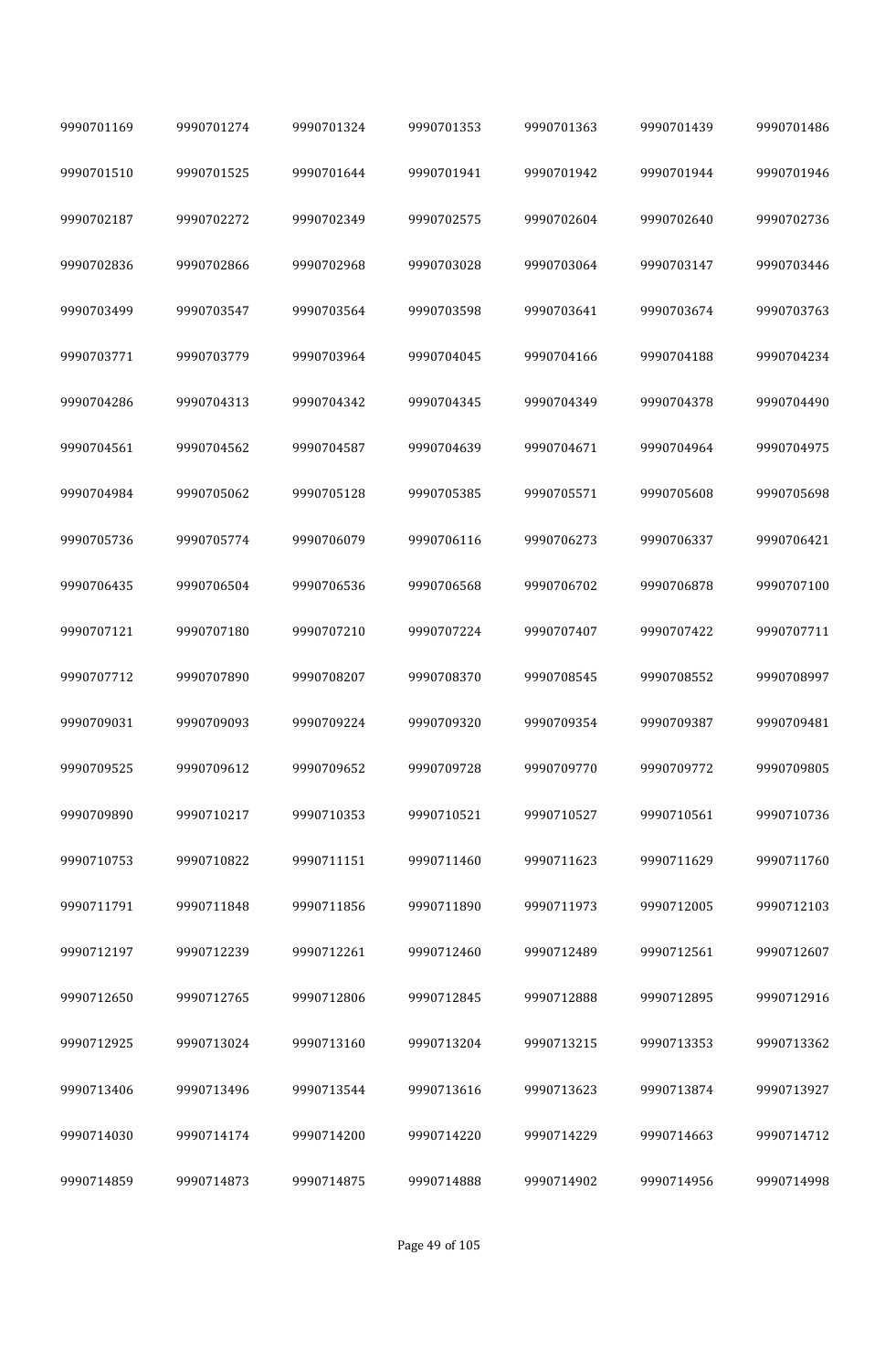| | | | | | | |
|---|---|---|---|---|---|---|
| 9990701169 | 9990701274 | 9990701324 | 9990701353 | 9990701363 | 9990701439 | 9990701486 |
| 9990701510 | 9990701525 | 9990701644 | 9990701941 | 9990701942 | 9990701944 | 9990701946 |
| 9990702187 | 9990702272 | 9990702349 | 9990702575 | 9990702604 | 9990702640 | 9990702736 |
| 9990702836 | 9990702866 | 9990702968 | 9990703028 | 9990703064 | 9990703147 | 9990703446 |
| 9990703499 | 9990703547 | 9990703564 | 9990703598 | 9990703641 | 9990703674 | 9990703763 |
| 9990703771 | 9990703779 | 9990703964 | 9990704045 | 9990704166 | 9990704188 | 9990704234 |
| 9990704286 | 9990704313 | 9990704342 | 9990704345 | 9990704349 | 9990704378 | 9990704490 |
| 9990704561 | 9990704562 | 9990704587 | 9990704639 | 9990704671 | 9990704964 | 9990704975 |
| 9990704984 | 9990705062 | 9990705128 | 9990705385 | 9990705571 | 9990705608 | 9990705698 |
| 9990705736 | 9990705774 | 9990706079 | 9990706116 | 9990706273 | 9990706337 | 9990706421 |
| 9990706435 | 9990706504 | 9990706536 | 9990706568 | 9990706702 | 9990706878 | 9990707100 |
| 9990707121 | 9990707180 | 9990707210 | 9990707224 | 9990707407 | 9990707422 | 9990707711 |
| 9990707712 | 9990707890 | 9990708207 | 9990708370 | 9990708545 | 9990708552 | 9990708997 |
| 9990709031 | 9990709093 | 9990709224 | 9990709320 | 9990709354 | 9990709387 | 9990709481 |
| 9990709525 | 9990709612 | 9990709652 | 9990709728 | 9990709770 | 9990709772 | 9990709805 |
| 9990709890 | 9990710217 | 9990710353 | 9990710521 | 9990710527 | 9990710561 | 9990710736 |
| 9990710753 | 9990710822 | 9990711151 | 9990711460 | 9990711623 | 9990711629 | 9990711760 |
| 9990711791 | 9990711848 | 9990711856 | 9990711890 | 9990711973 | 9990712005 | 9990712103 |
| 9990712197 | 9990712239 | 9990712261 | 9990712460 | 9990712489 | 9990712561 | 9990712607 |
| 9990712650 | 9990712765 | 9990712806 | 9990712845 | 9990712888 | 9990712895 | 9990712916 |
| 9990712925 | 9990713024 | 9990713160 | 9990713204 | 9990713215 | 9990713353 | 9990713362 |
| 9990713406 | 9990713496 | 9990713544 | 9990713616 | 9990713623 | 9990713874 | 9990713927 |
| 9990714030 | 9990714174 | 9990714200 | 9990714220 | 9990714229 | 9990714663 | 9990714712 |
| 9990714859 | 9990714873 | 9990714875 | 9990714888 | 9990714902 | 9990714956 | 9990714998 |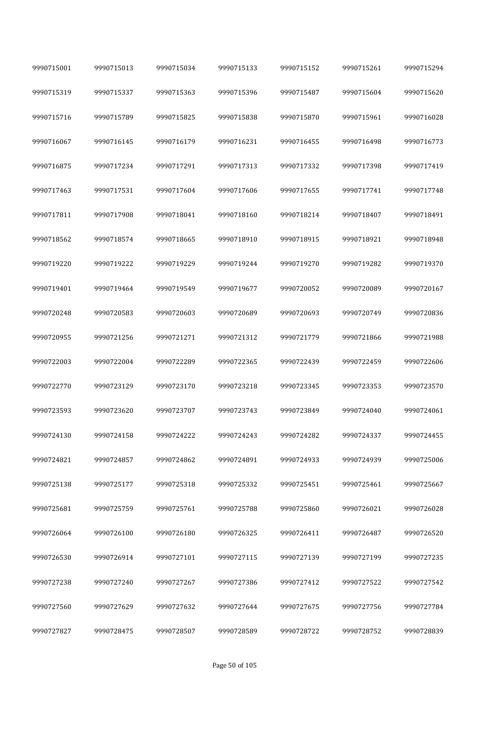| 9990715001 | 9990715013 | 9990715034 | 9990715133 | 9990715152 | 9990715261 | 9990715294 |
|---|---|---|---|---|---|---|
| 9990715319 | 9990715337 | 9990715363 | 9990715396 | 9990715487 | 9990715604 | 9990715620 |
| 9990715716 | 9990715789 | 9990715825 | 9990715838 | 9990715870 | 9990715961 | 9990716028 |
| 9990716067 | 9990716145 | 9990716179 | 9990716231 | 9990716455 | 9990716498 | 9990716773 |
| 9990716875 | 9990717234 | 9990717291 | 9990717313 | 9990717332 | 9990717398 | 9990717419 |
| 9990717463 | 9990717531 | 9990717604 | 9990717606 | 9990717655 | 9990717741 | 9990717748 |
| 9990717811 | 9990717908 | 9990718041 | 9990718160 | 9990718214 | 9990718407 | 9990718491 |
| 9990718562 | 9990718574 | 9990718665 | 9990718910 | 9990718915 | 9990718921 | 9990718948 |
| 9990719220 | 9990719222 | 9990719229 | 9990719244 | 9990719270 | 9990719282 | 9990719370 |
| 9990719401 | 9990719464 | 9990719549 | 9990719677 | 9990720052 | 9990720089 | 9990720167 |
| 9990720248 | 9990720583 | 9990720603 | 9990720689 | 9990720693 | 9990720749 | 9990720836 |
| 9990720955 | 9990721256 | 9990721271 | 9990721312 | 9990721779 | 9990721866 | 9990721988 |
| 9990722003 | 9990722004 | 9990722289 | 9990722365 | 9990722439 | 9990722459 | 9990722606 |
| 9990722770 | 9990723129 | 9990723170 | 9990723218 | 9990723345 | 9990723353 | 9990723570 |
| 9990723593 | 9990723620 | 9990723707 | 9990723743 | 9990723849 | 9990724040 | 9990724061 |
| 9990724130 | 9990724158 | 9990724222 | 9990724243 | 9990724282 | 9990724337 | 9990724455 |
| 9990724821 | 9990724857 | 9990724862 | 9990724891 | 9990724933 | 9990724939 | 9990725006 |
| 9990725138 | 9990725177 | 9990725318 | 9990725332 | 9990725451 | 9990725461 | 9990725667 |
| 9990725681 | 9990725759 | 9990725761 | 9990725788 | 9990725860 | 9990726021 | 9990726028 |
| 9990726064 | 9990726100 | 9990726180 | 9990726325 | 9990726411 | 9990726487 | 9990726520 |
| 9990726530 | 9990726914 | 9990727101 | 9990727115 | 9990727139 | 9990727199 | 9990727235 |
| 9990727238 | 9990727240 | 9990727267 | 9990727386 | 9990727412 | 9990727522 | 9990727542 |
| 9990727560 | 9990727629 | 9990727632 | 9990727644 | 9990727675 | 9990727756 | 9990727784 |
| 9990727827 | 9990728475 | 9990728507 | 9990728589 | 9990728722 | 9990728752 | 9990728839 |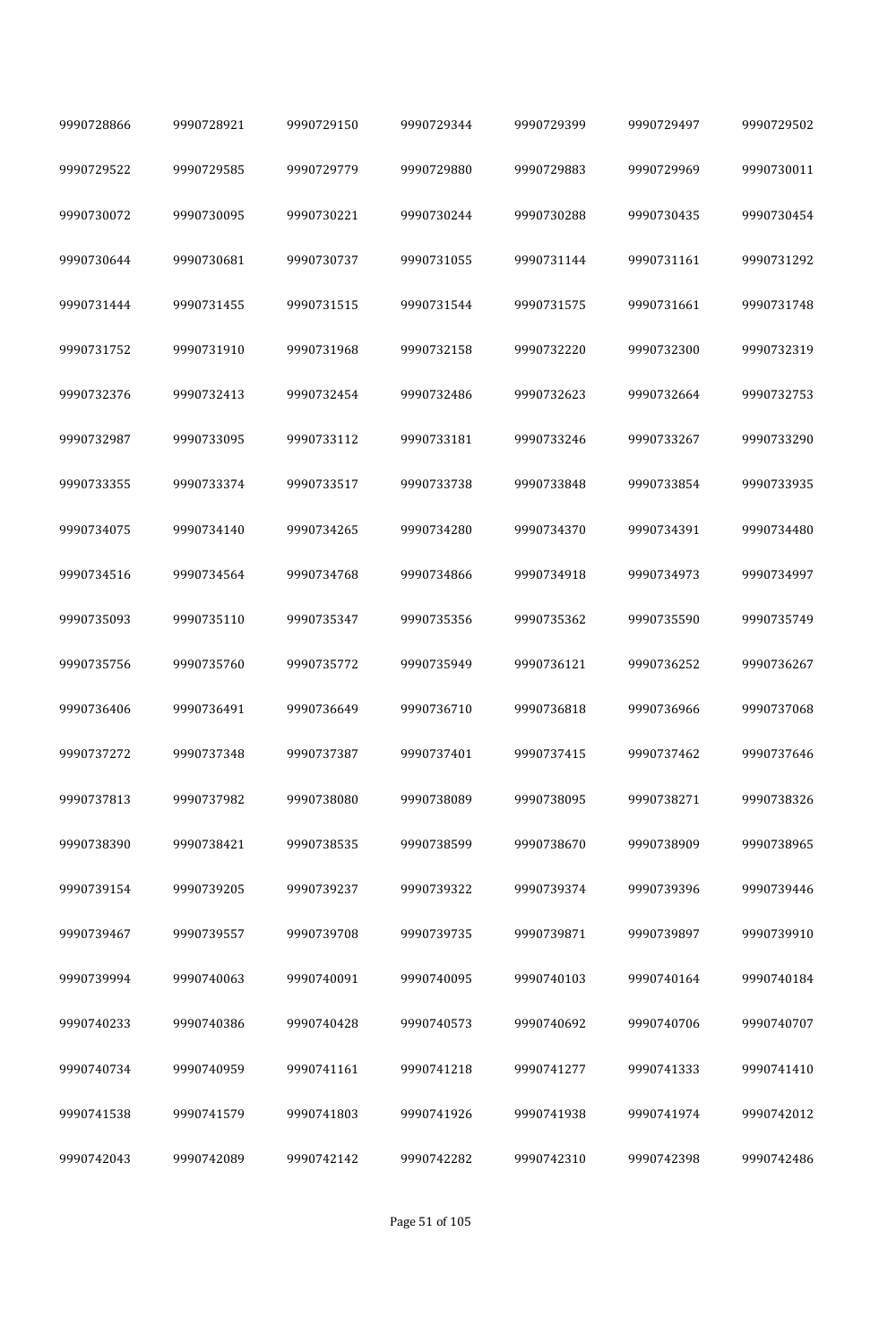| | | | | | | |
|---|---|---|---|---|---|---|
| 9990728866 | 9990728921 | 9990729150 | 9990729344 | 9990729399 | 9990729497 | 9990729502 |
| 9990729522 | 9990729585 | 9990729779 | 9990729880 | 9990729883 | 9990729969 | 9990730011 |
| 9990730072 | 9990730095 | 9990730221 | 9990730244 | 9990730288 | 9990730435 | 9990730454 |
| 9990730644 | 9990730681 | 9990730737 | 9990731055 | 9990731144 | 9990731161 | 9990731292 |
| 9990731444 | 9990731455 | 9990731515 | 9990731544 | 9990731575 | 9990731661 | 9990731748 |
| 9990731752 | 9990731910 | 9990731968 | 9990732158 | 9990732220 | 9990732300 | 9990732319 |
| 9990732376 | 9990732413 | 9990732454 | 9990732486 | 9990732623 | 9990732664 | 9990732753 |
| 9990732987 | 9990733095 | 9990733112 | 9990733181 | 9990733246 | 9990733267 | 9990733290 |
| 9990733355 | 9990733374 | 9990733517 | 9990733738 | 9990733848 | 9990733854 | 9990733935 |
| 9990734075 | 9990734140 | 9990734265 | 9990734280 | 9990734370 | 9990734391 | 9990734480 |
| 9990734516 | 9990734564 | 9990734768 | 9990734866 | 9990734918 | 9990734973 | 9990734997 |
| 9990735093 | 9990735110 | 9990735347 | 9990735356 | 9990735362 | 9990735590 | 9990735749 |
| 9990735756 | 9990735760 | 9990735772 | 9990735949 | 9990736121 | 9990736252 | 9990736267 |
| 9990736406 | 9990736491 | 9990736649 | 9990736710 | 9990736818 | 9990736966 | 9990737068 |
| 9990737272 | 9990737348 | 9990737387 | 9990737401 | 9990737415 | 9990737462 | 9990737646 |
| 9990737813 | 9990737982 | 9990738080 | 9990738089 | 9990738095 | 9990738271 | 9990738326 |
| 9990738390 | 9990738421 | 9990738535 | 9990738599 | 9990738670 | 9990738909 | 9990738965 |
| 9990739154 | 9990739205 | 9990739237 | 9990739322 | 9990739374 | 9990739396 | 9990739446 |
| 9990739467 | 9990739557 | 9990739708 | 9990739735 | 9990739871 | 9990739897 | 9990739910 |
| 9990739994 | 9990740063 | 9990740091 | 9990740095 | 9990740103 | 9990740164 | 9990740184 |
| 9990740233 | 9990740386 | 9990740428 | 9990740573 | 9990740692 | 9990740706 | 9990740707 |
| 9990740734 | 9990740959 | 9990741161 | 9990741218 | 9990741277 | 9990741333 | 9990741410 |
| 9990741538 | 9990741579 | 9990741803 | 9990741926 | 9990741938 | 9990741974 | 9990742012 |
| 9990742043 | 9990742089 | 9990742142 | 9990742282 | 9990742310 | 9990742398 | 9990742486 |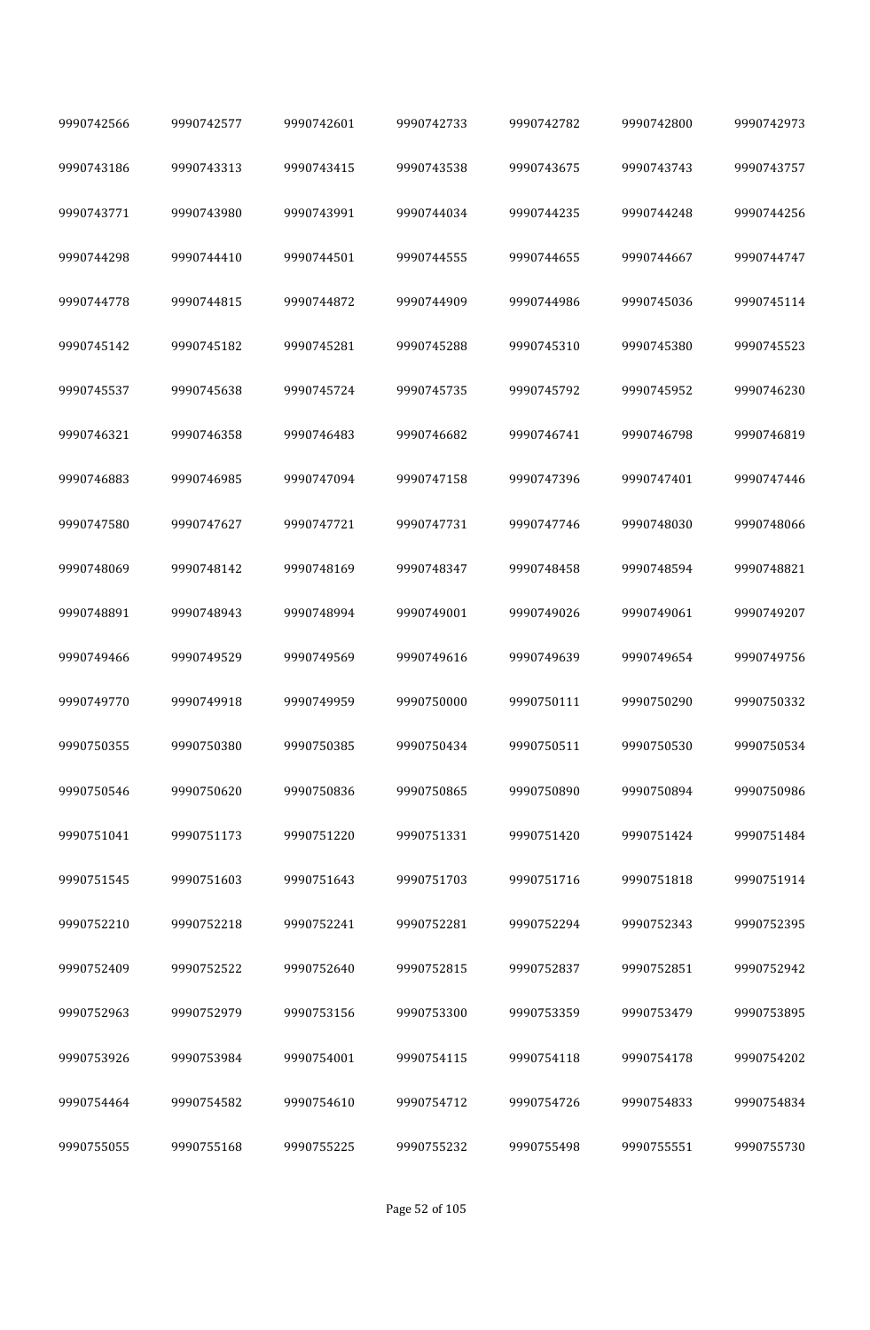| | | | | | | |
|---|---|---|---|---|---|---|
| 9990742566 | 9990742577 | 9990742601 | 9990742733 | 9990742782 | 9990742800 | 9990742973 |
| 9990743186 | 9990743313 | 9990743415 | 9990743538 | 9990743675 | 9990743743 | 9990743757 |
| 9990743771 | 9990743980 | 9990743991 | 9990744034 | 9990744235 | 9990744248 | 9990744256 |
| 9990744298 | 9990744410 | 9990744501 | 9990744555 | 9990744655 | 9990744667 | 9990744747 |
| 9990744778 | 9990744815 | 9990744872 | 9990744909 | 9990744986 | 9990745036 | 9990745114 |
| 9990745142 | 9990745182 | 9990745281 | 9990745288 | 9990745310 | 9990745380 | 9990745523 |
| 9990745537 | 9990745638 | 9990745724 | 9990745735 | 9990745792 | 9990745952 | 9990746230 |
| 9990746321 | 9990746358 | 9990746483 | 9990746682 | 9990746741 | 9990746798 | 9990746819 |
| 9990746883 | 9990746985 | 9990747094 | 9990747158 | 9990747396 | 9990747401 | 9990747446 |
| 9990747580 | 9990747627 | 9990747721 | 9990747731 | 9990747746 | 9990748030 | 9990748066 |
| 9990748069 | 9990748142 | 9990748169 | 9990748347 | 9990748458 | 9990748594 | 9990748821 |
| 9990748891 | 9990748943 | 9990748994 | 9990749001 | 9990749026 | 9990749061 | 9990749207 |
| 9990749466 | 9990749529 | 9990749569 | 9990749616 | 9990749639 | 9990749654 | 9990749756 |
| 9990749770 | 9990749918 | 9990749959 | 9990750000 | 9990750111 | 9990750290 | 9990750332 |
| 9990750355 | 9990750380 | 9990750385 | 9990750434 | 9990750511 | 9990750530 | 9990750534 |
| 9990750546 | 9990750620 | 9990750836 | 9990750865 | 9990750890 | 9990750894 | 9990750986 |
| 9990751041 | 9990751173 | 9990751220 | 9990751331 | 9990751420 | 9990751424 | 9990751484 |
| 9990751545 | 9990751603 | 9990751643 | 9990751703 | 9990751716 | 9990751818 | 9990751914 |
| 9990752210 | 9990752218 | 9990752241 | 9990752281 | 9990752294 | 9990752343 | 9990752395 |
| 9990752409 | 9990752522 | 9990752640 | 9990752815 | 9990752837 | 9990752851 | 9990752942 |
| 9990752963 | 9990752979 | 9990753156 | 9990753300 | 9990753359 | 9990753479 | 9990753895 |
| 9990753926 | 9990753984 | 9990754001 | 9990754115 | 9990754118 | 9990754178 | 9990754202 |
| 9990754464 | 9990754582 | 9990754610 | 9990754712 | 9990754726 | 9990754833 | 9990754834 |
| 9990755055 | 9990755168 | 9990755225 | 9990755232 | 9990755498 | 9990755551 | 9990755730 |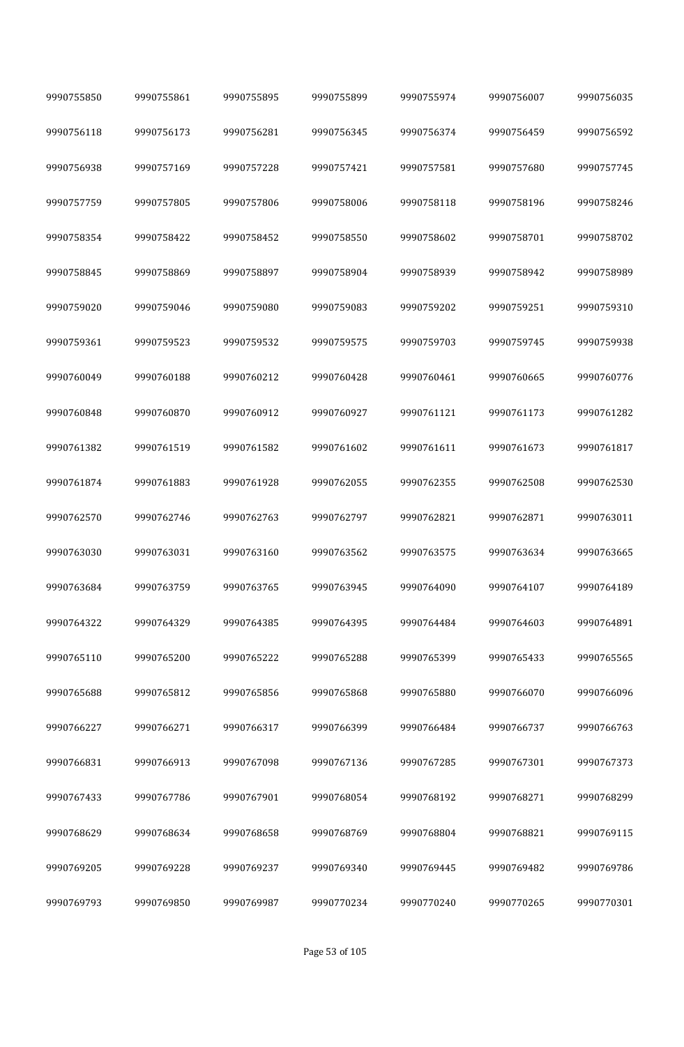| | | | | | | |
|---|---|---|---|---|---|---|
| 9990755850 | 9990755861 | 9990755895 | 9990755899 | 9990755974 | 9990756007 | 9990756035 |
| 9990756118 | 9990756173 | 9990756281 | 9990756345 | 9990756374 | 9990756459 | 9990756592 |
| 9990756938 | 9990757169 | 9990757228 | 9990757421 | 9990757581 | 9990757680 | 9990757745 |
| 9990757759 | 9990757805 | 9990757806 | 9990758006 | 9990758118 | 9990758196 | 9990758246 |
| 9990758354 | 9990758422 | 9990758452 | 9990758550 | 9990758602 | 9990758701 | 9990758702 |
| 9990758845 | 9990758869 | 9990758897 | 9990758904 | 9990758939 | 9990758942 | 9990758989 |
| 9990759020 | 9990759046 | 9990759080 | 9990759083 | 9990759202 | 9990759251 | 9990759310 |
| 9990759361 | 9990759523 | 9990759532 | 9990759575 | 9990759703 | 9990759745 | 9990759938 |
| 9990760049 | 9990760188 | 9990760212 | 9990760428 | 9990760461 | 9990760665 | 9990760776 |
| 9990760848 | 9990760870 | 9990760912 | 9990760927 | 9990761121 | 9990761173 | 9990761282 |
| 9990761382 | 9990761519 | 9990761582 | 9990761602 | 9990761611 | 9990761673 | 9990761817 |
| 9990761874 | 9990761883 | 9990761928 | 9990762055 | 9990762355 | 9990762508 | 9990762530 |
| 9990762570 | 9990762746 | 9990762763 | 9990762797 | 9990762821 | 9990762871 | 9990763011 |
| 9990763030 | 9990763031 | 9990763160 | 9990763562 | 9990763575 | 9990763634 | 9990763665 |
| 9990763684 | 9990763759 | 9990763765 | 9990763945 | 9990764090 | 9990764107 | 9990764189 |
| 9990764322 | 9990764329 | 9990764385 | 9990764395 | 9990764484 | 9990764603 | 9990764891 |
| 9990765110 | 9990765200 | 9990765222 | 9990765288 | 9990765399 | 9990765433 | 9990765565 |
| 9990765688 | 9990765812 | 9990765856 | 9990765868 | 9990765880 | 9990766070 | 9990766096 |
| 9990766227 | 9990766271 | 9990766317 | 9990766399 | 9990766484 | 9990766737 | 9990766763 |
| 9990766831 | 9990766913 | 9990767098 | 9990767136 | 9990767285 | 9990767301 | 9990767373 |
| 9990767433 | 9990767786 | 9990767901 | 9990768054 | 9990768192 | 9990768271 | 9990768299 |
| 9990768629 | 9990768634 | 9990768658 | 9990768769 | 9990768804 | 9990768821 | 9990769115 |
| 9990769205 | 9990769228 | 9990769237 | 9990769340 | 9990769445 | 9990769482 | 9990769786 |
| 9990769793 | 9990769850 | 9990769987 | 9990770234 | 9990770240 | 9990770265 | 9990770301 |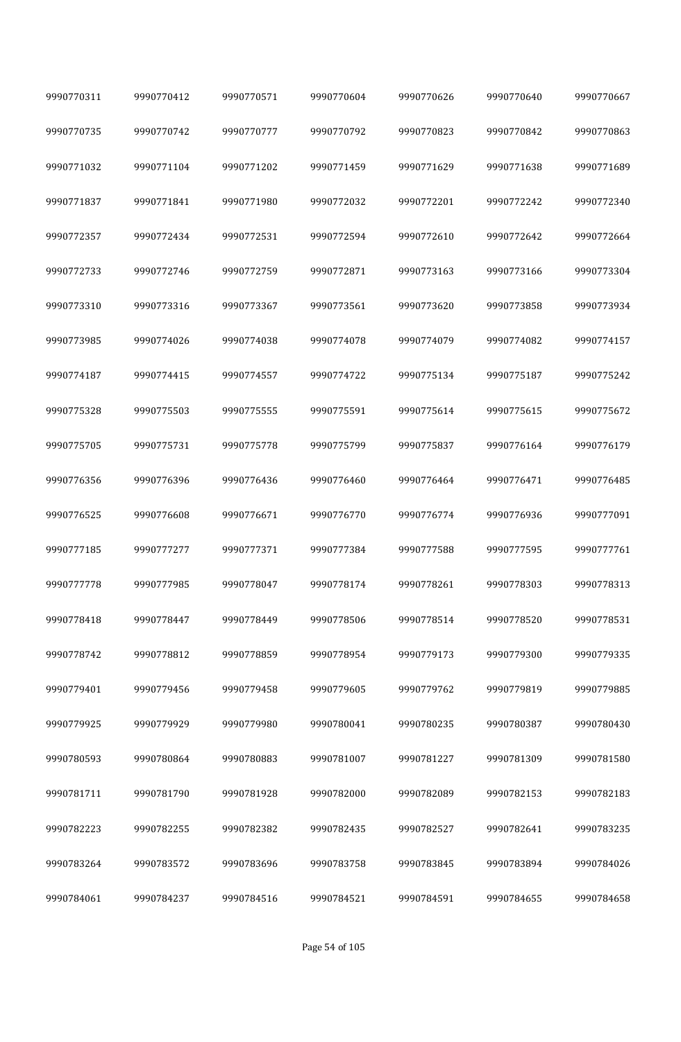| | | | | | | |
|---|---|---|---|---|---|---|
| 9990770311 | 9990770412 | 9990770571 | 9990770604 | 9990770626 | 9990770640 | 9990770667 |
| 9990770735 | 9990770742 | 9990770777 | 9990770792 | 9990770823 | 9990770842 | 9990770863 |
| 9990771032 | 9990771104 | 9990771202 | 9990771459 | 9990771629 | 9990771638 | 9990771689 |
| 9990771837 | 9990771841 | 9990771980 | 9990772032 | 9990772201 | 9990772242 | 9990772340 |
| 9990772357 | 9990772434 | 9990772531 | 9990772594 | 9990772610 | 9990772642 | 9990772664 |
| 9990772733 | 9990772746 | 9990772759 | 9990772871 | 9990773163 | 9990773166 | 9990773304 |
| 9990773310 | 9990773316 | 9990773367 | 9990773561 | 9990773620 | 9990773858 | 9990773934 |
| 9990773985 | 9990774026 | 9990774038 | 9990774078 | 9990774079 | 9990774082 | 9990774157 |
| 9990774187 | 9990774415 | 9990774557 | 9990774722 | 9990775134 | 9990775187 | 9990775242 |
| 9990775328 | 9990775503 | 9990775555 | 9990775591 | 9990775614 | 9990775615 | 9990775672 |
| 9990775705 | 9990775731 | 9990775778 | 9990775799 | 9990775837 | 9990776164 | 9990776179 |
| 9990776356 | 9990776396 | 9990776436 | 9990776460 | 9990776464 | 9990776471 | 9990776485 |
| 9990776525 | 9990776608 | 9990776671 | 9990776770 | 9990776774 | 9990776936 | 9990777091 |
| 9990777185 | 9990777277 | 9990777371 | 9990777384 | 9990777588 | 9990777595 | 9990777761 |
| 9990777778 | 9990777985 | 9990778047 | 9990778174 | 9990778261 | 9990778303 | 9990778313 |
| 9990778418 | 9990778447 | 9990778449 | 9990778506 | 9990778514 | 9990778520 | 9990778531 |
| 9990778742 | 9990778812 | 9990778859 | 9990778954 | 9990779173 | 9990779300 | 9990779335 |
| 9990779401 | 9990779456 | 9990779458 | 9990779605 | 9990779762 | 9990779819 | 9990779885 |
| 9990779925 | 9990779929 | 9990779980 | 9990780041 | 9990780235 | 9990780387 | 9990780430 |
| 9990780593 | 9990780864 | 9990780883 | 9990781007 | 9990781227 | 9990781309 | 9990781580 |
| 9990781711 | 9990781790 | 9990781928 | 9990782000 | 9990782089 | 9990782153 | 9990782183 |
| 9990782223 | 9990782255 | 9990782382 | 9990782435 | 9990782527 | 9990782641 | 9990783235 |
| 9990783264 | 9990783572 | 9990783696 | 9990783758 | 9990783845 | 9990783894 | 9990784026 |
| 9990784061 | 9990784237 | 9990784516 | 9990784521 | 9990784591 | 9990784655 | 9990784658 |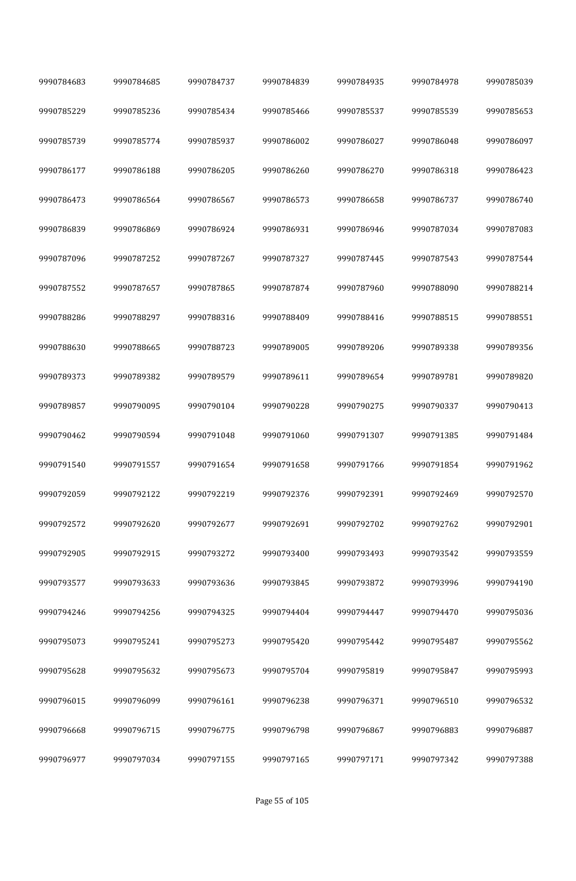| | | | | | | |
|---|---|---|---|---|---|---|
| 9990784683 | 9990784685 | 9990784737 | 9990784839 | 9990784935 | 9990784978 | 9990785039 |
| 9990785229 | 9990785236 | 9990785434 | 9990785466 | 9990785537 | 9990785539 | 9990785653 |
| 9990785739 | 9990785774 | 9990785937 | 9990786002 | 9990786027 | 9990786048 | 9990786097 |
| 9990786177 | 9990786188 | 9990786205 | 9990786260 | 9990786270 | 9990786318 | 9990786423 |
| 9990786473 | 9990786564 | 9990786567 | 9990786573 | 9990786658 | 9990786737 | 9990786740 |
| 9990786839 | 9990786869 | 9990786924 | 9990786931 | 9990786946 | 9990787034 | 9990787083 |
| 9990787096 | 9990787252 | 9990787267 | 9990787327 | 9990787445 | 9990787543 | 9990787544 |
| 9990787552 | 9990787657 | 9990787865 | 9990787874 | 9990787960 | 9990788090 | 9990788214 |
| 9990788286 | 9990788297 | 9990788316 | 9990788409 | 9990788416 | 9990788515 | 9990788551 |
| 9990788630 | 9990788665 | 9990788723 | 9990789005 | 9990789206 | 9990789338 | 9990789356 |
| 9990789373 | 9990789382 | 9990789579 | 9990789611 | 9990789654 | 9990789781 | 9990789820 |
| 9990789857 | 9990790095 | 9990790104 | 9990790228 | 9990790275 | 9990790337 | 9990790413 |
| 9990790462 | 9990790594 | 9990791048 | 9990791060 | 9990791307 | 9990791385 | 9990791484 |
| 9990791540 | 9990791557 | 9990791654 | 9990791658 | 9990791766 | 9990791854 | 9990791962 |
| 9990792059 | 9990792122 | 9990792219 | 9990792376 | 9990792391 | 9990792469 | 9990792570 |
| 9990792572 | 9990792620 | 9990792677 | 9990792691 | 9990792702 | 9990792762 | 9990792901 |
| 9990792905 | 9990792915 | 9990793272 | 9990793400 | 9990793493 | 9990793542 | 9990793559 |
| 9990793577 | 9990793633 | 9990793636 | 9990793845 | 9990793872 | 9990793996 | 9990794190 |
| 9990794246 | 9990794256 | 9990794325 | 9990794404 | 9990794447 | 9990794470 | 9990795036 |
| 9990795073 | 9990795241 | 9990795273 | 9990795420 | 9990795442 | 9990795487 | 9990795562 |
| 9990795628 | 9990795632 | 9990795673 | 9990795704 | 9990795819 | 9990795847 | 9990795993 |
| 9990796015 | 9990796099 | 9990796161 | 9990796238 | 9990796371 | 9990796510 | 9990796532 |
| 9990796668 | 9990796715 | 9990796775 | 9990796798 | 9990796867 | 9990796883 | 9990796887 |
| 9990796977 | 9990797034 | 9990797155 | 9990797165 | 9990797171 | 9990797342 | 9990797388 |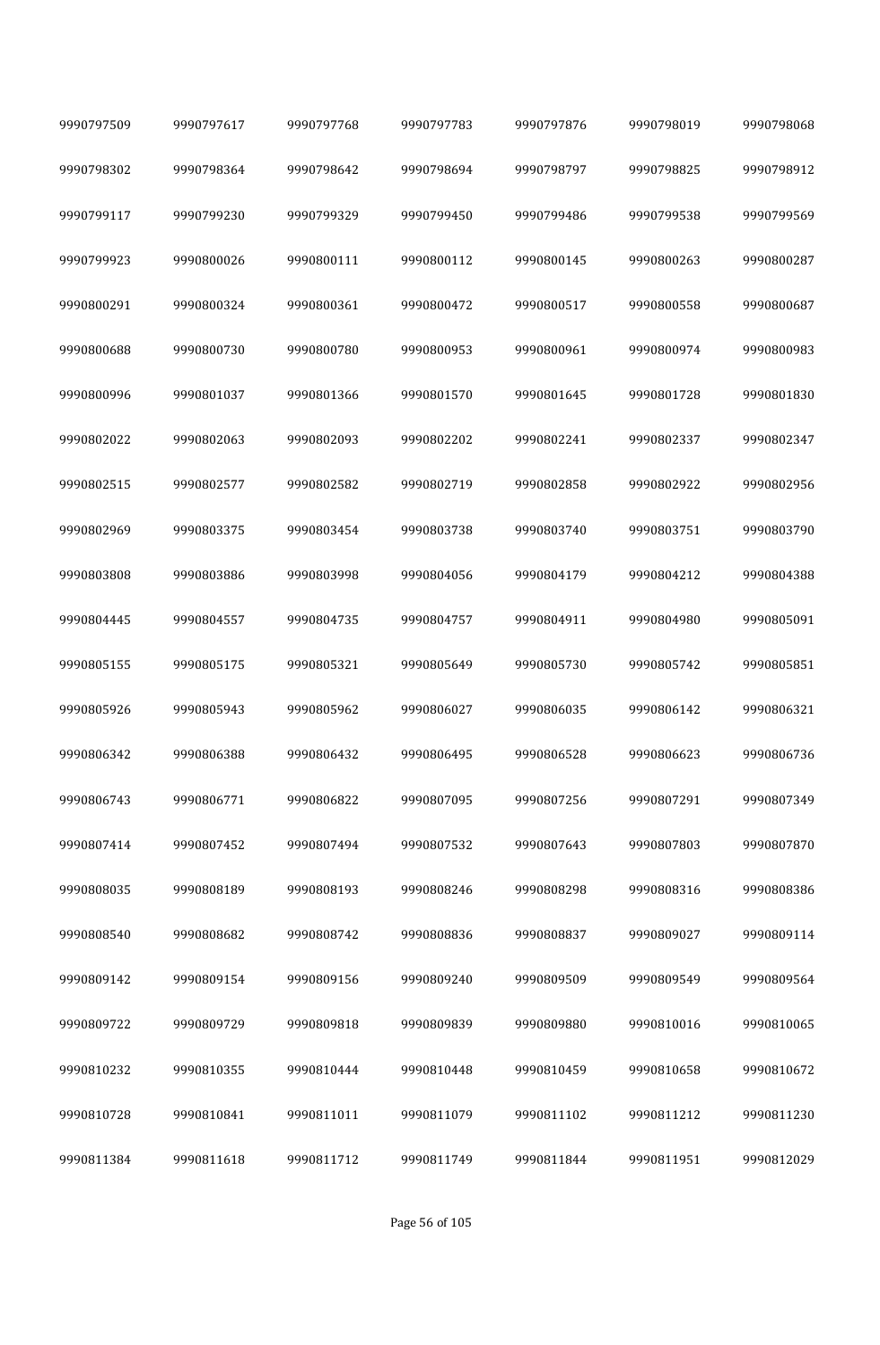| 9990797509 | 9990797617 | 9990797768 | 9990797783 | 9990797876 | 9990798019 | 9990798068 |
|---|---|---|---|---|---|---|
| 9990798302 | 9990798364 | 9990798642 | 9990798694 | 9990798797 | 9990798825 | 9990798912 |
| 9990799117 | 9990799230 | 9990799329 | 9990799450 | 9990799486 | 9990799538 | 9990799569 |
| 9990799923 | 9990800026 | 9990800111 | 9990800112 | 9990800145 | 9990800263 | 9990800287 |
| 9990800291 | 9990800324 | 9990800361 | 9990800472 | 9990800517 | 9990800558 | 9990800687 |
| 9990800688 | 9990800730 | 9990800780 | 9990800953 | 9990800961 | 9990800974 | 9990800983 |
| 9990800996 | 9990801037 | 9990801366 | 9990801570 | 9990801645 | 9990801728 | 9990801830 |
| 9990802022 | 9990802063 | 9990802093 | 9990802202 | 9990802241 | 9990802337 | 9990802347 |
| 9990802515 | 9990802577 | 9990802582 | 9990802719 | 9990802858 | 9990802922 | 9990802956 |
| 9990802969 | 9990803375 | 9990803454 | 9990803738 | 9990803740 | 9990803751 | 9990803790 |
| 9990803808 | 9990803886 | 9990803998 | 9990804056 | 9990804179 | 9990804212 | 9990804388 |
| 9990804445 | 9990804557 | 9990804735 | 9990804757 | 9990804911 | 9990804980 | 9990805091 |
| 9990805155 | 9990805175 | 9990805321 | 9990805649 | 9990805730 | 9990805742 | 9990805851 |
| 9990805926 | 9990805943 | 9990805962 | 9990806027 | 9990806035 | 9990806142 | 9990806321 |
| 9990806342 | 9990806388 | 9990806432 | 9990806495 | 9990806528 | 9990806623 | 9990806736 |
| 9990806743 | 9990806771 | 9990806822 | 9990807095 | 9990807256 | 9990807291 | 9990807349 |
| 9990807414 | 9990807452 | 9990807494 | 9990807532 | 9990807643 | 9990807803 | 9990807870 |
| 9990808035 | 9990808189 | 9990808193 | 9990808246 | 9990808298 | 9990808316 | 9990808386 |
| 9990808540 | 9990808682 | 9990808742 | 9990808836 | 9990808837 | 9990809027 | 9990809114 |
| 9990809142 | 9990809154 | 9990809156 | 9990809240 | 9990809509 | 9990809549 | 9990809564 |
| 9990809722 | 9990809729 | 9990809818 | 9990809839 | 9990809880 | 9990810016 | 9990810065 |
| 9990810232 | 9990810355 | 9990810444 | 9990810448 | 9990810459 | 9990810658 | 9990810672 |
| 9990810728 | 9990810841 | 9990811011 | 9990811079 | 9990811102 | 9990811212 | 9990811230 |
| 9990811384 | 9990811618 | 9990811712 | 9990811749 | 9990811844 | 9990811951 | 9990812029 |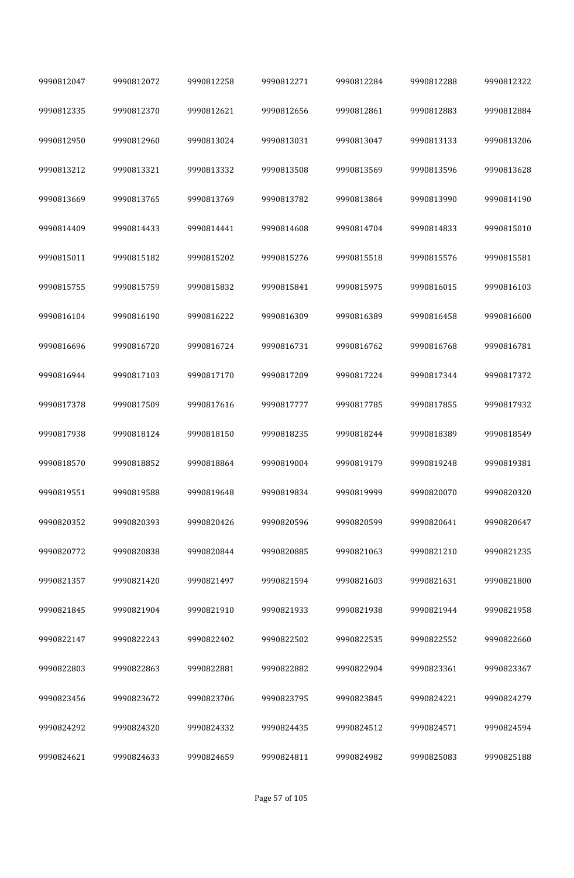| | | | | | | |
|---|---|---|---|---|---|---|
| 9990812047 | 9990812072 | 9990812258 | 9990812271 | 9990812284 | 9990812288 | 9990812322 |
| 9990812335 | 9990812370 | 9990812621 | 9990812656 | 9990812861 | 9990812883 | 9990812884 |
| 9990812950 | 9990812960 | 9990813024 | 9990813031 | 9990813047 | 9990813133 | 9990813206 |
| 9990813212 | 9990813321 | 9990813332 | 9990813508 | 9990813569 | 9990813596 | 9990813628 |
| 9990813669 | 9990813765 | 9990813769 | 9990813782 | 9990813864 | 9990813990 | 9990814190 |
| 9990814409 | 9990814433 | 9990814441 | 9990814608 | 9990814704 | 9990814833 | 9990815010 |
| 9990815011 | 9990815182 | 9990815202 | 9990815276 | 9990815518 | 9990815576 | 9990815581 |
| 9990815755 | 9990815759 | 9990815832 | 9990815841 | 9990815975 | 9990816015 | 9990816103 |
| 9990816104 | 9990816190 | 9990816222 | 9990816309 | 9990816389 | 9990816458 | 9990816600 |
| 9990816696 | 9990816720 | 9990816724 | 9990816731 | 9990816762 | 9990816768 | 9990816781 |
| 9990816944 | 9990817103 | 9990817170 | 9990817209 | 9990817224 | 9990817344 | 9990817372 |
| 9990817378 | 9990817509 | 9990817616 | 9990817777 | 9990817785 | 9990817855 | 9990817932 |
| 9990817938 | 9990818124 | 9990818150 | 9990818235 | 9990818244 | 9990818389 | 9990818549 |
| 9990818570 | 9990818852 | 9990818864 | 9990819004 | 9990819179 | 9990819248 | 9990819381 |
| 9990819551 | 9990819588 | 9990819648 | 9990819834 | 9990819999 | 9990820070 | 9990820320 |
| 9990820352 | 9990820393 | 9990820426 | 9990820596 | 9990820599 | 9990820641 | 9990820647 |
| 9990820772 | 9990820838 | 9990820844 | 9990820885 | 9990821063 | 9990821210 | 9990821235 |
| 9990821357 | 9990821420 | 9990821497 | 9990821594 | 9990821603 | 9990821631 | 9990821800 |
| 9990821845 | 9990821904 | 9990821910 | 9990821933 | 9990821938 | 9990821944 | 9990821958 |
| 9990822147 | 9990822243 | 9990822402 | 9990822502 | 9990822535 | 9990822552 | 9990822660 |
| 9990822803 | 9990822863 | 9990822881 | 9990822882 | 9990822904 | 9990823361 | 9990823367 |
| 9990823456 | 9990823672 | 9990823706 | 9990823795 | 9990823845 | 9990824221 | 9990824279 |
| 9990824292 | 9990824320 | 9990824332 | 9990824435 | 9990824512 | 9990824571 | 9990824594 |
| 9990824621 | 9990824633 | 9990824659 | 9990824811 | 9990824982 | 9990825083 | 9990825188 |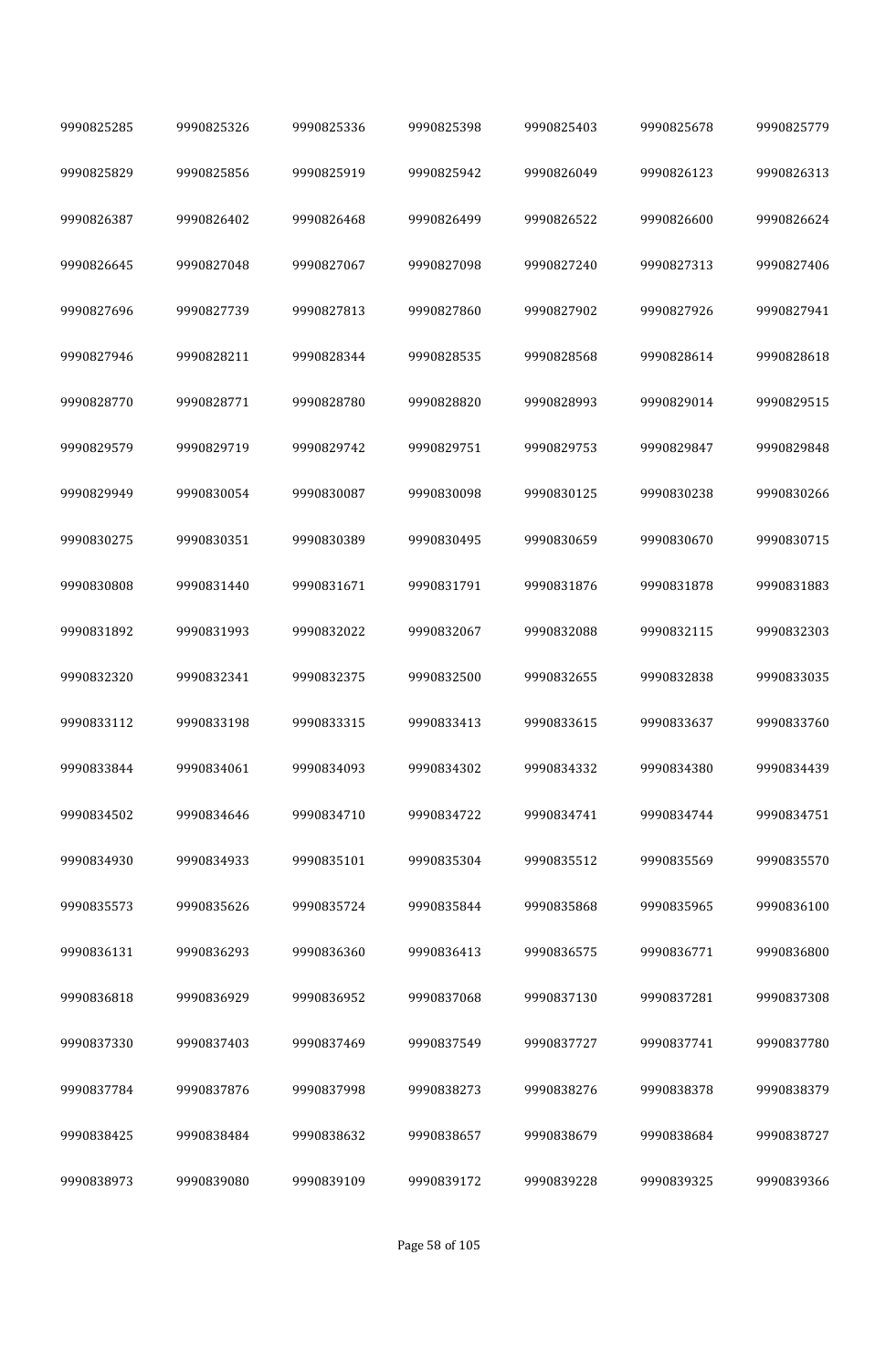| 9990825285 | 9990825326 | 9990825336 | 9990825398 | 9990825403 | 9990825678 | 9990825779 |
|---|---|---|---|---|---|---|
| 9990825829 | 9990825856 | 9990825919 | 9990825942 | 9990826049 | 9990826123 | 9990826313 |
| 9990826387 | 9990826402 | 9990826468 | 9990826499 | 9990826522 | 9990826600 | 9990826624 |
| 9990826645 | 9990827048 | 9990827067 | 9990827098 | 9990827240 | 9990827313 | 9990827406 |
| 9990827696 | 9990827739 | 9990827813 | 9990827860 | 9990827902 | 9990827926 | 9990827941 |
| 9990827946 | 9990828211 | 9990828344 | 9990828535 | 9990828568 | 9990828614 | 9990828618 |
| 9990828770 | 9990828771 | 9990828780 | 9990828820 | 9990828993 | 9990829014 | 9990829515 |
| 9990829579 | 9990829719 | 9990829742 | 9990829751 | 9990829753 | 9990829847 | 9990829848 |
| 9990829949 | 9990830054 | 9990830087 | 9990830098 | 9990830125 | 9990830238 | 9990830266 |
| 9990830275 | 9990830351 | 9990830389 | 9990830495 | 9990830659 | 9990830670 | 9990830715 |
| 9990830808 | 9990831440 | 9990831671 | 9990831791 | 9990831876 | 9990831878 | 9990831883 |
| 9990831892 | 9990831993 | 9990832022 | 9990832067 | 9990832088 | 9990832115 | 9990832303 |
| 9990832320 | 9990832341 | 9990832375 | 9990832500 | 9990832655 | 9990832838 | 9990833035 |
| 9990833112 | 9990833198 | 9990833315 | 9990833413 | 9990833615 | 9990833637 | 9990833760 |
| 9990833844 | 9990834061 | 9990834093 | 9990834302 | 9990834332 | 9990834380 | 9990834439 |
| 9990834502 | 9990834646 | 9990834710 | 9990834722 | 9990834741 | 9990834744 | 9990834751 |
| 9990834930 | 9990834933 | 9990835101 | 9990835304 | 9990835512 | 9990835569 | 9990835570 |
| 9990835573 | 9990835626 | 9990835724 | 9990835844 | 9990835868 | 9990835965 | 9990836100 |
| 9990836131 | 9990836293 | 9990836360 | 9990836413 | 9990836575 | 9990836771 | 9990836800 |
| 9990836818 | 9990836929 | 9990836952 | 9990837068 | 9990837130 | 9990837281 | 9990837308 |
| 9990837330 | 9990837403 | 9990837469 | 9990837549 | 9990837727 | 9990837741 | 9990837780 |
| 9990837784 | 9990837876 | 9990837998 | 9990838273 | 9990838276 | 9990838378 | 9990838379 |
| 9990838425 | 9990838484 | 9990838632 | 9990838657 | 9990838679 | 9990838684 | 9990838727 |
| 9990838973 | 9990839080 | 9990839109 | 9990839172 | 9990839228 | 9990839325 | 9990839366 |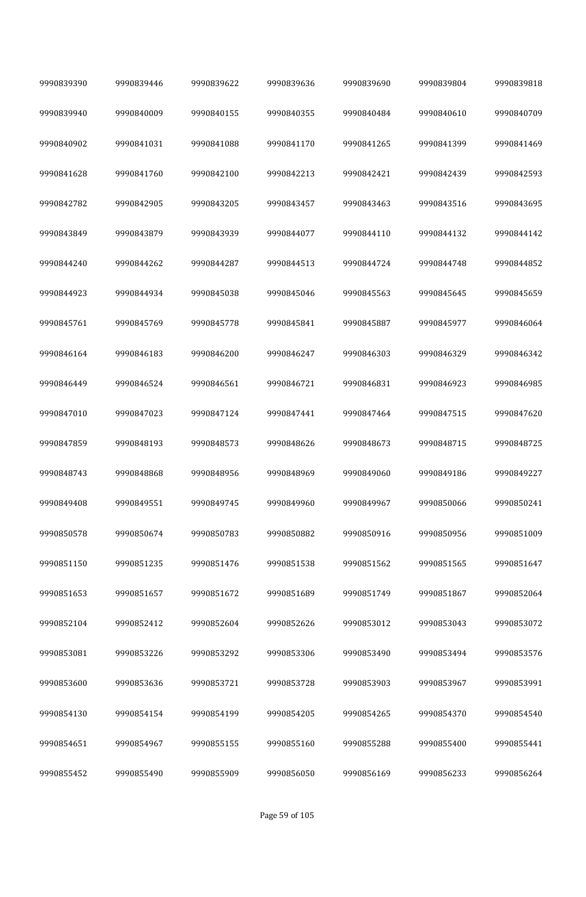| 9990839390 | 9990839446 | 9990839622 | 9990839636 | 9990839690 | 9990839804 | 9990839818 |
|---|---|---|---|---|---|---|
| 9990839940 | 9990840009 | 9990840155 | 9990840355 | 9990840484 | 9990840610 | 9990840709 |
| 9990840902 | 9990841031 | 9990841088 | 9990841170 | 9990841265 | 9990841399 | 9990841469 |
| 9990841628 | 9990841760 | 9990842100 | 9990842213 | 9990842421 | 9990842439 | 9990842593 |
| 9990842782 | 9990842905 | 9990843205 | 9990843457 | 9990843463 | 9990843516 | 9990843695 |
| 9990843849 | 9990843879 | 9990843939 | 9990844077 | 9990844110 | 9990844132 | 9990844142 |
| 9990844240 | 9990844262 | 9990844287 | 9990844513 | 9990844724 | 9990844748 | 9990844852 |
| 9990844923 | 9990844934 | 9990845038 | 9990845046 | 9990845563 | 9990845645 | 9990845659 |
| 9990845761 | 9990845769 | 9990845778 | 9990845841 | 9990845887 | 9990845977 | 9990846064 |
| 9990846164 | 9990846183 | 9990846200 | 9990846247 | 9990846303 | 9990846329 | 9990846342 |
| 9990846449 | 9990846524 | 9990846561 | 9990846721 | 9990846831 | 9990846923 | 9990846985 |
| 9990847010 | 9990847023 | 9990847124 | 9990847441 | 9990847464 | 9990847515 | 9990847620 |
| 9990847859 | 9990848193 | 9990848573 | 9990848626 | 9990848673 | 9990848715 | 9990848725 |
| 9990848743 | 9990848868 | 9990848956 | 9990848969 | 9990849060 | 9990849186 | 9990849227 |
| 9990849408 | 9990849551 | 9990849745 | 9990849960 | 9990849967 | 9990850066 | 9990850241 |
| 9990850578 | 9990850674 | 9990850783 | 9990850882 | 9990850916 | 9990850956 | 9990851009 |
| 9990851150 | 9990851235 | 9990851476 | 9990851538 | 9990851562 | 9990851565 | 9990851647 |
| 9990851653 | 9990851657 | 9990851672 | 9990851689 | 9990851749 | 9990851867 | 9990852064 |
| 9990852104 | 9990852412 | 9990852604 | 9990852626 | 9990853012 | 9990853043 | 9990853072 |
| 9990853081 | 9990853226 | 9990853292 | 9990853306 | 9990853490 | 9990853494 | 9990853576 |
| 9990853600 | 9990853636 | 9990853721 | 9990853728 | 9990853903 | 9990853967 | 9990853991 |
| 9990854130 | 9990854154 | 9990854199 | 9990854205 | 9990854265 | 9990854370 | 9990854540 |
| 9990854651 | 9990854967 | 9990855155 | 9990855160 | 9990855288 | 9990855400 | 9990855441 |
| 9990855452 | 9990855490 | 9990855909 | 9990856050 | 9990856169 | 9990856233 | 9990856264 |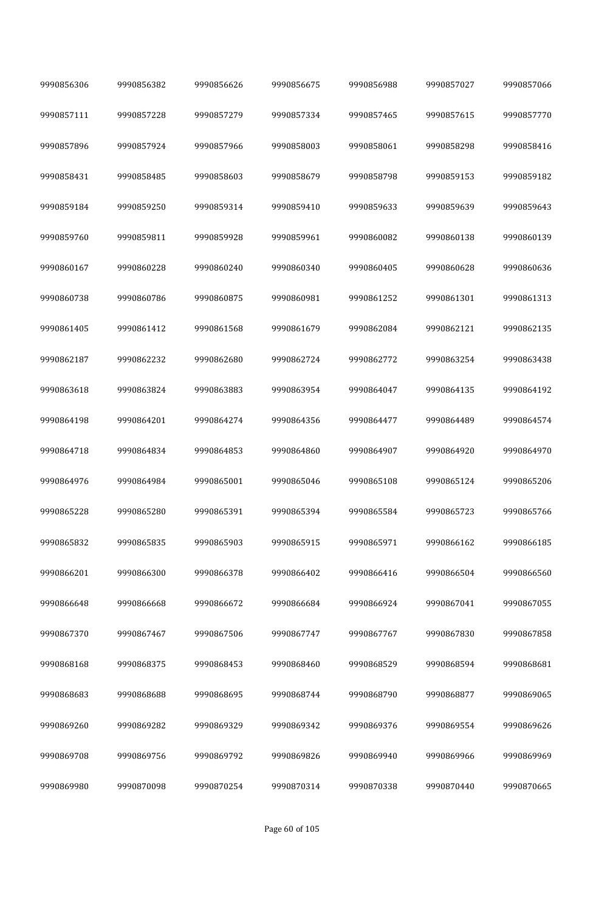| 9990856306 | 9990856382 | 9990856626 | 9990856675 | 9990856988 | 9990857027 | 9990857066 |
|---|---|---|---|---|---|---|
| 9990857111 | 9990857228 | 9990857279 | 9990857334 | 9990857465 | 9990857615 | 9990857770 |
| 9990857896 | 9990857924 | 9990857966 | 9990858003 | 9990858061 | 9990858298 | 9990858416 |
| 9990858431 | 9990858485 | 9990858603 | 9990858679 | 9990858798 | 9990859153 | 9990859182 |
| 9990859184 | 9990859250 | 9990859314 | 9990859410 | 9990859633 | 9990859639 | 9990859643 |
| 9990859760 | 9990859811 | 9990859928 | 9990859961 | 9990860082 | 9990860138 | 9990860139 |
| 9990860167 | 9990860228 | 9990860240 | 9990860340 | 9990860405 | 9990860628 | 9990860636 |
| 9990860738 | 9990860786 | 9990860875 | 9990860981 | 9990861252 | 9990861301 | 9990861313 |
| 9990861405 | 9990861412 | 9990861568 | 9990861679 | 9990862084 | 9990862121 | 9990862135 |
| 9990862187 | 9990862232 | 9990862680 | 9990862724 | 9990862772 | 9990863254 | 9990863438 |
| 9990863618 | 9990863824 | 9990863883 | 9990863954 | 9990864047 | 9990864135 | 9990864192 |
| 9990864198 | 9990864201 | 9990864274 | 9990864356 | 9990864477 | 9990864489 | 9990864574 |
| 9990864718 | 9990864834 | 9990864853 | 9990864860 | 9990864907 | 9990864920 | 9990864970 |
| 9990864976 | 9990864984 | 9990865001 | 9990865046 | 9990865108 | 9990865124 | 9990865206 |
| 9990865228 | 9990865280 | 9990865391 | 9990865394 | 9990865584 | 9990865723 | 9990865766 |
| 9990865832 | 9990865835 | 9990865903 | 9990865915 | 9990865971 | 9990866162 | 9990866185 |
| 9990866201 | 9990866300 | 9990866378 | 9990866402 | 9990866416 | 9990866504 | 9990866560 |
| 9990866648 | 9990866668 | 9990866672 | 9990866684 | 9990866924 | 9990867041 | 9990867055 |
| 9990867370 | 9990867467 | 9990867506 | 9990867747 | 9990867767 | 9990867830 | 9990867858 |
| 9990868168 | 9990868375 | 9990868453 | 9990868460 | 9990868529 | 9990868594 | 9990868681 |
| 9990868683 | 9990868688 | 9990868695 | 9990868744 | 9990868790 | 9990868877 | 9990869065 |
| 9990869260 | 9990869282 | 9990869329 | 9990869342 | 9990869376 | 9990869554 | 9990869626 |
| 9990869708 | 9990869756 | 9990869792 | 9990869826 | 9990869940 | 9990869966 | 9990869969 |
| 9990869980 | 9990870098 | 9990870254 | 9990870314 | 9990870338 | 9990870440 | 9990870665 |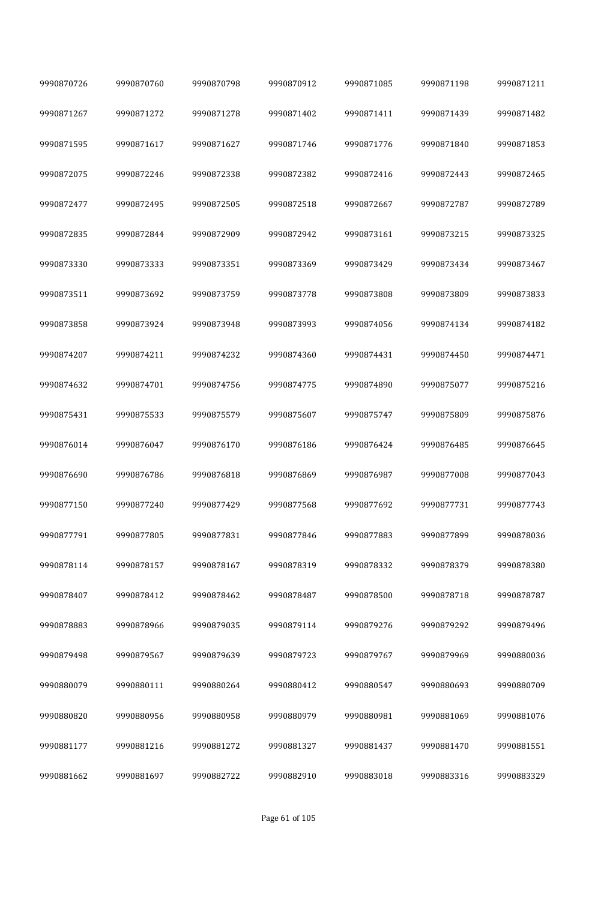| 9990870726 | 9990870760 | 9990870798 | 9990870912 | 9990871085 | 9990871198 | 9990871211 |
|---|---|---|---|---|---|---|
| 9990871267 | 9990871272 | 9990871278 | 9990871402 | 9990871411 | 9990871439 | 9990871482 |
| 9990871595 | 9990871617 | 9990871627 | 9990871746 | 9990871776 | 9990871840 | 9990871853 |
| 9990872075 | 9990872246 | 9990872338 | 9990872382 | 9990872416 | 9990872443 | 9990872465 |
| 9990872477 | 9990872495 | 9990872505 | 9990872518 | 9990872667 | 9990872787 | 9990872789 |
| 9990872835 | 9990872844 | 9990872909 | 9990872942 | 9990873161 | 9990873215 | 9990873325 |
| 9990873330 | 9990873333 | 9990873351 | 9990873369 | 9990873429 | 9990873434 | 9990873467 |
| 9990873511 | 9990873692 | 9990873759 | 9990873778 | 9990873808 | 9990873809 | 9990873833 |
| 9990873858 | 9990873924 | 9990873948 | 9990873993 | 9990874056 | 9990874134 | 9990874182 |
| 9990874207 | 9990874211 | 9990874232 | 9990874360 | 9990874431 | 9990874450 | 9990874471 |
| 9990874632 | 9990874701 | 9990874756 | 9990874775 | 9990874890 | 9990875077 | 9990875216 |
| 9990875431 | 9990875533 | 9990875579 | 9990875607 | 9990875747 | 9990875809 | 9990875876 |
| 9990876014 | 9990876047 | 9990876170 | 9990876186 | 9990876424 | 9990876485 | 9990876645 |
| 9990876690 | 9990876786 | 9990876818 | 9990876869 | 9990876987 | 9990877008 | 9990877043 |
| 9990877150 | 9990877240 | 9990877429 | 9990877568 | 9990877692 | 9990877731 | 9990877743 |
| 9990877791 | 9990877805 | 9990877831 | 9990877846 | 9990877883 | 9990877899 | 9990878036 |
| 9990878114 | 9990878157 | 9990878167 | 9990878319 | 9990878332 | 9990878379 | 9990878380 |
| 9990878407 | 9990878412 | 9990878462 | 9990878487 | 9990878500 | 9990878718 | 9990878787 |
| 9990878883 | 9990878966 | 9990879035 | 9990879114 | 9990879276 | 9990879292 | 9990879496 |
| 9990879498 | 9990879567 | 9990879639 | 9990879723 | 9990879767 | 9990879969 | 9990880036 |
| 9990880079 | 9990880111 | 9990880264 | 9990880412 | 9990880547 | 9990880693 | 9990880709 |
| 9990880820 | 9990880956 | 9990880958 | 9990880979 | 9990880981 | 9990881069 | 9990881076 |
| 9990881177 | 9990881216 | 9990881272 | 9990881327 | 9990881437 | 9990881470 | 9990881551 |
| 9990881662 | 9990881697 | 9990882722 | 9990882910 | 9990883018 | 9990883316 | 9990883329 |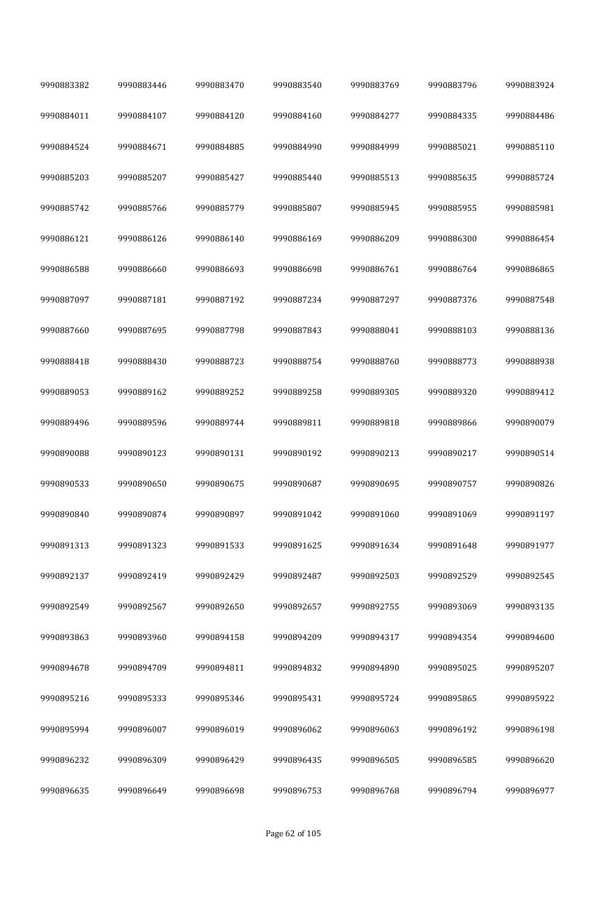| 9990883382 | 9990883446 | 9990883470 | 9990883540 | 9990883769 | 9990883796 | 9990883924 |
|---|---|---|---|---|---|---|
| 9990884011 | 9990884107 | 9990884120 | 9990884160 | 9990884277 | 9990884335 | 9990884486 |
| 9990884524 | 9990884671 | 9990884885 | 9990884990 | 9990884999 | 9990885021 | 9990885110 |
| 9990885203 | 9990885207 | 9990885427 | 9990885440 | 9990885513 | 9990885635 | 9990885724 |
| 9990885742 | 9990885766 | 9990885779 | 9990885807 | 9990885945 | 9990885955 | 9990885981 |
| 9990886121 | 9990886126 | 9990886140 | 9990886169 | 9990886209 | 9990886300 | 9990886454 |
| 9990886588 | 9990886660 | 9990886693 | 9990886698 | 9990886761 | 9990886764 | 9990886865 |
| 9990887097 | 9990887181 | 9990887192 | 9990887234 | 9990887297 | 9990887376 | 9990887548 |
| 9990887660 | 9990887695 | 9990887798 | 9990887843 | 9990888041 | 9990888103 | 9990888136 |
| 9990888418 | 9990888430 | 9990888723 | 9990888754 | 9990888760 | 9990888773 | 9990888938 |
| 9990889053 | 9990889162 | 9990889252 | 9990889258 | 9990889305 | 9990889320 | 9990889412 |
| 9990889496 | 9990889596 | 9990889744 | 9990889811 | 9990889818 | 9990889866 | 9990890079 |
| 9990890088 | 9990890123 | 9990890131 | 9990890192 | 9990890213 | 9990890217 | 9990890514 |
| 9990890533 | 9990890650 | 9990890675 | 9990890687 | 9990890695 | 9990890757 | 9990890826 |
| 9990890840 | 9990890874 | 9990890897 | 9990891042 | 9990891060 | 9990891069 | 9990891197 |
| 9990891313 | 9990891323 | 9990891533 | 9990891625 | 9990891634 | 9990891648 | 9990891977 |
| 9990892137 | 9990892419 | 9990892429 | 9990892487 | 9990892503 | 9990892529 | 9990892545 |
| 9990892549 | 9990892567 | 9990892650 | 9990892657 | 9990892755 | 9990893069 | 9990893135 |
| 9990893863 | 9990893960 | 9990894158 | 9990894209 | 9990894317 | 9990894354 | 9990894600 |
| 9990894678 | 9990894709 | 9990894811 | 9990894832 | 9990894890 | 9990895025 | 9990895207 |
| 9990895216 | 9990895333 | 9990895346 | 9990895431 | 9990895724 | 9990895865 | 9990895922 |
| 9990895994 | 9990896007 | 9990896019 | 9990896062 | 9990896063 | 9990896192 | 9990896198 |
| 9990896232 | 9990896309 | 9990896429 | 9990896435 | 9990896505 | 9990896585 | 9990896620 |
| 9990896635 | 9990896649 | 9990896698 | 9990896753 | 9990896768 | 9990896794 | 9990896977 |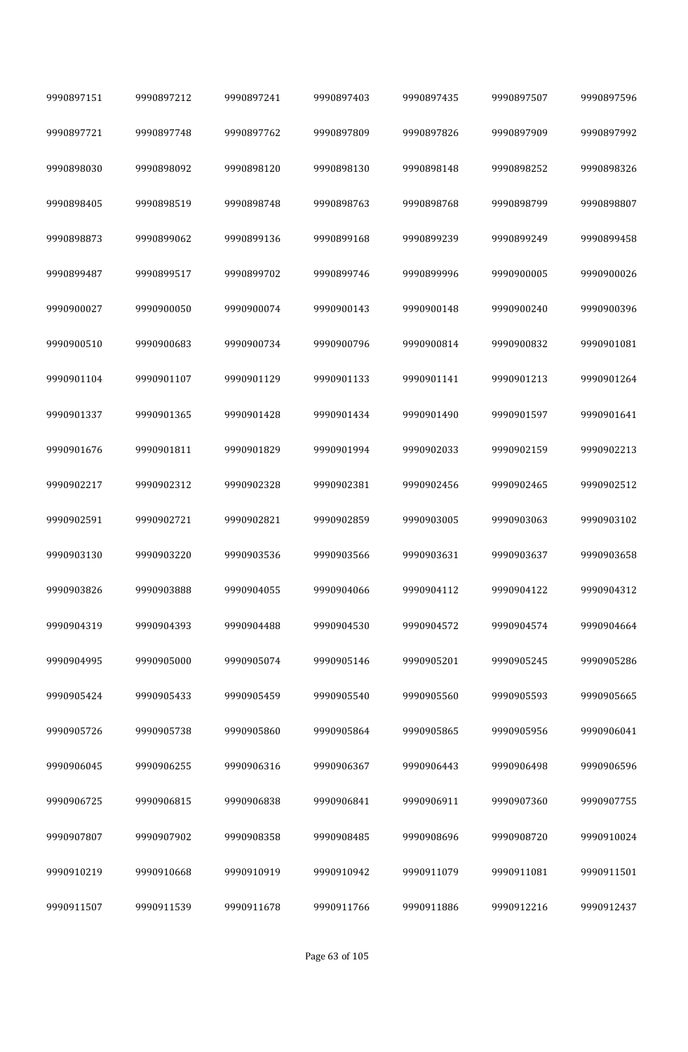| | | | | | | |
|---|---|---|---|---|---|---|
| 9990897151 | 9990897212 | 9990897241 | 9990897403 | 9990897435 | 9990897507 | 9990897596 |
| 9990897721 | 9990897748 | 9990897762 | 9990897809 | 9990897826 | 9990897909 | 9990897992 |
| 9990898030 | 9990898092 | 9990898120 | 9990898130 | 9990898148 | 9990898252 | 9990898326 |
| 9990898405 | 9990898519 | 9990898748 | 9990898763 | 9990898768 | 9990898799 | 9990898807 |
| 9990898873 | 9990899062 | 9990899136 | 9990899168 | 9990899239 | 9990899249 | 9990899458 |
| 9990899487 | 9990899517 | 9990899702 | 9990899746 | 9990899996 | 9990900005 | 9990900026 |
| 9990900027 | 9990900050 | 9990900074 | 9990900143 | 9990900148 | 9990900240 | 9990900396 |
| 9990900510 | 9990900683 | 9990900734 | 9990900796 | 9990900814 | 9990900832 | 9990901081 |
| 9990901104 | 9990901107 | 9990901129 | 9990901133 | 9990901141 | 9990901213 | 9990901264 |
| 9990901337 | 9990901365 | 9990901428 | 9990901434 | 9990901490 | 9990901597 | 9990901641 |
| 9990901676 | 9990901811 | 9990901829 | 9990901994 | 9990902033 | 9990902159 | 9990902213 |
| 9990902217 | 9990902312 | 9990902328 | 9990902381 | 9990902456 | 9990902465 | 9990902512 |
| 9990902591 | 9990902721 | 9990902821 | 9990902859 | 9990903005 | 9990903063 | 9990903102 |
| 9990903130 | 9990903220 | 9990903536 | 9990903566 | 9990903631 | 9990903637 | 9990903658 |
| 9990903826 | 9990903888 | 9990904055 | 9990904066 | 9990904112 | 9990904122 | 9990904312 |
| 9990904319 | 9990904393 | 9990904488 | 9990904530 | 9990904572 | 9990904574 | 9990904664 |
| 9990904995 | 9990905000 | 9990905074 | 9990905146 | 9990905201 | 9990905245 | 9990905286 |
| 9990905424 | 9990905433 | 9990905459 | 9990905540 | 9990905560 | 9990905593 | 9990905665 |
| 9990905726 | 9990905738 | 9990905860 | 9990905864 | 9990905865 | 9990905956 | 9990906041 |
| 9990906045 | 9990906255 | 9990906316 | 9990906367 | 9990906443 | 9990906498 | 9990906596 |
| 9990906725 | 9990906815 | 9990906838 | 9990906841 | 9990906911 | 9990907360 | 9990907755 |
| 9990907807 | 9990907902 | 9990908358 | 9990908485 | 9990908696 | 9990908720 | 9990910024 |
| 9990910219 | 9990910668 | 9990910919 | 9990910942 | 9990911079 | 9990911081 | 9990911501 |
| 9990911507 | 9990911539 | 9990911678 | 9990911766 | 9990911886 | 9990912216 | 9990912437 |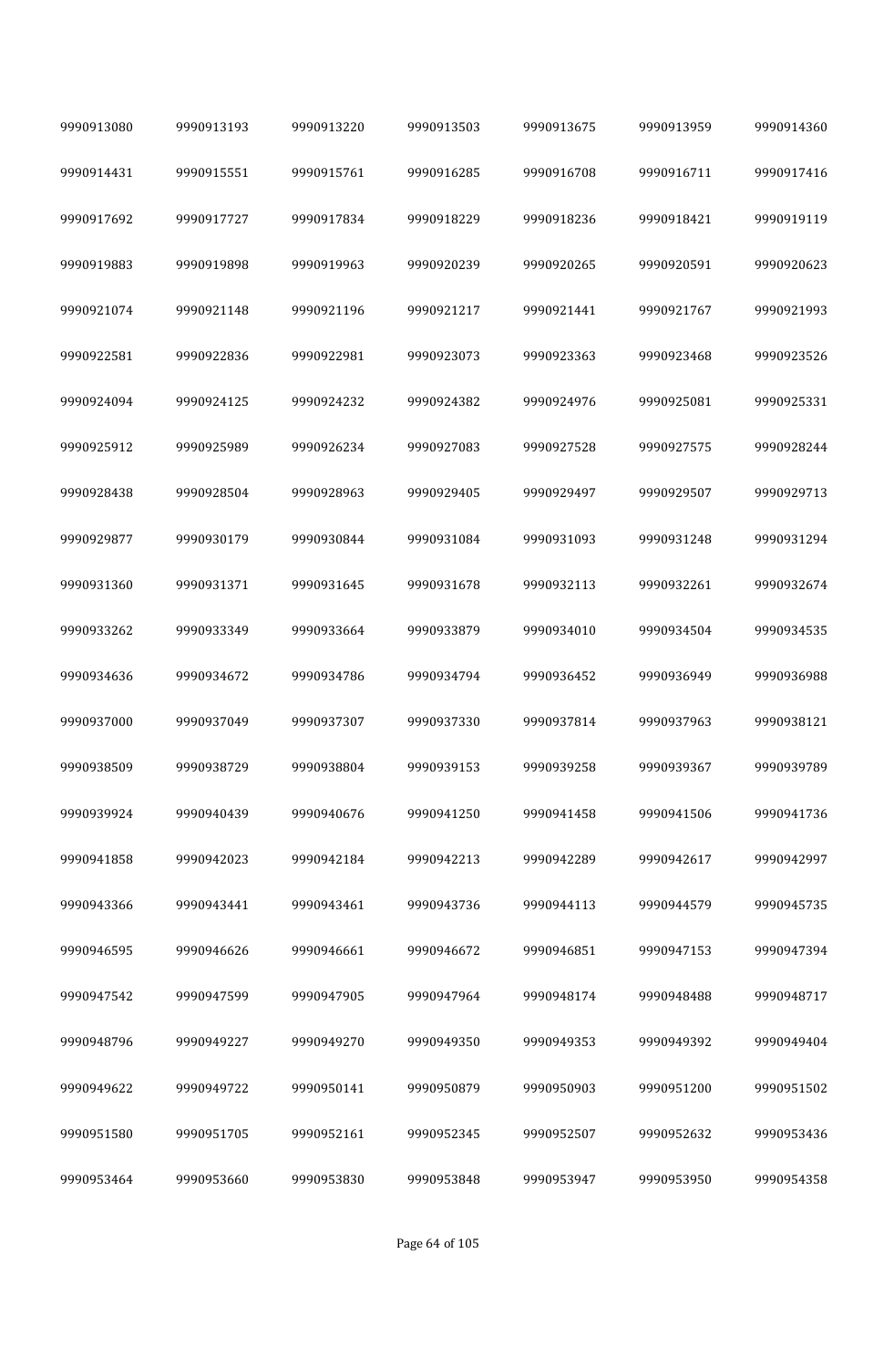| 9990913080 | 9990913193 | 9990913220 | 9990913503 | 9990913675 | 9990913959 | 9990914360 |
|---|---|---|---|---|---|---|
| 9990914431 | 9990915551 | 9990915761 | 9990916285 | 9990916708 | 9990916711 | 9990917416 |
| 9990917692 | 9990917727 | 9990917834 | 9990918229 | 9990918236 | 9990918421 | 9990919119 |
| 9990919883 | 9990919898 | 9990919963 | 9990920239 | 9990920265 | 9990920591 | 9990920623 |
| 9990921074 | 9990921148 | 9990921196 | 9990921217 | 9990921441 | 9990921767 | 9990921993 |
| 9990922581 | 9990922836 | 9990922981 | 9990923073 | 9990923363 | 9990923468 | 9990923526 |
| 9990924094 | 9990924125 | 9990924232 | 9990924382 | 9990924976 | 9990925081 | 9990925331 |
| 9990925912 | 9990925989 | 9990926234 | 9990927083 | 9990927528 | 9990927575 | 9990928244 |
| 9990928438 | 9990928504 | 9990928963 | 9990929405 | 9990929497 | 9990929507 | 9990929713 |
| 9990929877 | 9990930179 | 9990930844 | 9990931084 | 9990931093 | 9990931248 | 9990931294 |
| 9990931360 | 9990931371 | 9990931645 | 9990931678 | 9990932113 | 9990932261 | 9990932674 |
| 9990933262 | 9990933349 | 9990933664 | 9990933879 | 9990934010 | 9990934504 | 9990934535 |
| 9990934636 | 9990934672 | 9990934786 | 9990934794 | 9990936452 | 9990936949 | 9990936988 |
| 9990937000 | 9990937049 | 9990937307 | 9990937330 | 9990937814 | 9990937963 | 9990938121 |
| 9990938509 | 9990938729 | 9990938804 | 9990939153 | 9990939258 | 9990939367 | 9990939789 |
| 9990939924 | 9990940439 | 9990940676 | 9990941250 | 9990941458 | 9990941506 | 9990941736 |
| 9990941858 | 9990942023 | 9990942184 | 9990942213 | 9990942289 | 9990942617 | 9990942997 |
| 9990943366 | 9990943441 | 9990943461 | 9990943736 | 9990944113 | 9990944579 | 9990945735 |
| 9990946595 | 9990946626 | 9990946661 | 9990946672 | 9990946851 | 9990947153 | 9990947394 |
| 9990947542 | 9990947599 | 9990947905 | 9990947964 | 9990948174 | 9990948488 | 9990948717 |
| 9990948796 | 9990949227 | 9990949270 | 9990949350 | 9990949353 | 9990949392 | 9990949404 |
| 9990949622 | 9990949722 | 9990950141 | 9990950879 | 9990950903 | 9990951200 | 9990951502 |
| 9990951580 | 9990951705 | 9990952161 | 9990952345 | 9990952507 | 9990952632 | 9990953436 |
| 9990953464 | 9990953660 | 9990953830 | 9990953848 | 9990953947 | 9990953950 | 9990954358 |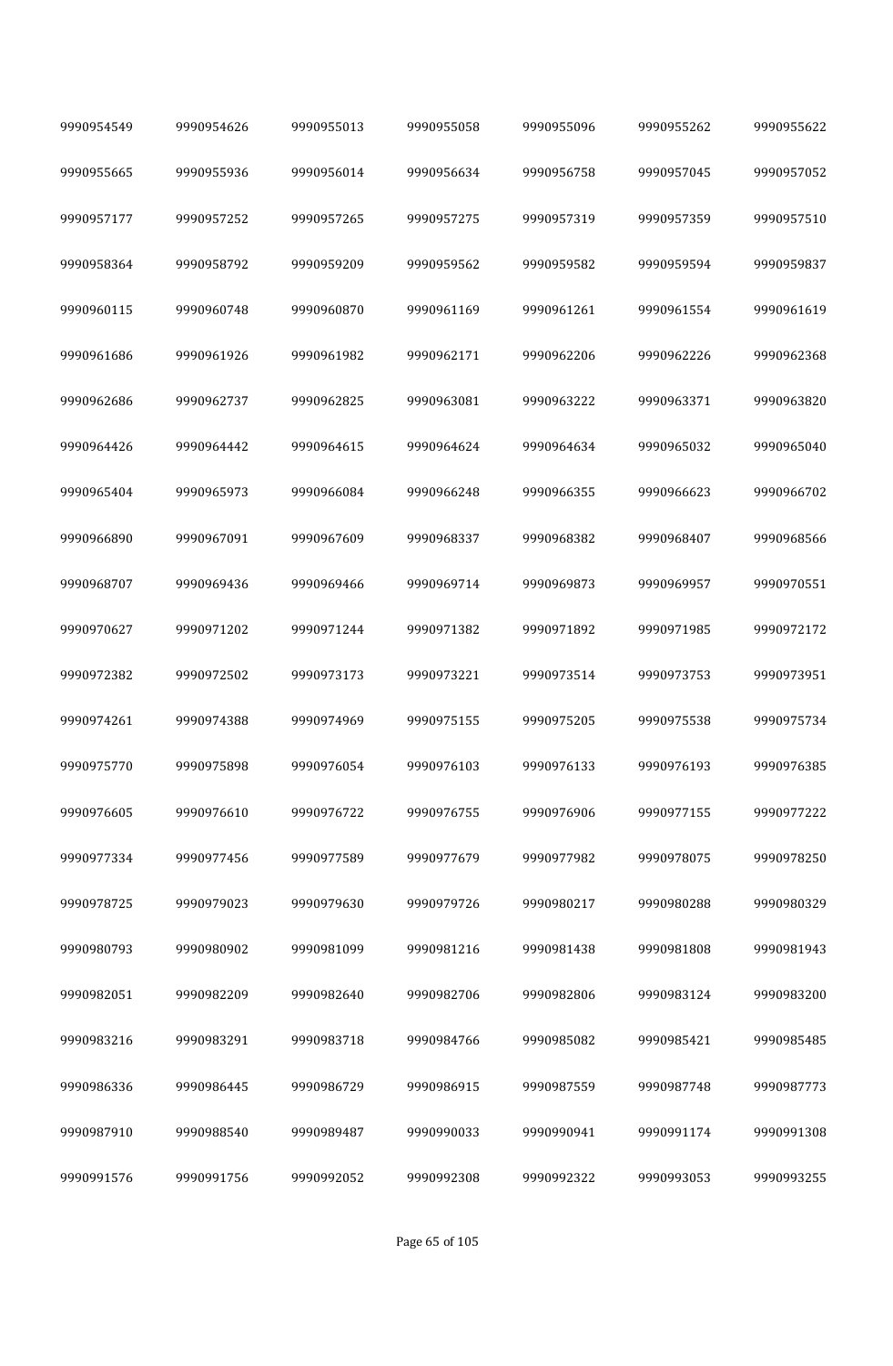| | | | | | | |
|---|---|---|---|---|---|---|
| 9990954549 | 9990954626 | 9990955013 | 9990955058 | 9990955096 | 9990955262 | 9990955622 |
| 9990955665 | 9990955936 | 9990956014 | 9990956634 | 9990956758 | 9990957045 | 9990957052 |
| 9990957177 | 9990957252 | 9990957265 | 9990957275 | 9990957319 | 9990957359 | 9990957510 |
| 9990958364 | 9990958792 | 9990959209 | 9990959562 | 9990959582 | 9990959594 | 9990959837 |
| 9990960115 | 9990960748 | 9990960870 | 9990961169 | 9990961261 | 9990961554 | 9990961619 |
| 9990961686 | 9990961926 | 9990961982 | 9990962171 | 9990962206 | 9990962226 | 9990962368 |
| 9990962686 | 9990962737 | 9990962825 | 9990963081 | 9990963222 | 9990963371 | 9990963820 |
| 9990964426 | 9990964442 | 9990964615 | 9990964624 | 9990964634 | 9990965032 | 9990965040 |
| 9990965404 | 9990965973 | 9990966084 | 9990966248 | 9990966355 | 9990966623 | 9990966702 |
| 9990966890 | 9990967091 | 9990967609 | 9990968337 | 9990968382 | 9990968407 | 9990968566 |
| 9990968707 | 9990969436 | 9990969466 | 9990969714 | 9990969873 | 9990969957 | 9990970551 |
| 9990970627 | 9990971202 | 9990971244 | 9990971382 | 9990971892 | 9990971985 | 9990972172 |
| 9990972382 | 9990972502 | 9990973173 | 9990973221 | 9990973514 | 9990973753 | 9990973951 |
| 9990974261 | 9990974388 | 9990974969 | 9990975155 | 9990975205 | 9990975538 | 9990975734 |
| 9990975770 | 9990975898 | 9990976054 | 9990976103 | 9990976133 | 9990976193 | 9990976385 |
| 9990976605 | 9990976610 | 9990976722 | 9990976755 | 9990976906 | 9990977155 | 9990977222 |
| 9990977334 | 9990977456 | 9990977589 | 9990977679 | 9990977982 | 9990978075 | 9990978250 |
| 9990978725 | 9990979023 | 9990979630 | 9990979726 | 9990980217 | 9990980288 | 9990980329 |
| 9990980793 | 9990980902 | 9990981099 | 9990981216 | 9990981438 | 9990981808 | 9990981943 |
| 9990982051 | 9990982209 | 9990982640 | 9990982706 | 9990982806 | 9990983124 | 9990983200 |
| 9990983216 | 9990983291 | 9990983718 | 9990984766 | 9990985082 | 9990985421 | 9990985485 |
| 9990986336 | 9990986445 | 9990986729 | 9990986915 | 9990987559 | 9990987748 | 9990987773 |
| 9990987910 | 9990988540 | 9990989487 | 9990990033 | 9990990941 | 9990991174 | 9990991308 |
| 9990991576 | 9990991756 | 9990992052 | 9990992308 | 9990992322 | 9990993053 | 9990993255 |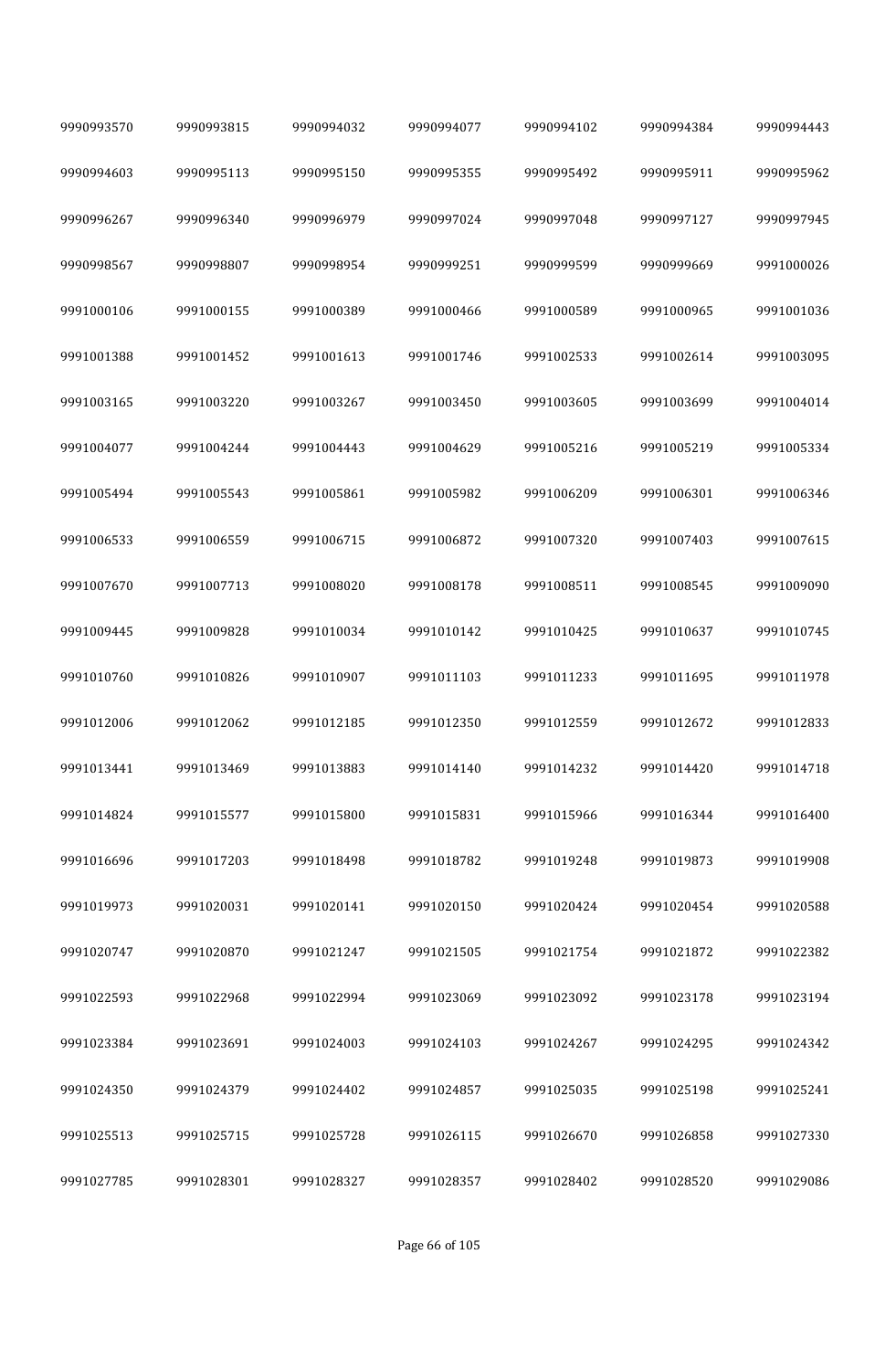| | | | | | | |
|---|---|---|---|---|---|---|
| 9990993570 | 9990993815 | 9990994032 | 9990994077 | 9990994102 | 9990994384 | 9990994443 |
| 9990994603 | 9990995113 | 9990995150 | 9990995355 | 9990995492 | 9990995911 | 9990995962 |
| 9990996267 | 9990996340 | 9990996979 | 9990997024 | 9990997048 | 9990997127 | 9990997945 |
| 9990998567 | 9990998807 | 9990998954 | 9990999251 | 9990999599 | 9990999669 | 9991000026 |
| 9991000106 | 9991000155 | 9991000389 | 9991000466 | 9991000589 | 9991000965 | 9991001036 |
| 9991001388 | 9991001452 | 9991001613 | 9991001746 | 9991002533 | 9991002614 | 9991003095 |
| 9991003165 | 9991003220 | 9991003267 | 9991003450 | 9991003605 | 9991003699 | 9991004014 |
| 9991004077 | 9991004244 | 9991004443 | 9991004629 | 9991005216 | 9991005219 | 9991005334 |
| 9991005494 | 9991005543 | 9991005861 | 9991005982 | 9991006209 | 9991006301 | 9991006346 |
| 9991006533 | 9991006559 | 9991006715 | 9991006872 | 9991007320 | 9991007403 | 9991007615 |
| 9991007670 | 9991007713 | 9991008020 | 9991008178 | 9991008511 | 9991008545 | 9991009090 |
| 9991009445 | 9991009828 | 9991010034 | 9991010142 | 9991010425 | 9991010637 | 9991010745 |
| 9991010760 | 9991010826 | 9991010907 | 9991011103 | 9991011233 | 9991011695 | 9991011978 |
| 9991012006 | 9991012062 | 9991012185 | 9991012350 | 9991012559 | 9991012672 | 9991012833 |
| 9991013441 | 9991013469 | 9991013883 | 9991014140 | 9991014232 | 9991014420 | 9991014718 |
| 9991014824 | 9991015577 | 9991015800 | 9991015831 | 9991015966 | 9991016344 | 9991016400 |
| 9991016696 | 9991017203 | 9991018498 | 9991018782 | 9991019248 | 9991019873 | 9991019908 |
| 9991019973 | 9991020031 | 9991020141 | 9991020150 | 9991020424 | 9991020454 | 9991020588 |
| 9991020747 | 9991020870 | 9991021247 | 9991021505 | 9991021754 | 9991021872 | 9991022382 |
| 9991022593 | 9991022968 | 9991022994 | 9991023069 | 9991023092 | 9991023178 | 9991023194 |
| 9991023384 | 9991023691 | 9991024003 | 9991024103 | 9991024267 | 9991024295 | 9991024342 |
| 9991024350 | 9991024379 | 9991024402 | 9991024857 | 9991025035 | 9991025198 | 9991025241 |
| 9991025513 | 9991025715 | 9991025728 | 9991026115 | 9991026670 | 9991026858 | 9991027330 |
| 9991027785 | 9991028301 | 9991028327 | 9991028357 | 9991028402 | 9991028520 | 9991029086 |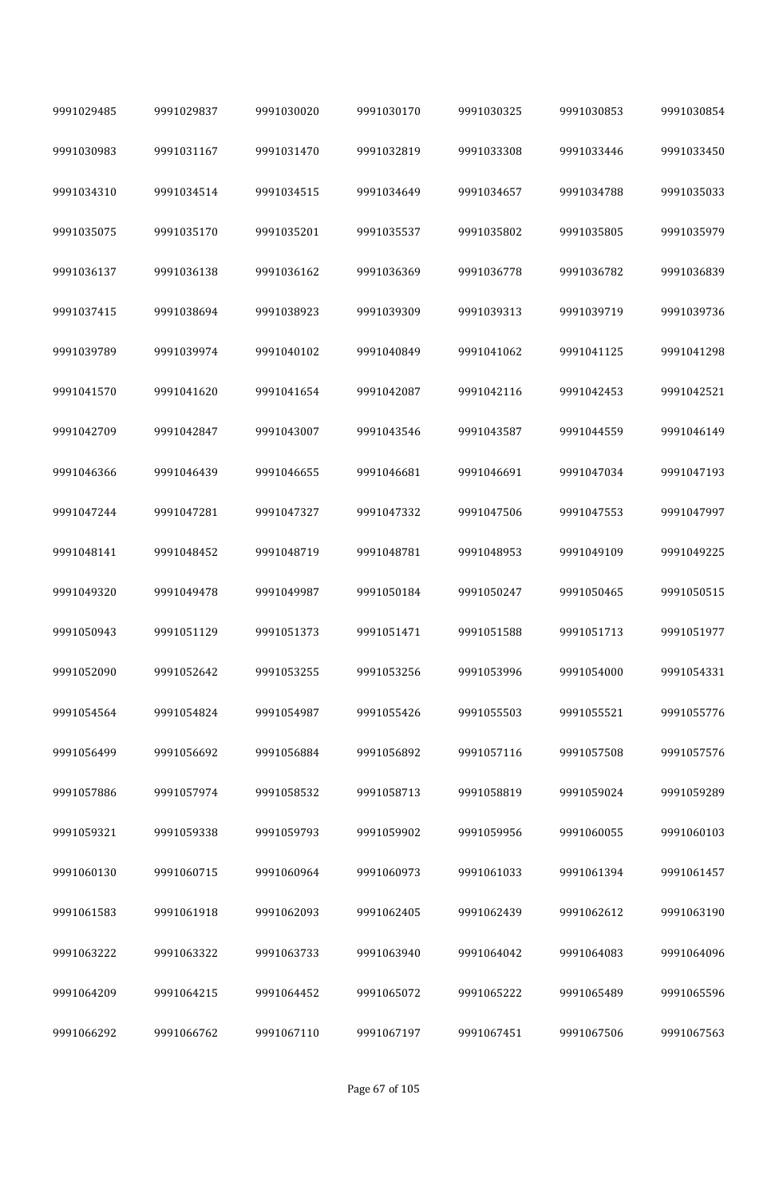| | | | | | | |
|---|---|---|---|---|---|---|
| 9991029485 | 9991029837 | 9991030020 | 9991030170 | 9991030325 | 9991030853 | 9991030854 |
| 9991030983 | 9991031167 | 9991031470 | 9991032819 | 9991033308 | 9991033446 | 9991033450 |
| 9991034310 | 9991034514 | 9991034515 | 9991034649 | 9991034657 | 9991034788 | 9991035033 |
| 9991035075 | 9991035170 | 9991035201 | 9991035537 | 9991035802 | 9991035805 | 9991035979 |
| 9991036137 | 9991036138 | 9991036162 | 9991036369 | 9991036778 | 9991036782 | 9991036839 |
| 9991037415 | 9991038694 | 9991038923 | 9991039309 | 9991039313 | 9991039719 | 9991039736 |
| 9991039789 | 9991039974 | 9991040102 | 9991040849 | 9991041062 | 9991041125 | 9991041298 |
| 9991041570 | 9991041620 | 9991041654 | 9991042087 | 9991042116 | 9991042453 | 9991042521 |
| 9991042709 | 9991042847 | 9991043007 | 9991043546 | 9991043587 | 9991044559 | 9991046149 |
| 9991046366 | 9991046439 | 9991046655 | 9991046681 | 9991046691 | 9991047034 | 9991047193 |
| 9991047244 | 9991047281 | 9991047327 | 9991047332 | 9991047506 | 9991047553 | 9991047997 |
| 9991048141 | 9991048452 | 9991048719 | 9991048781 | 9991048953 | 9991049109 | 9991049225 |
| 9991049320 | 9991049478 | 9991049987 | 9991050184 | 9991050247 | 9991050465 | 9991050515 |
| 9991050943 | 9991051129 | 9991051373 | 9991051471 | 9991051588 | 9991051713 | 9991051977 |
| 9991052090 | 9991052642 | 9991053255 | 9991053256 | 9991053996 | 9991054000 | 9991054331 |
| 9991054564 | 9991054824 | 9991054987 | 9991055426 | 9991055503 | 9991055521 | 9991055776 |
| 9991056499 | 9991056692 | 9991056884 | 9991056892 | 9991057116 | 9991057508 | 9991057576 |
| 9991057886 | 9991057974 | 9991058532 | 9991058713 | 9991058819 | 9991059024 | 9991059289 |
| 9991059321 | 9991059338 | 9991059793 | 9991059902 | 9991059956 | 9991060055 | 9991060103 |
| 9991060130 | 9991060715 | 9991060964 | 9991060973 | 9991061033 | 9991061394 | 9991061457 |
| 9991061583 | 9991061918 | 9991062093 | 9991062405 | 9991062439 | 9991062612 | 9991063190 |
| 9991063222 | 9991063322 | 9991063733 | 9991063940 | 9991064042 | 9991064083 | 9991064096 |
| 9991064209 | 9991064215 | 9991064452 | 9991065072 | 9991065222 | 9991065489 | 9991065596 |
| 9991066292 | 9991066762 | 9991067110 | 9991067197 | 9991067451 | 9991067506 | 9991067563 |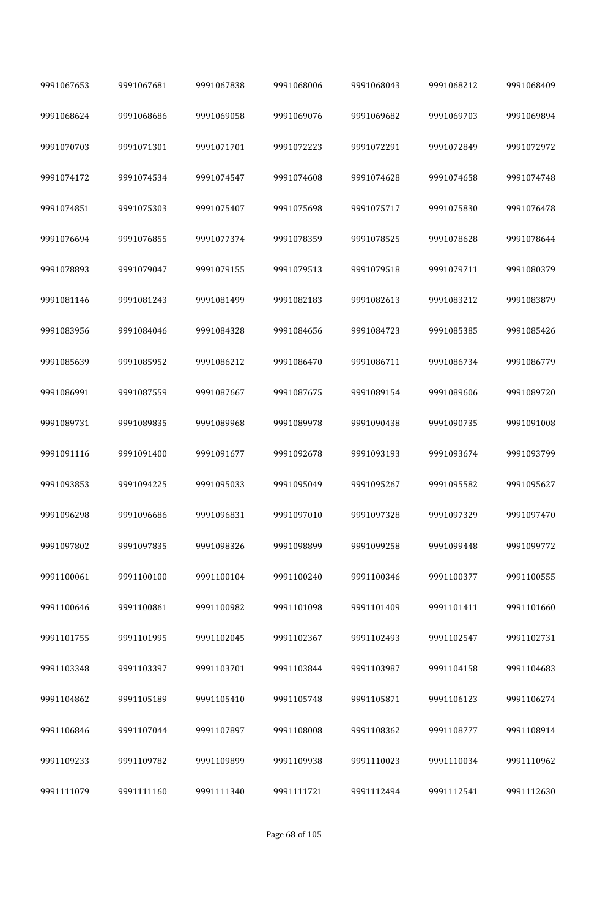| 9991067653 | 9991067681 | 9991067838 | 9991068006 | 9991068043 | 9991068212 | 9991068409 |
|---|---|---|---|---|---|---|
| 9991068624 | 9991068686 | 9991069058 | 9991069076 | 9991069682 | 9991069703 | 9991069894 |
| 9991070703 | 9991071301 | 9991071701 | 9991072223 | 9991072291 | 9991072849 | 9991072972 |
| 9991074172 | 9991074534 | 9991074547 | 9991074608 | 9991074628 | 9991074658 | 9991074748 |
| 9991074851 | 9991075303 | 9991075407 | 9991075698 | 9991075717 | 9991075830 | 9991076478 |
| 9991076694 | 9991076855 | 9991077374 | 9991078359 | 9991078525 | 9991078628 | 9991078644 |
| 9991078893 | 9991079047 | 9991079155 | 9991079513 | 9991079518 | 9991079711 | 9991080379 |
| 9991081146 | 9991081243 | 9991081499 | 9991082183 | 9991082613 | 9991083212 | 9991083879 |
| 9991083956 | 9991084046 | 9991084328 | 9991084656 | 9991084723 | 9991085385 | 9991085426 |
| 9991085639 | 9991085952 | 9991086212 | 9991086470 | 9991086711 | 9991086734 | 9991086779 |
| 9991086991 | 9991087559 | 9991087667 | 9991087675 | 9991089154 | 9991089606 | 9991089720 |
| 9991089731 | 9991089835 | 9991089968 | 9991089978 | 9991090438 | 9991090735 | 9991091008 |
| 9991091116 | 9991091400 | 9991091677 | 9991092678 | 9991093193 | 9991093674 | 9991093799 |
| 9991093853 | 9991094225 | 9991095033 | 9991095049 | 9991095267 | 9991095582 | 9991095627 |
| 9991096298 | 9991096686 | 9991096831 | 9991097010 | 9991097328 | 9991097329 | 9991097470 |
| 9991097802 | 9991097835 | 9991098326 | 9991098899 | 9991099258 | 9991099448 | 9991099772 |
| 9991100061 | 9991100100 | 9991100104 | 9991100240 | 9991100346 | 9991100377 | 9991100555 |
| 9991100646 | 9991100861 | 9991100982 | 9991101098 | 9991101409 | 9991101411 | 9991101660 |
| 9991101755 | 9991101995 | 9991102045 | 9991102367 | 9991102493 | 9991102547 | 9991102731 |
| 9991103348 | 9991103397 | 9991103701 | 9991103844 | 9991103987 | 9991104158 | 9991104683 |
| 9991104862 | 9991105189 | 9991105410 | 9991105748 | 9991105871 | 9991106123 | 9991106274 |
| 9991106846 | 9991107044 | 9991107897 | 9991108008 | 9991108362 | 9991108777 | 9991108914 |
| 9991109233 | 9991109782 | 9991109899 | 9991109938 | 9991110023 | 9991110034 | 9991110962 |
| 9991111079 | 9991111160 | 9991111340 | 9991111721 | 9991112494 | 9991112541 | 9991112630 |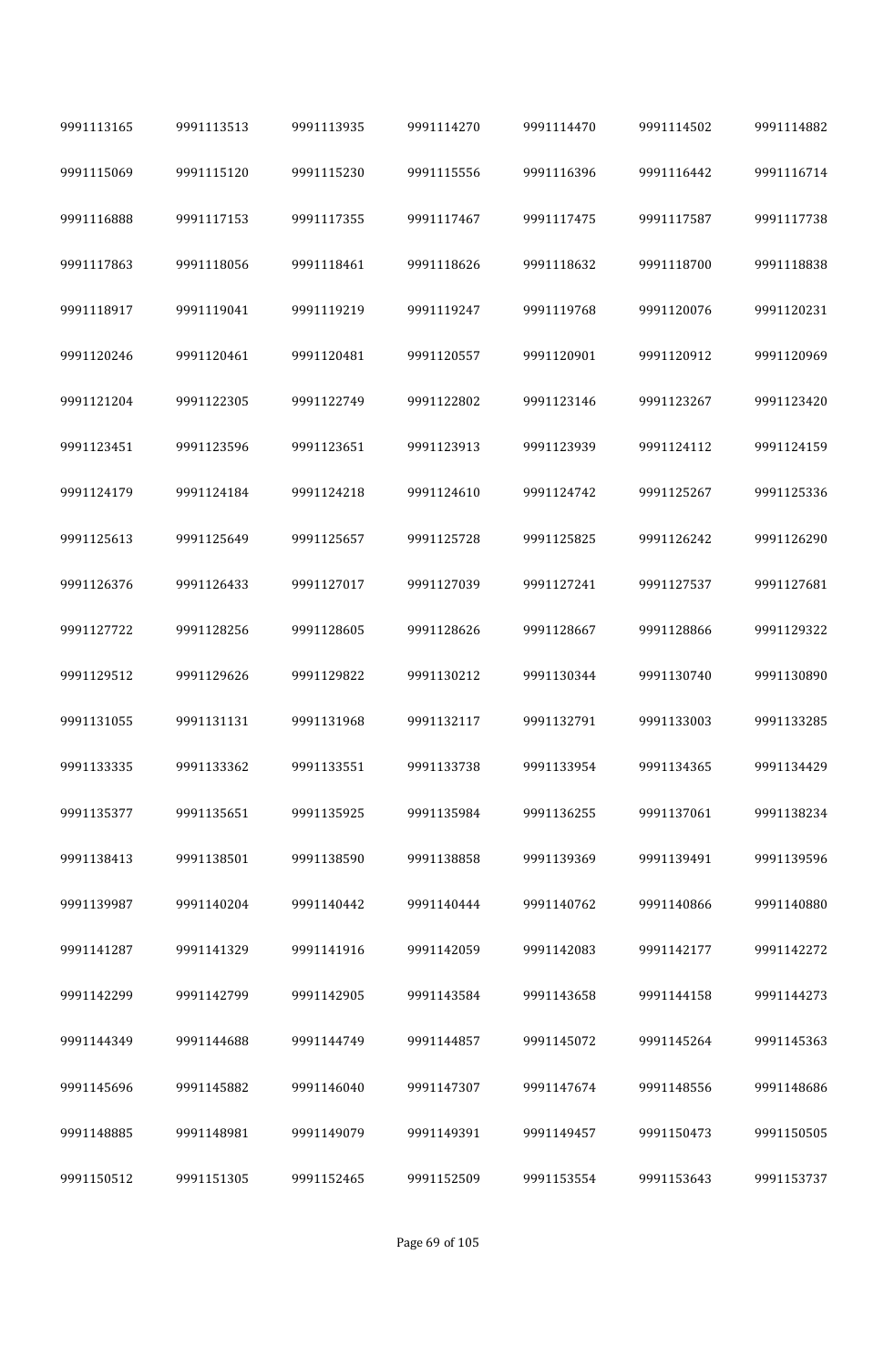| | | | | | | |
|---|---|---|---|---|---|---|
| 9991113165 | 9991113513 | 9991113935 | 9991114270 | 9991114470 | 9991114502 | 9991114882 |
| 9991115069 | 9991115120 | 9991115230 | 9991115556 | 9991116396 | 9991116442 | 9991116714 |
| 9991116888 | 9991117153 | 9991117355 | 9991117467 | 9991117475 | 9991117587 | 9991117738 |
| 9991117863 | 9991118056 | 9991118461 | 9991118626 | 9991118632 | 9991118700 | 9991118838 |
| 9991118917 | 9991119041 | 9991119219 | 9991119247 | 9991119768 | 9991120076 | 9991120231 |
| 9991120246 | 9991120461 | 9991120481 | 9991120557 | 9991120901 | 9991120912 | 9991120969 |
| 9991121204 | 9991122305 | 9991122749 | 9991122802 | 9991123146 | 9991123267 | 9991123420 |
| 9991123451 | 9991123596 | 9991123651 | 9991123913 | 9991123939 | 9991124112 | 9991124159 |
| 9991124179 | 9991124184 | 9991124218 | 9991124610 | 9991124742 | 9991125267 | 9991125336 |
| 9991125613 | 9991125649 | 9991125657 | 9991125728 | 9991125825 | 9991126242 | 9991126290 |
| 9991126376 | 9991126433 | 9991127017 | 9991127039 | 9991127241 | 9991127537 | 9991127681 |
| 9991127722 | 9991128256 | 9991128605 | 9991128626 | 9991128667 | 9991128866 | 9991129322 |
| 9991129512 | 9991129626 | 9991129822 | 9991130212 | 9991130344 | 9991130740 | 9991130890 |
| 9991131055 | 9991131131 | 9991131968 | 9991132117 | 9991132791 | 9991133003 | 9991133285 |
| 9991133335 | 9991133362 | 9991133551 | 9991133738 | 9991133954 | 9991134365 | 9991134429 |
| 9991135377 | 9991135651 | 9991135925 | 9991135984 | 9991136255 | 9991137061 | 9991138234 |
| 9991138413 | 9991138501 | 9991138590 | 9991138858 | 9991139369 | 9991139491 | 9991139596 |
| 9991139987 | 9991140204 | 9991140442 | 9991140444 | 9991140762 | 9991140866 | 9991140880 |
| 9991141287 | 9991141329 | 9991141916 | 9991142059 | 9991142083 | 9991142177 | 9991142272 |
| 9991142299 | 9991142799 | 9991142905 | 9991143584 | 9991143658 | 9991144158 | 9991144273 |
| 9991144349 | 9991144688 | 9991144749 | 9991144857 | 9991145072 | 9991145264 | 9991145363 |
| 9991145696 | 9991145882 | 9991146040 | 9991147307 | 9991147674 | 9991148556 | 9991148686 |
| 9991148885 | 9991148981 | 9991149079 | 9991149391 | 9991149457 | 9991150473 | 9991150505 |
| 9991150512 | 9991151305 | 9991152465 | 9991152509 | 9991153554 | 9991153643 | 9991153737 |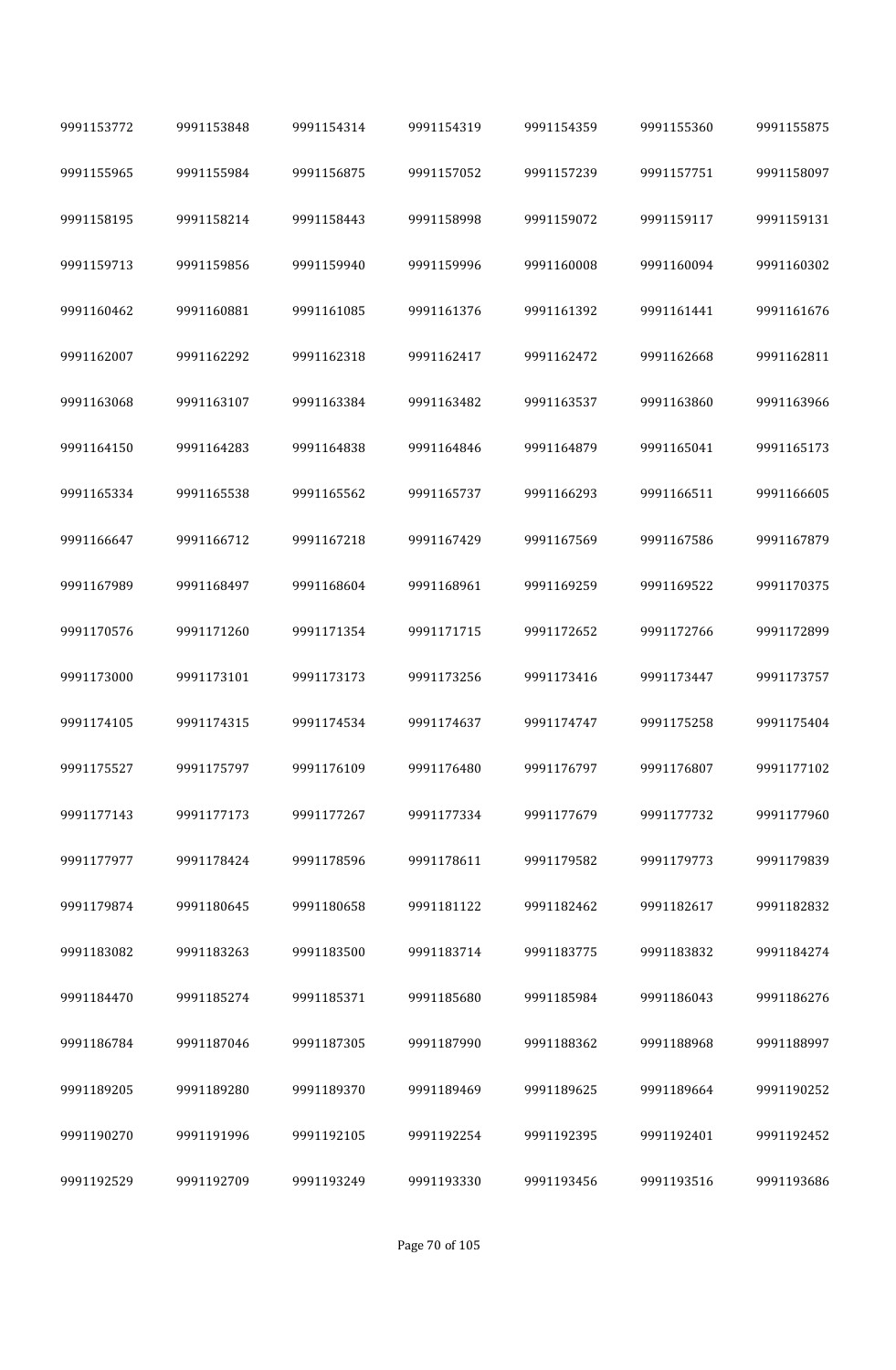| | | | | | | |
|---|---|---|---|---|---|---|
| 9991153772 | 9991153848 | 9991154314 | 9991154319 | 9991154359 | 9991155360 | 9991155875 |
| 9991155965 | 9991155984 | 9991156875 | 9991157052 | 9991157239 | 9991157751 | 9991158097 |
| 9991158195 | 9991158214 | 9991158443 | 9991158998 | 9991159072 | 9991159117 | 9991159131 |
| 9991159713 | 9991159856 | 9991159940 | 9991159996 | 9991160008 | 9991160094 | 9991160302 |
| 9991160462 | 9991160881 | 9991161085 | 9991161376 | 9991161392 | 9991161441 | 9991161676 |
| 9991162007 | 9991162292 | 9991162318 | 9991162417 | 9991162472 | 9991162668 | 9991162811 |
| 9991163068 | 9991163107 | 9991163384 | 9991163482 | 9991163537 | 9991163860 | 9991163966 |
| 9991164150 | 9991164283 | 9991164838 | 9991164846 | 9991164879 | 9991165041 | 9991165173 |
| 9991165334 | 9991165538 | 9991165562 | 9991165737 | 9991166293 | 9991166511 | 9991166605 |
| 9991166647 | 9991166712 | 9991167218 | 9991167429 | 9991167569 | 9991167586 | 9991167879 |
| 9991167989 | 9991168497 | 9991168604 | 9991168961 | 9991169259 | 9991169522 | 9991170375 |
| 9991170576 | 9991171260 | 9991171354 | 9991171715 | 9991172652 | 9991172766 | 9991172899 |
| 9991173000 | 9991173101 | 9991173173 | 9991173256 | 9991173416 | 9991173447 | 9991173757 |
| 9991174105 | 9991174315 | 9991174534 | 9991174637 | 9991174747 | 9991175258 | 9991175404 |
| 9991175527 | 9991175797 | 9991176109 | 9991176480 | 9991176797 | 9991176807 | 9991177102 |
| 9991177143 | 9991177173 | 9991177267 | 9991177334 | 9991177679 | 9991177732 | 9991177960 |
| 9991177977 | 9991178424 | 9991178596 | 9991178611 | 9991179582 | 9991179773 | 9991179839 |
| 9991179874 | 9991180645 | 9991180658 | 9991181122 | 9991182462 | 9991182617 | 9991182832 |
| 9991183082 | 9991183263 | 9991183500 | 9991183714 | 9991183775 | 9991183832 | 9991184274 |
| 9991184470 | 9991185274 | 9991185371 | 9991185680 | 9991185984 | 9991186043 | 9991186276 |
| 9991186784 | 9991187046 | 9991187305 | 9991187990 | 9991188362 | 9991188968 | 9991188997 |
| 9991189205 | 9991189280 | 9991189370 | 9991189469 | 9991189625 | 9991189664 | 9991190252 |
| 9991190270 | 9991191996 | 9991192105 | 9991192254 | 9991192395 | 9991192401 | 9991192452 |
| 9991192529 | 9991192709 | 9991193249 | 9991193330 | 9991193456 | 9991193516 | 9991193686 |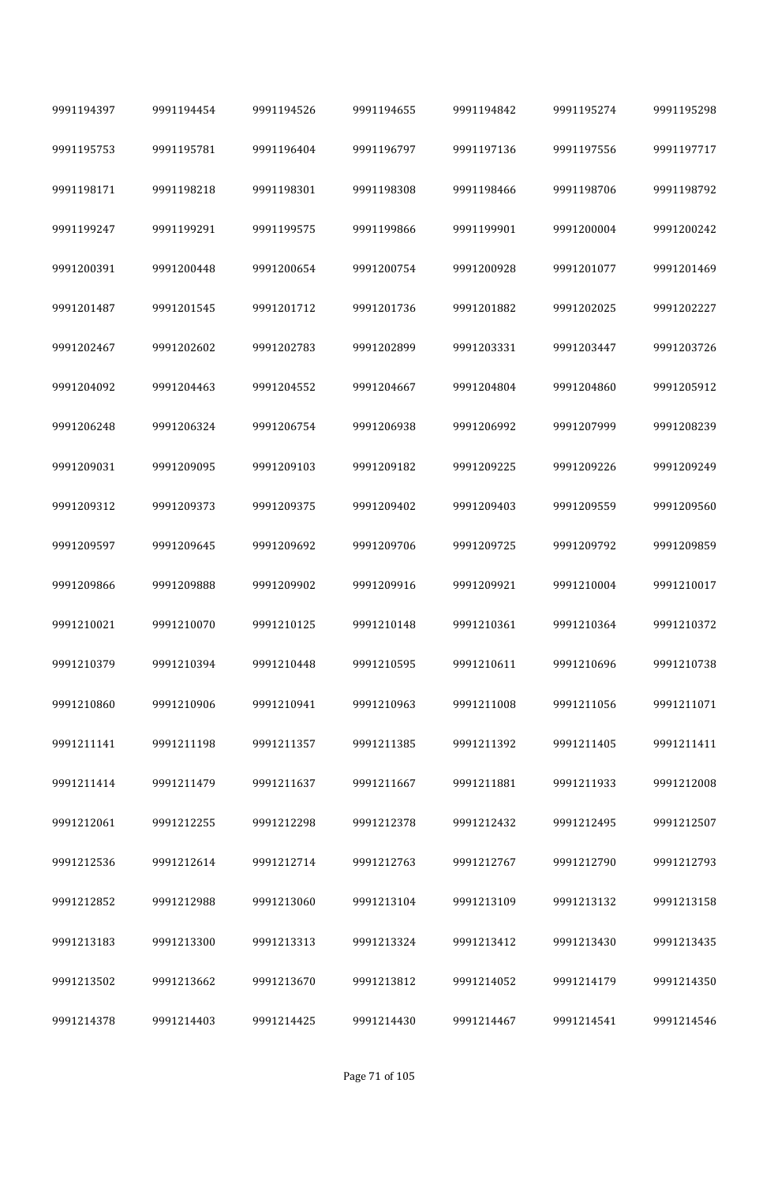| 9991194397 | 9991194454 | 9991194526 | 9991194655 | 9991194842 | 9991195274 | 9991195298 |
|---|---|---|---|---|---|---|
| 9991195753 | 9991195781 | 9991196404 | 9991196797 | 9991197136 | 9991197556 | 9991197717 |
| 9991198171 | 9991198218 | 9991198301 | 9991198308 | 9991198466 | 9991198706 | 9991198792 |
| 9991199247 | 9991199291 | 9991199575 | 9991199866 | 9991199901 | 9991200004 | 9991200242 |
| 9991200391 | 9991200448 | 9991200654 | 9991200754 | 9991200928 | 9991201077 | 9991201469 |
| 9991201487 | 9991201545 | 9991201712 | 9991201736 | 9991201882 | 9991202025 | 9991202227 |
| 9991202467 | 9991202602 | 9991202783 | 9991202899 | 9991203331 | 9991203447 | 9991203726 |
| 9991204092 | 9991204463 | 9991204552 | 9991204667 | 9991204804 | 9991204860 | 9991205912 |
| 9991206248 | 9991206324 | 9991206754 | 9991206938 | 9991206992 | 9991207999 | 9991208239 |
| 9991209031 | 9991209095 | 9991209103 | 9991209182 | 9991209225 | 9991209226 | 9991209249 |
| 9991209312 | 9991209373 | 9991209375 | 9991209402 | 9991209403 | 9991209559 | 9991209560 |
| 9991209597 | 9991209645 | 9991209692 | 9991209706 | 9991209725 | 9991209792 | 9991209859 |
| 9991209866 | 9991209888 | 9991209902 | 9991209916 | 9991209921 | 9991210004 | 9991210017 |
| 9991210021 | 9991210070 | 9991210125 | 9991210148 | 9991210361 | 9991210364 | 9991210372 |
| 9991210379 | 9991210394 | 9991210448 | 9991210595 | 9991210611 | 9991210696 | 9991210738 |
| 9991210860 | 9991210906 | 9991210941 | 9991210963 | 9991211008 | 9991211056 | 9991211071 |
| 9991211141 | 9991211198 | 9991211357 | 9991211385 | 9991211392 | 9991211405 | 9991211411 |
| 9991211414 | 9991211479 | 9991211637 | 9991211667 | 9991211881 | 9991211933 | 9991212008 |
| 9991212061 | 9991212255 | 9991212298 | 9991212378 | 9991212432 | 9991212495 | 9991212507 |
| 9991212536 | 9991212614 | 9991212714 | 9991212763 | 9991212767 | 9991212790 | 9991212793 |
| 9991212852 | 9991212988 | 9991213060 | 9991213104 | 9991213109 | 9991213132 | 9991213158 |
| 9991213183 | 9991213300 | 9991213313 | 9991213324 | 9991213412 | 9991213430 | 9991213435 |
| 9991213502 | 9991213662 | 9991213670 | 9991213812 | 9991214052 | 9991214179 | 9991214350 |
| 9991214378 | 9991214403 | 9991214425 | 9991214430 | 9991214467 | 9991214541 | 9991214546 |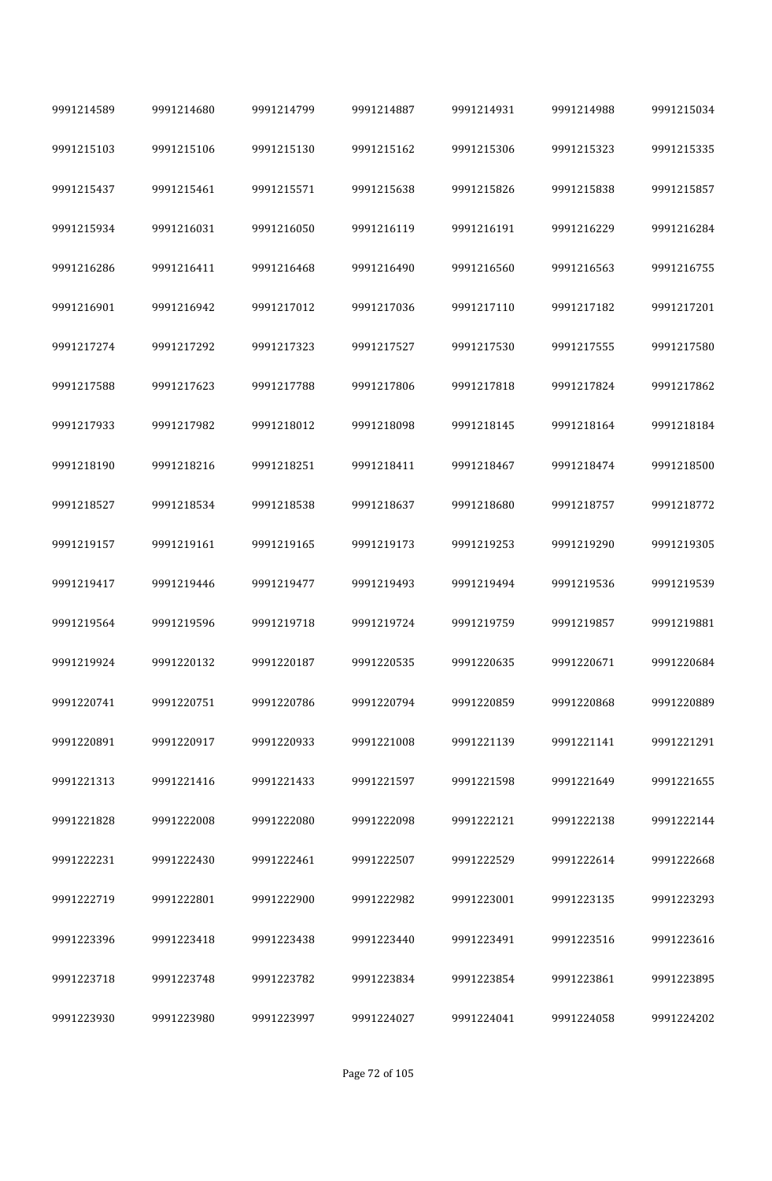| 9991214589 | 9991214680 | 9991214799 | 9991214887 | 9991214931 | 9991214988 | 9991215034 |
|---|---|---|---|---|---|---|
| 9991215103 | 9991215106 | 9991215130 | 9991215162 | 9991215306 | 9991215323 | 9991215335 |
| 9991215437 | 9991215461 | 9991215571 | 9991215638 | 9991215826 | 9991215838 | 9991215857 |
| 9991215934 | 9991216031 | 9991216050 | 9991216119 | 9991216191 | 9991216229 | 9991216284 |
| 9991216286 | 9991216411 | 9991216468 | 9991216490 | 9991216560 | 9991216563 | 9991216755 |
| 9991216901 | 9991216942 | 9991217012 | 9991217036 | 9991217110 | 9991217182 | 9991217201 |
| 9991217274 | 9991217292 | 9991217323 | 9991217527 | 9991217530 | 9991217555 | 9991217580 |
| 9991217588 | 9991217623 | 9991217788 | 9991217806 | 9991217818 | 9991217824 | 9991217862 |
| 9991217933 | 9991217982 | 9991218012 | 9991218098 | 9991218145 | 9991218164 | 9991218184 |
| 9991218190 | 9991218216 | 9991218251 | 9991218411 | 9991218467 | 9991218474 | 9991218500 |
| 9991218527 | 9991218534 | 9991218538 | 9991218637 | 9991218680 | 9991218757 | 9991218772 |
| 9991219157 | 9991219161 | 9991219165 | 9991219173 | 9991219253 | 9991219290 | 9991219305 |
| 9991219417 | 9991219446 | 9991219477 | 9991219493 | 9991219494 | 9991219536 | 9991219539 |
| 9991219564 | 9991219596 | 9991219718 | 9991219724 | 9991219759 | 9991219857 | 9991219881 |
| 9991219924 | 9991220132 | 9991220187 | 9991220535 | 9991220635 | 9991220671 | 9991220684 |
| 9991220741 | 9991220751 | 9991220786 | 9991220794 | 9991220859 | 9991220868 | 9991220889 |
| 9991220891 | 9991220917 | 9991220933 | 9991221008 | 9991221139 | 9991221141 | 9991221291 |
| 9991221313 | 9991221416 | 9991221433 | 9991221597 | 9991221598 | 9991221649 | 9991221655 |
| 9991221828 | 9991222008 | 9991222080 | 9991222098 | 9991222121 | 9991222138 | 9991222144 |
| 9991222231 | 9991222430 | 9991222461 | 9991222507 | 9991222529 | 9991222614 | 9991222668 |
| 9991222719 | 9991222801 | 9991222900 | 9991222982 | 9991223001 | 9991223135 | 9991223293 |
| 9991223396 | 9991223418 | 9991223438 | 9991223440 | 9991223491 | 9991223516 | 9991223616 |
| 9991223718 | 9991223748 | 9991223782 | 9991223834 | 9991223854 | 9991223861 | 9991223895 |
| 9991223930 | 9991223980 | 9991223997 | 9991224027 | 9991224041 | 9991224058 | 9991224202 |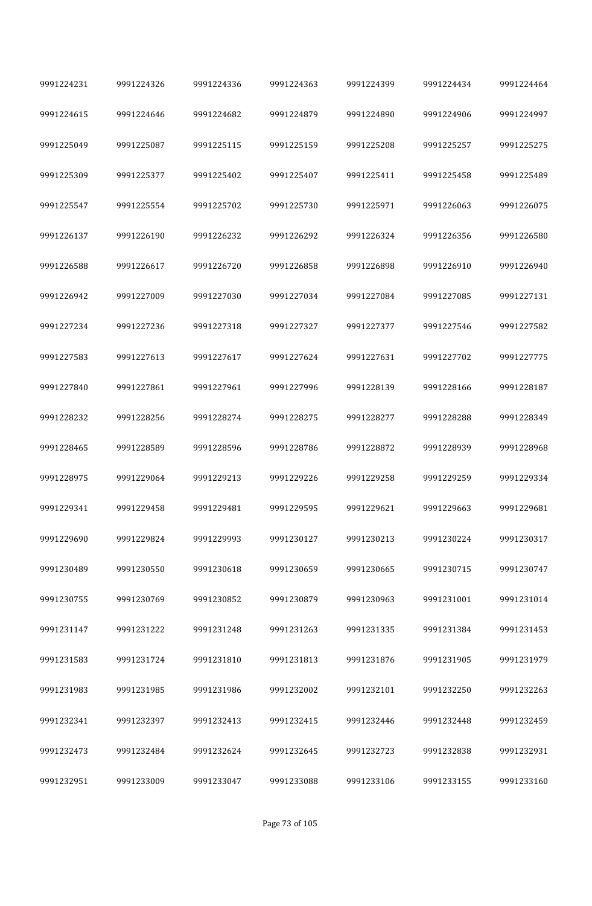| 9991224231 | 9991224326 | 9991224336 | 9991224363 | 9991224399 | 9991224434 | 9991224464 |
|---|---|---|---|---|---|---|
| 9991224615 | 9991224646 | 9991224682 | 9991224879 | 9991224890 | 9991224906 | 9991224997 |
| 9991225049 | 9991225087 | 9991225115 | 9991225159 | 9991225208 | 9991225257 | 9991225275 |
| 9991225309 | 9991225377 | 9991225402 | 9991225407 | 9991225411 | 9991225458 | 9991225489 |
| 9991225547 | 9991225554 | 9991225702 | 9991225730 | 9991225971 | 9991226063 | 9991226075 |
| 9991226137 | 9991226190 | 9991226232 | 9991226292 | 9991226324 | 9991226356 | 9991226580 |
| 9991226588 | 9991226617 | 9991226720 | 9991226858 | 9991226898 | 9991226910 | 9991226940 |
| 9991226942 | 9991227009 | 9991227030 | 9991227034 | 9991227084 | 9991227085 | 9991227131 |
| 9991227234 | 9991227236 | 9991227318 | 9991227327 | 9991227377 | 9991227546 | 9991227582 |
| 9991227583 | 9991227613 | 9991227617 | 9991227624 | 9991227631 | 9991227702 | 9991227775 |
| 9991227840 | 9991227861 | 9991227961 | 9991227996 | 9991228139 | 9991228166 | 9991228187 |
| 9991228232 | 9991228256 | 9991228274 | 9991228275 | 9991228277 | 9991228288 | 9991228349 |
| 9991228465 | 9991228589 | 9991228596 | 9991228786 | 9991228872 | 9991228939 | 9991228968 |
| 9991228975 | 9991229064 | 9991229213 | 9991229226 | 9991229258 | 9991229259 | 9991229334 |
| 9991229341 | 9991229458 | 9991229481 | 9991229595 | 9991229621 | 9991229663 | 9991229681 |
| 9991229690 | 9991229824 | 9991229993 | 9991230127 | 9991230213 | 9991230224 | 9991230317 |
| 9991230489 | 9991230550 | 9991230618 | 9991230659 | 9991230665 | 9991230715 | 9991230747 |
| 9991230755 | 9991230769 | 9991230852 | 9991230879 | 9991230963 | 9991231001 | 9991231014 |
| 9991231147 | 9991231222 | 9991231248 | 9991231263 | 9991231335 | 9991231384 | 9991231453 |
| 9991231583 | 9991231724 | 9991231810 | 9991231813 | 9991231876 | 9991231905 | 9991231979 |
| 9991231983 | 9991231985 | 9991231986 | 9991232002 | 9991232101 | 9991232250 | 9991232263 |
| 9991232341 | 9991232397 | 9991232413 | 9991232415 | 9991232446 | 9991232448 | 9991232459 |
| 9991232473 | 9991232484 | 9991232624 | 9991232645 | 9991232723 | 9991232838 | 9991232931 |
| 9991232951 | 9991233009 | 9991233047 | 9991233088 | 9991233106 | 9991233155 | 9991233160 |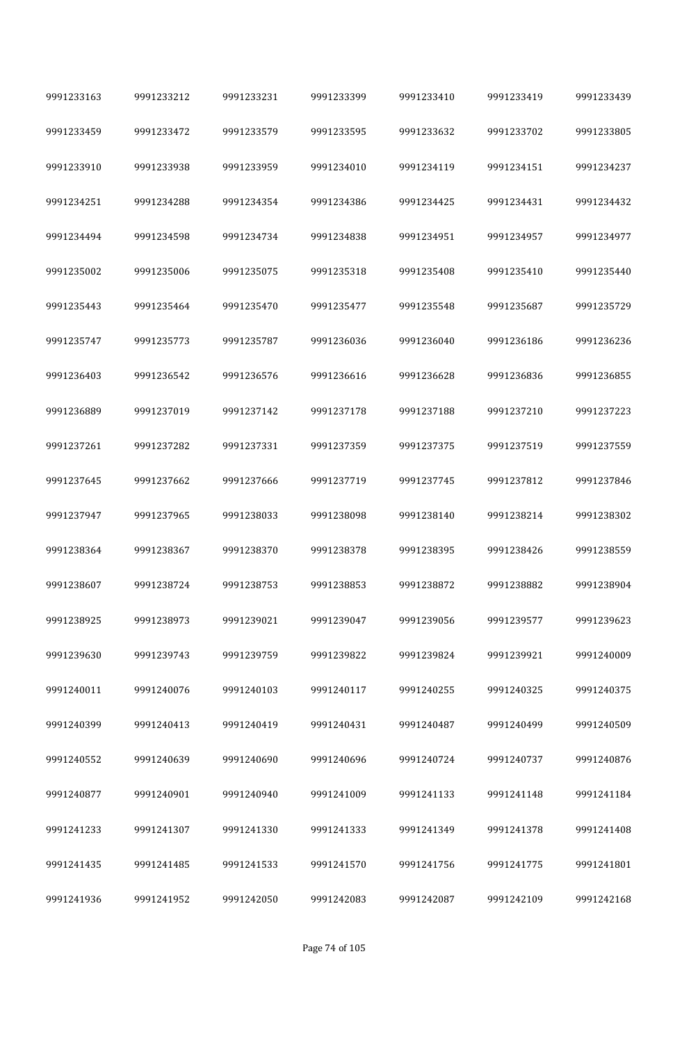| | | | | | | |
|---|---|---|---|---|---|---|
| 9991233163 | 9991233212 | 9991233231 | 9991233399 | 9991233410 | 9991233419 | 9991233439 |
| 9991233459 | 9991233472 | 9991233579 | 9991233595 | 9991233632 | 9991233702 | 9991233805 |
| 9991233910 | 9991233938 | 9991233959 | 9991234010 | 9991234119 | 9991234151 | 9991234237 |
| 9991234251 | 9991234288 | 9991234354 | 9991234386 | 9991234425 | 9991234431 | 9991234432 |
| 9991234494 | 9991234598 | 9991234734 | 9991234838 | 9991234951 | 9991234957 | 9991234977 |
| 9991235002 | 9991235006 | 9991235075 | 9991235318 | 9991235408 | 9991235410 | 9991235440 |
| 9991235443 | 9991235464 | 9991235470 | 9991235477 | 9991235548 | 9991235687 | 9991235729 |
| 9991235747 | 9991235773 | 9991235787 | 9991236036 | 9991236040 | 9991236186 | 9991236236 |
| 9991236403 | 9991236542 | 9991236576 | 9991236616 | 9991236628 | 9991236836 | 9991236855 |
| 9991236889 | 9991237019 | 9991237142 | 9991237178 | 9991237188 | 9991237210 | 9991237223 |
| 9991237261 | 9991237282 | 9991237331 | 9991237359 | 9991237375 | 9991237519 | 9991237559 |
| 9991237645 | 9991237662 | 9991237666 | 9991237719 | 9991237745 | 9991237812 | 9991237846 |
| 9991237947 | 9991237965 | 9991238033 | 9991238098 | 9991238140 | 9991238214 | 9991238302 |
| 9991238364 | 9991238367 | 9991238370 | 9991238378 | 9991238395 | 9991238426 | 9991238559 |
| 9991238607 | 9991238724 | 9991238753 | 9991238853 | 9991238872 | 9991238882 | 9991238904 |
| 9991238925 | 9991238973 | 9991239021 | 9991239047 | 9991239056 | 9991239577 | 9991239623 |
| 9991239630 | 9991239743 | 9991239759 | 9991239822 | 9991239824 | 9991239921 | 9991240009 |
| 9991240011 | 9991240076 | 9991240103 | 9991240117 | 9991240255 | 9991240325 | 9991240375 |
| 9991240399 | 9991240413 | 9991240419 | 9991240431 | 9991240487 | 9991240499 | 9991240509 |
| 9991240552 | 9991240639 | 9991240690 | 9991240696 | 9991240724 | 9991240737 | 9991240876 |
| 9991240877 | 9991240901 | 9991240940 | 9991241009 | 9991241133 | 9991241148 | 9991241184 |
| 9991241233 | 9991241307 | 9991241330 | 9991241333 | 9991241349 | 9991241378 | 9991241408 |
| 9991241435 | 9991241485 | 9991241533 | 9991241570 | 9991241756 | 9991241775 | 9991241801 |
| 9991241936 | 9991241952 | 9991242050 | 9991242083 | 9991242087 | 9991242109 | 9991242168 |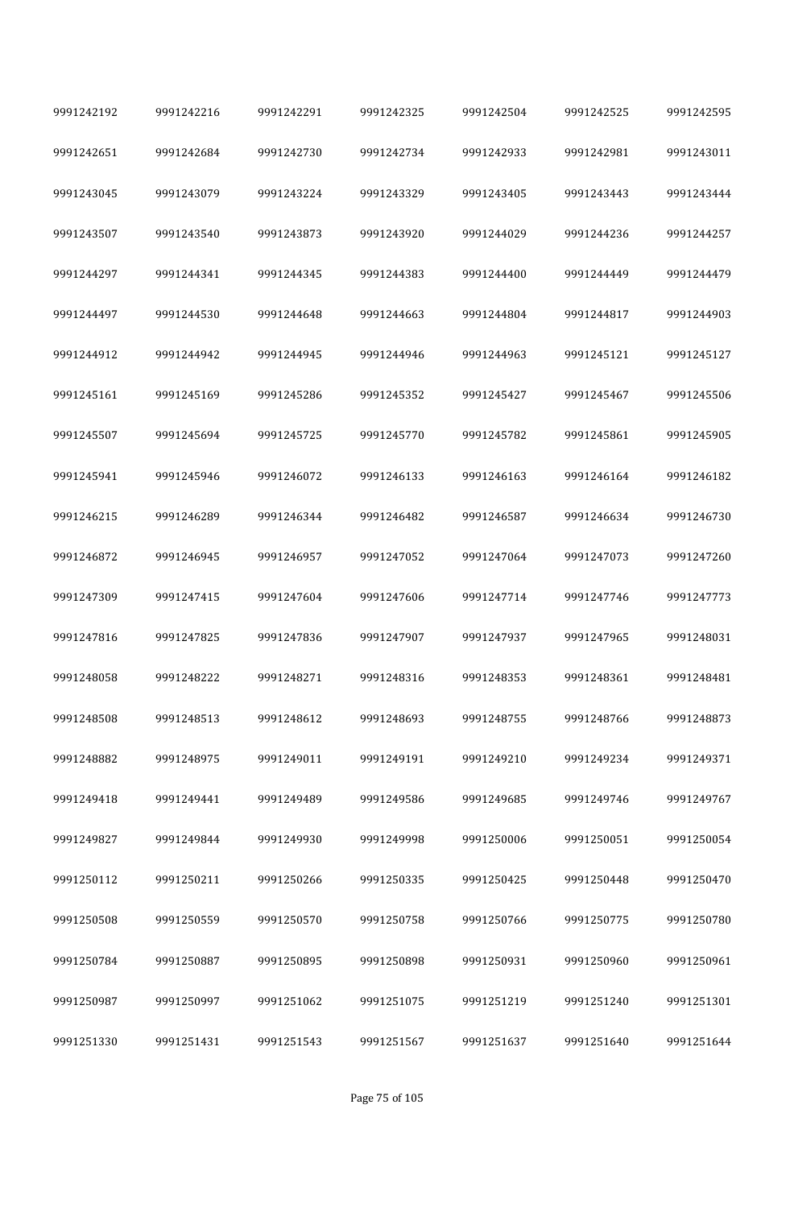| 9991242192 | 9991242216 | 9991242291 | 9991242325 | 9991242504 | 9991242525 | 9991242595 |
|---|---|---|---|---|---|---|
| 9991242651 | 9991242684 | 9991242730 | 9991242734 | 9991242933 | 9991242981 | 9991243011 |
| 9991243045 | 9991243079 | 9991243224 | 9991243329 | 9991243405 | 9991243443 | 9991243444 |
| 9991243507 | 9991243540 | 9991243873 | 9991243920 | 9991244029 | 9991244236 | 9991244257 |
| 9991244297 | 9991244341 | 9991244345 | 9991244383 | 9991244400 | 9991244449 | 9991244479 |
| 9991244497 | 9991244530 | 9991244648 | 9991244663 | 9991244804 | 9991244817 | 9991244903 |
| 9991244912 | 9991244942 | 9991244945 | 9991244946 | 9991244963 | 9991245121 | 9991245127 |
| 9991245161 | 9991245169 | 9991245286 | 9991245352 | 9991245427 | 9991245467 | 9991245506 |
| 9991245507 | 9991245694 | 9991245725 | 9991245770 | 9991245782 | 9991245861 | 9991245905 |
| 9991245941 | 9991245946 | 9991246072 | 9991246133 | 9991246163 | 9991246164 | 9991246182 |
| 9991246215 | 9991246289 | 9991246344 | 9991246482 | 9991246587 | 9991246634 | 9991246730 |
| 9991246872 | 9991246945 | 9991246957 | 9991247052 | 9991247064 | 9991247073 | 9991247260 |
| 9991247309 | 9991247415 | 9991247604 | 9991247606 | 9991247714 | 9991247746 | 9991247773 |
| 9991247816 | 9991247825 | 9991247836 | 9991247907 | 9991247937 | 9991247965 | 9991248031 |
| 9991248058 | 9991248222 | 9991248271 | 9991248316 | 9991248353 | 9991248361 | 9991248481 |
| 9991248508 | 9991248513 | 9991248612 | 9991248693 | 9991248755 | 9991248766 | 9991248873 |
| 9991248882 | 9991248975 | 9991249011 | 9991249191 | 9991249210 | 9991249234 | 9991249371 |
| 9991249418 | 9991249441 | 9991249489 | 9991249586 | 9991249685 | 9991249746 | 9991249767 |
| 9991249827 | 9991249844 | 9991249930 | 9991249998 | 9991250006 | 9991250051 | 9991250054 |
| 9991250112 | 9991250211 | 9991250266 | 9991250335 | 9991250425 | 9991250448 | 9991250470 |
| 9991250508 | 9991250559 | 9991250570 | 9991250758 | 9991250766 | 9991250775 | 9991250780 |
| 9991250784 | 9991250887 | 9991250895 | 9991250898 | 9991250931 | 9991250960 | 9991250961 |
| 9991250987 | 9991250997 | 9991251062 | 9991251075 | 9991251219 | 9991251240 | 9991251301 |
| 9991251330 | 9991251431 | 9991251543 | 9991251567 | 9991251637 | 9991251640 | 9991251644 |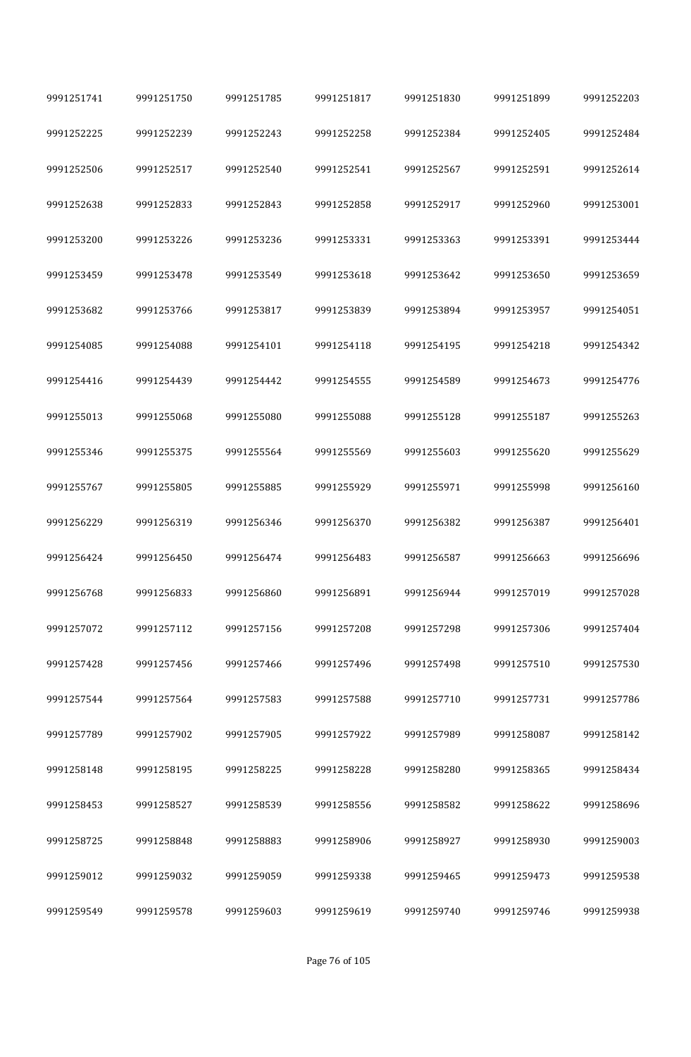| | | | | | | |
|---|---|---|---|---|---|---|
| 9991251741 | 9991251750 | 9991251785 | 9991251817 | 9991251830 | 9991251899 | 9991252203 |
| 9991252225 | 9991252239 | 9991252243 | 9991252258 | 9991252384 | 9991252405 | 9991252484 |
| 9991252506 | 9991252517 | 9991252540 | 9991252541 | 9991252567 | 9991252591 | 9991252614 |
| 9991252638 | 9991252833 | 9991252843 | 9991252858 | 9991252917 | 9991252960 | 9991253001 |
| 9991253200 | 9991253226 | 9991253236 | 9991253331 | 9991253363 | 9991253391 | 9991253444 |
| 9991253459 | 9991253478 | 9991253549 | 9991253618 | 9991253642 | 9991253650 | 9991253659 |
| 9991253682 | 9991253766 | 9991253817 | 9991253839 | 9991253894 | 9991253957 | 9991254051 |
| 9991254085 | 9991254088 | 9991254101 | 9991254118 | 9991254195 | 9991254218 | 9991254342 |
| 9991254416 | 9991254439 | 9991254442 | 9991254555 | 9991254589 | 9991254673 | 9991254776 |
| 9991255013 | 9991255068 | 9991255080 | 9991255088 | 9991255128 | 9991255187 | 9991255263 |
| 9991255346 | 9991255375 | 9991255564 | 9991255569 | 9991255603 | 9991255620 | 9991255629 |
| 9991255767 | 9991255805 | 9991255885 | 9991255929 | 9991255971 | 9991255998 | 9991256160 |
| 9991256229 | 9991256319 | 9991256346 | 9991256370 | 9991256382 | 9991256387 | 9991256401 |
| 9991256424 | 9991256450 | 9991256474 | 9991256483 | 9991256587 | 9991256663 | 9991256696 |
| 9991256768 | 9991256833 | 9991256860 | 9991256891 | 9991256944 | 9991257019 | 9991257028 |
| 9991257072 | 9991257112 | 9991257156 | 9991257208 | 9991257298 | 9991257306 | 9991257404 |
| 9991257428 | 9991257456 | 9991257466 | 9991257496 | 9991257498 | 9991257510 | 9991257530 |
| 9991257544 | 9991257564 | 9991257583 | 9991257588 | 9991257710 | 9991257731 | 9991257786 |
| 9991257789 | 9991257902 | 9991257905 | 9991257922 | 9991257989 | 9991258087 | 9991258142 |
| 9991258148 | 9991258195 | 9991258225 | 9991258228 | 9991258280 | 9991258365 | 9991258434 |
| 9991258453 | 9991258527 | 9991258539 | 9991258556 | 9991258582 | 9991258622 | 9991258696 |
| 9991258725 | 9991258848 | 9991258883 | 9991258906 | 9991258927 | 9991258930 | 9991259003 |
| 9991259012 | 9991259032 | 9991259059 | 9991259338 | 9991259465 | 9991259473 | 9991259538 |
| 9991259549 | 9991259578 | 9991259603 | 9991259619 | 9991259740 | 9991259746 | 9991259938 |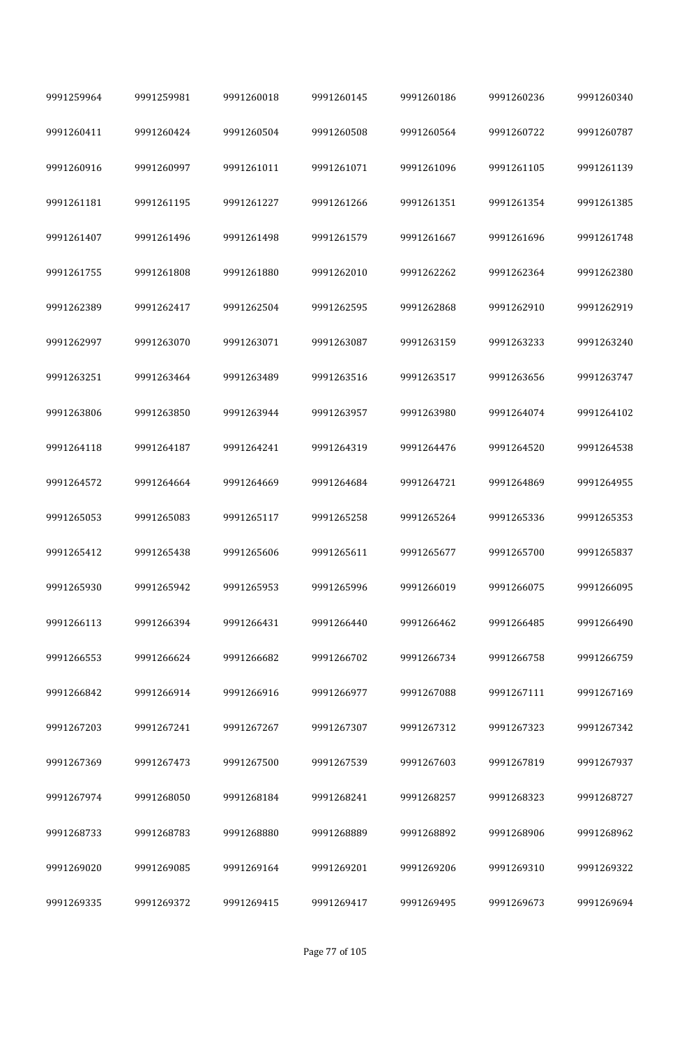| | | | | | | |
|---|---|---|---|---|---|---|
| 9991259964 | 9991259981 | 9991260018 | 9991260145 | 9991260186 | 9991260236 | 9991260340 |
| 9991260411 | 9991260424 | 9991260504 | 9991260508 | 9991260564 | 9991260722 | 9991260787 |
| 9991260916 | 9991260997 | 9991261011 | 9991261071 | 9991261096 | 9991261105 | 9991261139 |
| 9991261181 | 9991261195 | 9991261227 | 9991261266 | 9991261351 | 9991261354 | 9991261385 |
| 9991261407 | 9991261496 | 9991261498 | 9991261579 | 9991261667 | 9991261696 | 9991261748 |
| 9991261755 | 9991261808 | 9991261880 | 9991262010 | 9991262262 | 9991262364 | 9991262380 |
| 9991262389 | 9991262417 | 9991262504 | 9991262595 | 9991262868 | 9991262910 | 9991262919 |
| 9991262997 | 9991263070 | 9991263071 | 9991263087 | 9991263159 | 9991263233 | 9991263240 |
| 9991263251 | 9991263464 | 9991263489 | 9991263516 | 9991263517 | 9991263656 | 9991263747 |
| 9991263806 | 9991263850 | 9991263944 | 9991263957 | 9991263980 | 9991264074 | 9991264102 |
| 9991264118 | 9991264187 | 9991264241 | 9991264319 | 9991264476 | 9991264520 | 9991264538 |
| 9991264572 | 9991264664 | 9991264669 | 9991264684 | 9991264721 | 9991264869 | 9991264955 |
| 9991265053 | 9991265083 | 9991265117 | 9991265258 | 9991265264 | 9991265336 | 9991265353 |
| 9991265412 | 9991265438 | 9991265606 | 9991265611 | 9991265677 | 9991265700 | 9991265837 |
| 9991265930 | 9991265942 | 9991265953 | 9991265996 | 9991266019 | 9991266075 | 9991266095 |
| 9991266113 | 9991266394 | 9991266431 | 9991266440 | 9991266462 | 9991266485 | 9991266490 |
| 9991266553 | 9991266624 | 9991266682 | 9991266702 | 9991266734 | 9991266758 | 9991266759 |
| 9991266842 | 9991266914 | 9991266916 | 9991266977 | 9991267088 | 9991267111 | 9991267169 |
| 9991267203 | 9991267241 | 9991267267 | 9991267307 | 9991267312 | 9991267323 | 9991267342 |
| 9991267369 | 9991267473 | 9991267500 | 9991267539 | 9991267603 | 9991267819 | 9991267937 |
| 9991267974 | 9991268050 | 9991268184 | 9991268241 | 9991268257 | 9991268323 | 9991268727 |
| 9991268733 | 9991268783 | 9991268880 | 9991268889 | 9991268892 | 9991268906 | 9991268962 |
| 9991269020 | 9991269085 | 9991269164 | 9991269201 | 9991269206 | 9991269310 | 9991269322 |
| 9991269335 | 9991269372 | 9991269415 | 9991269417 | 9991269495 | 9991269673 | 9991269694 |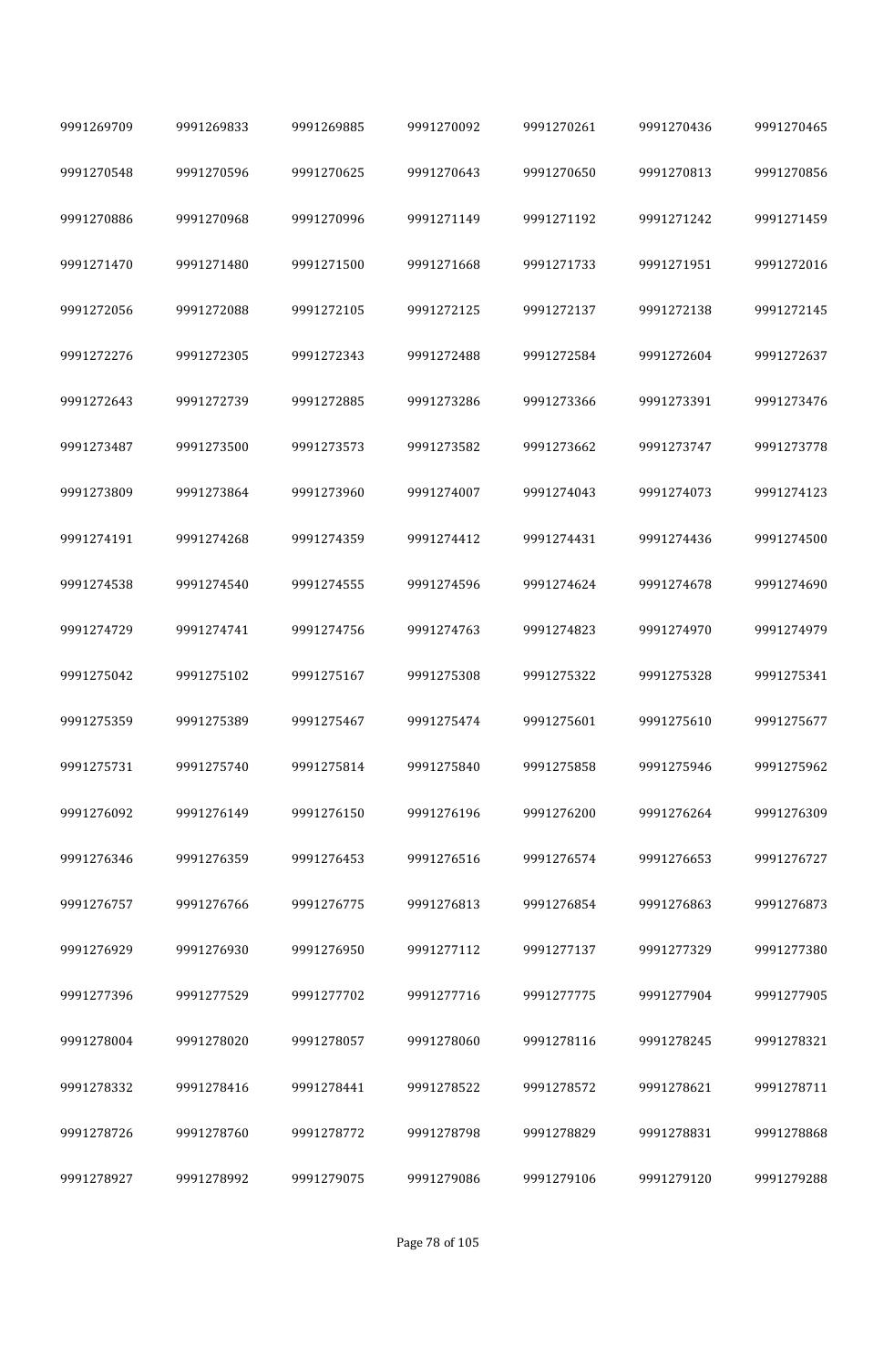| 9991269709 | 9991269833 | 9991269885 | 9991270092 | 9991270261 | 9991270436 | 9991270465 |
|---|---|---|---|---|---|---|
| 9991270548 | 9991270596 | 9991270625 | 9991270643 | 9991270650 | 9991270813 | 9991270856 |
| 9991270886 | 9991270968 | 9991270996 | 9991271149 | 9991271192 | 9991271242 | 9991271459 |
| 9991271470 | 9991271480 | 9991271500 | 9991271668 | 9991271733 | 9991271951 | 9991272016 |
| 9991272056 | 9991272088 | 9991272105 | 9991272125 | 9991272137 | 9991272138 | 9991272145 |
| 9991272276 | 9991272305 | 9991272343 | 9991272488 | 9991272584 | 9991272604 | 9991272637 |
| 9991272643 | 9991272739 | 9991272885 | 9991273286 | 9991273366 | 9991273391 | 9991273476 |
| 9991273487 | 9991273500 | 9991273573 | 9991273582 | 9991273662 | 9991273747 | 9991273778 |
| 9991273809 | 9991273864 | 9991273960 | 9991274007 | 9991274043 | 9991274073 | 9991274123 |
| 9991274191 | 9991274268 | 9991274359 | 9991274412 | 9991274431 | 9991274436 | 9991274500 |
| 9991274538 | 9991274540 | 9991274555 | 9991274596 | 9991274624 | 9991274678 | 9991274690 |
| 9991274729 | 9991274741 | 9991274756 | 9991274763 | 9991274823 | 9991274970 | 9991274979 |
| 9991275042 | 9991275102 | 9991275167 | 9991275308 | 9991275322 | 9991275328 | 9991275341 |
| 9991275359 | 9991275389 | 9991275467 | 9991275474 | 9991275601 | 9991275610 | 9991275677 |
| 9991275731 | 9991275740 | 9991275814 | 9991275840 | 9991275858 | 9991275946 | 9991275962 |
| 9991276092 | 9991276149 | 9991276150 | 9991276196 | 9991276200 | 9991276264 | 9991276309 |
| 9991276346 | 9991276359 | 9991276453 | 9991276516 | 9991276574 | 9991276653 | 9991276727 |
| 9991276757 | 9991276766 | 9991276775 | 9991276813 | 9991276854 | 9991276863 | 9991276873 |
| 9991276929 | 9991276930 | 9991276950 | 9991277112 | 9991277137 | 9991277329 | 9991277380 |
| 9991277396 | 9991277529 | 9991277702 | 9991277716 | 9991277775 | 9991277904 | 9991277905 |
| 9991278004 | 9991278020 | 9991278057 | 9991278060 | 9991278116 | 9991278245 | 9991278321 |
| 9991278332 | 9991278416 | 9991278441 | 9991278522 | 9991278572 | 9991278621 | 9991278711 |
| 9991278726 | 9991278760 | 9991278772 | 9991278798 | 9991278829 | 9991278831 | 9991278868 |
| 9991278927 | 9991278992 | 9991279075 | 9991279086 | 9991279106 | 9991279120 | 9991279288 |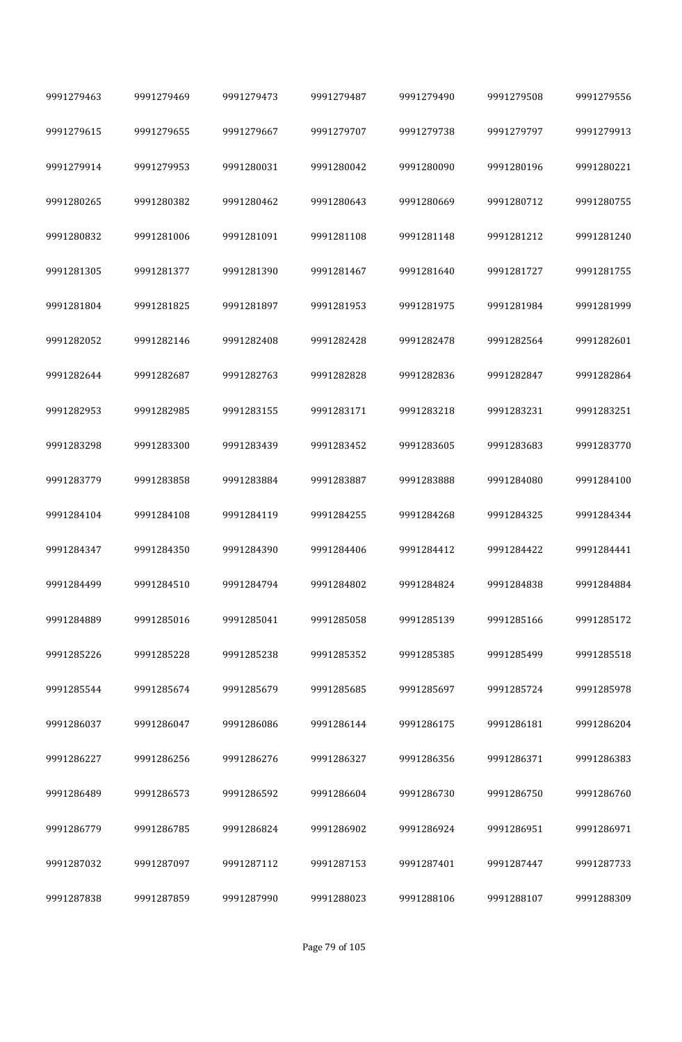| | | | | | | |
|---|---|---|---|---|---|---|
| 9991279463 | 9991279469 | 9991279473 | 9991279487 | 9991279490 | 9991279508 | 9991279556 |
| 9991279615 | 9991279655 | 9991279667 | 9991279707 | 9991279738 | 9991279797 | 9991279913 |
| 9991279914 | 9991279953 | 9991280031 | 9991280042 | 9991280090 | 9991280196 | 9991280221 |
| 9991280265 | 9991280382 | 9991280462 | 9991280643 | 9991280669 | 9991280712 | 9991280755 |
| 9991280832 | 9991281006 | 9991281091 | 9991281108 | 9991281148 | 9991281212 | 9991281240 |
| 9991281305 | 9991281377 | 9991281390 | 9991281467 | 9991281640 | 9991281727 | 9991281755 |
| 9991281804 | 9991281825 | 9991281897 | 9991281953 | 9991281975 | 9991281984 | 9991281999 |
| 9991282052 | 9991282146 | 9991282408 | 9991282428 | 9991282478 | 9991282564 | 9991282601 |
| 9991282644 | 9991282687 | 9991282763 | 9991282828 | 9991282836 | 9991282847 | 9991282864 |
| 9991282953 | 9991282985 | 9991283155 | 9991283171 | 9991283218 | 9991283231 | 9991283251 |
| 9991283298 | 9991283300 | 9991283439 | 9991283452 | 9991283605 | 9991283683 | 9991283770 |
| 9991283779 | 9991283858 | 9991283884 | 9991283887 | 9991283888 | 9991284080 | 9991284100 |
| 9991284104 | 9991284108 | 9991284119 | 9991284255 | 9991284268 | 9991284325 | 9991284344 |
| 9991284347 | 9991284350 | 9991284390 | 9991284406 | 9991284412 | 9991284422 | 9991284441 |
| 9991284499 | 9991284510 | 9991284794 | 9991284802 | 9991284824 | 9991284838 | 9991284884 |
| 9991284889 | 9991285016 | 9991285041 | 9991285058 | 9991285139 | 9991285166 | 9991285172 |
| 9991285226 | 9991285228 | 9991285238 | 9991285352 | 9991285385 | 9991285499 | 9991285518 |
| 9991285544 | 9991285674 | 9991285679 | 9991285685 | 9991285697 | 9991285724 | 9991285978 |
| 9991286037 | 9991286047 | 9991286086 | 9991286144 | 9991286175 | 9991286181 | 9991286204 |
| 9991286227 | 9991286256 | 9991286276 | 9991286327 | 9991286356 | 9991286371 | 9991286383 |
| 9991286489 | 9991286573 | 9991286592 | 9991286604 | 9991286730 | 9991286750 | 9991286760 |
| 9991286779 | 9991286785 | 9991286824 | 9991286902 | 9991286924 | 9991286951 | 9991286971 |
| 9991287032 | 9991287097 | 9991287112 | 9991287153 | 9991287401 | 9991287447 | 9991287733 |
| 9991287838 | 9991287859 | 9991287990 | 9991288023 | 9991288106 | 9991288107 | 9991288309 |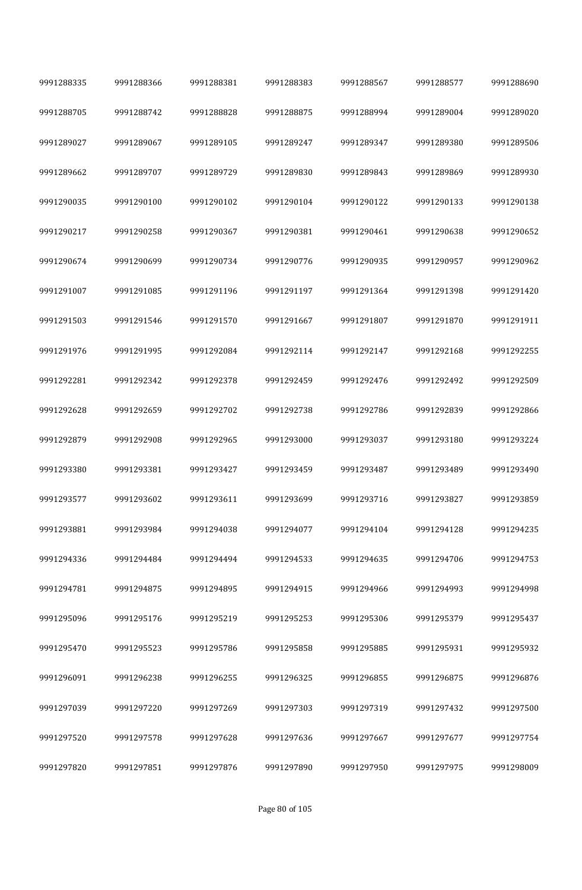| 9991288335 | 9991288366 | 9991288381 | 9991288383 | 9991288567 | 9991288577 | 9991288690 |
|---|---|---|---|---|---|---|
| 9991288705 | 9991288742 | 9991288828 | 9991288875 | 9991288994 | 9991289004 | 9991289020 |
| 9991289027 | 9991289067 | 9991289105 | 9991289247 | 9991289347 | 9991289380 | 9991289506 |
| 9991289662 | 9991289707 | 9991289729 | 9991289830 | 9991289843 | 9991289869 | 9991289930 |
| 9991290035 | 9991290100 | 9991290102 | 9991290104 | 9991290122 | 9991290133 | 9991290138 |
| 9991290217 | 9991290258 | 9991290367 | 9991290381 | 9991290461 | 9991290638 | 9991290652 |
| 9991290674 | 9991290699 | 9991290734 | 9991290776 | 9991290935 | 9991290957 | 9991290962 |
| 9991291007 | 9991291085 | 9991291196 | 9991291197 | 9991291364 | 9991291398 | 9991291420 |
| 9991291503 | 9991291546 | 9991291570 | 9991291667 | 9991291807 | 9991291870 | 9991291911 |
| 9991291976 | 9991291995 | 9991292084 | 9991292114 | 9991292147 | 9991292168 | 9991292255 |
| 9991292281 | 9991292342 | 9991292378 | 9991292459 | 9991292476 | 9991292492 | 9991292509 |
| 9991292628 | 9991292659 | 9991292702 | 9991292738 | 9991292786 | 9991292839 | 9991292866 |
| 9991292879 | 9991292908 | 9991292965 | 9991293000 | 9991293037 | 9991293180 | 9991293224 |
| 9991293380 | 9991293381 | 9991293427 | 9991293459 | 9991293487 | 9991293489 | 9991293490 |
| 9991293577 | 9991293602 | 9991293611 | 9991293699 | 9991293716 | 9991293827 | 9991293859 |
| 9991293881 | 9991293984 | 9991294038 | 9991294077 | 9991294104 | 9991294128 | 9991294235 |
| 9991294336 | 9991294484 | 9991294494 | 9991294533 | 9991294635 | 9991294706 | 9991294753 |
| 9991294781 | 9991294875 | 9991294895 | 9991294915 | 9991294966 | 9991294993 | 9991294998 |
| 9991295096 | 9991295176 | 9991295219 | 9991295253 | 9991295306 | 9991295379 | 9991295437 |
| 9991295470 | 9991295523 | 9991295786 | 9991295858 | 9991295885 | 9991295931 | 9991295932 |
| 9991296091 | 9991296238 | 9991296255 | 9991296325 | 9991296855 | 9991296875 | 9991296876 |
| 9991297039 | 9991297220 | 9991297269 | 9991297303 | 9991297319 | 9991297432 | 9991297500 |
| 9991297520 | 9991297578 | 9991297628 | 9991297636 | 9991297667 | 9991297677 | 9991297754 |
| 9991297820 | 9991297851 | 9991297876 | 9991297890 | 9991297950 | 9991297975 | 9991298009 |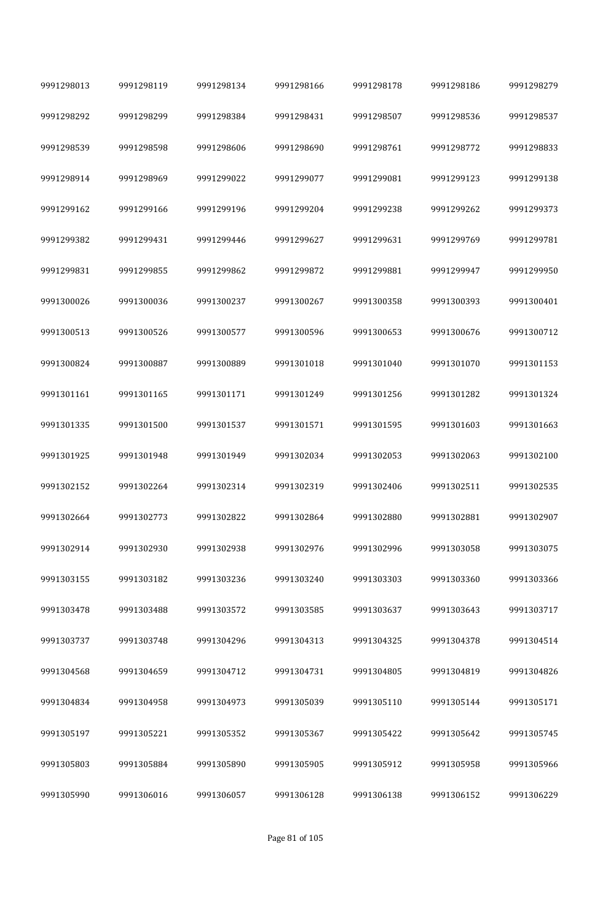| | | | | | | |
|---|---|---|---|---|---|---|
| 9991298013 | 9991298119 | 9991298134 | 9991298166 | 9991298178 | 9991298186 | 9991298279 |
| 9991298292 | 9991298299 | 9991298384 | 9991298431 | 9991298507 | 9991298536 | 9991298537 |
| 9991298539 | 9991298598 | 9991298606 | 9991298690 | 9991298761 | 9991298772 | 9991298833 |
| 9991298914 | 9991298969 | 9991299022 | 9991299077 | 9991299081 | 9991299123 | 9991299138 |
| 9991299162 | 9991299166 | 9991299196 | 9991299204 | 9991299238 | 9991299262 | 9991299373 |
| 9991299382 | 9991299431 | 9991299446 | 9991299627 | 9991299631 | 9991299769 | 9991299781 |
| 9991299831 | 9991299855 | 9991299862 | 9991299872 | 9991299881 | 9991299947 | 9991299950 |
| 9991300026 | 9991300036 | 9991300237 | 9991300267 | 9991300358 | 9991300393 | 9991300401 |
| 9991300513 | 9991300526 | 9991300577 | 9991300596 | 9991300653 | 9991300676 | 9991300712 |
| 9991300824 | 9991300887 | 9991300889 | 9991301018 | 9991301040 | 9991301070 | 9991301153 |
| 9991301161 | 9991301165 | 9991301171 | 9991301249 | 9991301256 | 9991301282 | 9991301324 |
| 9991301335 | 9991301500 | 9991301537 | 9991301571 | 9991301595 | 9991301603 | 9991301663 |
| 9991301925 | 9991301948 | 9991301949 | 9991302034 | 9991302053 | 9991302063 | 9991302100 |
| 9991302152 | 9991302264 | 9991302314 | 9991302319 | 9991302406 | 9991302511 | 9991302535 |
| 9991302664 | 9991302773 | 9991302822 | 9991302864 | 9991302880 | 9991302881 | 9991302907 |
| 9991302914 | 9991302930 | 9991302938 | 9991302976 | 9991302996 | 9991303058 | 9991303075 |
| 9991303155 | 9991303182 | 9991303236 | 9991303240 | 9991303303 | 9991303360 | 9991303366 |
| 9991303478 | 9991303488 | 9991303572 | 9991303585 | 9991303637 | 9991303643 | 9991303717 |
| 9991303737 | 9991303748 | 9991304296 | 9991304313 | 9991304325 | 9991304378 | 9991304514 |
| 9991304568 | 9991304659 | 9991304712 | 9991304731 | 9991304805 | 9991304819 | 9991304826 |
| 9991304834 | 9991304958 | 9991304973 | 9991305039 | 9991305110 | 9991305144 | 9991305171 |
| 9991305197 | 9991305221 | 9991305352 | 9991305367 | 9991305422 | 9991305642 | 9991305745 |
| 9991305803 | 9991305884 | 9991305890 | 9991305905 | 9991305912 | 9991305958 | 9991305966 |
| 9991305990 | 9991306016 | 9991306057 | 9991306128 | 9991306138 | 9991306152 | 9991306229 |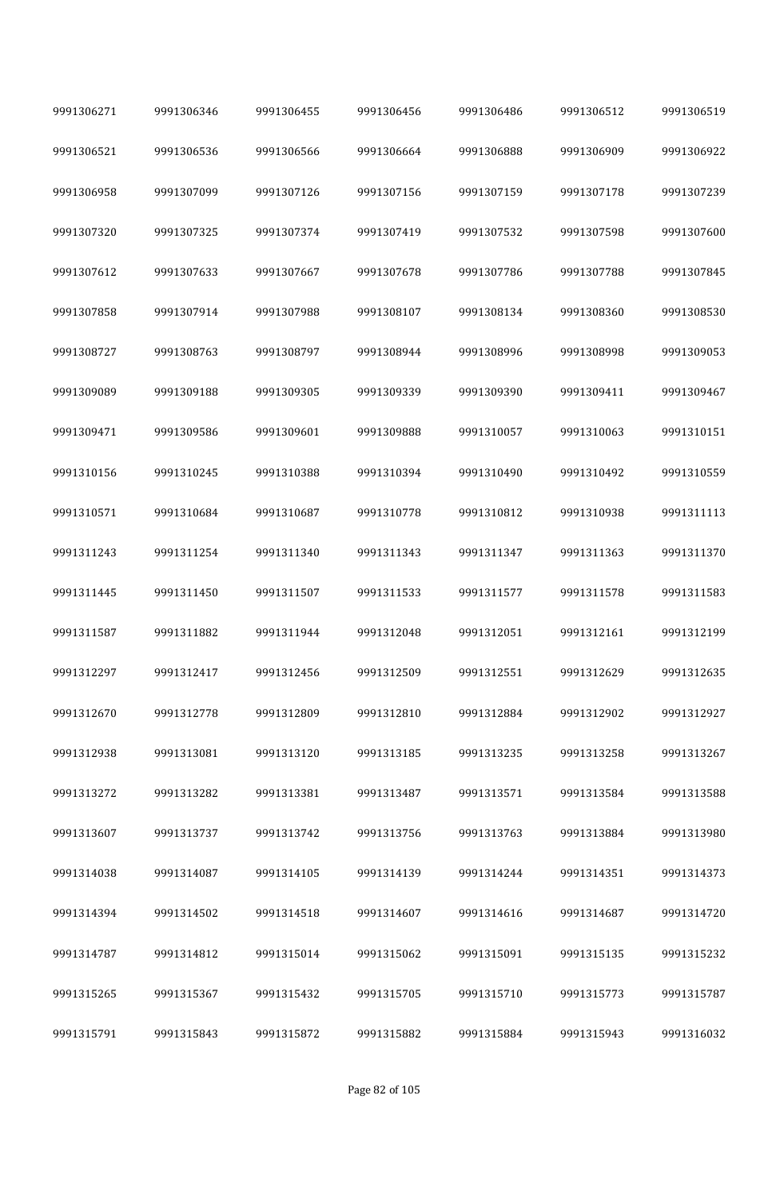| 9991306271 | 9991306346 | 9991306455 | 9991306456 | 9991306486 | 9991306512 | 9991306519 |
|---|---|---|---|---|---|---|
| 9991306521 | 9991306536 | 9991306566 | 9991306664 | 9991306888 | 9991306909 | 9991306922 |
| 9991306958 | 9991307099 | 9991307126 | 9991307156 | 9991307159 | 9991307178 | 9991307239 |
| 9991307320 | 9991307325 | 9991307374 | 9991307419 | 9991307532 | 9991307598 | 9991307600 |
| 9991307612 | 9991307633 | 9991307667 | 9991307678 | 9991307786 | 9991307788 | 9991307845 |
| 9991307858 | 9991307914 | 9991307988 | 9991308107 | 9991308134 | 9991308360 | 9991308530 |
| 9991308727 | 9991308763 | 9991308797 | 9991308944 | 9991308996 | 9991308998 | 9991309053 |
| 9991309089 | 9991309188 | 9991309305 | 9991309339 | 9991309390 | 9991309411 | 9991309467 |
| 9991309471 | 9991309586 | 9991309601 | 9991309888 | 9991310057 | 9991310063 | 9991310151 |
| 9991310156 | 9991310245 | 9991310388 | 9991310394 | 9991310490 | 9991310492 | 9991310559 |
| 9991310571 | 9991310684 | 9991310687 | 9991310778 | 9991310812 | 9991310938 | 9991311113 |
| 9991311243 | 9991311254 | 9991311340 | 9991311343 | 9991311347 | 9991311363 | 9991311370 |
| 9991311445 | 9991311450 | 9991311507 | 9991311533 | 9991311577 | 9991311578 | 9991311583 |
| 9991311587 | 9991311882 | 9991311944 | 9991312048 | 9991312051 | 9991312161 | 9991312199 |
| 9991312297 | 9991312417 | 9991312456 | 9991312509 | 9991312551 | 9991312629 | 9991312635 |
| 9991312670 | 9991312778 | 9991312809 | 9991312810 | 9991312884 | 9991312902 | 9991312927 |
| 9991312938 | 9991313081 | 9991313120 | 9991313185 | 9991313235 | 9991313258 | 9991313267 |
| 9991313272 | 9991313282 | 9991313381 | 9991313487 | 9991313571 | 9991313584 | 9991313588 |
| 9991313607 | 9991313737 | 9991313742 | 9991313756 | 9991313763 | 9991313884 | 9991313980 |
| 9991314038 | 9991314087 | 9991314105 | 9991314139 | 9991314244 | 9991314351 | 9991314373 |
| 9991314394 | 9991314502 | 9991314518 | 9991314607 | 9991314616 | 9991314687 | 9991314720 |
| 9991314787 | 9991314812 | 9991315014 | 9991315062 | 9991315091 | 9991315135 | 9991315232 |
| 9991315265 | 9991315367 | 9991315432 | 9991315705 | 9991315710 | 9991315773 | 9991315787 |
| 9991315791 | 9991315843 | 9991315872 | 9991315882 | 9991315884 | 9991315943 | 9991316032 |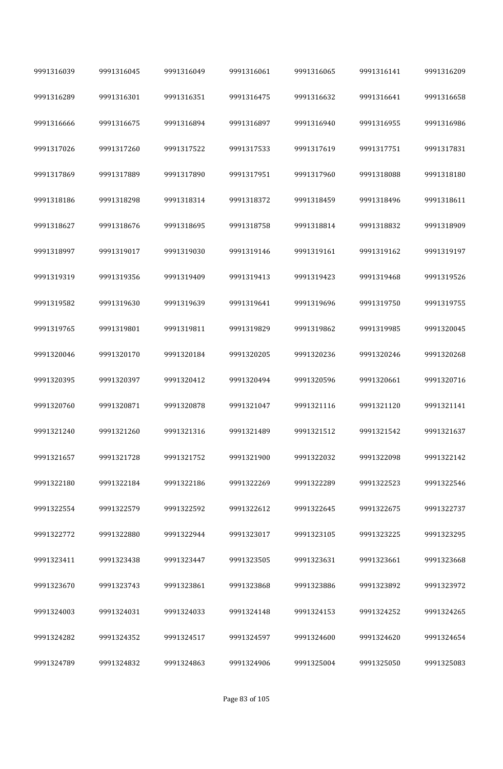| | | | | | | |
|---|---|---|---|---|---|---|
| 9991316039 | 9991316045 | 9991316049 | 9991316061 | 9991316065 | 9991316141 | 9991316209 |
| 9991316289 | 9991316301 | 9991316351 | 9991316475 | 9991316632 | 9991316641 | 9991316658 |
| 9991316666 | 9991316675 | 9991316894 | 9991316897 | 9991316940 | 9991316955 | 9991316986 |
| 9991317026 | 9991317260 | 9991317522 | 9991317533 | 9991317619 | 9991317751 | 9991317831 |
| 9991317869 | 9991317889 | 9991317890 | 9991317951 | 9991317960 | 9991318088 | 9991318180 |
| 9991318186 | 9991318298 | 9991318314 | 9991318372 | 9991318459 | 9991318496 | 9991318611 |
| 9991318627 | 9991318676 | 9991318695 | 9991318758 | 9991318814 | 9991318832 | 9991318909 |
| 9991318997 | 9991319017 | 9991319030 | 9991319146 | 9991319161 | 9991319162 | 9991319197 |
| 9991319319 | 9991319356 | 9991319409 | 9991319413 | 9991319423 | 9991319468 | 9991319526 |
| 9991319582 | 9991319630 | 9991319639 | 9991319641 | 9991319696 | 9991319750 | 9991319755 |
| 9991319765 | 9991319801 | 9991319811 | 9991319829 | 9991319862 | 9991319985 | 9991320045 |
| 9991320046 | 9991320170 | 9991320184 | 9991320205 | 9991320236 | 9991320246 | 9991320268 |
| 9991320395 | 9991320397 | 9991320412 | 9991320494 | 9991320596 | 9991320661 | 9991320716 |
| 9991320760 | 9991320871 | 9991320878 | 9991321047 | 9991321116 | 9991321120 | 9991321141 |
| 9991321240 | 9991321260 | 9991321316 | 9991321489 | 9991321512 | 9991321542 | 9991321637 |
| 9991321657 | 9991321728 | 9991321752 | 9991321900 | 9991322032 | 9991322098 | 9991322142 |
| 9991322180 | 9991322184 | 9991322186 | 9991322269 | 9991322289 | 9991322523 | 9991322546 |
| 9991322554 | 9991322579 | 9991322592 | 9991322612 | 9991322645 | 9991322675 | 9991322737 |
| 9991322772 | 9991322880 | 9991322944 | 9991323017 | 9991323105 | 9991323225 | 9991323295 |
| 9991323411 | 9991323438 | 9991323447 | 9991323505 | 9991323631 | 9991323661 | 9991323668 |
| 9991323670 | 9991323743 | 9991323861 | 9991323868 | 9991323886 | 9991323892 | 9991323972 |
| 9991324003 | 9991324031 | 9991324033 | 9991324148 | 9991324153 | 9991324252 | 9991324265 |
| 9991324282 | 9991324352 | 9991324517 | 9991324597 | 9991324600 | 9991324620 | 9991324654 |
| 9991324789 | 9991324832 | 9991324863 | 9991324906 | 9991325004 | 9991325050 | 9991325083 |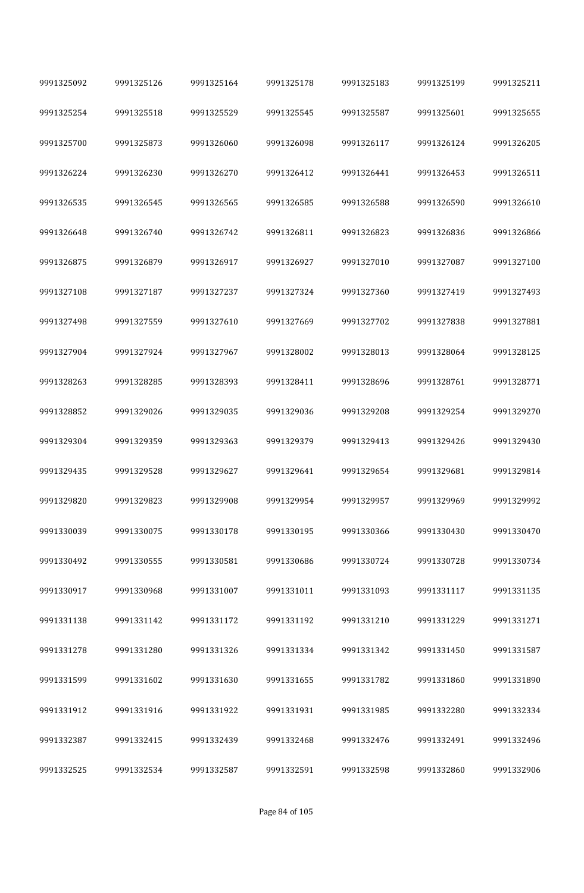| | | | | | | |
|---|---|---|---|---|---|---|
| 9991325092 | 9991325126 | 9991325164 | 9991325178 | 9991325183 | 9991325199 | 9991325211 |
| 9991325254 | 9991325518 | 9991325529 | 9991325545 | 9991325587 | 9991325601 | 9991325655 |
| 9991325700 | 9991325873 | 9991326060 | 9991326098 | 9991326117 | 9991326124 | 9991326205 |
| 9991326224 | 9991326230 | 9991326270 | 9991326412 | 9991326441 | 9991326453 | 9991326511 |
| 9991326535 | 9991326545 | 9991326565 | 9991326585 | 9991326588 | 9991326590 | 9991326610 |
| 9991326648 | 9991326740 | 9991326742 | 9991326811 | 9991326823 | 9991326836 | 9991326866 |
| 9991326875 | 9991326879 | 9991326917 | 9991326927 | 9991327010 | 9991327087 | 9991327100 |
| 9991327108 | 9991327187 | 9991327237 | 9991327324 | 9991327360 | 9991327419 | 9991327493 |
| 9991327498 | 9991327559 | 9991327610 | 9991327669 | 9991327702 | 9991327838 | 9991327881 |
| 9991327904 | 9991327924 | 9991327967 | 9991328002 | 9991328013 | 9991328064 | 9991328125 |
| 9991328263 | 9991328285 | 9991328393 | 9991328411 | 9991328696 | 9991328761 | 9991328771 |
| 9991328852 | 9991329026 | 9991329035 | 9991329036 | 9991329208 | 9991329254 | 9991329270 |
| 9991329304 | 9991329359 | 9991329363 | 9991329379 | 9991329413 | 9991329426 | 9991329430 |
| 9991329435 | 9991329528 | 9991329627 | 9991329641 | 9991329654 | 9991329681 | 9991329814 |
| 9991329820 | 9991329823 | 9991329908 | 9991329954 | 9991329957 | 9991329969 | 9991329992 |
| 9991330039 | 9991330075 | 9991330178 | 9991330195 | 9991330366 | 9991330430 | 9991330470 |
| 9991330492 | 9991330555 | 9991330581 | 9991330686 | 9991330724 | 9991330728 | 9991330734 |
| 9991330917 | 9991330968 | 9991331007 | 9991331011 | 9991331093 | 9991331117 | 9991331135 |
| 9991331138 | 9991331142 | 9991331172 | 9991331192 | 9991331210 | 9991331229 | 9991331271 |
| 9991331278 | 9991331280 | 9991331326 | 9991331334 | 9991331342 | 9991331450 | 9991331587 |
| 9991331599 | 9991331602 | 9991331630 | 9991331655 | 9991331782 | 9991331860 | 9991331890 |
| 9991331912 | 9991331916 | 9991331922 | 9991331931 | 9991331985 | 9991332280 | 9991332334 |
| 9991332387 | 9991332415 | 9991332439 | 9991332468 | 9991332476 | 9991332491 | 9991332496 |
| 9991332525 | 9991332534 | 9991332587 | 9991332591 | 9991332598 | 9991332860 | 9991332906 |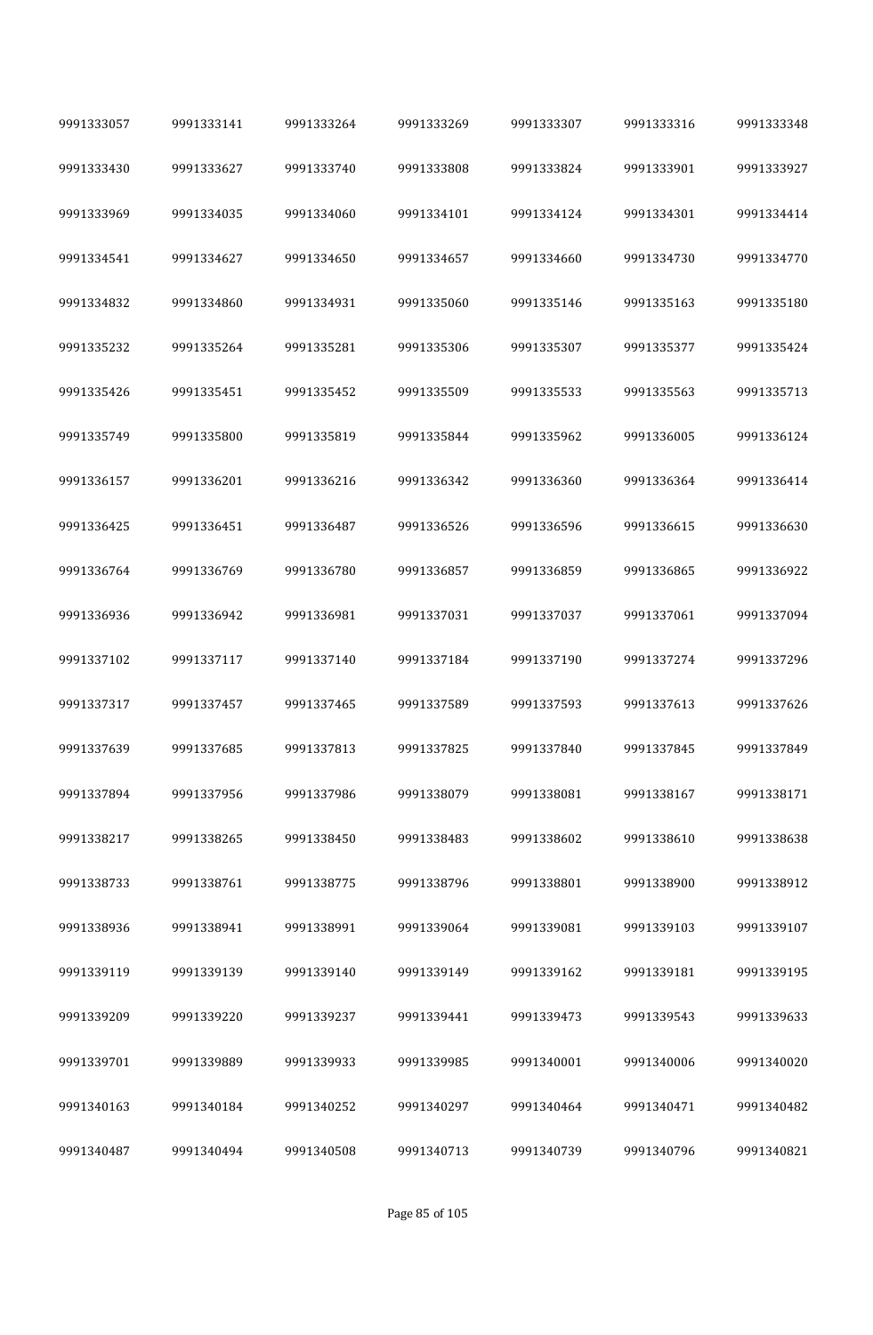| 9991333057 | 9991333141 | 9991333264 | 9991333269 | 9991333307 | 9991333316 | 9991333348 |
|---|---|---|---|---|---|---|
| 9991333430 | 9991333627 | 9991333740 | 9991333808 | 9991333824 | 9991333901 | 9991333927 |
| 9991333969 | 9991334035 | 9991334060 | 9991334101 | 9991334124 | 9991334301 | 9991334414 |
| 9991334541 | 9991334627 | 9991334650 | 9991334657 | 9991334660 | 9991334730 | 9991334770 |
| 9991334832 | 9991334860 | 9991334931 | 9991335060 | 9991335146 | 9991335163 | 9991335180 |
| 9991335232 | 9991335264 | 9991335281 | 9991335306 | 9991335307 | 9991335377 | 9991335424 |
| 9991335426 | 9991335451 | 9991335452 | 9991335509 | 9991335533 | 9991335563 | 9991335713 |
| 9991335749 | 9991335800 | 9991335819 | 9991335844 | 9991335962 | 9991336005 | 9991336124 |
| 9991336157 | 9991336201 | 9991336216 | 9991336342 | 9991336360 | 9991336364 | 9991336414 |
| 9991336425 | 9991336451 | 9991336487 | 9991336526 | 9991336596 | 9991336615 | 9991336630 |
| 9991336764 | 9991336769 | 9991336780 | 9991336857 | 9991336859 | 9991336865 | 9991336922 |
| 9991336936 | 9991336942 | 9991336981 | 9991337031 | 9991337037 | 9991337061 | 9991337094 |
| 9991337102 | 9991337117 | 9991337140 | 9991337184 | 9991337190 | 9991337274 | 9991337296 |
| 9991337317 | 9991337457 | 9991337465 | 9991337589 | 9991337593 | 9991337613 | 9991337626 |
| 9991337639 | 9991337685 | 9991337813 | 9991337825 | 9991337840 | 9991337845 | 9991337849 |
| 9991337894 | 9991337956 | 9991337986 | 9991338079 | 9991338081 | 9991338167 | 9991338171 |
| 9991338217 | 9991338265 | 9991338450 | 9991338483 | 9991338602 | 9991338610 | 9991338638 |
| 9991338733 | 9991338761 | 9991338775 | 9991338796 | 9991338801 | 9991338900 | 9991338912 |
| 9991338936 | 9991338941 | 9991338991 | 9991339064 | 9991339081 | 9991339103 | 9991339107 |
| 9991339119 | 9991339139 | 9991339140 | 9991339149 | 9991339162 | 9991339181 | 9991339195 |
| 9991339209 | 9991339220 | 9991339237 | 9991339441 | 9991339473 | 9991339543 | 9991339633 |
| 9991339701 | 9991339889 | 9991339933 | 9991339985 | 9991340001 | 9991340006 | 9991340020 |
| 9991340163 | 9991340184 | 9991340252 | 9991340297 | 9991340464 | 9991340471 | 9991340482 |
| 9991340487 | 9991340494 | 9991340508 | 9991340713 | 9991340739 | 9991340796 | 9991340821 |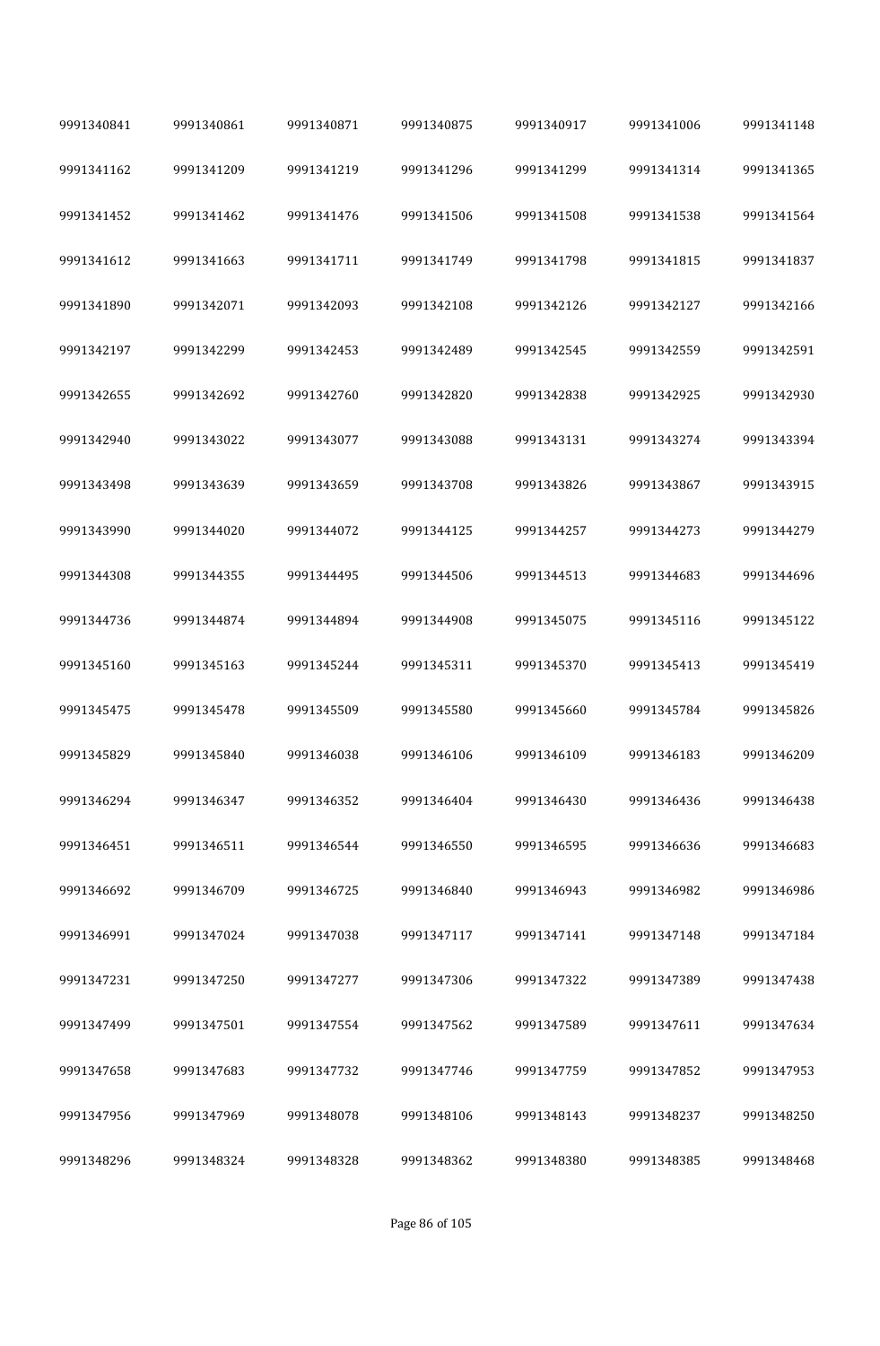| | | | | | | |
|---|---|---|---|---|---|---|
| 9991340841 | 9991340861 | 9991340871 | 9991340875 | 9991340917 | 9991341006 | 9991341148 |
| 9991341162 | 9991341209 | 9991341219 | 9991341296 | 9991341299 | 9991341314 | 9991341365 |
| 9991341452 | 9991341462 | 9991341476 | 9991341506 | 9991341508 | 9991341538 | 9991341564 |
| 9991341612 | 9991341663 | 9991341711 | 9991341749 | 9991341798 | 9991341815 | 9991341837 |
| 9991341890 | 9991342071 | 9991342093 | 9991342108 | 9991342126 | 9991342127 | 9991342166 |
| 9991342197 | 9991342299 | 9991342453 | 9991342489 | 9991342545 | 9991342559 | 9991342591 |
| 9991342655 | 9991342692 | 9991342760 | 9991342820 | 9991342838 | 9991342925 | 9991342930 |
| 9991342940 | 9991343022 | 9991343077 | 9991343088 | 9991343131 | 9991343274 | 9991343394 |
| 9991343498 | 9991343639 | 9991343659 | 9991343708 | 9991343826 | 9991343867 | 9991343915 |
| 9991343990 | 9991344020 | 9991344072 | 9991344125 | 9991344257 | 9991344273 | 9991344279 |
| 9991344308 | 9991344355 | 9991344495 | 9991344506 | 9991344513 | 9991344683 | 9991344696 |
| 9991344736 | 9991344874 | 9991344894 | 9991344908 | 9991345075 | 9991345116 | 9991345122 |
| 9991345160 | 9991345163 | 9991345244 | 9991345311 | 9991345370 | 9991345413 | 9991345419 |
| 9991345475 | 9991345478 | 9991345509 | 9991345580 | 9991345660 | 9991345784 | 9991345826 |
| 9991345829 | 9991345840 | 9991346038 | 9991346106 | 9991346109 | 9991346183 | 9991346209 |
| 9991346294 | 9991346347 | 9991346352 | 9991346404 | 9991346430 | 9991346436 | 9991346438 |
| 9991346451 | 9991346511 | 9991346544 | 9991346550 | 9991346595 | 9991346636 | 9991346683 |
| 9991346692 | 9991346709 | 9991346725 | 9991346840 | 9991346943 | 9991346982 | 9991346986 |
| 9991346991 | 9991347024 | 9991347038 | 9991347117 | 9991347141 | 9991347148 | 9991347184 |
| 9991347231 | 9991347250 | 9991347277 | 9991347306 | 9991347322 | 9991347389 | 9991347438 |
| 9991347499 | 9991347501 | 9991347554 | 9991347562 | 9991347589 | 9991347611 | 9991347634 |
| 9991347658 | 9991347683 | 9991347732 | 9991347746 | 9991347759 | 9991347852 | 9991347953 |
| 9991347956 | 9991347969 | 9991348078 | 9991348106 | 9991348143 | 9991348237 | 9991348250 |
| 9991348296 | 9991348324 | 9991348328 | 9991348362 | 9991348380 | 9991348385 | 9991348468 |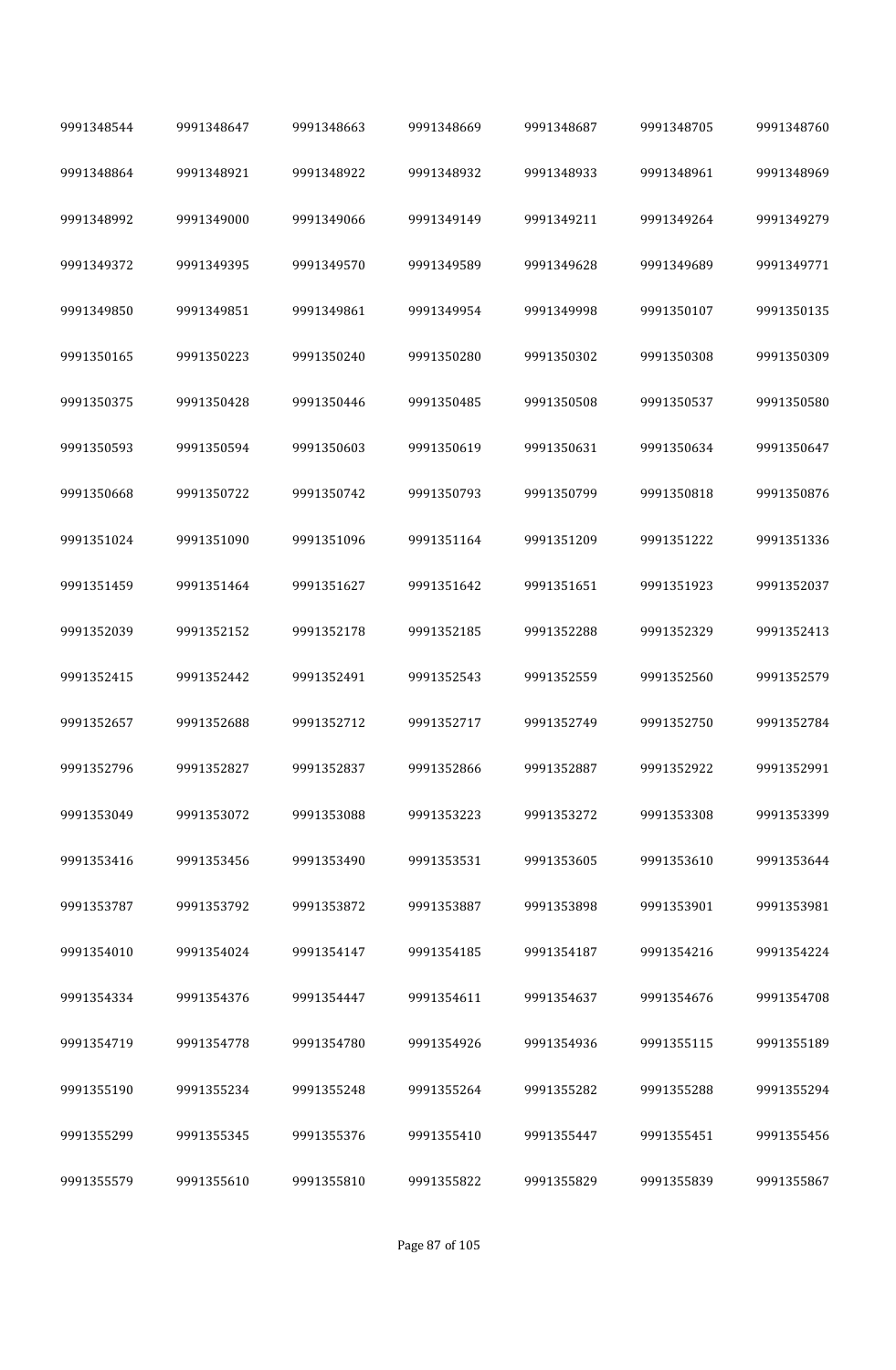| 9991348544 | 9991348647 | 9991348663 | 9991348669 | 9991348687 | 9991348705 | 9991348760 |
|---|---|---|---|---|---|---|
| 9991348864 | 9991348921 | 9991348922 | 9991348932 | 9991348933 | 9991348961 | 9991348969 |
| 9991348992 | 9991349000 | 9991349066 | 9991349149 | 9991349211 | 9991349264 | 9991349279 |
| 9991349372 | 9991349395 | 9991349570 | 9991349589 | 9991349628 | 9991349689 | 9991349771 |
| 9991349850 | 9991349851 | 9991349861 | 9991349954 | 9991349998 | 9991350107 | 9991350135 |
| 9991350165 | 9991350223 | 9991350240 | 9991350280 | 9991350302 | 9991350308 | 9991350309 |
| 9991350375 | 9991350428 | 9991350446 | 9991350485 | 9991350508 | 9991350537 | 9991350580 |
| 9991350593 | 9991350594 | 9991350603 | 9991350619 | 9991350631 | 9991350634 | 9991350647 |
| 9991350668 | 9991350722 | 9991350742 | 9991350793 | 9991350799 | 9991350818 | 9991350876 |
| 9991351024 | 9991351090 | 9991351096 | 9991351164 | 9991351209 | 9991351222 | 9991351336 |
| 9991351459 | 9991351464 | 9991351627 | 9991351642 | 9991351651 | 9991351923 | 9991352037 |
| 9991352039 | 9991352152 | 9991352178 | 9991352185 | 9991352288 | 9991352329 | 9991352413 |
| 9991352415 | 9991352442 | 9991352491 | 9991352543 | 9991352559 | 9991352560 | 9991352579 |
| 9991352657 | 9991352688 | 9991352712 | 9991352717 | 9991352749 | 9991352750 | 9991352784 |
| 9991352796 | 9991352827 | 9991352837 | 9991352866 | 9991352887 | 9991352922 | 9991352991 |
| 9991353049 | 9991353072 | 9991353088 | 9991353223 | 9991353272 | 9991353308 | 9991353399 |
| 9991353416 | 9991353456 | 9991353490 | 9991353531 | 9991353605 | 9991353610 | 9991353644 |
| 9991353787 | 9991353792 | 9991353872 | 9991353887 | 9991353898 | 9991353901 | 9991353981 |
| 9991354010 | 9991354024 | 9991354147 | 9991354185 | 9991354187 | 9991354216 | 9991354224 |
| 9991354334 | 9991354376 | 9991354447 | 9991354611 | 9991354637 | 9991354676 | 9991354708 |
| 9991354719 | 9991354778 | 9991354780 | 9991354926 | 9991354936 | 9991355115 | 9991355189 |
| 9991355190 | 9991355234 | 9991355248 | 9991355264 | 9991355282 | 9991355288 | 9991355294 |
| 9991355299 | 9991355345 | 9991355376 | 9991355410 | 9991355447 | 9991355451 | 9991355456 |
| 9991355579 | 9991355610 | 9991355810 | 9991355822 | 9991355829 | 9991355839 | 9991355867 |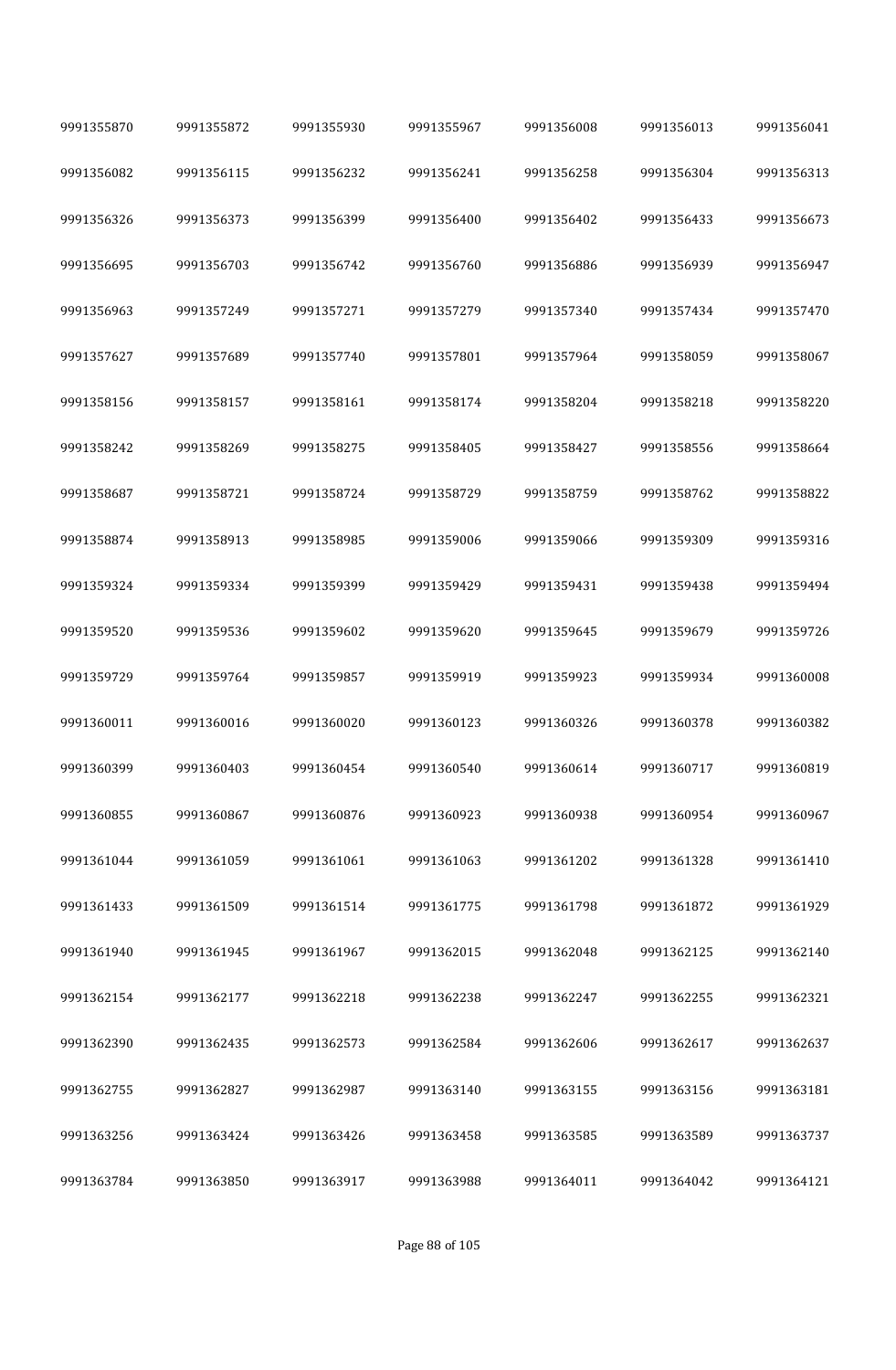| | | | | | | |
|---|---|---|---|---|---|---|
| 9991355870 | 9991355872 | 9991355930 | 9991355967 | 9991356008 | 9991356013 | 9991356041 |
| 9991356082 | 9991356115 | 9991356232 | 9991356241 | 9991356258 | 9991356304 | 9991356313 |
| 9991356326 | 9991356373 | 9991356399 | 9991356400 | 9991356402 | 9991356433 | 9991356673 |
| 9991356695 | 9991356703 | 9991356742 | 9991356760 | 9991356886 | 9991356939 | 9991356947 |
| 9991356963 | 9991357249 | 9991357271 | 9991357279 | 9991357340 | 9991357434 | 9991357470 |
| 9991357627 | 9991357689 | 9991357740 | 9991357801 | 9991357964 | 9991358059 | 9991358067 |
| 9991358156 | 9991358157 | 9991358161 | 9991358174 | 9991358204 | 9991358218 | 9991358220 |
| 9991358242 | 9991358269 | 9991358275 | 9991358405 | 9991358427 | 9991358556 | 9991358664 |
| 9991358687 | 9991358721 | 9991358724 | 9991358729 | 9991358759 | 9991358762 | 9991358822 |
| 9991358874 | 9991358913 | 9991358985 | 9991359006 | 9991359066 | 9991359309 | 9991359316 |
| 9991359324 | 9991359334 | 9991359399 | 9991359429 | 9991359431 | 9991359438 | 9991359494 |
| 9991359520 | 9991359536 | 9991359602 | 9991359620 | 9991359645 | 9991359679 | 9991359726 |
| 9991359729 | 9991359764 | 9991359857 | 9991359919 | 9991359923 | 9991359934 | 9991360008 |
| 9991360011 | 9991360016 | 9991360020 | 9991360123 | 9991360326 | 9991360378 | 9991360382 |
| 9991360399 | 9991360403 | 9991360454 | 9991360540 | 9991360614 | 9991360717 | 9991360819 |
| 9991360855 | 9991360867 | 9991360876 | 9991360923 | 9991360938 | 9991360954 | 9991360967 |
| 9991361044 | 9991361059 | 9991361061 | 9991361063 | 9991361202 | 9991361328 | 9991361410 |
| 9991361433 | 9991361509 | 9991361514 | 9991361775 | 9991361798 | 9991361872 | 9991361929 |
| 9991361940 | 9991361945 | 9991361967 | 9991362015 | 9991362048 | 9991362125 | 9991362140 |
| 9991362154 | 9991362177 | 9991362218 | 9991362238 | 9991362247 | 9991362255 | 9991362321 |
| 9991362390 | 9991362435 | 9991362573 | 9991362584 | 9991362606 | 9991362617 | 9991362637 |
| 9991362755 | 9991362827 | 9991362987 | 9991363140 | 9991363155 | 9991363156 | 9991363181 |
| 9991363256 | 9991363424 | 9991363426 | 9991363458 | 9991363585 | 9991363589 | 9991363737 |
| 9991363784 | 9991363850 | 9991363917 | 9991363988 | 9991364011 | 9991364042 | 9991364121 |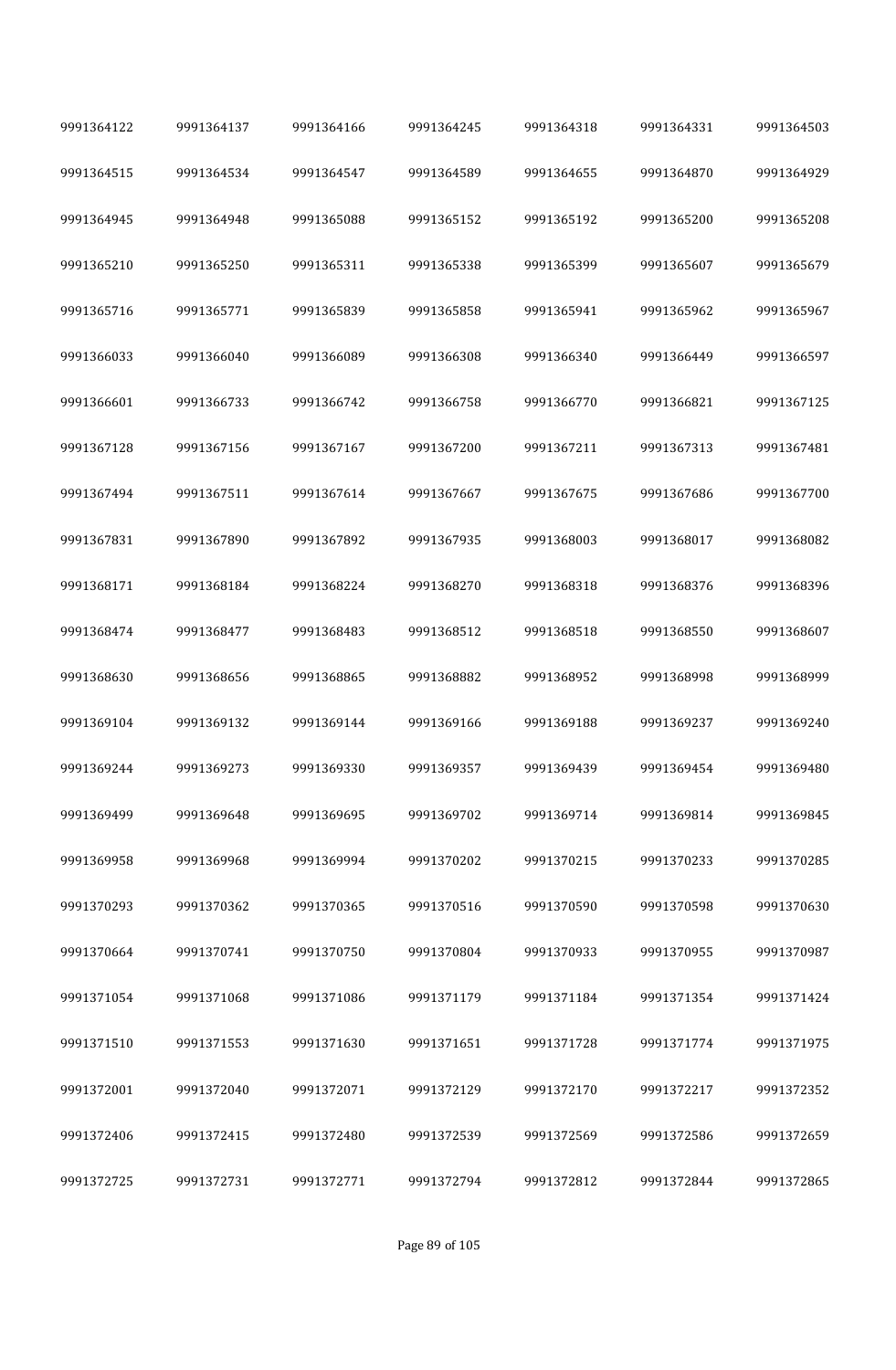| | | | | | | |
|---|---|---|---|---|---|---|
| 9991364122 | 9991364137 | 9991364166 | 9991364245 | 9991364318 | 9991364331 | 9991364503 |
| 9991364515 | 9991364534 | 9991364547 | 9991364589 | 9991364655 | 9991364870 | 9991364929 |
| 9991364945 | 9991364948 | 9991365088 | 9991365152 | 9991365192 | 9991365200 | 9991365208 |
| 9991365210 | 9991365250 | 9991365311 | 9991365338 | 9991365399 | 9991365607 | 9991365679 |
| 9991365716 | 9991365771 | 9991365839 | 9991365858 | 9991365941 | 9991365962 | 9991365967 |
| 9991366033 | 9991366040 | 9991366089 | 9991366308 | 9991366340 | 9991366449 | 9991366597 |
| 9991366601 | 9991366733 | 9991366742 | 9991366758 | 9991366770 | 9991366821 | 9991367125 |
| 9991367128 | 9991367156 | 9991367167 | 9991367200 | 9991367211 | 9991367313 | 9991367481 |
| 9991367494 | 9991367511 | 9991367614 | 9991367667 | 9991367675 | 9991367686 | 9991367700 |
| 9991367831 | 9991367890 | 9991367892 | 9991367935 | 9991368003 | 9991368017 | 9991368082 |
| 9991368171 | 9991368184 | 9991368224 | 9991368270 | 9991368318 | 9991368376 | 9991368396 |
| 9991368474 | 9991368477 | 9991368483 | 9991368512 | 9991368518 | 9991368550 | 9991368607 |
| 9991368630 | 9991368656 | 9991368865 | 9991368882 | 9991368952 | 9991368998 | 9991368999 |
| 9991369104 | 9991369132 | 9991369144 | 9991369166 | 9991369188 | 9991369237 | 9991369240 |
| 9991369244 | 9991369273 | 9991369330 | 9991369357 | 9991369439 | 9991369454 | 9991369480 |
| 9991369499 | 9991369648 | 9991369695 | 9991369702 | 9991369714 | 9991369814 | 9991369845 |
| 9991369958 | 9991369968 | 9991369994 | 9991370202 | 9991370215 | 9991370233 | 9991370285 |
| 9991370293 | 9991370362 | 9991370365 | 9991370516 | 9991370590 | 9991370598 | 9991370630 |
| 9991370664 | 9991370741 | 9991370750 | 9991370804 | 9991370933 | 9991370955 | 9991370987 |
| 9991371054 | 9991371068 | 9991371086 | 9991371179 | 9991371184 | 9991371354 | 9991371424 |
| 9991371510 | 9991371553 | 9991371630 | 9991371651 | 9991371728 | 9991371774 | 9991371975 |
| 9991372001 | 9991372040 | 9991372071 | 9991372129 | 9991372170 | 9991372217 | 9991372352 |
| 9991372406 | 9991372415 | 9991372480 | 9991372539 | 9991372569 | 9991372586 | 9991372659 |
| 9991372725 | 9991372731 | 9991372771 | 9991372794 | 9991372812 | 9991372844 | 9991372865 |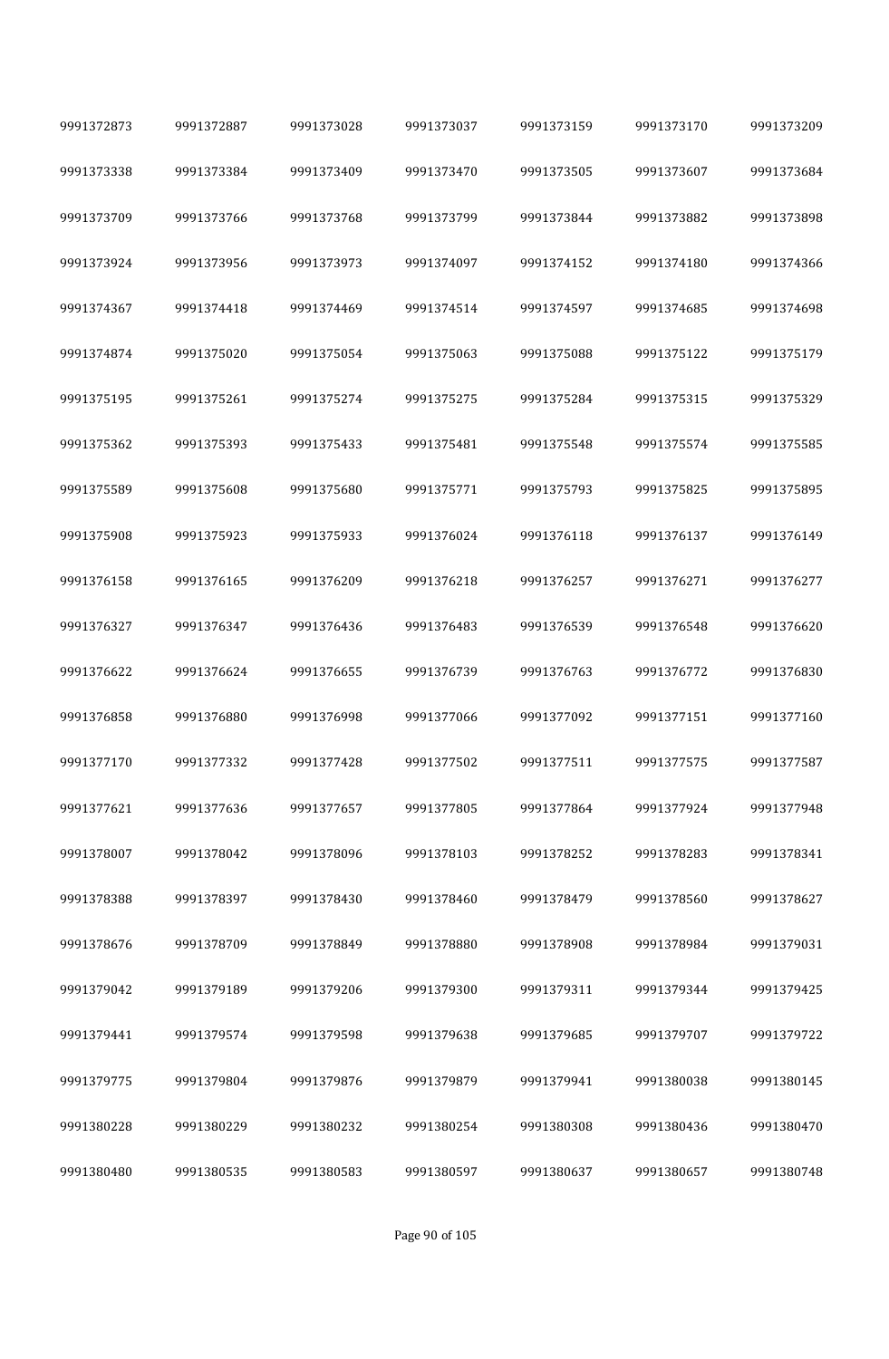| | | | | | | |
|---|---|---|---|---|---|---|
| 9991372873 | 9991372887 | 9991373028 | 9991373037 | 9991373159 | 9991373170 | 9991373209 |
| 9991373338 | 9991373384 | 9991373409 | 9991373470 | 9991373505 | 9991373607 | 9991373684 |
| 9991373709 | 9991373766 | 9991373768 | 9991373799 | 9991373844 | 9991373882 | 9991373898 |
| 9991373924 | 9991373956 | 9991373973 | 9991374097 | 9991374152 | 9991374180 | 9991374366 |
| 9991374367 | 9991374418 | 9991374469 | 9991374514 | 9991374597 | 9991374685 | 9991374698 |
| 9991374874 | 9991375020 | 9991375054 | 9991375063 | 9991375088 | 9991375122 | 9991375179 |
| 9991375195 | 9991375261 | 9991375274 | 9991375275 | 9991375284 | 9991375315 | 9991375329 |
| 9991375362 | 9991375393 | 9991375433 | 9991375481 | 9991375548 | 9991375574 | 9991375585 |
| 9991375589 | 9991375608 | 9991375680 | 9991375771 | 9991375793 | 9991375825 | 9991375895 |
| 9991375908 | 9991375923 | 9991375933 | 9991376024 | 9991376118 | 9991376137 | 9991376149 |
| 9991376158 | 9991376165 | 9991376209 | 9991376218 | 9991376257 | 9991376271 | 9991376277 |
| 9991376327 | 9991376347 | 9991376436 | 9991376483 | 9991376539 | 9991376548 | 9991376620 |
| 9991376622 | 9991376624 | 9991376655 | 9991376739 | 9991376763 | 9991376772 | 9991376830 |
| 9991376858 | 9991376880 | 9991376998 | 9991377066 | 9991377092 | 9991377151 | 9991377160 |
| 9991377170 | 9991377332 | 9991377428 | 9991377502 | 9991377511 | 9991377575 | 9991377587 |
| 9991377621 | 9991377636 | 9991377657 | 9991377805 | 9991377864 | 9991377924 | 9991377948 |
| 9991378007 | 9991378042 | 9991378096 | 9991378103 | 9991378252 | 9991378283 | 9991378341 |
| 9991378388 | 9991378397 | 9991378430 | 9991378460 | 9991378479 | 9991378560 | 9991378627 |
| 9991378676 | 9991378709 | 9991378849 | 9991378880 | 9991378908 | 9991378984 | 9991379031 |
| 9991379042 | 9991379189 | 9991379206 | 9991379300 | 9991379311 | 9991379344 | 9991379425 |
| 9991379441 | 9991379574 | 9991379598 | 9991379638 | 9991379685 | 9991379707 | 9991379722 |
| 9991379775 | 9991379804 | 9991379876 | 9991379879 | 9991379941 | 9991380038 | 9991380145 |
| 9991380228 | 9991380229 | 9991380232 | 9991380254 | 9991380308 | 9991380436 | 9991380470 |
| 9991380480 | 9991380535 | 9991380583 | 9991380597 | 9991380637 | 9991380657 | 9991380748 |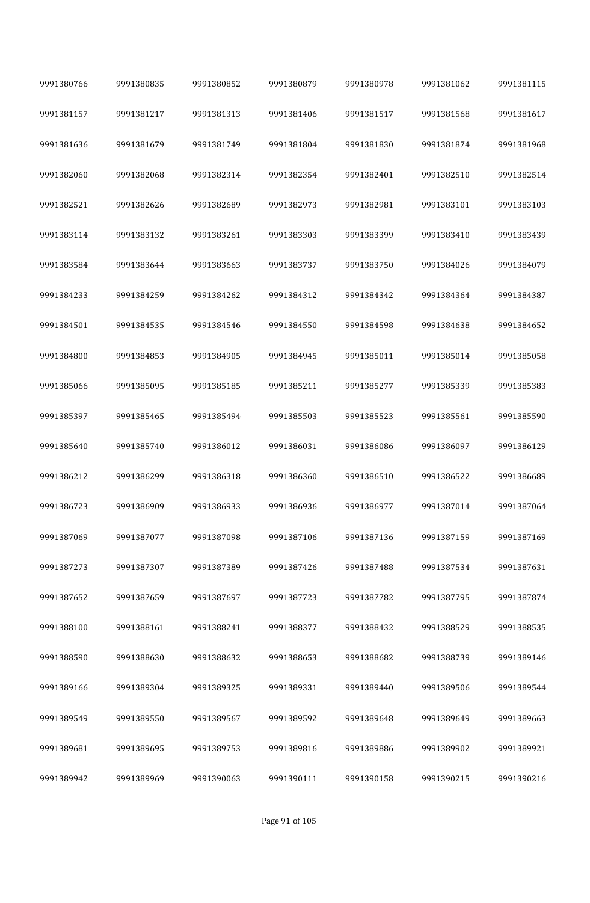| | | | | | | |
|---|---|---|---|---|---|---|
| 9991380766 | 9991380835 | 9991380852 | 9991380879 | 9991380978 | 9991381062 | 9991381115 |
| 9991381157 | 9991381217 | 9991381313 | 9991381406 | 9991381517 | 9991381568 | 9991381617 |
| 9991381636 | 9991381679 | 9991381749 | 9991381804 | 9991381830 | 9991381874 | 9991381968 |
| 9991382060 | 9991382068 | 9991382314 | 9991382354 | 9991382401 | 9991382510 | 9991382514 |
| 9991382521 | 9991382626 | 9991382689 | 9991382973 | 9991382981 | 9991383101 | 9991383103 |
| 9991383114 | 9991383132 | 9991383261 | 9991383303 | 9991383399 | 9991383410 | 9991383439 |
| 9991383584 | 9991383644 | 9991383663 | 9991383737 | 9991383750 | 9991384026 | 9991384079 |
| 9991384233 | 9991384259 | 9991384262 | 9991384312 | 9991384342 | 9991384364 | 9991384387 |
| 9991384501 | 9991384535 | 9991384546 | 9991384550 | 9991384598 | 9991384638 | 9991384652 |
| 9991384800 | 9991384853 | 9991384905 | 9991384945 | 9991385011 | 9991385014 | 9991385058 |
| 9991385066 | 9991385095 | 9991385185 | 9991385211 | 9991385277 | 9991385339 | 9991385383 |
| 9991385397 | 9991385465 | 9991385494 | 9991385503 | 9991385523 | 9991385561 | 9991385590 |
| 9991385640 | 9991385740 | 9991386012 | 9991386031 | 9991386086 | 9991386097 | 9991386129 |
| 9991386212 | 9991386299 | 9991386318 | 9991386360 | 9991386510 | 9991386522 | 9991386689 |
| 9991386723 | 9991386909 | 9991386933 | 9991386936 | 9991386977 | 9991387014 | 9991387064 |
| 9991387069 | 9991387077 | 9991387098 | 9991387106 | 9991387136 | 9991387159 | 9991387169 |
| 9991387273 | 9991387307 | 9991387389 | 9991387426 | 9991387488 | 9991387534 | 9991387631 |
| 9991387652 | 9991387659 | 9991387697 | 9991387723 | 9991387782 | 9991387795 | 9991387874 |
| 9991388100 | 9991388161 | 9991388241 | 9991388377 | 9991388432 | 9991388529 | 9991388535 |
| 9991388590 | 9991388630 | 9991388632 | 9991388653 | 9991388682 | 9991388739 | 9991389146 |
| 9991389166 | 9991389304 | 9991389325 | 9991389331 | 9991389440 | 9991389506 | 9991389544 |
| 9991389549 | 9991389550 | 9991389567 | 9991389592 | 9991389648 | 9991389649 | 9991389663 |
| 9991389681 | 9991389695 | 9991389753 | 9991389816 | 9991389886 | 9991389902 | 9991389921 |
| 9991389942 | 9991389969 | 9991390063 | 9991390111 | 9991390158 | 9991390215 | 9991390216 |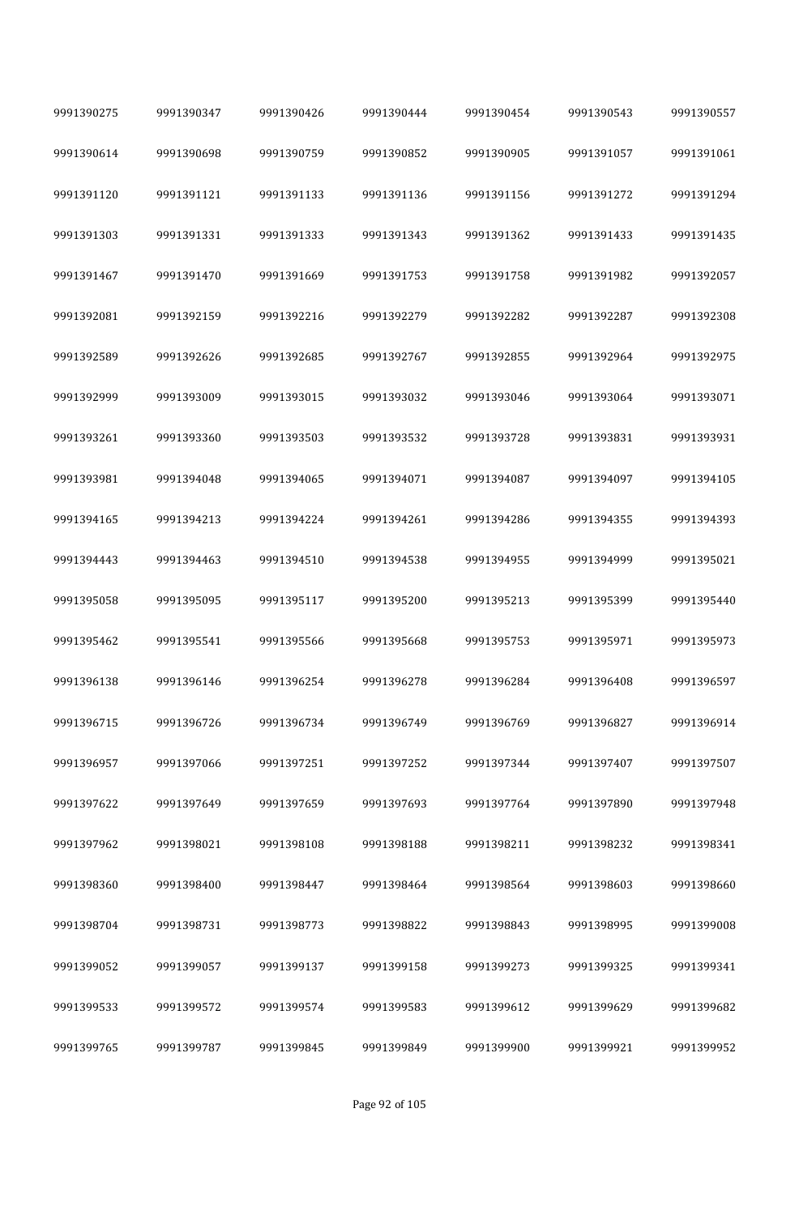| | | | | | | |
|---|---|---|---|---|---|---|
| 9991390275 | 9991390347 | 9991390426 | 9991390444 | 9991390454 | 9991390543 | 9991390557 |
| 9991390614 | 9991390698 | 9991390759 | 9991390852 | 9991390905 | 9991391057 | 9991391061 |
| 9991391120 | 9991391121 | 9991391133 | 9991391136 | 9991391156 | 9991391272 | 9991391294 |
| 9991391303 | 9991391331 | 9991391333 | 9991391343 | 9991391362 | 9991391433 | 9991391435 |
| 9991391467 | 9991391470 | 9991391669 | 9991391753 | 9991391758 | 9991391982 | 9991392057 |
| 9991392081 | 9991392159 | 9991392216 | 9991392279 | 9991392282 | 9991392287 | 9991392308 |
| 9991392589 | 9991392626 | 9991392685 | 9991392767 | 9991392855 | 9991392964 | 9991392975 |
| 9991392999 | 9991393009 | 9991393015 | 9991393032 | 9991393046 | 9991393064 | 9991393071 |
| 9991393261 | 9991393360 | 9991393503 | 9991393532 | 9991393728 | 9991393831 | 9991393931 |
| 9991393981 | 9991394048 | 9991394065 | 9991394071 | 9991394087 | 9991394097 | 9991394105 |
| 9991394165 | 9991394213 | 9991394224 | 9991394261 | 9991394286 | 9991394355 | 9991394393 |
| 9991394443 | 9991394463 | 9991394510 | 9991394538 | 9991394955 | 9991394999 | 9991395021 |
| 9991395058 | 9991395095 | 9991395117 | 9991395200 | 9991395213 | 9991395399 | 9991395440 |
| 9991395462 | 9991395541 | 9991395566 | 9991395668 | 9991395753 | 9991395971 | 9991395973 |
| 9991396138 | 9991396146 | 9991396254 | 9991396278 | 9991396284 | 9991396408 | 9991396597 |
| 9991396715 | 9991396726 | 9991396734 | 9991396749 | 9991396769 | 9991396827 | 9991396914 |
| 9991396957 | 9991397066 | 9991397251 | 9991397252 | 9991397344 | 9991397407 | 9991397507 |
| 9991397622 | 9991397649 | 9991397659 | 9991397693 | 9991397764 | 9991397890 | 9991397948 |
| 9991397962 | 9991398021 | 9991398108 | 9991398188 | 9991398211 | 9991398232 | 9991398341 |
| 9991398360 | 9991398400 | 9991398447 | 9991398464 | 9991398564 | 9991398603 | 9991398660 |
| 9991398704 | 9991398731 | 9991398773 | 9991398822 | 9991398843 | 9991398995 | 9991399008 |
| 9991399052 | 9991399057 | 9991399137 | 9991399158 | 9991399273 | 9991399325 | 9991399341 |
| 9991399533 | 9991399572 | 9991399574 | 9991399583 | 9991399612 | 9991399629 | 9991399682 |
| 9991399765 | 9991399787 | 9991399845 | 9991399849 | 9991399900 | 9991399921 | 9991399952 |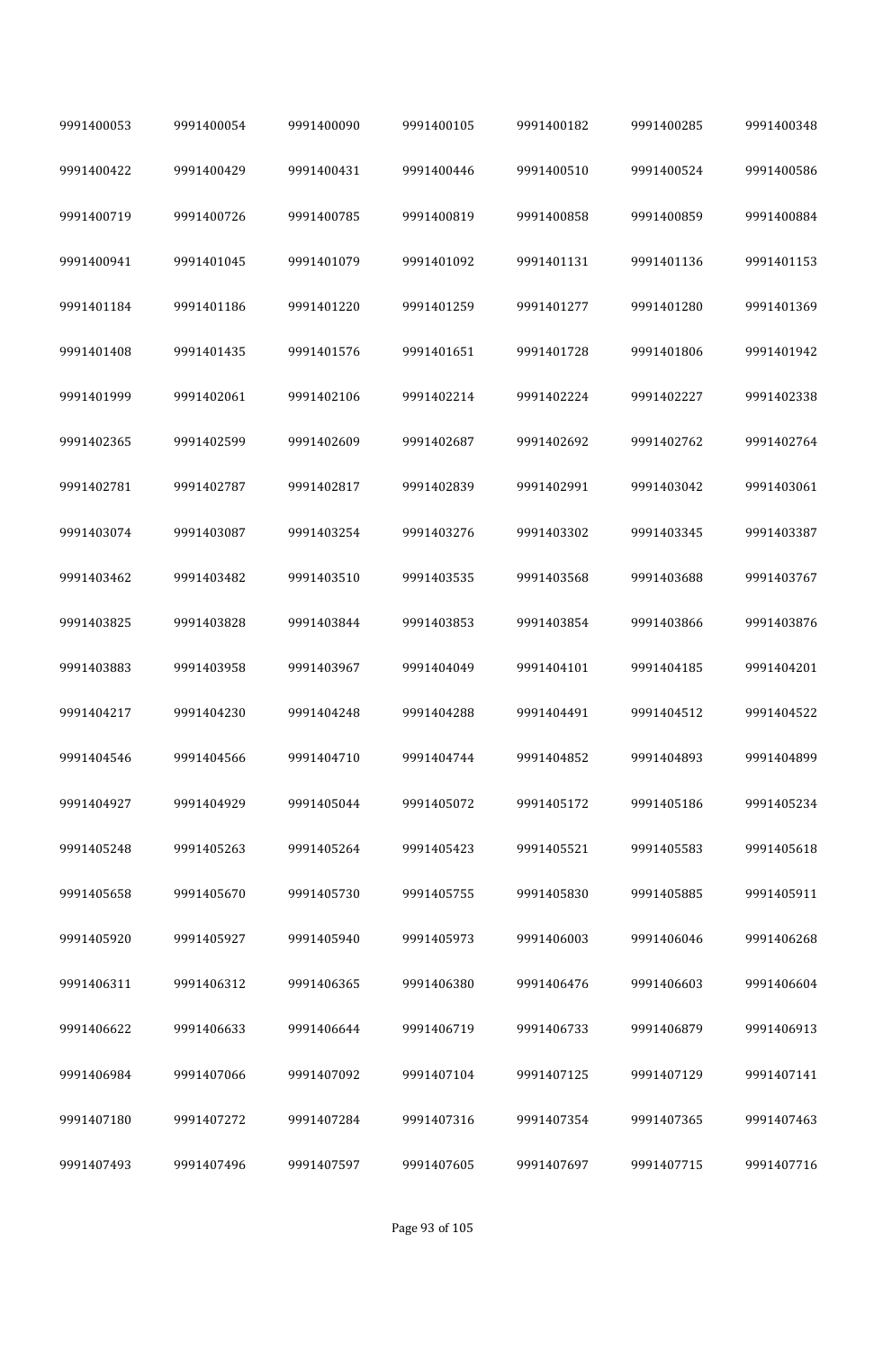| | | | | | | |
|---|---|---|---|---|---|---|
| 9991400053 | 9991400054 | 9991400090 | 9991400105 | 9991400182 | 9991400285 | 9991400348 |
| 9991400422 | 9991400429 | 9991400431 | 9991400446 | 9991400510 | 9991400524 | 9991400586 |
| 9991400719 | 9991400726 | 9991400785 | 9991400819 | 9991400858 | 9991400859 | 9991400884 |
| 9991400941 | 9991401045 | 9991401079 | 9991401092 | 9991401131 | 9991401136 | 9991401153 |
| 9991401184 | 9991401186 | 9991401220 | 9991401259 | 9991401277 | 9991401280 | 9991401369 |
| 9991401408 | 9991401435 | 9991401576 | 9991401651 | 9991401728 | 9991401806 | 9991401942 |
| 9991401999 | 9991402061 | 9991402106 | 9991402214 | 9991402224 | 9991402227 | 9991402338 |
| 9991402365 | 9991402599 | 9991402609 | 9991402687 | 9991402692 | 9991402762 | 9991402764 |
| 9991402781 | 9991402787 | 9991402817 | 9991402839 | 9991402991 | 9991403042 | 9991403061 |
| 9991403074 | 9991403087 | 9991403254 | 9991403276 | 9991403302 | 9991403345 | 9991403387 |
| 9991403462 | 9991403482 | 9991403510 | 9991403535 | 9991403568 | 9991403688 | 9991403767 |
| 9991403825 | 9991403828 | 9991403844 | 9991403853 | 9991403854 | 9991403866 | 9991403876 |
| 9991403883 | 9991403958 | 9991403967 | 9991404049 | 9991404101 | 9991404185 | 9991404201 |
| 9991404217 | 9991404230 | 9991404248 | 9991404288 | 9991404491 | 9991404512 | 9991404522 |
| 9991404546 | 9991404566 | 9991404710 | 9991404744 | 9991404852 | 9991404893 | 9991404899 |
| 9991404927 | 9991404929 | 9991405044 | 9991405072 | 9991405172 | 9991405186 | 9991405234 |
| 9991405248 | 9991405263 | 9991405264 | 9991405423 | 9991405521 | 9991405583 | 9991405618 |
| 9991405658 | 9991405670 | 9991405730 | 9991405755 | 9991405830 | 9991405885 | 9991405911 |
| 9991405920 | 9991405927 | 9991405940 | 9991405973 | 9991406003 | 9991406046 | 9991406268 |
| 9991406311 | 9991406312 | 9991406365 | 9991406380 | 9991406476 | 9991406603 | 9991406604 |
| 9991406622 | 9991406633 | 9991406644 | 9991406719 | 9991406733 | 9991406879 | 9991406913 |
| 9991406984 | 9991407066 | 9991407092 | 9991407104 | 9991407125 | 9991407129 | 9991407141 |
| 9991407180 | 9991407272 | 9991407284 | 9991407316 | 9991407354 | 9991407365 | 9991407463 |
| 9991407493 | 9991407496 | 9991407597 | 9991407605 | 9991407697 | 9991407715 | 9991407716 |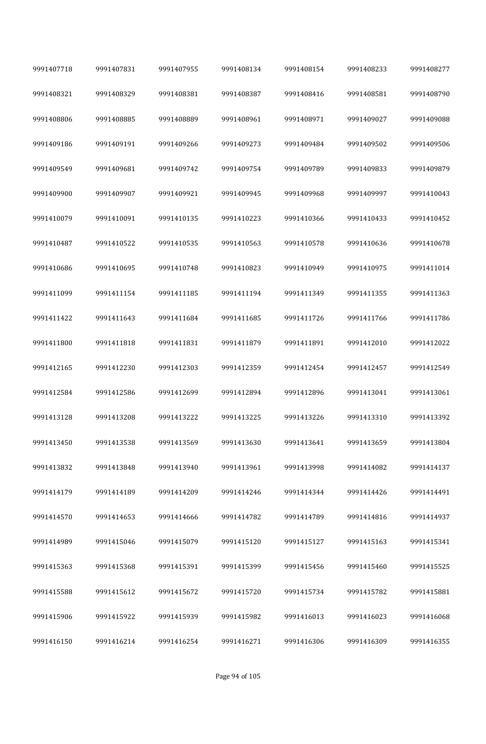| | | | | | | |
|---|---|---|---|---|---|---|
| 9991407718 | 9991407831 | 9991407955 | 9991408134 | 9991408154 | 9991408233 | 9991408277 |
| 9991408321 | 9991408329 | 9991408381 | 9991408387 | 9991408416 | 9991408581 | 9991408790 |
| 9991408806 | 9991408885 | 9991408889 | 9991408961 | 9991408971 | 9991409027 | 9991409088 |
| 9991409186 | 9991409191 | 9991409266 | 9991409273 | 9991409484 | 9991409502 | 9991409506 |
| 9991409549 | 9991409681 | 9991409742 | 9991409754 | 9991409789 | 9991409833 | 9991409879 |
| 9991409900 | 9991409907 | 9991409921 | 9991409945 | 9991409968 | 9991409997 | 9991410043 |
| 9991410079 | 9991410091 | 9991410135 | 9991410223 | 9991410366 | 9991410433 | 9991410452 |
| 9991410487 | 9991410522 | 9991410535 | 9991410563 | 9991410578 | 9991410636 | 9991410678 |
| 9991410686 | 9991410695 | 9991410748 | 9991410823 | 9991410949 | 9991410975 | 9991411014 |
| 9991411099 | 9991411154 | 9991411185 | 9991411194 | 9991411349 | 9991411355 | 9991411363 |
| 9991411422 | 9991411643 | 9991411684 | 9991411685 | 9991411726 | 9991411766 | 9991411786 |
| 9991411800 | 9991411818 | 9991411831 | 9991411879 | 9991411891 | 9991412010 | 9991412022 |
| 9991412165 | 9991412230 | 9991412303 | 9991412359 | 9991412454 | 9991412457 | 9991412549 |
| 9991412584 | 9991412586 | 9991412699 | 9991412894 | 9991412896 | 9991413041 | 9991413061 |
| 9991413128 | 9991413208 | 9991413222 | 9991413225 | 9991413226 | 9991413310 | 9991413392 |
| 9991413450 | 9991413538 | 9991413569 | 9991413630 | 9991413641 | 9991413659 | 9991413804 |
| 9991413832 | 9991413848 | 9991413940 | 9991413961 | 9991413998 | 9991414082 | 9991414137 |
| 9991414179 | 9991414189 | 9991414209 | 9991414246 | 9991414344 | 9991414426 | 9991414491 |
| 9991414570 | 9991414653 | 9991414666 | 9991414782 | 9991414789 | 9991414816 | 9991414937 |
| 9991414989 | 9991415046 | 9991415079 | 9991415120 | 9991415127 | 9991415163 | 9991415341 |
| 9991415363 | 9991415368 | 9991415391 | 9991415399 | 9991415456 | 9991415460 | 9991415525 |
| 9991415588 | 9991415612 | 9991415672 | 9991415720 | 9991415734 | 9991415782 | 9991415881 |
| 9991415906 | 9991415922 | 9991415939 | 9991415982 | 9991416013 | 9991416023 | 9991416068 |
| 9991416150 | 9991416214 | 9991416254 | 9991416271 | 9991416306 | 9991416309 | 9991416355 |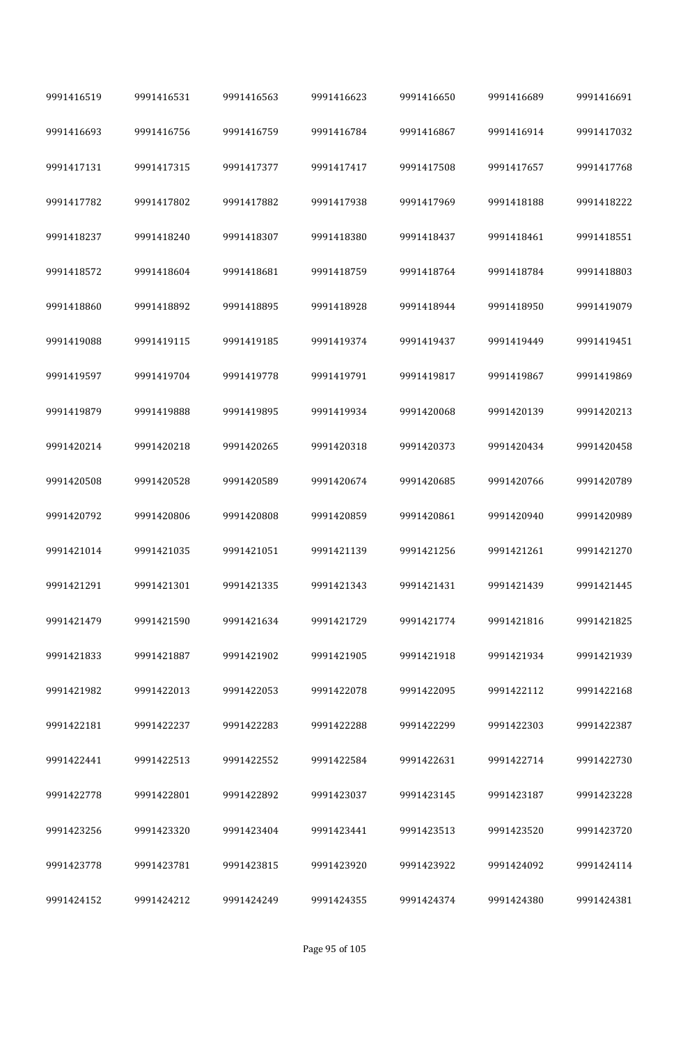| | | | | | | |
|---|---|---|---|---|---|---|
| 9991416519 | 9991416531 | 9991416563 | 9991416623 | 9991416650 | 9991416689 | 9991416691 |
| 9991416693 | 9991416756 | 9991416759 | 9991416784 | 9991416867 | 9991416914 | 9991417032 |
| 9991417131 | 9991417315 | 9991417377 | 9991417417 | 9991417508 | 9991417657 | 9991417768 |
| 9991417782 | 9991417802 | 9991417882 | 9991417938 | 9991417969 | 9991418188 | 9991418222 |
| 9991418237 | 9991418240 | 9991418307 | 9991418380 | 9991418437 | 9991418461 | 9991418551 |
| 9991418572 | 9991418604 | 9991418681 | 9991418759 | 9991418764 | 9991418784 | 9991418803 |
| 9991418860 | 9991418892 | 9991418895 | 9991418928 | 9991418944 | 9991418950 | 9991419079 |
| 9991419088 | 9991419115 | 9991419185 | 9991419374 | 9991419437 | 9991419449 | 9991419451 |
| 9991419597 | 9991419704 | 9991419778 | 9991419791 | 9991419817 | 9991419867 | 9991419869 |
| 9991419879 | 9991419888 | 9991419895 | 9991419934 | 9991420068 | 9991420139 | 9991420213 |
| 9991420214 | 9991420218 | 9991420265 | 9991420318 | 9991420373 | 9991420434 | 9991420458 |
| 9991420508 | 9991420528 | 9991420589 | 9991420674 | 9991420685 | 9991420766 | 9991420789 |
| 9991420792 | 9991420806 | 9991420808 | 9991420859 | 9991420861 | 9991420940 | 9991420989 |
| 9991421014 | 9991421035 | 9991421051 | 9991421139 | 9991421256 | 9991421261 | 9991421270 |
| 9991421291 | 9991421301 | 9991421335 | 9991421343 | 9991421431 | 9991421439 | 9991421445 |
| 9991421479 | 9991421590 | 9991421634 | 9991421729 | 9991421774 | 9991421816 | 9991421825 |
| 9991421833 | 9991421887 | 9991421902 | 9991421905 | 9991421918 | 9991421934 | 9991421939 |
| 9991421982 | 9991422013 | 9991422053 | 9991422078 | 9991422095 | 9991422112 | 9991422168 |
| 9991422181 | 9991422237 | 9991422283 | 9991422288 | 9991422299 | 9991422303 | 9991422387 |
| 9991422441 | 9991422513 | 9991422552 | 9991422584 | 9991422631 | 9991422714 | 9991422730 |
| 9991422778 | 9991422801 | 9991422892 | 9991423037 | 9991423145 | 9991423187 | 9991423228 |
| 9991423256 | 9991423320 | 9991423404 | 9991423441 | 9991423513 | 9991423520 | 9991423720 |
| 9991423778 | 9991423781 | 9991423815 | 9991423920 | 9991423922 | 9991424092 | 9991424114 |
| 9991424152 | 9991424212 | 9991424249 | 9991424355 | 9991424374 | 9991424380 | 9991424381 |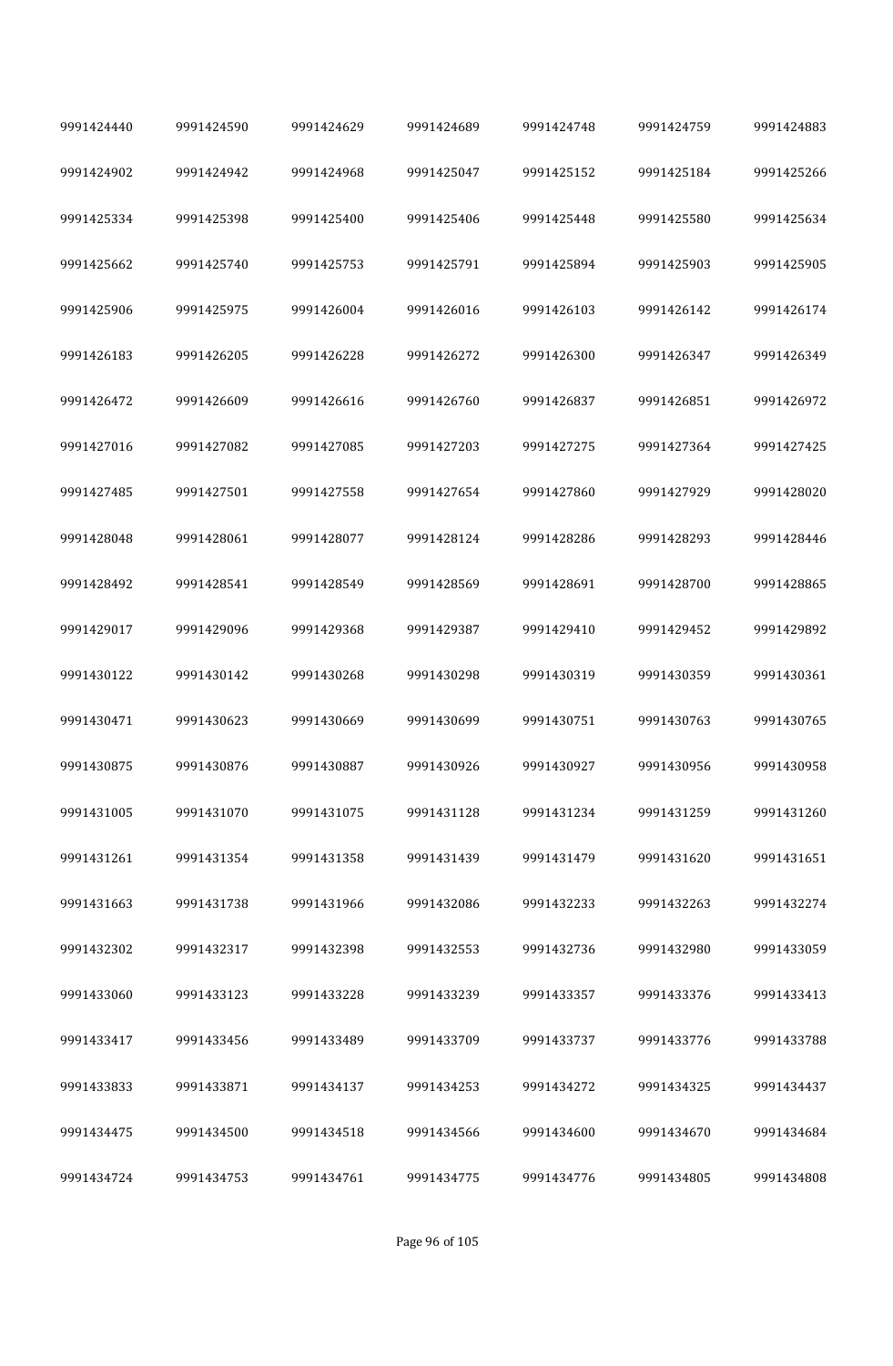| | | | | | | |
|---|---|---|---|---|---|---|
| 9991424440 | 9991424590 | 9991424629 | 9991424689 | 9991424748 | 9991424759 | 9991424883 |
| 9991424902 | 9991424942 | 9991424968 | 9991425047 | 9991425152 | 9991425184 | 9991425266 |
| 9991425334 | 9991425398 | 9991425400 | 9991425406 | 9991425448 | 9991425580 | 9991425634 |
| 9991425662 | 9991425740 | 9991425753 | 9991425791 | 9991425894 | 9991425903 | 9991425905 |
| 9991425906 | 9991425975 | 9991426004 | 9991426016 | 9991426103 | 9991426142 | 9991426174 |
| 9991426183 | 9991426205 | 9991426228 | 9991426272 | 9991426300 | 9991426347 | 9991426349 |
| 9991426472 | 9991426609 | 9991426616 | 9991426760 | 9991426837 | 9991426851 | 9991426972 |
| 9991427016 | 9991427082 | 9991427085 | 9991427203 | 9991427275 | 9991427364 | 9991427425 |
| 9991427485 | 9991427501 | 9991427558 | 9991427654 | 9991427860 | 9991427929 | 9991428020 |
| 9991428048 | 9991428061 | 9991428077 | 9991428124 | 9991428286 | 9991428293 | 9991428446 |
| 9991428492 | 9991428541 | 9991428549 | 9991428569 | 9991428691 | 9991428700 | 9991428865 |
| 9991429017 | 9991429096 | 9991429368 | 9991429387 | 9991429410 | 9991429452 | 9991429892 |
| 9991430122 | 9991430142 | 9991430268 | 9991430298 | 9991430319 | 9991430359 | 9991430361 |
| 9991430471 | 9991430623 | 9991430669 | 9991430699 | 9991430751 | 9991430763 | 9991430765 |
| 9991430875 | 9991430876 | 9991430887 | 9991430926 | 9991430927 | 9991430956 | 9991430958 |
| 9991431005 | 9991431070 | 9991431075 | 9991431128 | 9991431234 | 9991431259 | 9991431260 |
| 9991431261 | 9991431354 | 9991431358 | 9991431439 | 9991431479 | 9991431620 | 9991431651 |
| 9991431663 | 9991431738 | 9991431966 | 9991432086 | 9991432233 | 9991432263 | 9991432274 |
| 9991432302 | 9991432317 | 9991432398 | 9991432553 | 9991432736 | 9991432980 | 9991433059 |
| 9991433060 | 9991433123 | 9991433228 | 9991433239 | 9991433357 | 9991433376 | 9991433413 |
| 9991433417 | 9991433456 | 9991433489 | 9991433709 | 9991433737 | 9991433776 | 9991433788 |
| 9991433833 | 9991433871 | 9991434137 | 9991434253 | 9991434272 | 9991434325 | 9991434437 |
| 9991434475 | 9991434500 | 9991434518 | 9991434566 | 9991434600 | 9991434670 | 9991434684 |
| 9991434724 | 9991434753 | 9991434761 | 9991434775 | 9991434776 | 9991434805 | 9991434808 |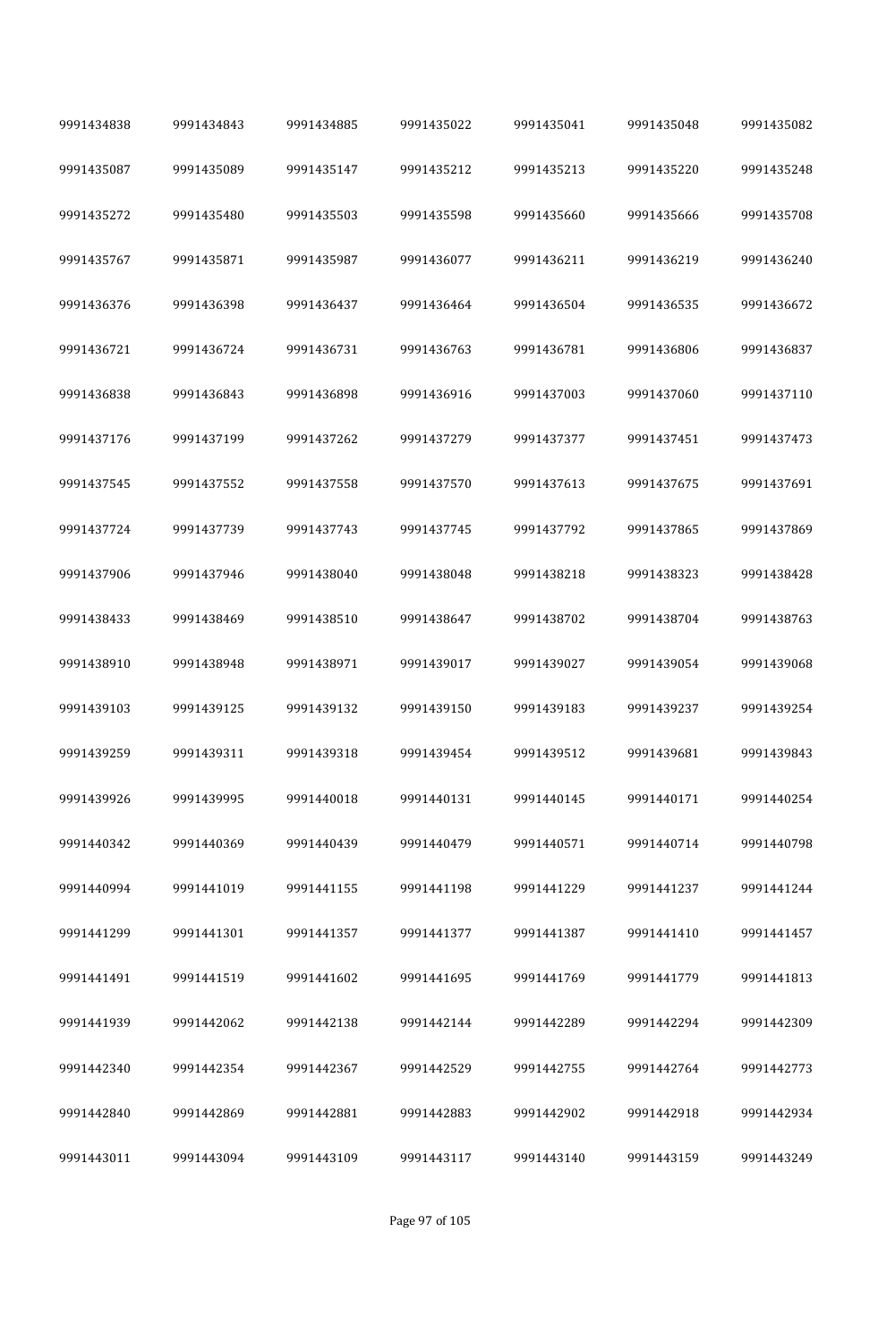| 9991434838 | 9991434843 | 9991434885 | 9991435022 | 9991435041 | 9991435048 | 9991435082 |
|---|---|---|---|---|---|---|
| 9991435087 | 9991435089 | 9991435147 | 9991435212 | 9991435213 | 9991435220 | 9991435248 |
| 9991435272 | 9991435480 | 9991435503 | 9991435598 | 9991435660 | 9991435666 | 9991435708 |
| 9991435767 | 9991435871 | 9991435987 | 9991436077 | 9991436211 | 9991436219 | 9991436240 |
| 9991436376 | 9991436398 | 9991436437 | 9991436464 | 9991436504 | 9991436535 | 9991436672 |
| 9991436721 | 9991436724 | 9991436731 | 9991436763 | 9991436781 | 9991436806 | 9991436837 |
| 9991436838 | 9991436843 | 9991436898 | 9991436916 | 9991437003 | 9991437060 | 9991437110 |
| 9991437176 | 9991437199 | 9991437262 | 9991437279 | 9991437377 | 9991437451 | 9991437473 |
| 9991437545 | 9991437552 | 9991437558 | 9991437570 | 9991437613 | 9991437675 | 9991437691 |
| 9991437724 | 9991437739 | 9991437743 | 9991437745 | 9991437792 | 9991437865 | 9991437869 |
| 9991437906 | 9991437946 | 9991438040 | 9991438048 | 9991438218 | 9991438323 | 9991438428 |
| 9991438433 | 9991438469 | 9991438510 | 9991438647 | 9991438702 | 9991438704 | 9991438763 |
| 9991438910 | 9991438948 | 9991438971 | 9991439017 | 9991439027 | 9991439054 | 9991439068 |
| 9991439103 | 9991439125 | 9991439132 | 9991439150 | 9991439183 | 9991439237 | 9991439254 |
| 9991439259 | 9991439311 | 9991439318 | 9991439454 | 9991439512 | 9991439681 | 9991439843 |
| 9991439926 | 9991439995 | 9991440018 | 9991440131 | 9991440145 | 9991440171 | 9991440254 |
| 9991440342 | 9991440369 | 9991440439 | 9991440479 | 9991440571 | 9991440714 | 9991440798 |
| 9991440994 | 9991441019 | 9991441155 | 9991441198 | 9991441229 | 9991441237 | 9991441244 |
| 9991441299 | 9991441301 | 9991441357 | 9991441377 | 9991441387 | 9991441410 | 9991441457 |
| 9991441491 | 9991441519 | 9991441602 | 9991441695 | 9991441769 | 9991441779 | 9991441813 |
| 9991441939 | 9991442062 | 9991442138 | 9991442144 | 9991442289 | 9991442294 | 9991442309 |
| 9991442340 | 9991442354 | 9991442367 | 9991442529 | 9991442755 | 9991442764 | 9991442773 |
| 9991442840 | 9991442869 | 9991442881 | 9991442883 | 9991442902 | 9991442918 | 9991442934 |
| 9991443011 | 9991443094 | 9991443109 | 9991443117 | 9991443140 | 9991443159 | 9991443249 |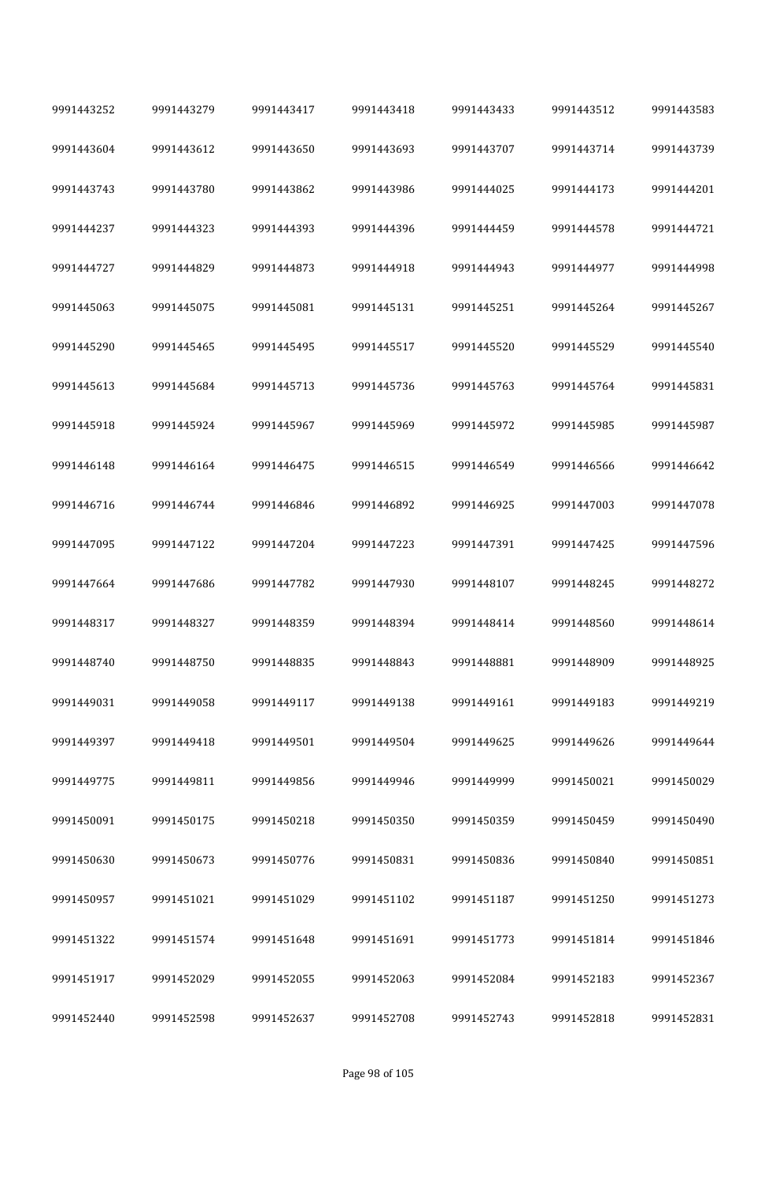| | | | | | | |
|---|---|---|---|---|---|---|
| 9991443252 | 9991443279 | 9991443417 | 9991443418 | 9991443433 | 9991443512 | 9991443583 |
| 9991443604 | 9991443612 | 9991443650 | 9991443693 | 9991443707 | 9991443714 | 9991443739 |
| 9991443743 | 9991443780 | 9991443862 | 9991443986 | 9991444025 | 9991444173 | 9991444201 |
| 9991444237 | 9991444323 | 9991444393 | 9991444396 | 9991444459 | 9991444578 | 9991444721 |
| 9991444727 | 9991444829 | 9991444873 | 9991444918 | 9991444943 | 9991444977 | 9991444998 |
| 9991445063 | 9991445075 | 9991445081 | 9991445131 | 9991445251 | 9991445264 | 9991445267 |
| 9991445290 | 9991445465 | 9991445495 | 9991445517 | 9991445520 | 9991445529 | 9991445540 |
| 9991445613 | 9991445684 | 9991445713 | 9991445736 | 9991445763 | 9991445764 | 9991445831 |
| 9991445918 | 9991445924 | 9991445967 | 9991445969 | 9991445972 | 9991445985 | 9991445987 |
| 9991446148 | 9991446164 | 9991446475 | 9991446515 | 9991446549 | 9991446566 | 9991446642 |
| 9991446716 | 9991446744 | 9991446846 | 9991446892 | 9991446925 | 9991447003 | 9991447078 |
| 9991447095 | 9991447122 | 9991447204 | 9991447223 | 9991447391 | 9991447425 | 9991447596 |
| 9991447664 | 9991447686 | 9991447782 | 9991447930 | 9991448107 | 9991448245 | 9991448272 |
| 9991448317 | 9991448327 | 9991448359 | 9991448394 | 9991448414 | 9991448560 | 9991448614 |
| 9991448740 | 9991448750 | 9991448835 | 9991448843 | 9991448881 | 9991448909 | 9991448925 |
| 9991449031 | 9991449058 | 9991449117 | 9991449138 | 9991449161 | 9991449183 | 9991449219 |
| 9991449397 | 9991449418 | 9991449501 | 9991449504 | 9991449625 | 9991449626 | 9991449644 |
| 9991449775 | 9991449811 | 9991449856 | 9991449946 | 9991449999 | 9991450021 | 9991450029 |
| 9991450091 | 9991450175 | 9991450218 | 9991450350 | 9991450359 | 9991450459 | 9991450490 |
| 9991450630 | 9991450673 | 9991450776 | 9991450831 | 9991450836 | 9991450840 | 9991450851 |
| 9991450957 | 9991451021 | 9991451029 | 9991451102 | 9991451187 | 9991451250 | 9991451273 |
| 9991451322 | 9991451574 | 9991451648 | 9991451691 | 9991451773 | 9991451814 | 9991451846 |
| 9991451917 | 9991452029 | 9991452055 | 9991452063 | 9991452084 | 9991452183 | 9991452367 |
| 9991452440 | 9991452598 | 9991452637 | 9991452708 | 9991452743 | 9991452818 | 9991452831 |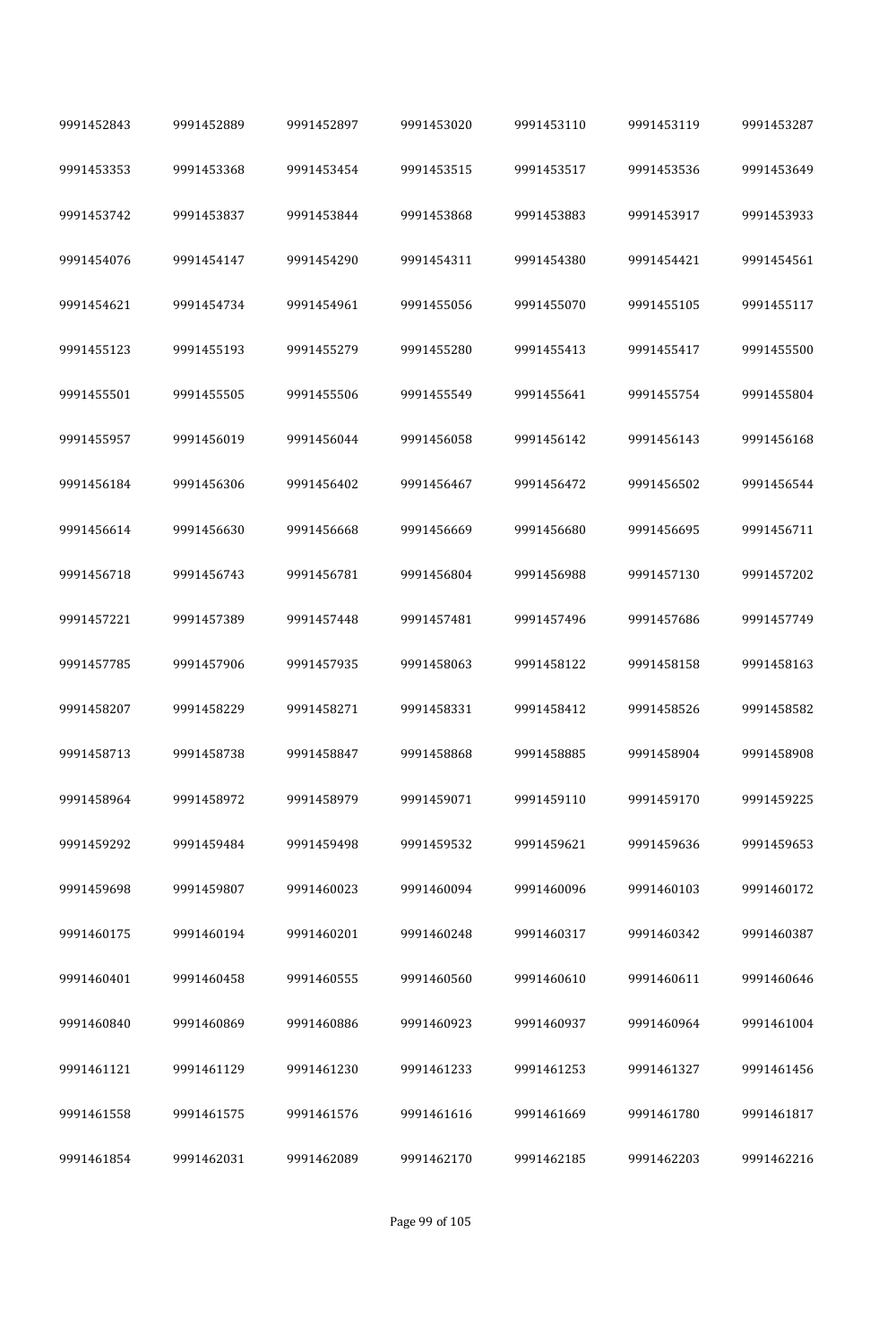| 9991452843 | 9991452889 | 9991452897 | 9991453020 | 9991453110 | 9991453119 | 9991453287 |
|---|---|---|---|---|---|---|
| 9991453353 | 9991453368 | 9991453454 | 9991453515 | 9991453517 | 9991453536 | 9991453649 |
| 9991453742 | 9991453837 | 9991453844 | 9991453868 | 9991453883 | 9991453917 | 9991453933 |
| 9991454076 | 9991454147 | 9991454290 | 9991454311 | 9991454380 | 9991454421 | 9991454561 |
| 9991454621 | 9991454734 | 9991454961 | 9991455056 | 9991455070 | 9991455105 | 9991455117 |
| 9991455123 | 9991455193 | 9991455279 | 9991455280 | 9991455413 | 9991455417 | 9991455500 |
| 9991455501 | 9991455505 | 9991455506 | 9991455549 | 9991455641 | 9991455754 | 9991455804 |
| 9991455957 | 9991456019 | 9991456044 | 9991456058 | 9991456142 | 9991456143 | 9991456168 |
| 9991456184 | 9991456306 | 9991456402 | 9991456467 | 9991456472 | 9991456502 | 9991456544 |
| 9991456614 | 9991456630 | 9991456668 | 9991456669 | 9991456680 | 9991456695 | 9991456711 |
| 9991456718 | 9991456743 | 9991456781 | 9991456804 | 9991456988 | 9991457130 | 9991457202 |
| 9991457221 | 9991457389 | 9991457448 | 9991457481 | 9991457496 | 9991457686 | 9991457749 |
| 9991457785 | 9991457906 | 9991457935 | 9991458063 | 9991458122 | 9991458158 | 9991458163 |
| 9991458207 | 9991458229 | 9991458271 | 9991458331 | 9991458412 | 9991458526 | 9991458582 |
| 9991458713 | 9991458738 | 9991458847 | 9991458868 | 9991458885 | 9991458904 | 9991458908 |
| 9991458964 | 9991458972 | 9991458979 | 9991459071 | 9991459110 | 9991459170 | 9991459225 |
| 9991459292 | 9991459484 | 9991459498 | 9991459532 | 9991459621 | 9991459636 | 9991459653 |
| 9991459698 | 9991459807 | 9991460023 | 9991460094 | 9991460096 | 9991460103 | 9991460172 |
| 9991460175 | 9991460194 | 9991460201 | 9991460248 | 9991460317 | 9991460342 | 9991460387 |
| 9991460401 | 9991460458 | 9991460555 | 9991460560 | 9991460610 | 9991460611 | 9991460646 |
| 9991460840 | 9991460869 | 9991460886 | 9991460923 | 9991460937 | 9991460964 | 9991461004 |
| 9991461121 | 9991461129 | 9991461230 | 9991461233 | 9991461253 | 9991461327 | 9991461456 |
| 9991461558 | 9991461575 | 9991461576 | 9991461616 | 9991461669 | 9991461780 | 9991461817 |
| 9991461854 | 9991462031 | 9991462089 | 9991462170 | 9991462185 | 9991462203 | 9991462216 |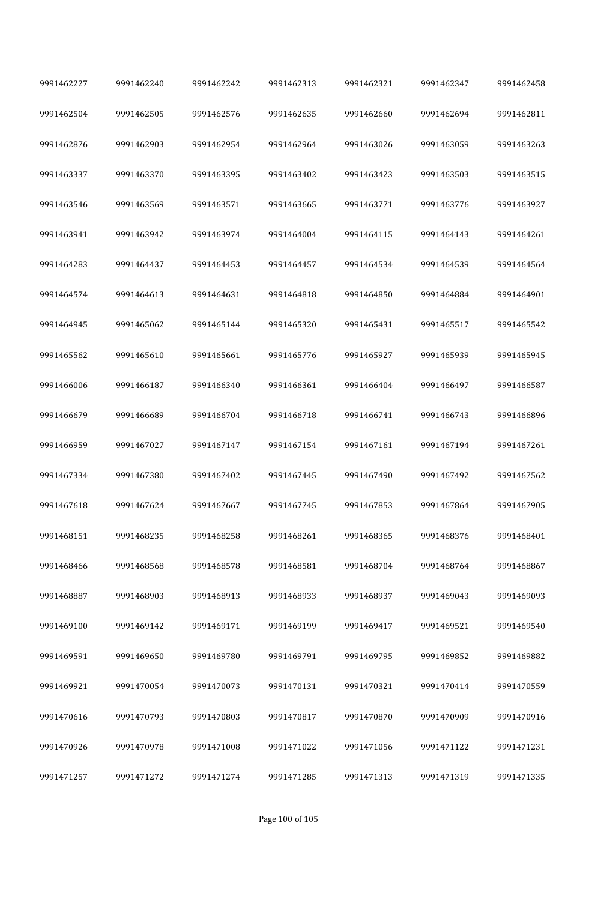| | | | | | | |
|---|---|---|---|---|---|---|
| 9991462227 | 9991462240 | 9991462242 | 9991462313 | 9991462321 | 9991462347 | 9991462458 |
| 9991462504 | 9991462505 | 9991462576 | 9991462635 | 9991462660 | 9991462694 | 9991462811 |
| 9991462876 | 9991462903 | 9991462954 | 9991462964 | 9991463026 | 9991463059 | 9991463263 |
| 9991463337 | 9991463370 | 9991463395 | 9991463402 | 9991463423 | 9991463503 | 9991463515 |
| 9991463546 | 9991463569 | 9991463571 | 9991463665 | 9991463771 | 9991463776 | 9991463927 |
| 9991463941 | 9991463942 | 9991463974 | 9991464004 | 9991464115 | 9991464143 | 9991464261 |
| 9991464283 | 9991464437 | 9991464453 | 9991464457 | 9991464534 | 9991464539 | 9991464564 |
| 9991464574 | 9991464613 | 9991464631 | 9991464818 | 9991464850 | 9991464884 | 9991464901 |
| 9991464945 | 9991465062 | 9991465144 | 9991465320 | 9991465431 | 9991465517 | 9991465542 |
| 9991465562 | 9991465610 | 9991465661 | 9991465776 | 9991465927 | 9991465939 | 9991465945 |
| 9991466006 | 9991466187 | 9991466340 | 9991466361 | 9991466404 | 9991466497 | 9991466587 |
| 9991466679 | 9991466689 | 9991466704 | 9991466718 | 9991466741 | 9991466743 | 9991466896 |
| 9991466959 | 9991467027 | 9991467147 | 9991467154 | 9991467161 | 9991467194 | 9991467261 |
| 9991467334 | 9991467380 | 9991467402 | 9991467445 | 9991467490 | 9991467492 | 9991467562 |
| 9991467618 | 9991467624 | 9991467667 | 9991467745 | 9991467853 | 9991467864 | 9991467905 |
| 9991468151 | 9991468235 | 9991468258 | 9991468261 | 9991468365 | 9991468376 | 9991468401 |
| 9991468466 | 9991468568 | 9991468578 | 9991468581 | 9991468704 | 9991468764 | 9991468867 |
| 9991468887 | 9991468903 | 9991468913 | 9991468933 | 9991468937 | 9991469043 | 9991469093 |
| 9991469100 | 9991469142 | 9991469171 | 9991469199 | 9991469417 | 9991469521 | 9991469540 |
| 9991469591 | 9991469650 | 9991469780 | 9991469791 | 9991469795 | 9991469852 | 9991469882 |
| 9991469921 | 9991470054 | 9991470073 | 9991470131 | 9991470321 | 9991470414 | 9991470559 |
| 9991470616 | 9991470793 | 9991470803 | 9991470817 | 9991470870 | 9991470909 | 9991470916 |
| 9991470926 | 9991470978 | 9991471008 | 9991471022 | 9991471056 | 9991471122 | 9991471231 |
| 9991471257 | 9991471272 | 9991471274 | 9991471285 | 9991471313 | 9991471319 | 9991471335 |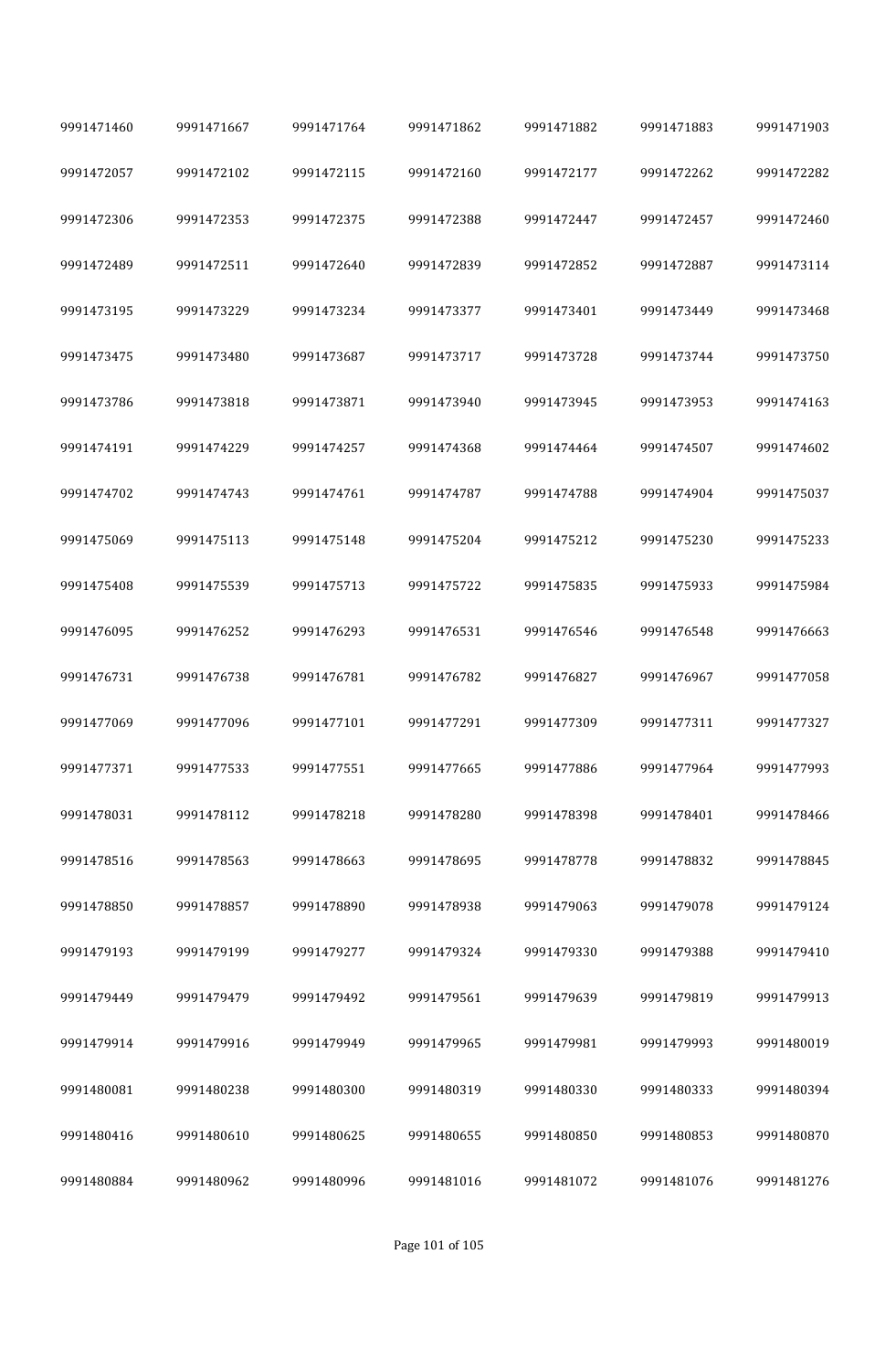| | | | | | | |
|---|---|---|---|---|---|---|
| 9991471460 | 9991471667 | 9991471764 | 9991471862 | 9991471882 | 9991471883 | 9991471903 |
| 9991472057 | 9991472102 | 9991472115 | 9991472160 | 9991472177 | 9991472262 | 9991472282 |
| 9991472306 | 9991472353 | 9991472375 | 9991472388 | 9991472447 | 9991472457 | 9991472460 |
| 9991472489 | 9991472511 | 9991472640 | 9991472839 | 9991472852 | 9991472887 | 9991473114 |
| 9991473195 | 9991473229 | 9991473234 | 9991473377 | 9991473401 | 9991473449 | 9991473468 |
| 9991473475 | 9991473480 | 9991473687 | 9991473717 | 9991473728 | 9991473744 | 9991473750 |
| 9991473786 | 9991473818 | 9991473871 | 9991473940 | 9991473945 | 9991473953 | 9991474163 |
| 9991474191 | 9991474229 | 9991474257 | 9991474368 | 9991474464 | 9991474507 | 9991474602 |
| 9991474702 | 9991474743 | 9991474761 | 9991474787 | 9991474788 | 9991474904 | 9991475037 |
| 9991475069 | 9991475113 | 9991475148 | 9991475204 | 9991475212 | 9991475230 | 9991475233 |
| 9991475408 | 9991475539 | 9991475713 | 9991475722 | 9991475835 | 9991475933 | 9991475984 |
| 9991476095 | 9991476252 | 9991476293 | 9991476531 | 9991476546 | 9991476548 | 9991476663 |
| 9991476731 | 9991476738 | 9991476781 | 9991476782 | 9991476827 | 9991476967 | 9991477058 |
| 9991477069 | 9991477096 | 9991477101 | 9991477291 | 9991477309 | 9991477311 | 9991477327 |
| 9991477371 | 9991477533 | 9991477551 | 9991477665 | 9991477886 | 9991477964 | 9991477993 |
| 9991478031 | 9991478112 | 9991478218 | 9991478280 | 9991478398 | 9991478401 | 9991478466 |
| 9991478516 | 9991478563 | 9991478663 | 9991478695 | 9991478778 | 9991478832 | 9991478845 |
| 9991478850 | 9991478857 | 9991478890 | 9991478938 | 9991479063 | 9991479078 | 9991479124 |
| 9991479193 | 9991479199 | 9991479277 | 9991479324 | 9991479330 | 9991479388 | 9991479410 |
| 9991479449 | 9991479479 | 9991479492 | 9991479561 | 9991479639 | 9991479819 | 9991479913 |
| 9991479914 | 9991479916 | 9991479949 | 9991479965 | 9991479981 | 9991479993 | 9991480019 |
| 9991480081 | 9991480238 | 9991480300 | 9991480319 | 9991480330 | 9991480333 | 9991480394 |
| 9991480416 | 9991480610 | 9991480625 | 9991480655 | 9991480850 | 9991480853 | 9991480870 |
| 9991480884 | 9991480962 | 9991480996 | 9991481016 | 9991481072 | 9991481076 | 9991481276 |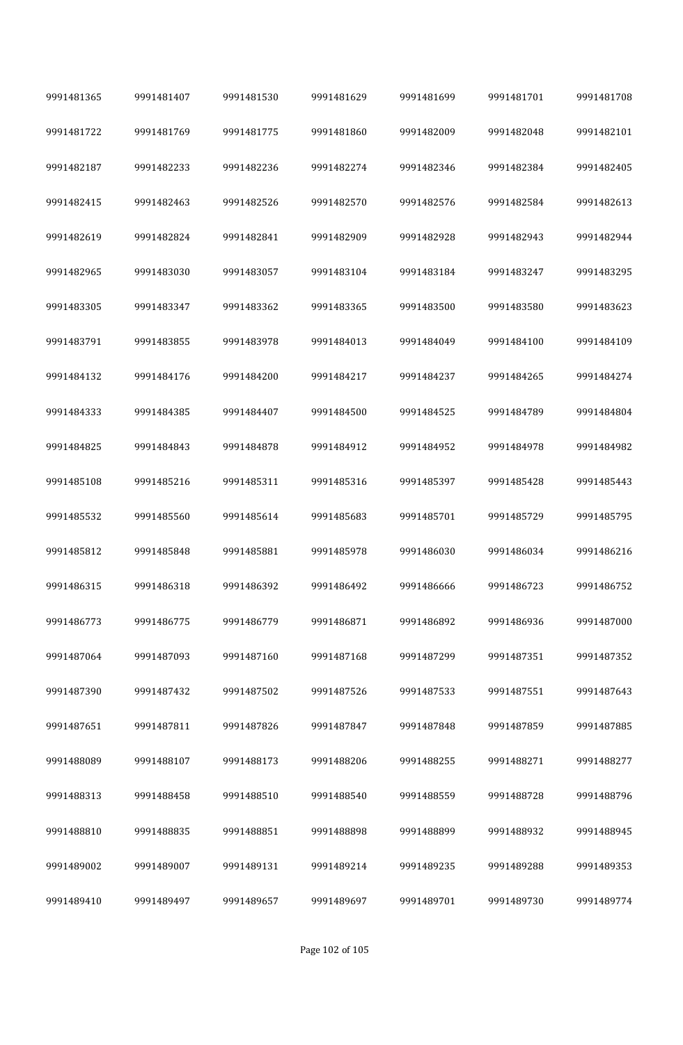| 9991481365 | 9991481407 | 9991481530 | 9991481629 | 9991481699 | 9991481701 | 9991481708 |
|---|---|---|---|---|---|---|
| 9991481722 | 9991481769 | 9991481775 | 9991481860 | 9991482009 | 9991482048 | 9991482101 |
| 9991482187 | 9991482233 | 9991482236 | 9991482274 | 9991482346 | 9991482384 | 9991482405 |
| 9991482415 | 9991482463 | 9991482526 | 9991482570 | 9991482576 | 9991482584 | 9991482613 |
| 9991482619 | 9991482824 | 9991482841 | 9991482909 | 9991482928 | 9991482943 | 9991482944 |
| 9991482965 | 9991483030 | 9991483057 | 9991483104 | 9991483184 | 9991483247 | 9991483295 |
| 9991483305 | 9991483347 | 9991483362 | 9991483365 | 9991483500 | 9991483580 | 9991483623 |
| 9991483791 | 9991483855 | 9991483978 | 9991484013 | 9991484049 | 9991484100 | 9991484109 |
| 9991484132 | 9991484176 | 9991484200 | 9991484217 | 9991484237 | 9991484265 | 9991484274 |
| 9991484333 | 9991484385 | 9991484407 | 9991484500 | 9991484525 | 9991484789 | 9991484804 |
| 9991484825 | 9991484843 | 9991484878 | 9991484912 | 9991484952 | 9991484978 | 9991484982 |
| 9991485108 | 9991485216 | 9991485311 | 9991485316 | 9991485397 | 9991485428 | 9991485443 |
| 9991485532 | 9991485560 | 9991485614 | 9991485683 | 9991485701 | 9991485729 | 9991485795 |
| 9991485812 | 9991485848 | 9991485881 | 9991485978 | 9991486030 | 9991486034 | 9991486216 |
| 9991486315 | 9991486318 | 9991486392 | 9991486492 | 9991486666 | 9991486723 | 9991486752 |
| 9991486773 | 9991486775 | 9991486779 | 9991486871 | 9991486892 | 9991486936 | 9991487000 |
| 9991487064 | 9991487093 | 9991487160 | 9991487168 | 9991487299 | 9991487351 | 9991487352 |
| 9991487390 | 9991487432 | 9991487502 | 9991487526 | 9991487533 | 9991487551 | 9991487643 |
| 9991487651 | 9991487811 | 9991487826 | 9991487847 | 9991487848 | 9991487859 | 9991487885 |
| 9991488089 | 9991488107 | 9991488173 | 9991488206 | 9991488255 | 9991488271 | 9991488277 |
| 9991488313 | 9991488458 | 9991488510 | 9991488540 | 9991488559 | 9991488728 | 9991488796 |
| 9991488810 | 9991488835 | 9991488851 | 9991488898 | 9991488899 | 9991488932 | 9991488945 |
| 9991489002 | 9991489007 | 9991489131 | 9991489214 | 9991489235 | 9991489288 | 9991489353 |
| 9991489410 | 9991489497 | 9991489657 | 9991489697 | 9991489701 | 9991489730 | 9991489774 |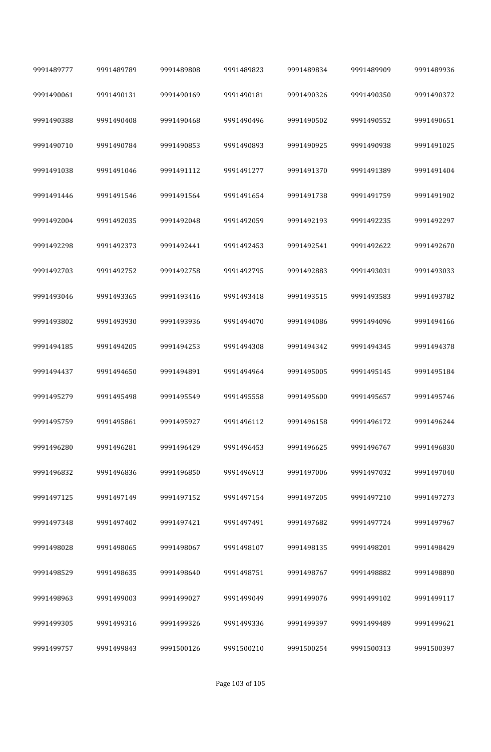| | | | | | | |
|---|---|---|---|---|---|---|
| 9991489777 | 9991489789 | 9991489808 | 9991489823 | 9991489834 | 9991489909 | 9991489936 |
| 9991490061 | 9991490131 | 9991490169 | 9991490181 | 9991490326 | 9991490350 | 9991490372 |
| 9991490388 | 9991490408 | 9991490468 | 9991490496 | 9991490502 | 9991490552 | 9991490651 |
| 9991490710 | 9991490784 | 9991490853 | 9991490893 | 9991490925 | 9991490938 | 9991491025 |
| 9991491038 | 9991491046 | 9991491112 | 9991491277 | 9991491370 | 9991491389 | 9991491404 |
| 9991491446 | 9991491546 | 9991491564 | 9991491654 | 9991491738 | 9991491759 | 9991491902 |
| 9991492004 | 9991492035 | 9991492048 | 9991492059 | 9991492193 | 9991492235 | 9991492297 |
| 9991492298 | 9991492373 | 9991492441 | 9991492453 | 9991492541 | 9991492622 | 9991492670 |
| 9991492703 | 9991492752 | 9991492758 | 9991492795 | 9991492883 | 9991493031 | 9991493033 |
| 9991493046 | 9991493365 | 9991493416 | 9991493418 | 9991493515 | 9991493583 | 9991493782 |
| 9991493802 | 9991493930 | 9991493936 | 9991494070 | 9991494086 | 9991494096 | 9991494166 |
| 9991494185 | 9991494205 | 9991494253 | 9991494308 | 9991494342 | 9991494345 | 9991494378 |
| 9991494437 | 9991494650 | 9991494891 | 9991494964 | 9991495005 | 9991495145 | 9991495184 |
| 9991495279 | 9991495498 | 9991495549 | 9991495558 | 9991495600 | 9991495657 | 9991495746 |
| 9991495759 | 9991495861 | 9991495927 | 9991496112 | 9991496158 | 9991496172 | 9991496244 |
| 9991496280 | 9991496281 | 9991496429 | 9991496453 | 9991496625 | 9991496767 | 9991496830 |
| 9991496832 | 9991496836 | 9991496850 | 9991496913 | 9991497006 | 9991497032 | 9991497040 |
| 9991497125 | 9991497149 | 9991497152 | 9991497154 | 9991497205 | 9991497210 | 9991497273 |
| 9991497348 | 9991497402 | 9991497421 | 9991497491 | 9991497682 | 9991497724 | 9991497967 |
| 9991498028 | 9991498065 | 9991498067 | 9991498107 | 9991498135 | 9991498201 | 9991498429 |
| 9991498529 | 9991498635 | 9991498640 | 9991498751 | 9991498767 | 9991498882 | 9991498890 |
| 9991498963 | 9991499003 | 9991499027 | 9991499049 | 9991499076 | 9991499102 | 9991499117 |
| 9991499305 | 9991499316 | 9991499326 | 9991499336 | 9991499397 | 9991499489 | 9991499621 |
| 9991499757 | 9991499843 | 9991500126 | 9991500210 | 9991500254 | 9991500313 | 9991500397 |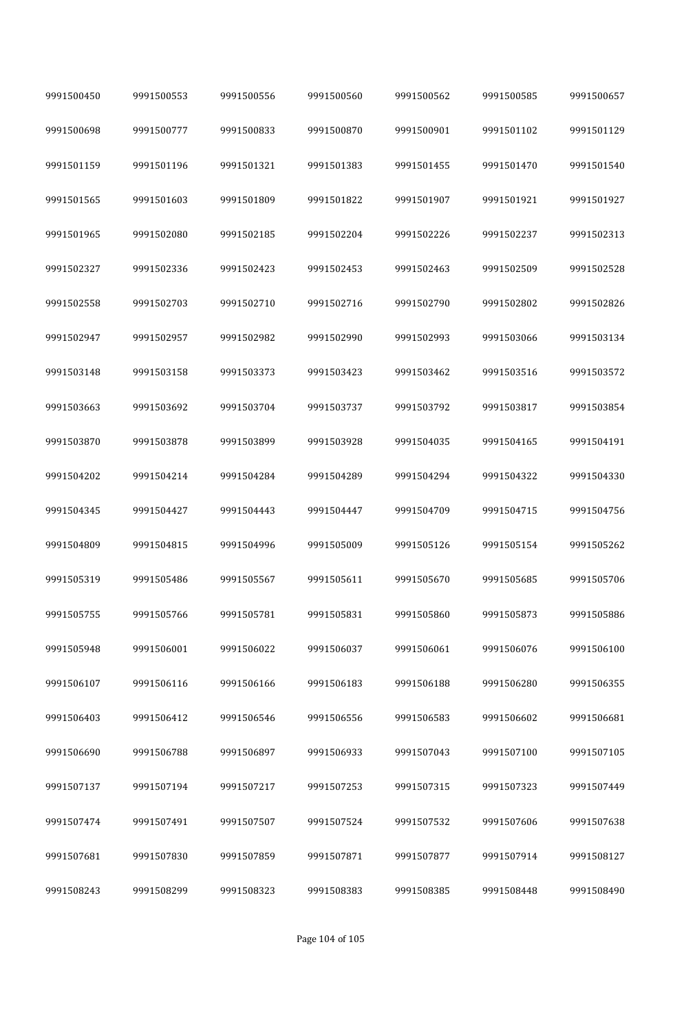| 9991500450 | 9991500553 | 9991500556 | 9991500560 | 9991500562 | 9991500585 | 9991500657 |
|---|---|---|---|---|---|---|
| 9991500698 | 9991500777 | 9991500833 | 9991500870 | 9991500901 | 9991501102 | 9991501129 |
| 9991501159 | 9991501196 | 9991501321 | 9991501383 | 9991501455 | 9991501470 | 9991501540 |
| 9991501565 | 9991501603 | 9991501809 | 9991501822 | 9991501907 | 9991501921 | 9991501927 |
| 9991501965 | 9991502080 | 9991502185 | 9991502204 | 9991502226 | 9991502237 | 9991502313 |
| 9991502327 | 9991502336 | 9991502423 | 9991502453 | 9991502463 | 9991502509 | 9991502528 |
| 9991502558 | 9991502703 | 9991502710 | 9991502716 | 9991502790 | 9991502802 | 9991502826 |
| 9991502947 | 9991502957 | 9991502982 | 9991502990 | 9991502993 | 9991503066 | 9991503134 |
| 9991503148 | 9991503158 | 9991503373 | 9991503423 | 9991503462 | 9991503516 | 9991503572 |
| 9991503663 | 9991503692 | 9991503704 | 9991503737 | 9991503792 | 9991503817 | 9991503854 |
| 9991503870 | 9991503878 | 9991503899 | 9991503928 | 9991504035 | 9991504165 | 9991504191 |
| 9991504202 | 9991504214 | 9991504284 | 9991504289 | 9991504294 | 9991504322 | 9991504330 |
| 9991504345 | 9991504427 | 9991504443 | 9991504447 | 9991504709 | 9991504715 | 9991504756 |
| 9991504809 | 9991504815 | 9991504996 | 9991505009 | 9991505126 | 9991505154 | 9991505262 |
| 9991505319 | 9991505486 | 9991505567 | 9991505611 | 9991505670 | 9991505685 | 9991505706 |
| 9991505755 | 9991505766 | 9991505781 | 9991505831 | 9991505860 | 9991505873 | 9991505886 |
| 9991505948 | 9991506001 | 9991506022 | 9991506037 | 9991506061 | 9991506076 | 9991506100 |
| 9991506107 | 9991506116 | 9991506166 | 9991506183 | 9991506188 | 9991506280 | 9991506355 |
| 9991506403 | 9991506412 | 9991506546 | 9991506556 | 9991506583 | 9991506602 | 9991506681 |
| 9991506690 | 9991506788 | 9991506897 | 9991506933 | 9991507043 | 9991507100 | 9991507105 |
| 9991507137 | 9991507194 | 9991507217 | 9991507253 | 9991507315 | 9991507323 | 9991507449 |
| 9991507474 | 9991507491 | 9991507507 | 9991507524 | 9991507532 | 9991507606 | 9991507638 |
| 9991507681 | 9991507830 | 9991507859 | 9991507871 | 9991507877 | 9991507914 | 9991508127 |
| 9991508243 | 9991508299 | 9991508323 | 9991508383 | 9991508385 | 9991508448 | 9991508490 |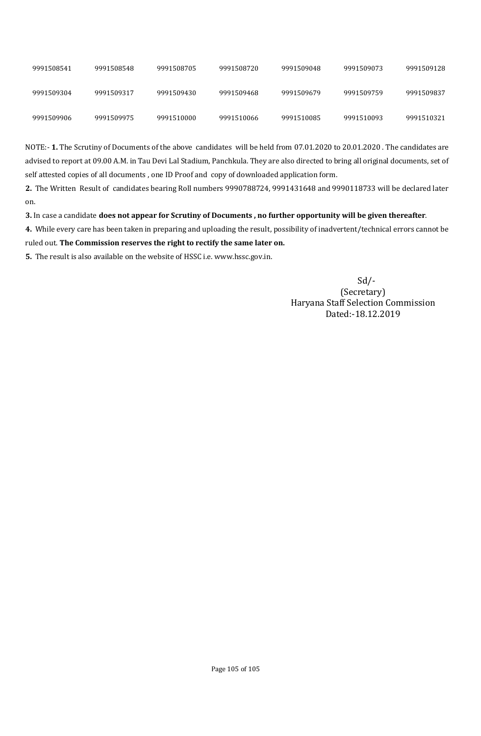| | | | | | | |
|---|---|---|---|---|---|---|
| 9991508541 | 9991508548 | 9991508705 | 9991508720 | 9991509048 | 9991509073 | 9991509128 |
| 9991509304 | 9991509317 | 9991509430 | 9991509468 | 9991509679 | 9991509759 | 9991509837 |
| 9991509906 | 9991509975 | 9991510000 | 9991510066 | 9991510085 | 9991510093 | 9991510321 |

NOTE:- **1.** The Scrutiny of Documents of the above candidates will be held from 07.01.2020 to 20.01.2020 . The candidates are advised to report at 09.00 A.M. in Tau Devi Lal Stadium, Panchkula. They are also directed to bring all original documents, set of self attested copies of all documents , one ID Proof and copy of downloaded application form.

**2.** The Written Result of candidates bearing Roll numbers 9990788724, 9991431648 and 9990118733 will be declared later on.

**3.** In case a candidate **does not appear for Scrutiny of Documents , no further opportunity will be given thereafter**.

**4.** While every care has been taken in preparing and uploading the result, possibility of inadvertent/technical errors cannot be ruled out. **The Commission reserves the right to rectify the same later on.**

**5.** The result is also available on the website of HSSC i.e. www.hssc.gov.in.

Sd/-
(Secretary)
Haryana Staff Selection Commission
Dated:-18.12.2019